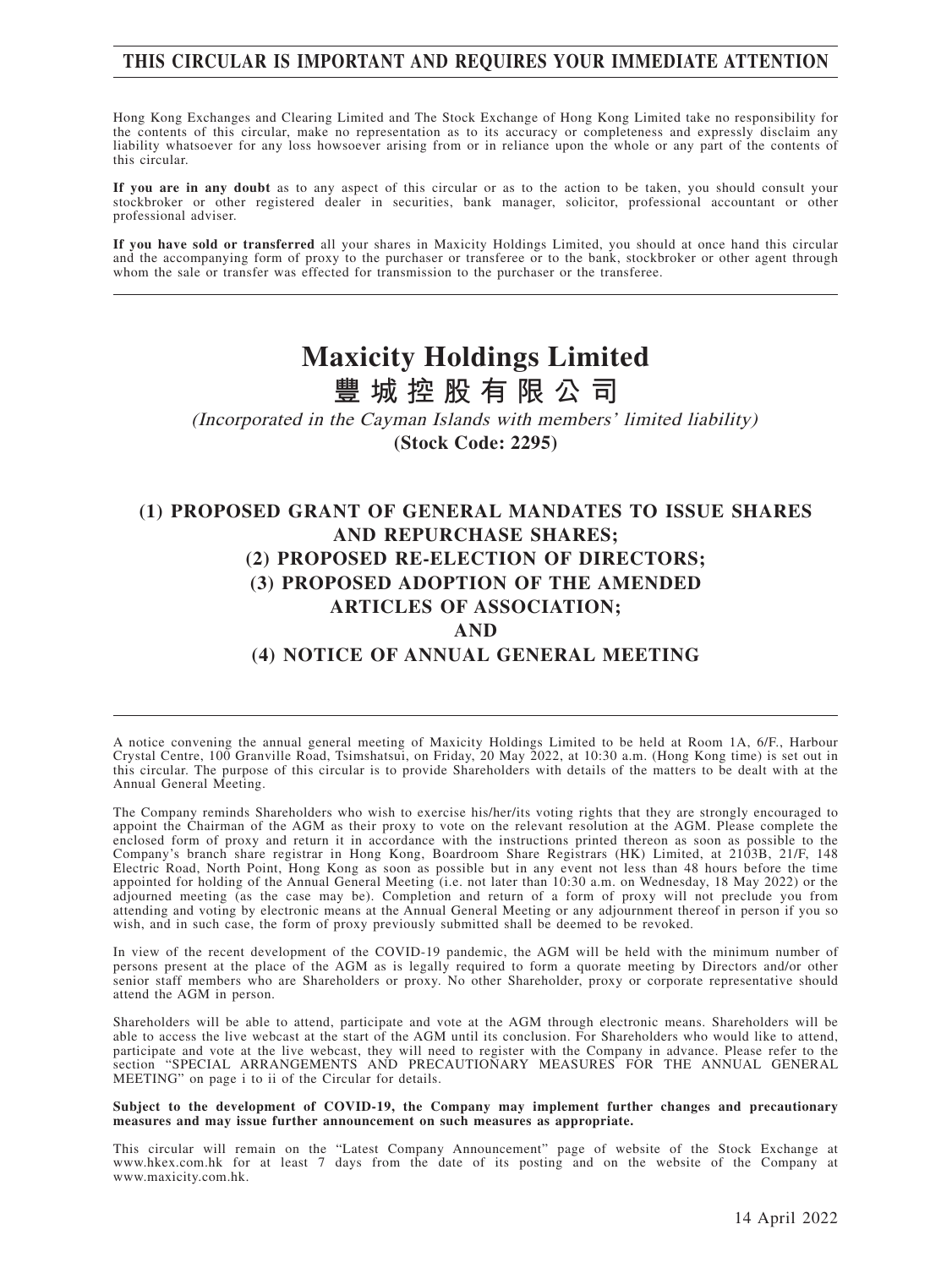**THIS CIRCULAR IS IMPORTANT AND REQUIRES YOUR IMMEDIATE ATTENTION**

Hong Kong Exchanges and Clearing Limited and The Stock Exchange of Hong Kong Limited take no responsibility for the contents of this circular, make no representation as to its accuracy or completeness and expressly disclaim any liability whatsoever for any loss howsoever arising from or in reliance upon the whole or any part of the contents of this circular.

**If you are in any doubt** as to any aspect of this circular or as to the action to be taken, you should consult your stockbroker or other registered dealer in securities, bank manager, solicitor, professional accountant or other professional adviser.

**If you have sold or transferred** all your shares in Maxicity Holdings Limited, you should at once hand this circular and the accompanying form of proxy to the purchaser or transferee or to the bank, stockbroker or other agent through whom the sale or transfer was effected for transmission to the purchaser or the transferee.

# Maxicity Holdings Limited
# 豐城控股有限公司

*(Incorporated in the Cayman Islands with members' limited liability)*

**(Stock Code: 2295)**

## (1) PROPOSED GRANT OF GENERAL MANDATES TO ISSUE SHARES AND REPURCHASE SHARES;
## (2) PROPOSED RE-ELECTION OF DIRECTORS;
## (3) PROPOSED ADOPTION OF THE AMENDED ARTICLES OF ASSOCIATION;
## AND
## (4) NOTICE OF ANNUAL GENERAL MEETING

A notice convening the annual general meeting of Maxicity Holdings Limited to be held at Room 1A, 6/F., Harbour Crystal Centre, 100 Granville Road, Tsimshatsui, on Friday, 20 May 2022, at 10:30 a.m. (Hong Kong time) is set out in this circular. The purpose of this circular is to provide Shareholders with details of the matters to be dealt with at the Annual General Meeting.

The Company reminds Shareholders who wish to exercise his/her/its voting rights that they are strongly encouraged to appoint the Chairman of the AGM as their proxy to vote on the relevant resolution at the AGM. Please complete the enclosed form of proxy and return it in accordance with the instructions printed thereon as soon as possible to the Company's branch share registrar in Hong Kong, Boardroom Share Registrars (HK) Limited, at 2103B, 21/F, 148 Electric Road, North Point, Hong Kong as soon as possible but in any event not less than 48 hours before the time appointed for holding of the Annual General Meeting (i.e. not later than 10:30 a.m. on Wednesday, 18 May 2022) or the adjourned meeting (as the case may be). Completion and return of a form of proxy will not preclude you from attending and voting by electronic means at the Annual General Meeting or any adjournment thereof in person if you so wish, and in such case, the form of proxy previously submitted shall be deemed to be revoked.

In view of the recent development of the COVID-19 pandemic, the AGM will be held with the minimum number of persons present at the place of the AGM as is legally required to form a quorate meeting by Directors and/or other senior staff members who are Shareholders or proxy. No other Shareholder, proxy or corporate representative should attend the AGM in person.

Shareholders will be able to attend, participate and vote at the AGM through electronic means. Shareholders will be able to access the live webcast at the start of the AGM until its conclusion. For Shareholders who would like to attend, participate and vote at the live webcast, they will need to register with the Company in advance. Please refer to the section "SPECIAL ARRANGEMENTS AND PRECAUTIONARY MEASURES FOR THE ANNUAL GENERAL MEETING" on page i to ii of the Circular for details.

**Subject to the development of COVID-19, the Company may implement further changes and precautionary measures and may issue further announcement on such measures as appropriate.**

This circular will remain on the "Latest Company Announcement" page of website of the Stock Exchange at www.hkex.com.hk for at least 7 days from the date of its posting and on the website of the Company at www.maxicity.com.hk.

14 April 2022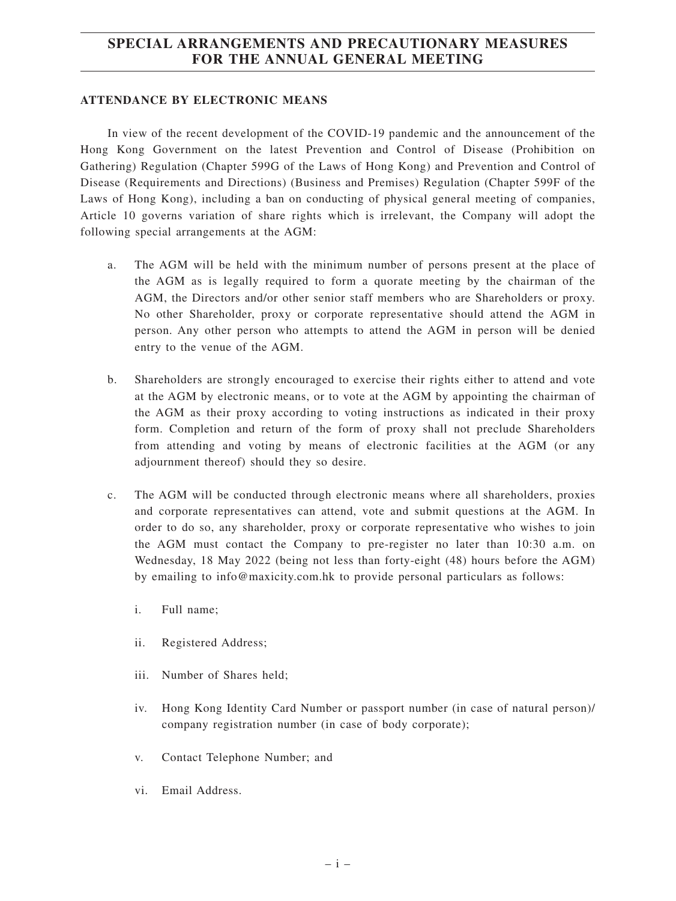# SPECIAL ARRANGEMENTS AND PRECAUTIONARY MEASURES FOR THE ANNUAL GENERAL MEETING

**ATTENDANCE BY ELECTRONIC MEANS**

In view of the recent development of the COVID-19 pandemic and the announcement of the Hong Kong Government on the latest Prevention and Control of Disease (Prohibition on Gathering) Regulation (Chapter 599G of the Laws of Hong Kong) and Prevention and Control of Disease (Requirements and Directions) (Business and Premises) Regulation (Chapter 599F of the Laws of Hong Kong), including a ban on conducting of physical general meeting of companies, Article 10 governs variation of share rights which is irrelevant, the Company will adopt the following special arrangements at the AGM:

a. The AGM will be held with the minimum number of persons present at the place of the AGM as is legally required to form a quorate meeting by the chairman of the AGM, the Directors and/or other senior staff members who are Shareholders or proxy. No other Shareholder, proxy or corporate representative should attend the AGM in person. Any other person who attempts to attend the AGM in person will be denied entry to the venue of the AGM.

b. Shareholders are strongly encouraged to exercise their rights either to attend and vote at the AGM by electronic means, or to vote at the AGM by appointing the chairman of the AGM as their proxy according to voting instructions as indicated in their proxy form. Completion and return of the form of proxy shall not preclude Shareholders from attending and voting by means of electronic facilities at the AGM (or any adjournment thereof) should they so desire.

c. The AGM will be conducted through electronic means where all shareholders, proxies and corporate representatives can attend, vote and submit questions at the AGM. In order to do so, any shareholder, proxy or corporate representative who wishes to join the AGM must contact the Company to pre-register no later than 10:30 a.m. on Wednesday, 18 May 2022 (being not less than forty-eight (48) hours before the AGM) by emailing to info@maxicity.com.hk to provide personal particulars as follows:

   i. Full name;

   ii. Registered Address;

   iii. Number of Shares held;

   iv. Hong Kong Identity Card Number or passport number (in case of natural person)/ company registration number (in case of body corporate);

   v. Contact Telephone Number; and

   vi. Email Address.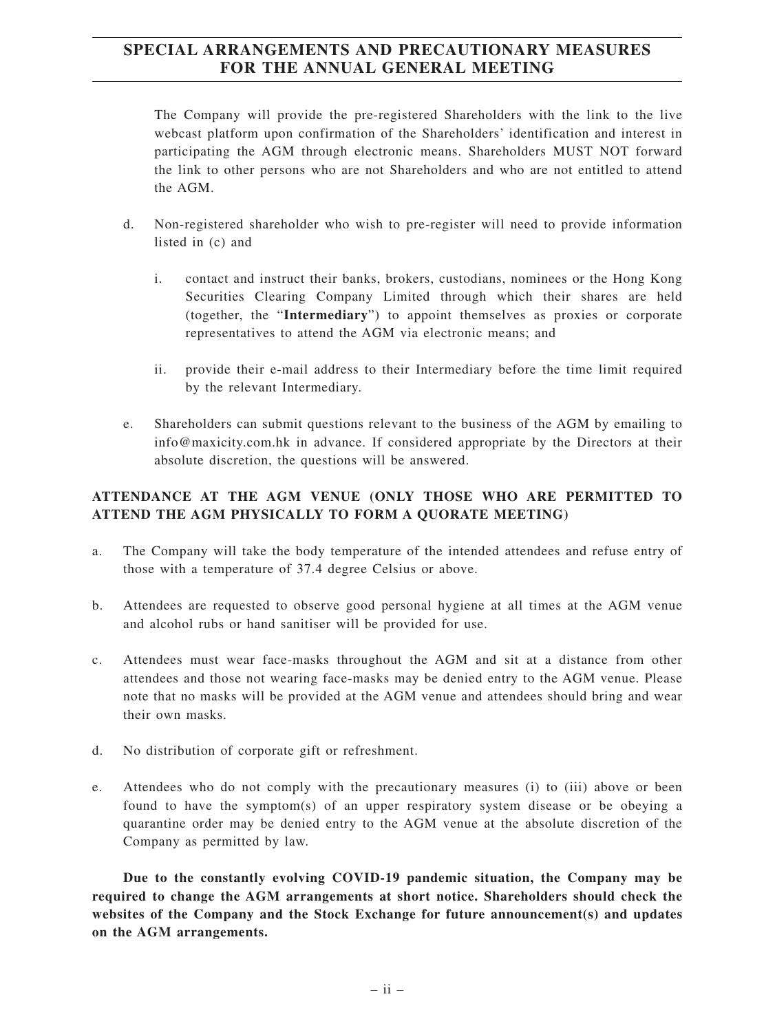The Company will provide the pre-registered Shareholders with the link to the live webcast platform upon confirmation of the Shareholders' identification and interest in participating the AGM through electronic means. Shareholders MUST NOT forward the link to other persons who are not Shareholders and who are not entitled to attend the AGM.

d. Non-registered shareholder who wish to pre-register will need to provide information listed in (c) and

   i. contact and instruct their banks, brokers, custodians, nominees or the Hong Kong Securities Clearing Company Limited through which their shares are held (together, the "**Intermediary**") to appoint themselves as proxies or corporate representatives to attend the AGM via electronic means; and

   ii. provide their e-mail address to their Intermediary before the time limit required by the relevant Intermediary.

e. Shareholders can submit questions relevant to the business of the AGM by emailing to info@maxicity.com.hk in advance. If considered appropriate by the Directors at their absolute discretion, the questions will be answered.

**ATTENDANCE AT THE AGM VENUE (ONLY THOSE WHO ARE PERMITTED TO ATTEND THE AGM PHYSICALLY TO FORM A QUORATE MEETING)**

a. The Company will take the body temperature of the intended attendees and refuse entry of those with a temperature of 37.4 degree Celsius or above.

b. Attendees are requested to observe good personal hygiene at all times at the AGM venue and alcohol rubs or hand sanitiser will be provided for use.

c. Attendees must wear face-masks throughout the AGM and sit at a distance from other attendees and those not wearing face-masks may be denied entry to the AGM venue. Please note that no masks will be provided at the AGM venue and attendees should bring and wear their own masks.

d. No distribution of corporate gift or refreshment.

e. Attendees who do not comply with the precautionary measures (i) to (iii) above or been found to have the symptom(s) of an upper respiratory system disease or be obeying a quarantine order may be denied entry to the AGM venue at the absolute discretion of the Company as permitted by law.

**Due to the constantly evolving COVID-19 pandemic situation, the Company may be required to change the AGM arrangements at short notice. Shareholders should check the websites of the Company and the Stock Exchange for future announcement(s) and updates on the AGM arrangements.**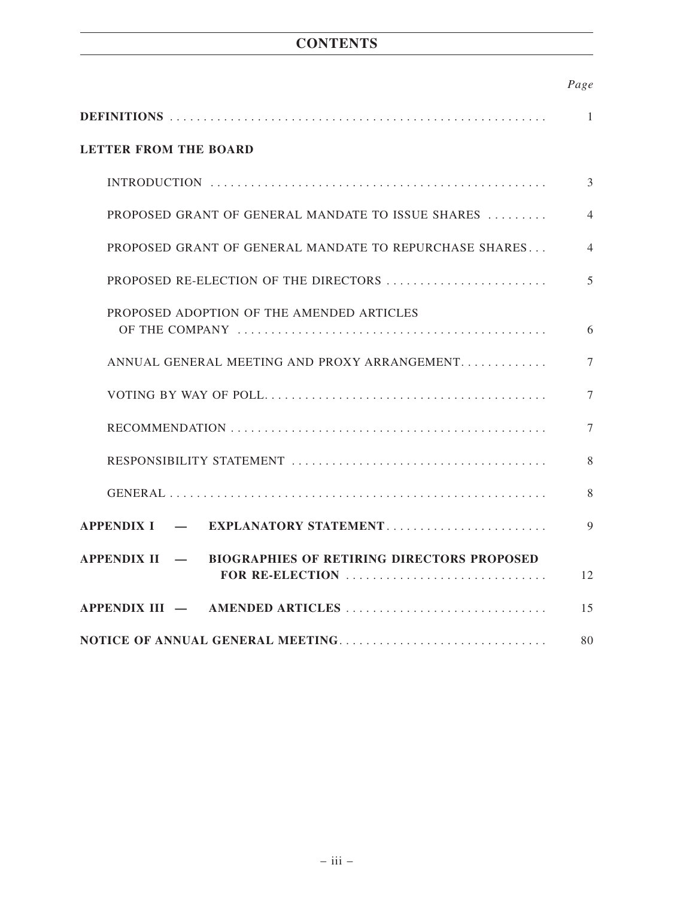# CONTENTS

| | *Page* |
|---|---|
| **DEFINITIONS** | 1 |
| **LETTER FROM THE BOARD** | |
| INTRODUCTION | 3 |
| PROPOSED GRANT OF GENERAL MANDATE TO ISSUE SHARES | 4 |
| PROPOSED GRANT OF GENERAL MANDATE TO REPURCHASE SHARES | 4 |
| PROPOSED RE-ELECTION OF THE DIRECTORS | 5 |
| PROPOSED ADOPTION OF THE AMENDED ARTICLES OF THE COMPANY | 6 |
| ANNUAL GENERAL MEETING AND PROXY ARRANGEMENT | 7 |
| VOTING BY WAY OF POLL | 7 |
| RECOMMENDATION | 7 |
| RESPONSIBILITY STATEMENT | 8 |
| GENERAL | 8 |
| **APPENDIX I — EXPLANATORY STATEMENT** | 9 |
| **APPENDIX II — BIOGRAPHIES OF RETIRING DIRECTORS PROPOSED FOR RE-ELECTION** | 12 |
| **APPENDIX III — AMENDED ARTICLES** | 15 |
| **NOTICE OF ANNUAL GENERAL MEETING** | 80 |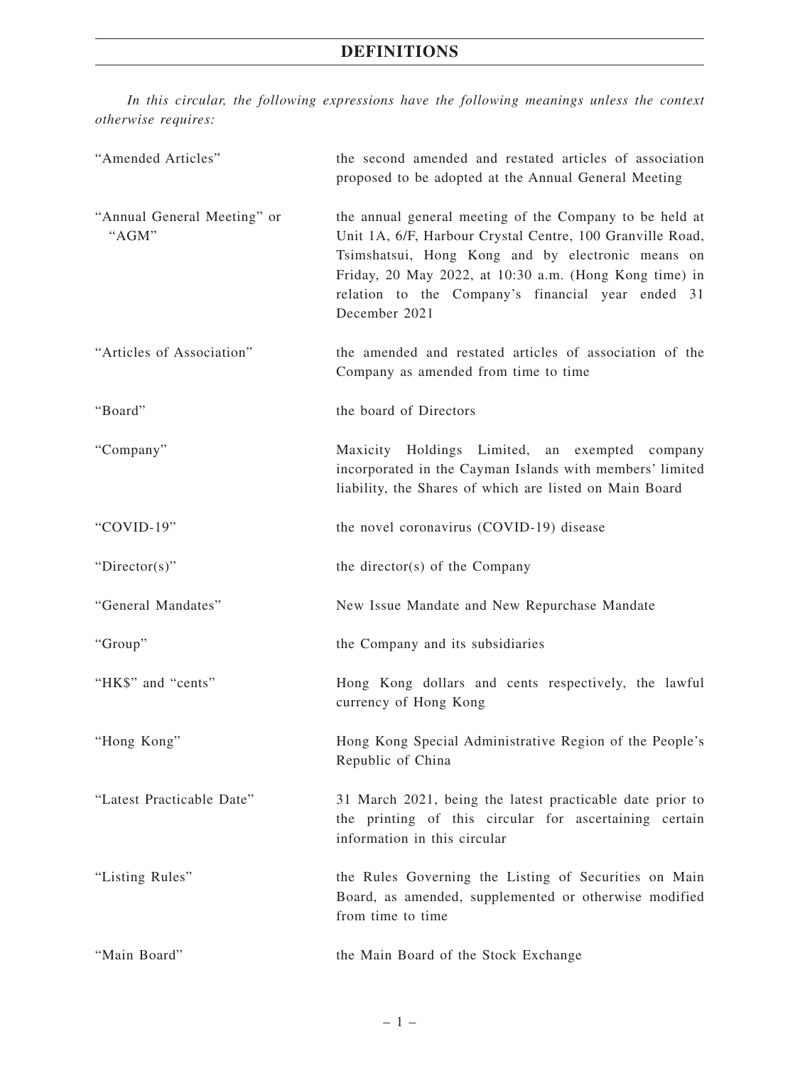# DEFINITIONS

*In this circular, the following expressions have the following meanings unless the context otherwise requires:*

| | |
|---|---|
| "Amended Articles" | the second amended and restated articles of association proposed to be adopted at the Annual General Meeting |
| "Annual General Meeting" or "AGM" | the annual general meeting of the Company to be held at Unit 1A, 6/F, Harbour Crystal Centre, 100 Granville Road, Tsimshatsui, Hong Kong and by electronic means on Friday, 20 May 2022, at 10:30 a.m. (Hong Kong time) in relation to the Company's financial year ended 31 December 2021 |
| "Articles of Association" | the amended and restated articles of association of the Company as amended from time to time |
| "Board" | the board of Directors |
| "Company" | Maxicity Holdings Limited, an exempted company incorporated in the Cayman Islands with members' limited liability, the Shares of which are listed on Main Board |
| "COVID-19" | the novel coronavirus (COVID-19) disease |
| "Director(s)" | the director(s) of the Company |
| "General Mandates" | New Issue Mandate and New Repurchase Mandate |
| "Group" | the Company and its subsidiaries |
| "HK$" and "cents" | Hong Kong dollars and cents respectively, the lawful currency of Hong Kong |
| "Hong Kong" | Hong Kong Special Administrative Region of the People's Republic of China |
| "Latest Practicable Date" | 31 March 2021, being the latest practicable date prior to the printing of this circular for ascertaining certain information in this circular |
| "Listing Rules" | the Rules Governing the Listing of Securities on Main Board, as amended, supplemented or otherwise modified from time to time |
| "Main Board" | the Main Board of the Stock Exchange |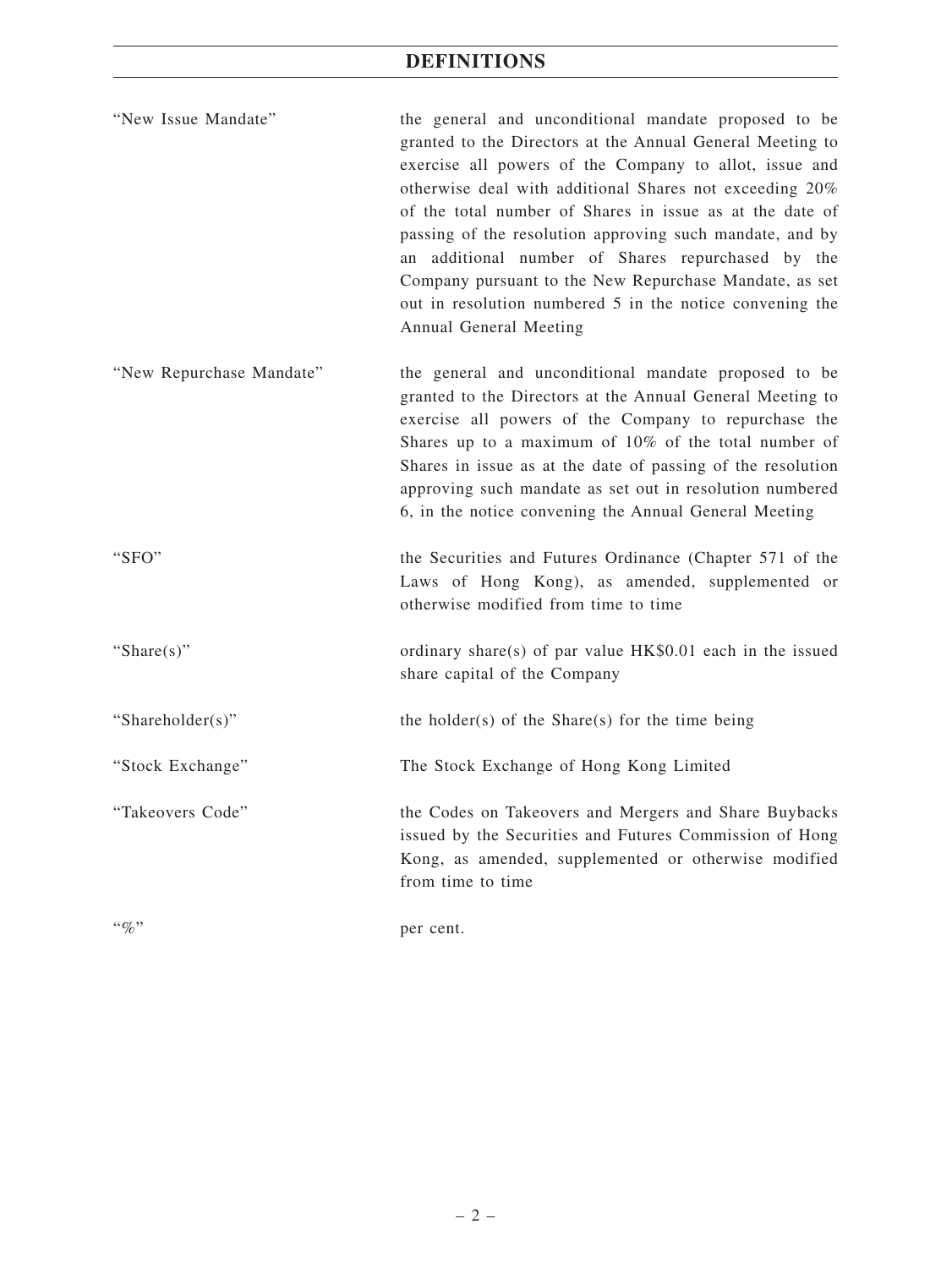# DEFINITIONS

| | |
|---|---|
| "New Issue Mandate" | the general and unconditional mandate proposed to be granted to the Directors at the Annual General Meeting to exercise all powers of the Company to allot, issue and otherwise deal with additional Shares not exceeding 20% of the total number of Shares in issue as at the date of passing of the resolution approving such mandate, and by an additional number of Shares repurchased by the Company pursuant to the New Repurchase Mandate, as set out in resolution numbered 5 in the notice convening the Annual General Meeting |
| "New Repurchase Mandate" | the general and unconditional mandate proposed to be granted to the Directors at the Annual General Meeting to exercise all powers of the Company to repurchase the Shares up to a maximum of 10% of the total number of Shares in issue as at the date of passing of the resolution approving such mandate as set out in resolution numbered 6, in the notice convening the Annual General Meeting |
| "SFO" | the Securities and Futures Ordinance (Chapter 571 of the Laws of Hong Kong), as amended, supplemented or otherwise modified from time to time |
| "Share(s)" | ordinary share(s) of par value HK$0.01 each in the issued share capital of the Company |
| "Shareholder(s)" | the holder(s) of the Share(s) for the time being |
| "Stock Exchange" | The Stock Exchange of Hong Kong Limited |
| "Takeovers Code" | the Codes on Takeovers and Mergers and Share Buybacks issued by the Securities and Futures Commission of Hong Kong, as amended, supplemented or otherwise modified from time to time |
| "%" | per cent. |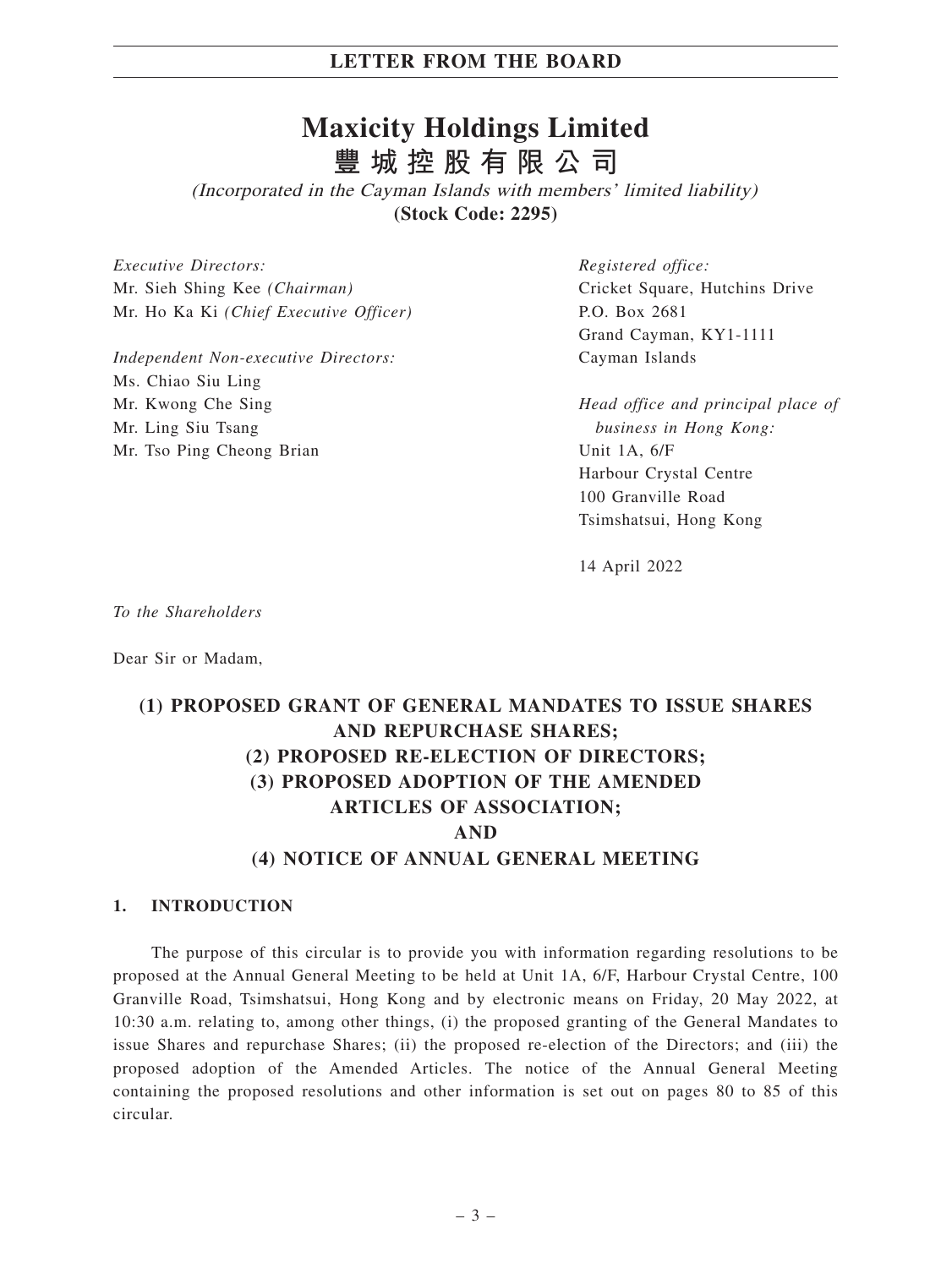# LETTER FROM THE BOARD

# Maxicity Holdings Limited
# 豐城控股有限公司

*(Incorporated in the Cayman Islands with members' limited liability)*
**(Stock Code: 2295)**

*Executive Directors:*
Mr. Sieh Shing Kee *(Chairman)*
Mr. Ho Ka Ki *(Chief Executive Officer)*

*Independent Non-executive Directors:*
Ms. Chiao Siu Ling
Mr. Kwong Che Sing
Mr. Ling Siu Tsang
Mr. Tso Ping Cheong Brian

*Registered office:*
Cricket Square, Hutchins Drive
P.O. Box 2681
Grand Cayman, KY1-1111
Cayman Islands

*Head office and principal place of business in Hong Kong:*
Unit 1A, 6/F
Harbour Crystal Centre
100 Granville Road
Tsimshatsui, Hong Kong

14 April 2022

*To the Shareholders*

Dear Sir or Madam,

## (1) PROPOSED GRANT OF GENERAL MANDATES TO ISSUE SHARES AND REPURCHASE SHARES; (2) PROPOSED RE-ELECTION OF DIRECTORS; (3) PROPOSED ADOPTION OF THE AMENDED ARTICLES OF ASSOCIATION; AND (4) NOTICE OF ANNUAL GENERAL MEETING

### 1. INTRODUCTION

The purpose of this circular is to provide you with information regarding resolutions to be proposed at the Annual General Meeting to be held at Unit 1A, 6/F, Harbour Crystal Centre, 100 Granville Road, Tsimshatsui, Hong Kong and by electronic means on Friday, 20 May 2022, at 10:30 a.m. relating to, among other things, (i) the proposed granting of the General Mandates to issue Shares and repurchase Shares; (ii) the proposed re-election of the Directors; and (iii) the proposed adoption of the Amended Articles. The notice of the Annual General Meeting containing the proposed resolutions and other information is set out on pages 80 to 85 of this circular.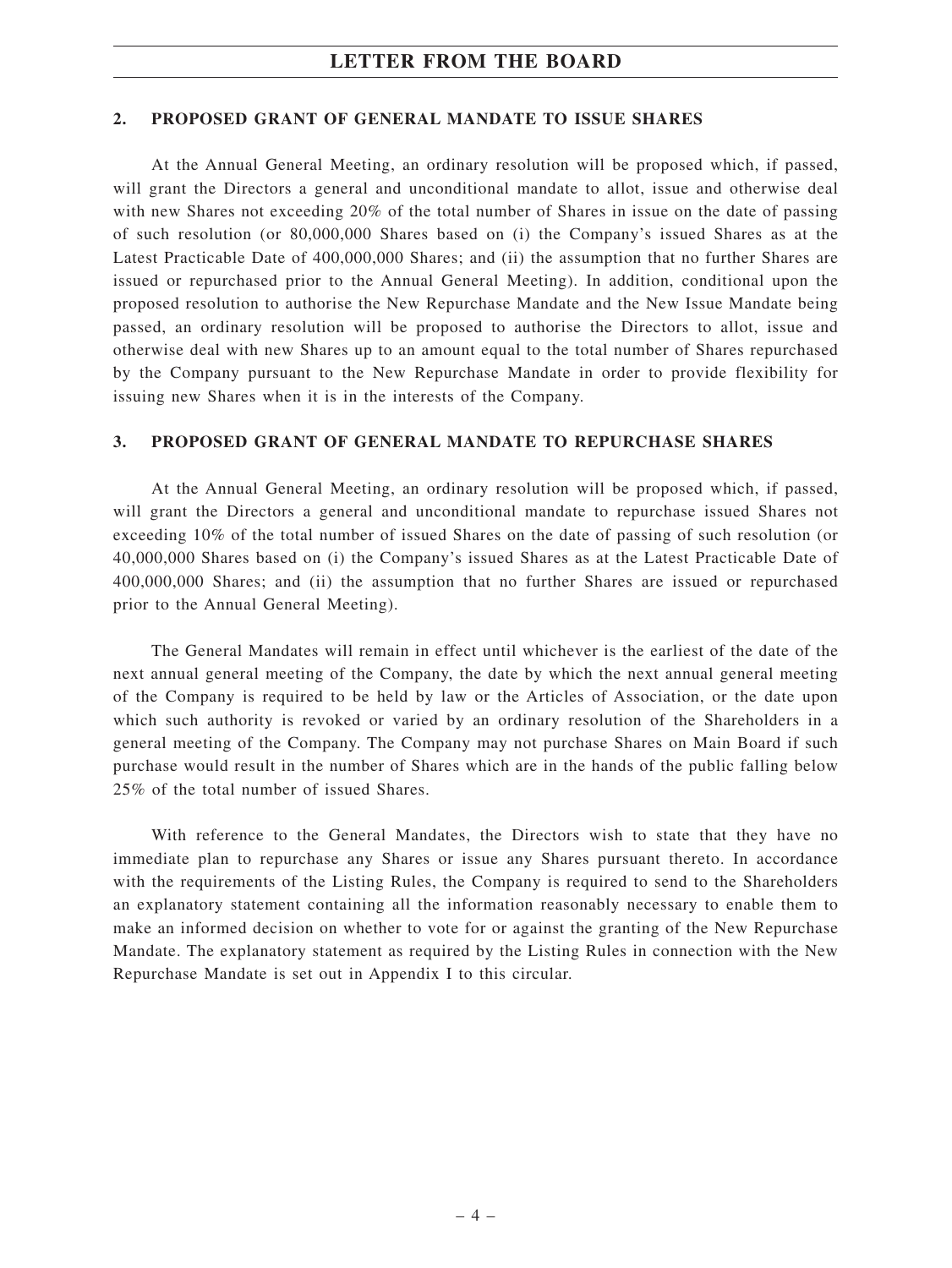## 2. PROPOSED GRANT OF GENERAL MANDATE TO ISSUE SHARES

At the Annual General Meeting, an ordinary resolution will be proposed which, if passed, will grant the Directors a general and unconditional mandate to allot, issue and otherwise deal with new Shares not exceeding 20% of the total number of Shares in issue on the date of passing of such resolution (or 80,000,000 Shares based on (i) the Company's issued Shares as at the Latest Practicable Date of 400,000,000 Shares; and (ii) the assumption that no further Shares are issued or repurchased prior to the Annual General Meeting). In addition, conditional upon the proposed resolution to authorise the New Repurchase Mandate and the New Issue Mandate being passed, an ordinary resolution will be proposed to authorise the Directors to allot, issue and otherwise deal with new Shares up to an amount equal to the total number of Shares repurchased by the Company pursuant to the New Repurchase Mandate in order to provide flexibility for issuing new Shares when it is in the interests of the Company.

## 3. PROPOSED GRANT OF GENERAL MANDATE TO REPURCHASE SHARES

At the Annual General Meeting, an ordinary resolution will be proposed which, if passed, will grant the Directors a general and unconditional mandate to repurchase issued Shares not exceeding 10% of the total number of issued Shares on the date of passing of such resolution (or 40,000,000 Shares based on (i) the Company's issued Shares as at the Latest Practicable Date of 400,000,000 Shares; and (ii) the assumption that no further Shares are issued or repurchased prior to the Annual General Meeting).

The General Mandates will remain in effect until whichever is the earliest of the date of the next annual general meeting of the Company, the date by which the next annual general meeting of the Company is required to be held by law or the Articles of Association, or the date upon which such authority is revoked or varied by an ordinary resolution of the Shareholders in a general meeting of the Company. The Company may not purchase Shares on Main Board if such purchase would result in the number of Shares which are in the hands of the public falling below 25% of the total number of issued Shares.

With reference to the General Mandates, the Directors wish to state that they have no immediate plan to repurchase any Shares or issue any Shares pursuant thereto. In accordance with the requirements of the Listing Rules, the Company is required to send to the Shareholders an explanatory statement containing all the information reasonably necessary to enable them to make an informed decision on whether to vote for or against the granting of the New Repurchase Mandate. The explanatory statement as required by the Listing Rules in connection with the New Repurchase Mandate is set out in Appendix I to this circular.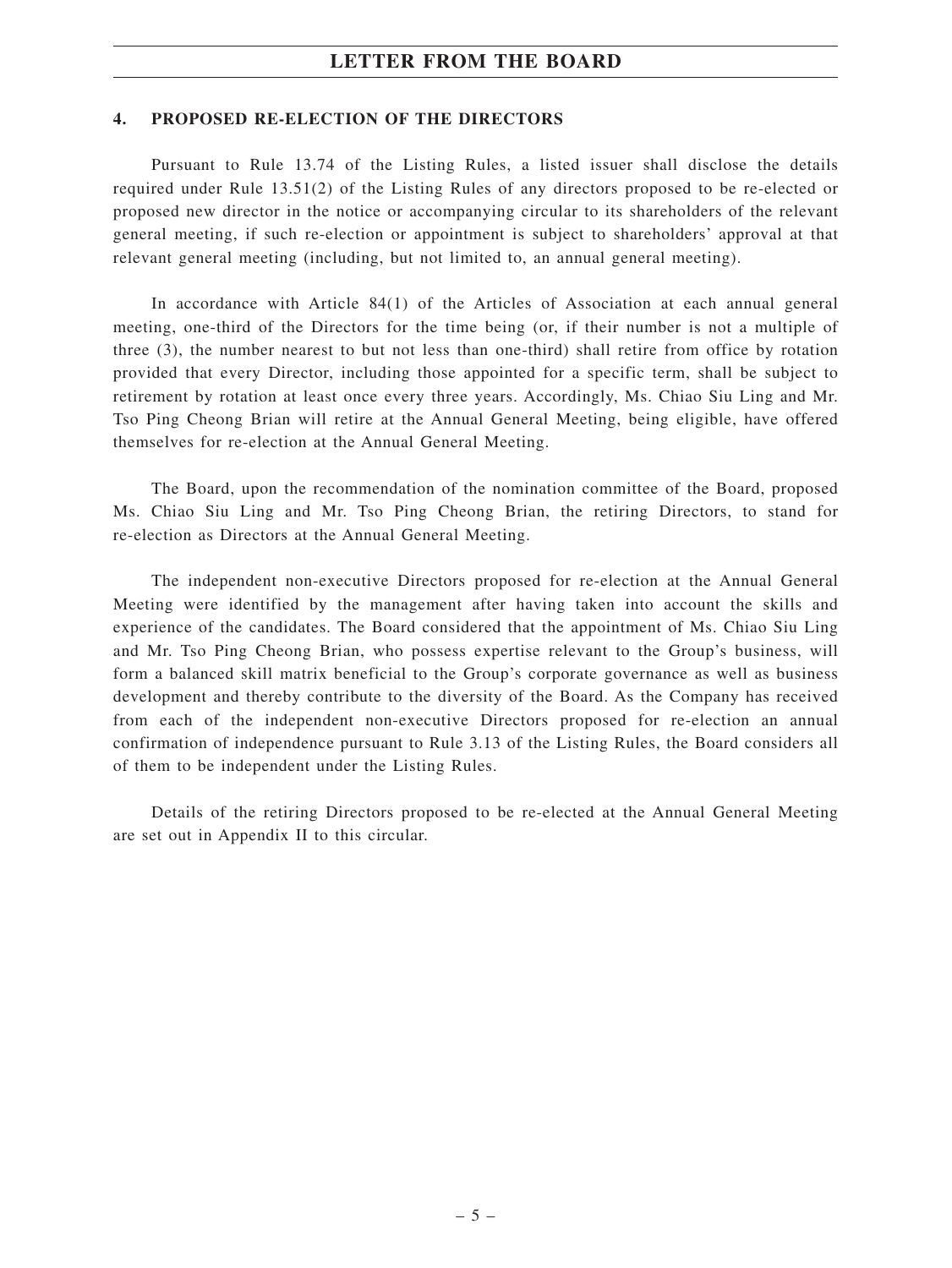## 4. PROPOSED RE-ELECTION OF THE DIRECTORS

Pursuant to Rule 13.74 of the Listing Rules, a listed issuer shall disclose the details required under Rule 13.51(2) of the Listing Rules of any directors proposed to be re-elected or proposed new director in the notice or accompanying circular to its shareholders of the relevant general meeting, if such re-election or appointment is subject to shareholders' approval at that relevant general meeting (including, but not limited to, an annual general meeting).

In accordance with Article 84(1) of the Articles of Association at each annual general meeting, one-third of the Directors for the time being (or, if their number is not a multiple of three (3), the number nearest to but not less than one-third) shall retire from office by rotation provided that every Director, including those appointed for a specific term, shall be subject to retirement by rotation at least once every three years. Accordingly, Ms. Chiao Siu Ling and Mr. Tso Ping Cheong Brian will retire at the Annual General Meeting, being eligible, have offered themselves for re-election at the Annual General Meeting.

The Board, upon the recommendation of the nomination committee of the Board, proposed Ms. Chiao Siu Ling and Mr. Tso Ping Cheong Brian, the retiring Directors, to stand for re-election as Directors at the Annual General Meeting.

The independent non-executive Directors proposed for re-election at the Annual General Meeting were identified by the management after having taken into account the skills and experience of the candidates. The Board considered that the appointment of Ms. Chiao Siu Ling and Mr. Tso Ping Cheong Brian, who possess expertise relevant to the Group's business, will form a balanced skill matrix beneficial to the Group's corporate governance as well as business development and thereby contribute to the diversity of the Board. As the Company has received from each of the independent non-executive Directors proposed for re-election an annual confirmation of independence pursuant to Rule 3.13 of the Listing Rules, the Board considers all of them to be independent under the Listing Rules.

Details of the retiring Directors proposed to be re-elected at the Annual General Meeting are set out in Appendix II to this circular.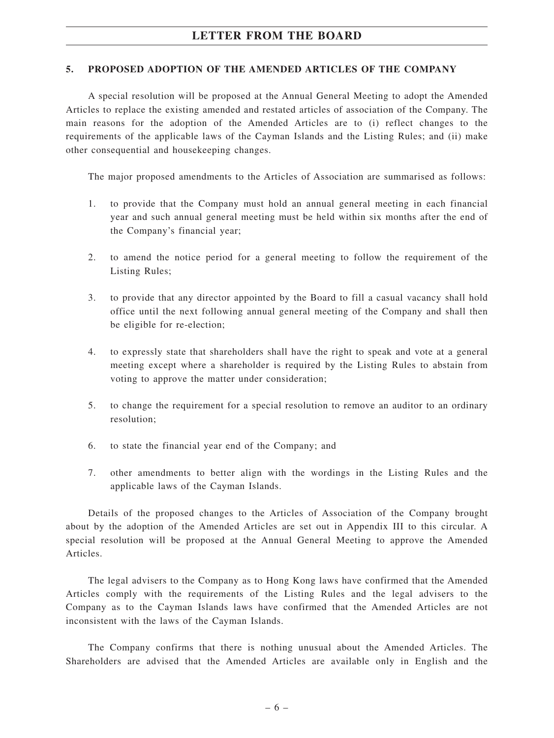## 5. PROPOSED ADOPTION OF THE AMENDED ARTICLES OF THE COMPANY

A special resolution will be proposed at the Annual General Meeting to adopt the Amended Articles to replace the existing amended and restated articles of association of the Company. The main reasons for the adoption of the Amended Articles are to (i) reflect changes to the requirements of the applicable laws of the Cayman Islands and the Listing Rules; and (ii) make other consequential and housekeeping changes.

The major proposed amendments to the Articles of Association are summarised as follows:

1. to provide that the Company must hold an annual general meeting in each financial year and such annual general meeting must be held within six months after the end of the Company's financial year;

2. to amend the notice period for a general meeting to follow the requirement of the Listing Rules;

3. to provide that any director appointed by the Board to fill a casual vacancy shall hold office until the next following annual general meeting of the Company and shall then be eligible for re-election;

4. to expressly state that shareholders shall have the right to speak and vote at a general meeting except where a shareholder is required by the Listing Rules to abstain from voting to approve the matter under consideration;

5. to change the requirement for a special resolution to remove an auditor to an ordinary resolution;

6. to state the financial year end of the Company; and

7. other amendments to better align with the wordings in the Listing Rules and the applicable laws of the Cayman Islands.

Details of the proposed changes to the Articles of Association of the Company brought about by the adoption of the Amended Articles are set out in Appendix III to this circular. A special resolution will be proposed at the Annual General Meeting to approve the Amended Articles.

The legal advisers to the Company as to Hong Kong laws have confirmed that the Amended Articles comply with the requirements of the Listing Rules and the legal advisers to the Company as to the Cayman Islands laws have confirmed that the Amended Articles are not inconsistent with the laws of the Cayman Islands.

The Company confirms that there is nothing unusual about the Amended Articles. The Shareholders are advised that the Amended Articles are available only in English and the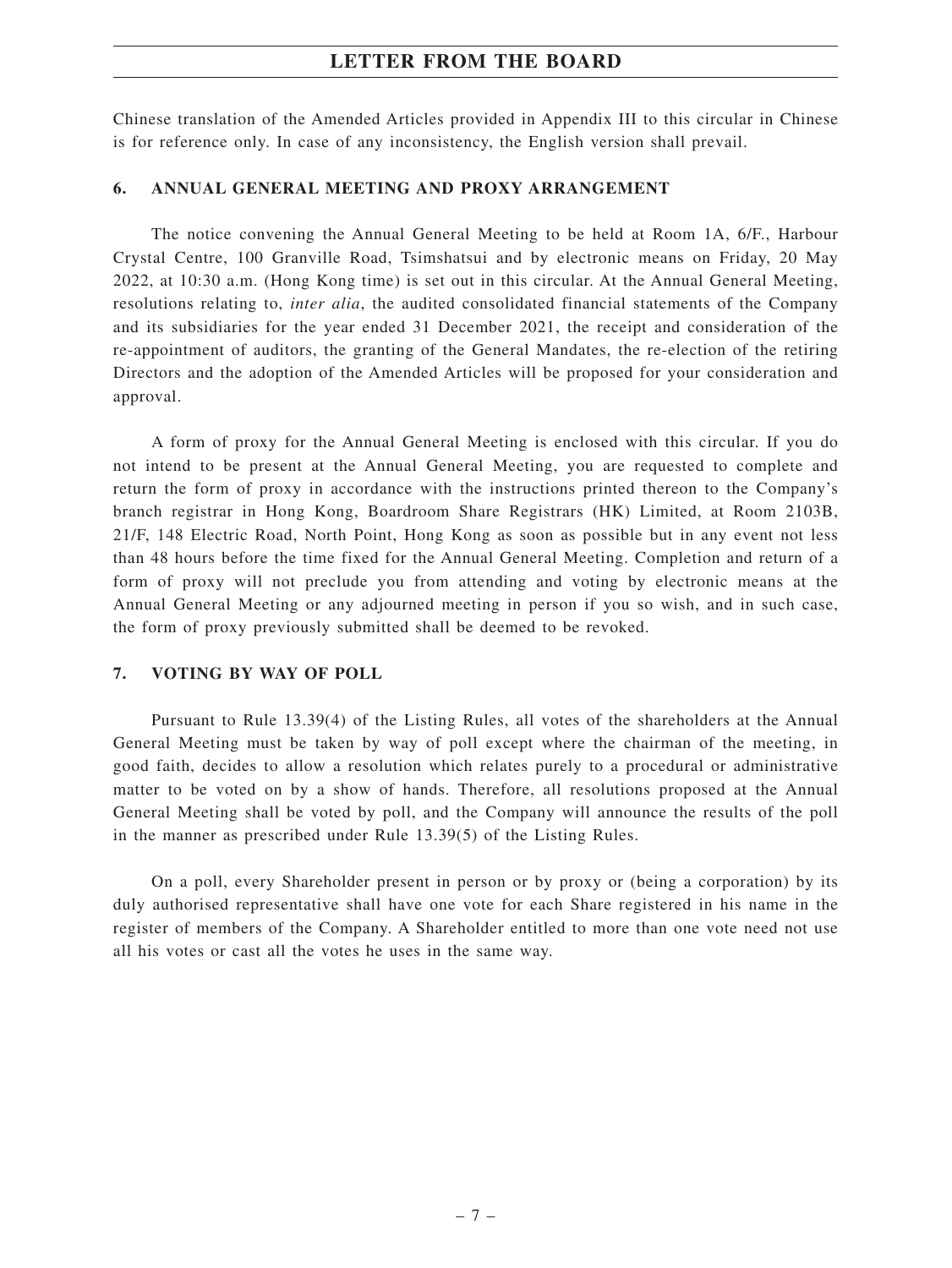Chinese translation of the Amended Articles provided in Appendix III to this circular in Chinese is for reference only. In case of any inconsistency, the English version shall prevail.

## 6. ANNUAL GENERAL MEETING AND PROXY ARRANGEMENT

The notice convening the Annual General Meeting to be held at Room 1A, 6/F., Harbour Crystal Centre, 100 Granville Road, Tsimshatsui and by electronic means on Friday, 20 May 2022, at 10:30 a.m. (Hong Kong time) is set out in this circular. At the Annual General Meeting, resolutions relating to, *inter alia*, the audited consolidated financial statements of the Company and its subsidiaries for the year ended 31 December 2021, the receipt and consideration of the re-appointment of auditors, the granting of the General Mandates, the re-election of the retiring Directors and the adoption of the Amended Articles will be proposed for your consideration and approval.

A form of proxy for the Annual General Meeting is enclosed with this circular. If you do not intend to be present at the Annual General Meeting, you are requested to complete and return the form of proxy in accordance with the instructions printed thereon to the Company's branch registrar in Hong Kong, Boardroom Share Registrars (HK) Limited, at Room 2103B, 21/F, 148 Electric Road, North Point, Hong Kong as soon as possible but in any event not less than 48 hours before the time fixed for the Annual General Meeting. Completion and return of a form of proxy will not preclude you from attending and voting by electronic means at the Annual General Meeting or any adjourned meeting in person if you so wish, and in such case, the form of proxy previously submitted shall be deemed to be revoked.

## 7. VOTING BY WAY OF POLL

Pursuant to Rule 13.39(4) of the Listing Rules, all votes of the shareholders at the Annual General Meeting must be taken by way of poll except where the chairman of the meeting, in good faith, decides to allow a resolution which relates purely to a procedural or administrative matter to be voted on by a show of hands. Therefore, all resolutions proposed at the Annual General Meeting shall be voted by poll, and the Company will announce the results of the poll in the manner as prescribed under Rule 13.39(5) of the Listing Rules.

On a poll, every Shareholder present in person or by proxy or (being a corporation) by its duly authorised representative shall have one vote for each Share registered in his name in the register of members of the Company. A Shareholder entitled to more than one vote need not use all his votes or cast all the votes he uses in the same way.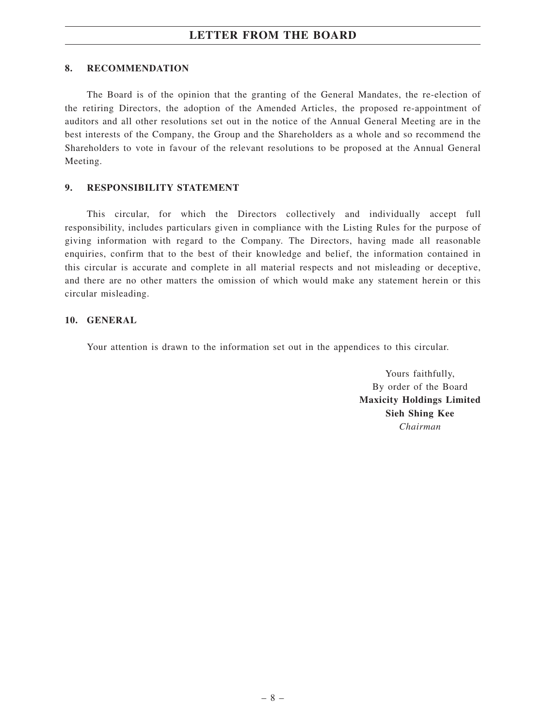## 8. RECOMMENDATION

The Board is of the opinion that the granting of the General Mandates, the re-election of the retiring Directors, the adoption of the Amended Articles, the proposed re-appointment of auditors and all other resolutions set out in the notice of the Annual General Meeting are in the best interests of the Company, the Group and the Shareholders as a whole and so recommend the Shareholders to vote in favour of the relevant resolutions to be proposed at the Annual General Meeting.

## 9. RESPONSIBILITY STATEMENT

This circular, for which the Directors collectively and individually accept full responsibility, includes particulars given in compliance with the Listing Rules for the purpose of giving information with regard to the Company. The Directors, having made all reasonable enquiries, confirm that to the best of their knowledge and belief, the information contained in this circular is accurate and complete in all material respects and not misleading or deceptive, and there are no other matters the omission of which would make any statement herein or this circular misleading.

## 10. GENERAL

Your attention is drawn to the information set out in the appendices to this circular.

Yours faithfully,
By order of the Board
**Maxicity Holdings Limited**
**Sieh Shing Kee**
*Chairman*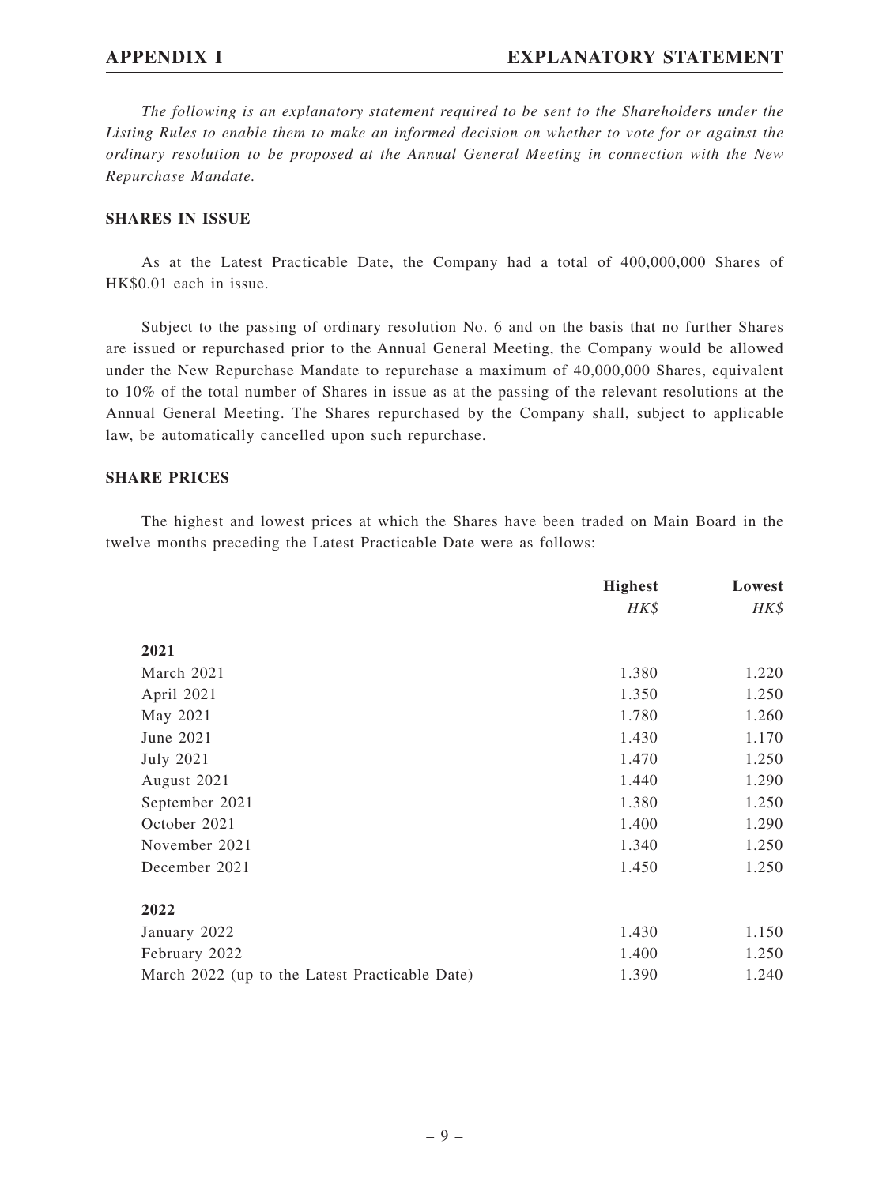# APPENDIX I EXPLANATORY STATEMENT

*The following is an explanatory statement required to be sent to the Shareholders under the Listing Rules to enable them to make an informed decision on whether to vote for or against the ordinary resolution to be proposed at the Annual General Meeting in connection with the New Repurchase Mandate.*

## SHARES IN ISSUE

As at the Latest Practicable Date, the Company had a total of 400,000,000 Shares of HK$0.01 each in issue.

Subject to the passing of ordinary resolution No. 6 and on the basis that no further Shares are issued or repurchased prior to the Annual General Meeting, the Company would be allowed under the New Repurchase Mandate to repurchase a maximum of 40,000,000 Shares, equivalent to 10% of the total number of Shares in issue as at the passing of the relevant resolutions at the Annual General Meeting. The Shares repurchased by the Company shall, subject to applicable law, be automatically cancelled upon such repurchase.

## SHARE PRICES

The highest and lowest prices at which the Shares have been traded on Main Board in the twelve months preceding the Latest Practicable Date were as follows:

| | **Highest** | **Lowest** |
|---|---|---|
| | *HK$* | *HK$* |
| **2021** | | |
| March 2021 | 1.380 | 1.220 |
| April 2021 | 1.350 | 1.250 |
| May 2021 | 1.780 | 1.260 |
| June 2021 | 1.430 | 1.170 |
| July 2021 | 1.470 | 1.250 |
| August 2021 | 1.440 | 1.290 |
| September 2021 | 1.380 | 1.250 |
| October 2021 | 1.400 | 1.290 |
| November 2021 | 1.340 | 1.250 |
| December 2021 | 1.450 | 1.250 |
| **2022** | | |
| January 2022 | 1.430 | 1.150 |
| February 2022 | 1.400 | 1.250 |
| March 2022 (up to the Latest Practicable Date) | 1.390 | 1.240 |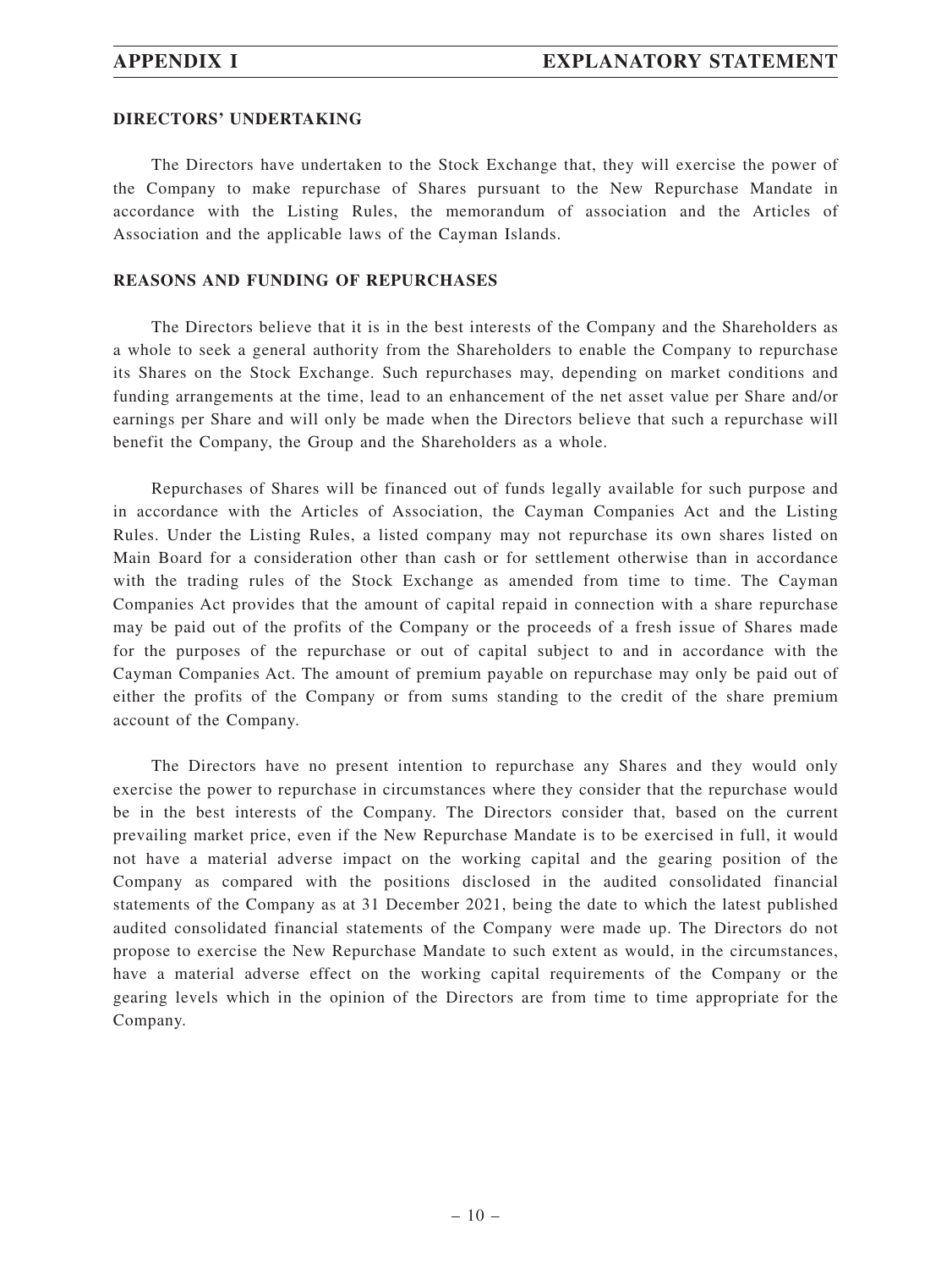## DIRECTORS' UNDERTAKING

The Directors have undertaken to the Stock Exchange that, they will exercise the power of the Company to make repurchase of Shares pursuant to the New Repurchase Mandate in accordance with the Listing Rules, the memorandum of association and the Articles of Association and the applicable laws of the Cayman Islands.

## REASONS AND FUNDING OF REPURCHASES

The Directors believe that it is in the best interests of the Company and the Shareholders as a whole to seek a general authority from the Shareholders to enable the Company to repurchase its Shares on the Stock Exchange. Such repurchases may, depending on market conditions and funding arrangements at the time, lead to an enhancement of the net asset value per Share and/or earnings per Share and will only be made when the Directors believe that such a repurchase will benefit the Company, the Group and the Shareholders as a whole.

Repurchases of Shares will be financed out of funds legally available for such purpose and in accordance with the Articles of Association, the Cayman Companies Act and the Listing Rules. Under the Listing Rules, a listed company may not repurchase its own shares listed on Main Board for a consideration other than cash or for settlement otherwise than in accordance with the trading rules of the Stock Exchange as amended from time to time. The Cayman Companies Act provides that the amount of capital repaid in connection with a share repurchase may be paid out of the profits of the Company or the proceeds of a fresh issue of Shares made for the purposes of the repurchase or out of capital subject to and in accordance with the Cayman Companies Act. The amount of premium payable on repurchase may only be paid out of either the profits of the Company or from sums standing to the credit of the share premium account of the Company.

The Directors have no present intention to repurchase any Shares and they would only exercise the power to repurchase in circumstances where they consider that the repurchase would be in the best interests of the Company. The Directors consider that, based on the current prevailing market price, even if the New Repurchase Mandate is to be exercised in full, it would not have a material adverse impact on the working capital and the gearing position of the Company as compared with the positions disclosed in the audited consolidated financial statements of the Company as at 31 December 2021, being the date to which the latest published audited consolidated financial statements of the Company were made up. The Directors do not propose to exercise the New Repurchase Mandate to such extent as would, in the circumstances, have a material adverse effect on the working capital requirements of the Company or the gearing levels which in the opinion of the Directors are from time to time appropriate for the Company.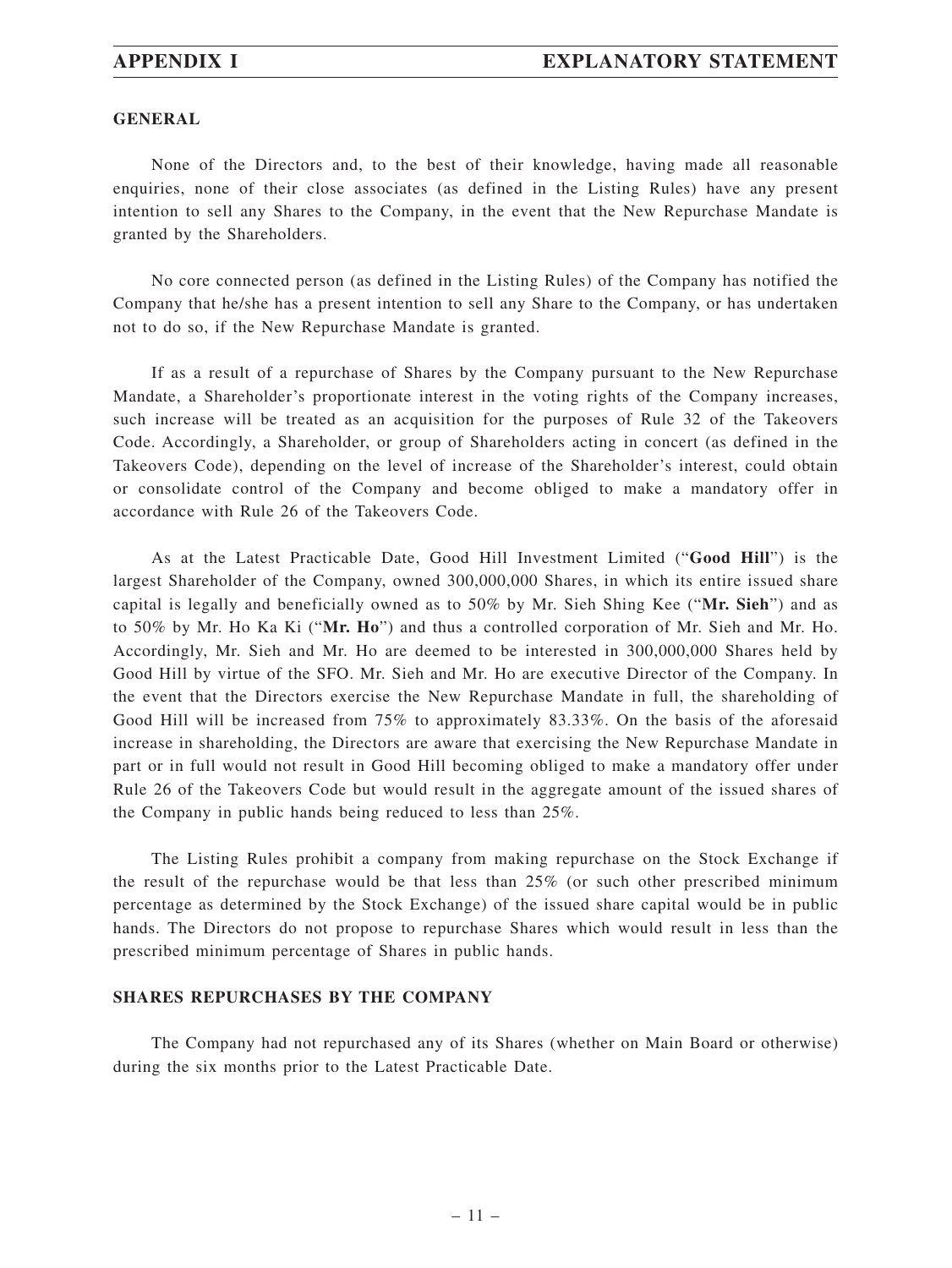## GENERAL

None of the Directors and, to the best of their knowledge, having made all reasonable enquiries, none of their close associates (as defined in the Listing Rules) have any present intention to sell any Shares to the Company, in the event that the New Repurchase Mandate is granted by the Shareholders.

No core connected person (as defined in the Listing Rules) of the Company has notified the Company that he/she has a present intention to sell any Share to the Company, or has undertaken not to do so, if the New Repurchase Mandate is granted.

If as a result of a repurchase of Shares by the Company pursuant to the New Repurchase Mandate, a Shareholder's proportionate interest in the voting rights of the Company increases, such increase will be treated as an acquisition for the purposes of Rule 32 of the Takeovers Code. Accordingly, a Shareholder, or group of Shareholders acting in concert (as defined in the Takeovers Code), depending on the level of increase of the Shareholder's interest, could obtain or consolidate control of the Company and become obliged to make a mandatory offer in accordance with Rule 26 of the Takeovers Code.

As at the Latest Practicable Date, Good Hill Investment Limited ("**Good Hill**") is the largest Shareholder of the Company, owned 300,000,000 Shares, in which its entire issued share capital is legally and beneficially owned as to 50% by Mr. Sieh Shing Kee ("**Mr. Sieh**") and as to 50% by Mr. Ho Ka Ki ("**Mr. Ho**") and thus a controlled corporation of Mr. Sieh and Mr. Ho. Accordingly, Mr. Sieh and Mr. Ho are deemed to be interested in 300,000,000 Shares held by Good Hill by virtue of the SFO. Mr. Sieh and Mr. Ho are executive Director of the Company. In the event that the Directors exercise the New Repurchase Mandate in full, the shareholding of Good Hill will be increased from 75% to approximately 83.33%. On the basis of the aforesaid increase in shareholding, the Directors are aware that exercising the New Repurchase Mandate in part or in full would not result in Good Hill becoming obliged to make a mandatory offer under Rule 26 of the Takeovers Code but would result in the aggregate amount of the issued shares of the Company in public hands being reduced to less than 25%.

The Listing Rules prohibit a company from making repurchase on the Stock Exchange if the result of the repurchase would be that less than 25% (or such other prescribed minimum percentage as determined by the Stock Exchange) of the issued share capital would be in public hands. The Directors do not propose to repurchase Shares which would result in less than the prescribed minimum percentage of Shares in public hands.

## SHARES REPURCHASES BY THE COMPANY

The Company had not repurchased any of its Shares (whether on Main Board or otherwise) during the six months prior to the Latest Practicable Date.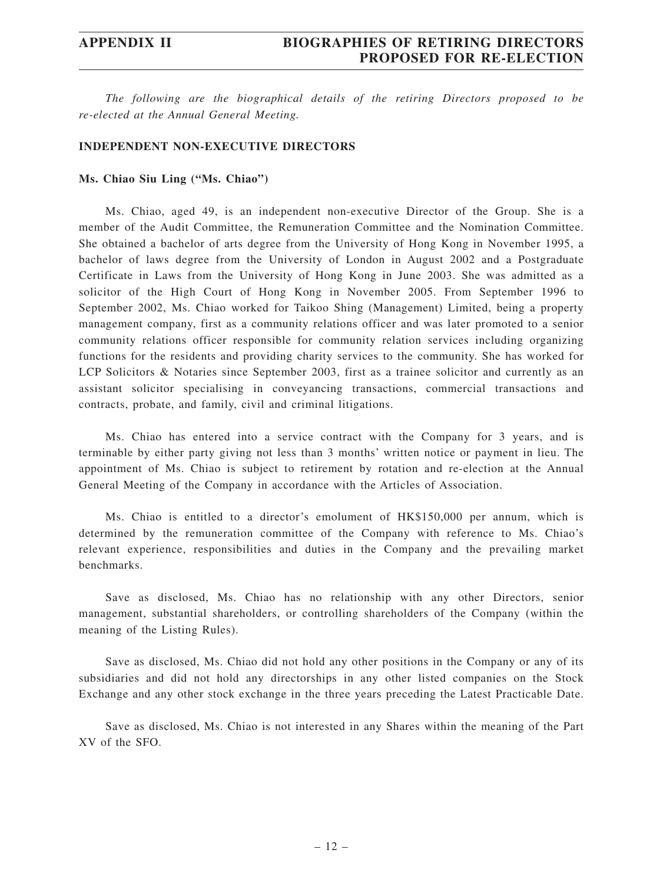*The following are the biographical details of the retiring Directors proposed to be re-elected at the Annual General Meeting.*

## INDEPENDENT NON-EXECUTIVE DIRECTORS

### Ms. Chiao Siu Ling ("Ms. Chiao")

Ms. Chiao, aged 49, is an independent non-executive Director of the Group. She is a member of the Audit Committee, the Remuneration Committee and the Nomination Committee. She obtained a bachelor of arts degree from the University of Hong Kong in November 1995, a bachelor of laws degree from the University of London in August 2002 and a Postgraduate Certificate in Laws from the University of Hong Kong in June 2003. She was admitted as a solicitor of the High Court of Hong Kong in November 2005. From September 1996 to September 2002, Ms. Chiao worked for Taikoo Shing (Management) Limited, being a property management company, first as a community relations officer and was later promoted to a senior community relations officer responsible for community relation services including organizing functions for the residents and providing charity services to the community. She has worked for LCP Solicitors & Notaries since September 2003, first as a trainee solicitor and currently as an assistant solicitor specialising in conveyancing transactions, commercial transactions and contracts, probate, and family, civil and criminal litigations.

Ms. Chiao has entered into a service contract with the Company for 3 years, and is terminable by either party giving not less than 3 months' written notice or payment in lieu. The appointment of Ms. Chiao is subject to retirement by rotation and re-election at the Annual General Meeting of the Company in accordance with the Articles of Association.

Ms. Chiao is entitled to a director's emolument of HK$150,000 per annum, which is determined by the remuneration committee of the Company with reference to Ms. Chiao's relevant experience, responsibilities and duties in the Company and the prevailing market benchmarks.

Save as disclosed, Ms. Chiao has no relationship with any other Directors, senior management, substantial shareholders, or controlling shareholders of the Company (within the meaning of the Listing Rules).

Save as disclosed, Ms. Chiao did not hold any other positions in the Company or any of its subsidiaries and did not hold any directorships in any other listed companies on the Stock Exchange and any other stock exchange in the three years preceding the Latest Practicable Date.

Save as disclosed, Ms. Chiao is not interested in any Shares within the meaning of the Part XV of the SFO.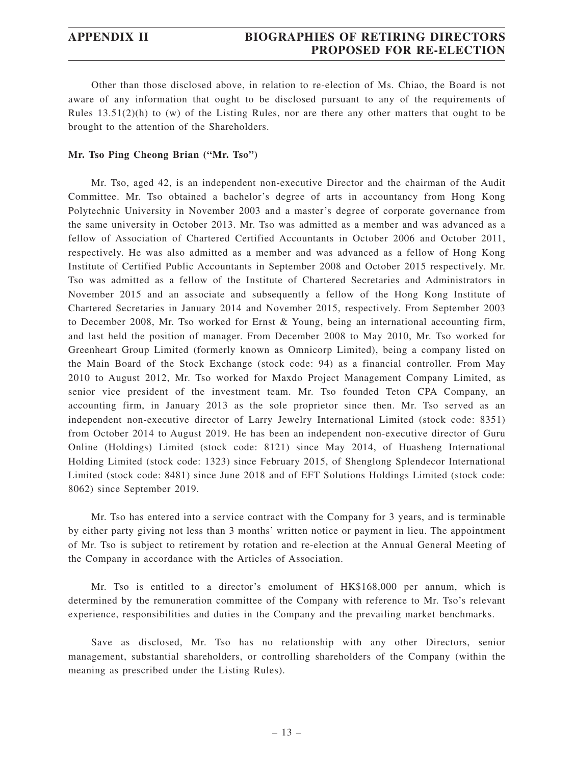Other than those disclosed above, in relation to re-election of Ms. Chiao, the Board is not aware of any information that ought to be disclosed pursuant to any of the requirements of Rules 13.51(2)(h) to (w) of the Listing Rules, nor are there any other matters that ought to be brought to the attention of the Shareholders.

**Mr. Tso Ping Cheong Brian ("Mr. Tso")**

Mr. Tso, aged 42, is an independent non-executive Director and the chairman of the Audit Committee. Mr. Tso obtained a bachelor's degree of arts in accountancy from Hong Kong Polytechnic University in November 2003 and a master's degree of corporate governance from the same university in October 2013. Mr. Tso was admitted as a member and was advanced as a fellow of Association of Chartered Certified Accountants in October 2006 and October 2011, respectively. He was also admitted as a member and was advanced as a fellow of Hong Kong Institute of Certified Public Accountants in September 2008 and October 2015 respectively. Mr. Tso was admitted as a fellow of the Institute of Chartered Secretaries and Administrators in November 2015 and an associate and subsequently a fellow of the Hong Kong Institute of Chartered Secretaries in January 2014 and November 2015, respectively. From September 2003 to December 2008, Mr. Tso worked for Ernst & Young, being an international accounting firm, and last held the position of manager. From December 2008 to May 2010, Mr. Tso worked for Greenheart Group Limited (formerly known as Omnicorp Limited), being a company listed on the Main Board of the Stock Exchange (stock code: 94) as a financial controller. From May 2010 to August 2012, Mr. Tso worked for Maxdo Project Management Company Limited, as senior vice president of the investment team. Mr. Tso founded Teton CPA Company, an accounting firm, in January 2013 as the sole proprietor since then. Mr. Tso served as an independent non-executive director of Larry Jewelry International Limited (stock code: 8351) from October 2014 to August 2019. He has been an independent non-executive director of Guru Online (Holdings) Limited (stock code: 8121) since May 2014, of Huasheng International Holding Limited (stock code: 1323) since February 2015, of Shenglong Splendecor International Limited (stock code: 8481) since June 2018 and of EFT Solutions Holdings Limited (stock code: 8062) since September 2019.

Mr. Tso has entered into a service contract with the Company for 3 years, and is terminable by either party giving not less than 3 months' written notice or payment in lieu. The appointment of Mr. Tso is subject to retirement by rotation and re-election at the Annual General Meeting of the Company in accordance with the Articles of Association.

Mr. Tso is entitled to a director's emolument of HK$168,000 per annum, which is determined by the remuneration committee of the Company with reference to Mr. Tso's relevant experience, responsibilities and duties in the Company and the prevailing market benchmarks.

Save as disclosed, Mr. Tso has no relationship with any other Directors, senior management, substantial shareholders, or controlling shareholders of the Company (within the meaning as prescribed under the Listing Rules).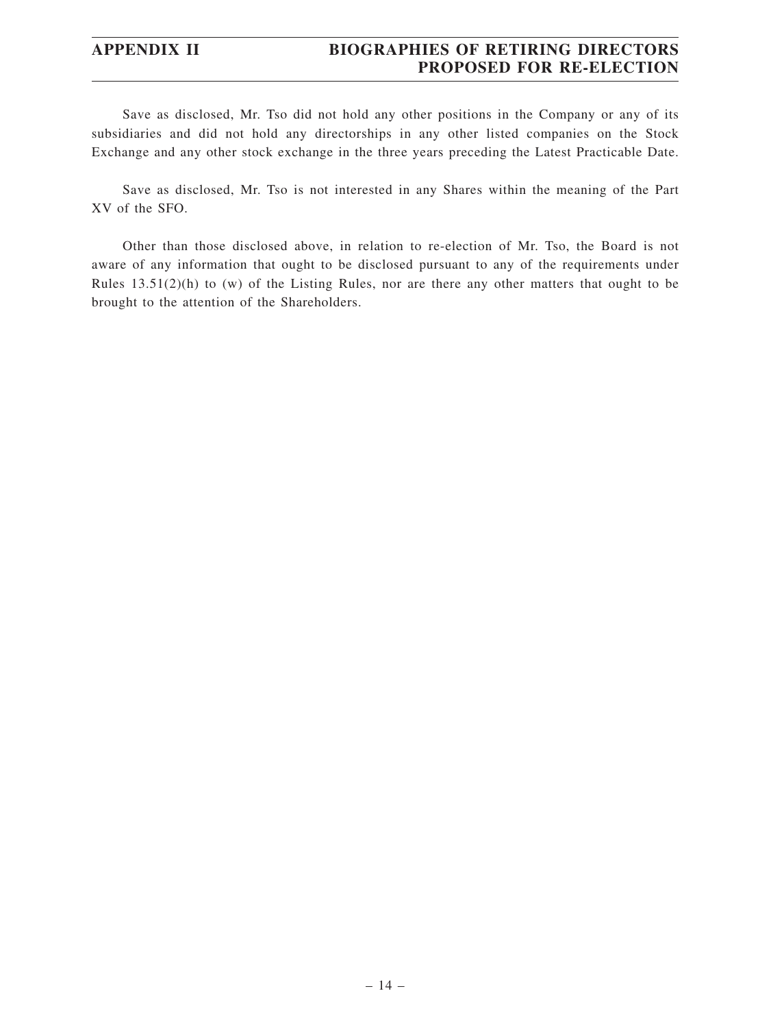Save as disclosed, Mr. Tso did not hold any other positions in the Company or any of its subsidiaries and did not hold any directorships in any other listed companies on the Stock Exchange and any other stock exchange in the three years preceding the Latest Practicable Date.

Save as disclosed, Mr. Tso is not interested in any Shares within the meaning of the Part XV of the SFO.

Other than those disclosed above, in relation to re-election of Mr. Tso, the Board is not aware of any information that ought to be disclosed pursuant to any of the requirements under Rules 13.51(2)(h) to (w) of the Listing Rules, nor are there any other matters that ought to be brought to the attention of the Shareholders.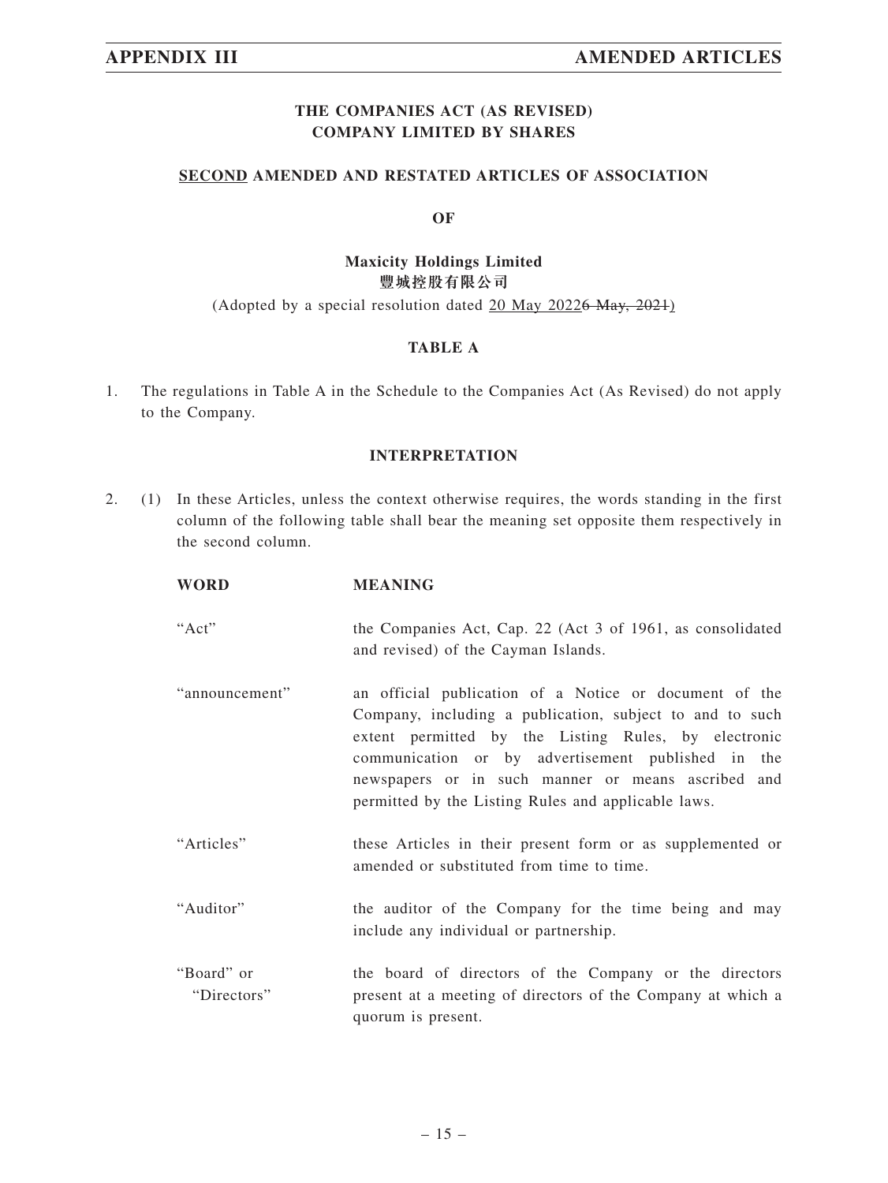**THE COMPANIES ACT (AS REVISED)**
**COMPANY LIMITED BY SHARES**

**SECOND AMENDED AND RESTATED ARTICLES OF ASSOCIATION**

**OF**

**Maxicity Holdings Limited**
**豐城控股有限公司**

(Adopted by a special resolution dated 20 May 2022~~6 May, 2021~~)

## TABLE A

1. The regulations in Table A in the Schedule to the Companies Act (As Revised) do not apply to the Company.

## INTERPRETATION

2. (1) In these Articles, unless the context otherwise requires, the words standing in the first column of the following table shall bear the meaning set opposite them respectively in the second column.

| WORD | MEANING |
|---|---|
| "Act" | the Companies Act, Cap. 22 (Act 3 of 1961, as consolidated and revised) of the Cayman Islands. |
| "announcement" | an official publication of a Notice or document of the Company, including a publication, subject to and to such extent permitted by the Listing Rules, by electronic communication or by advertisement published in the newspapers or in such manner or means ascribed and permitted by the Listing Rules and applicable laws. |
| "Articles" | these Articles in their present form or as supplemented or amended or substituted from time to time. |
| "Auditor" | the auditor of the Company for the time being and may include any individual or partnership. |
| "Board" or "Directors" | the board of directors of the Company or the directors present at a meeting of directors of the Company at which a quorum is present. |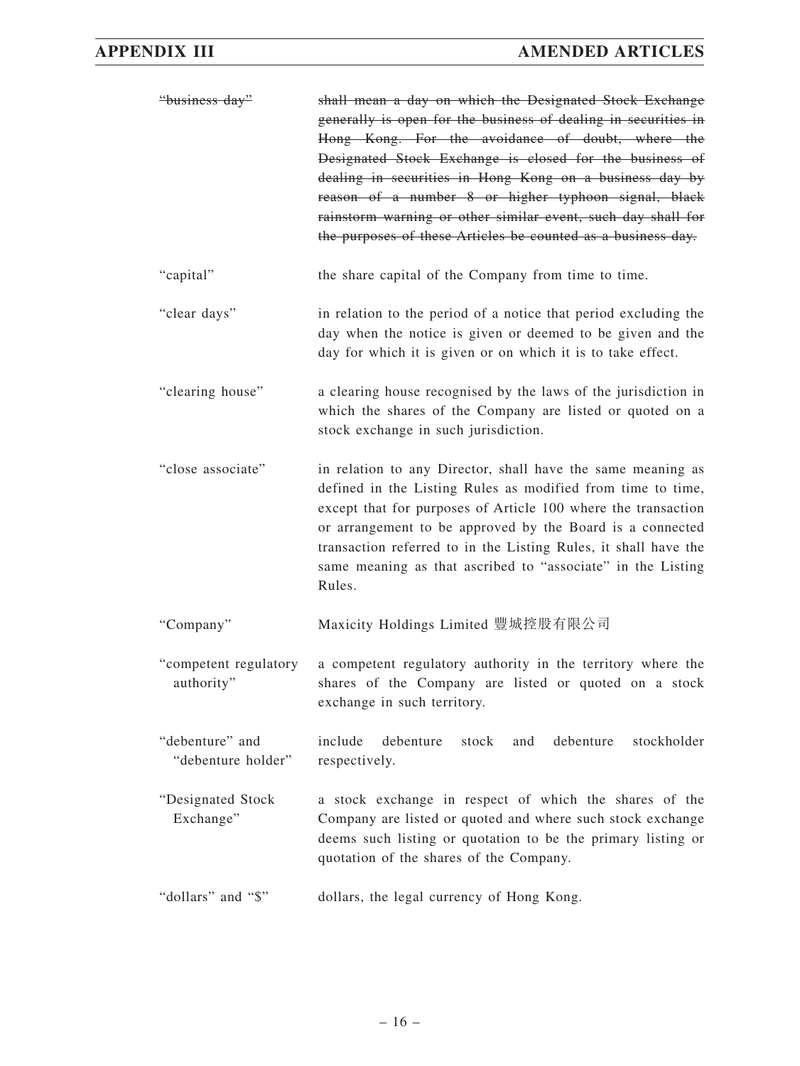| | |
|---|---|
| ~~"business day"~~ | ~~shall mean a day on which the Designated Stock Exchange generally is open for the business of dealing in securities in Hong Kong. For the avoidance of doubt, where the Designated Stock Exchange is closed for the business of dealing in securities in Hong Kong on a business day by reason of a number 8 or higher typhoon signal, black rainstorm warning or other similar event, such day shall for the purposes of these Articles be counted as a business day.~~ |
| "capital" | the share capital of the Company from time to time. |
| "clear days" | in relation to the period of a notice that period excluding the day when the notice is given or deemed to be given and the day for which it is given or on which it is to take effect. |
| "clearing house" | a clearing house recognised by the laws of the jurisdiction in which the shares of the Company are listed or quoted on a stock exchange in such jurisdiction. |
| "close associate" | in relation to any Director, shall have the same meaning as defined in the Listing Rules as modified from time to time, except that for purposes of Article 100 where the transaction or arrangement to be approved by the Board is a connected transaction referred to in the Listing Rules, it shall have the same meaning as that ascribed to "associate" in the Listing Rules. |
| "Company" | Maxicity Holdings Limited 豐城控股有限公司 |
| "competent regulatory authority" | a competent regulatory authority in the territory where the shares of the Company are listed or quoted on a stock exchange in such territory. |
| "debenture" and "debenture holder" | include debenture stock and debenture stockholder respectively. |
| "Designated Stock Exchange" | a stock exchange in respect of which the shares of the Company are listed or quoted and where such stock exchange deems such listing or quotation to be the primary listing or quotation of the shares of the Company. |
| "dollars" and "$" | dollars, the legal currency of Hong Kong. |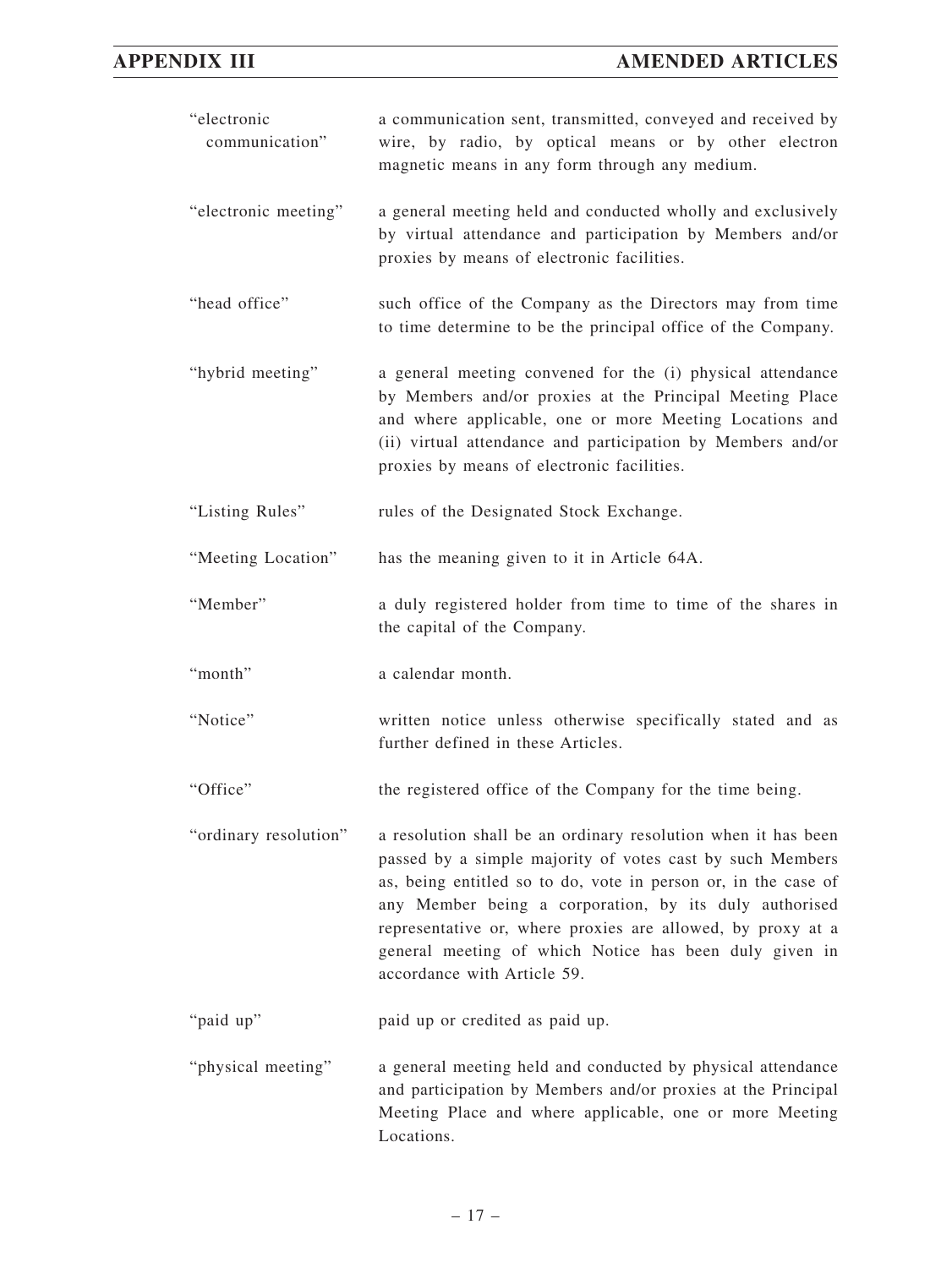| | |
|---|---|
| "electronic communication" | a communication sent, transmitted, conveyed and received by wire, by radio, by optical means or by other electron magnetic means in any form through any medium. |
| "electronic meeting" | a general meeting held and conducted wholly and exclusively by virtual attendance and participation by Members and/or proxies by means of electronic facilities. |
| "head office" | such office of the Company as the Directors may from time to time determine to be the principal office of the Company. |
| "hybrid meeting" | a general meeting convened for the (i) physical attendance by Members and/or proxies at the Principal Meeting Place and where applicable, one or more Meeting Locations and (ii) virtual attendance and participation by Members and/or proxies by means of electronic facilities. |
| "Listing Rules" | rules of the Designated Stock Exchange. |
| "Meeting Location" | has the meaning given to it in Article 64A. |
| "Member" | a duly registered holder from time to time of the shares in the capital of the Company. |
| "month" | a calendar month. |
| "Notice" | written notice unless otherwise specifically stated and as further defined in these Articles. |
| "Office" | the registered office of the Company for the time being. |
| "ordinary resolution" | a resolution shall be an ordinary resolution when it has been passed by a simple majority of votes cast by such Members as, being entitled so to do, vote in person or, in the case of any Member being a corporation, by its duly authorised representative or, where proxies are allowed, by proxy at a general meeting of which Notice has been duly given in accordance with Article 59. |
| "paid up" | paid up or credited as paid up. |
| "physical meeting" | a general meeting held and conducted by physical attendance and participation by Members and/or proxies at the Principal Meeting Place and where applicable, one or more Meeting Locations. |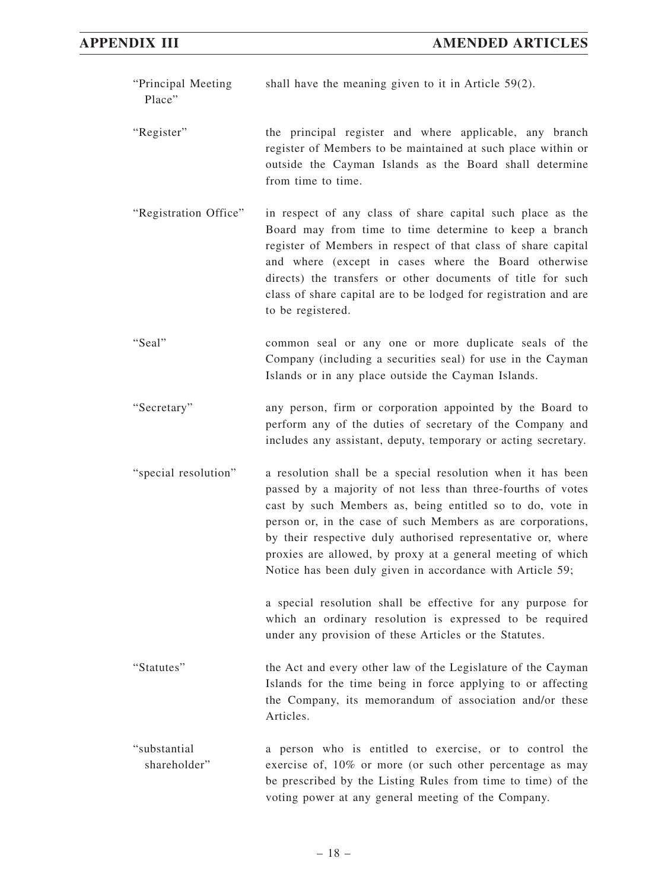| | |
|---|---|
| "Principal Meeting Place" | shall have the meaning given to it in Article 59(2). |
| "Register" | the principal register and where applicable, any branch register of Members to be maintained at such place within or outside the Cayman Islands as the Board shall determine from time to time. |
| "Registration Office" | in respect of any class of share capital such place as the Board may from time to time determine to keep a branch register of Members in respect of that class of share capital and where (except in cases where the Board otherwise directs) the transfers or other documents of title for such class of share capital are to be lodged for registration and are to be registered. |
| "Seal" | common seal or any one or more duplicate seals of the Company (including a securities seal) for use in the Cayman Islands or in any place outside the Cayman Islands. |
| "Secretary" | any person, firm or corporation appointed by the Board to perform any of the duties of secretary of the Company and includes any assistant, deputy, temporary or acting secretary. |
| "special resolution" | a resolution shall be a special resolution when it has been passed by a majority of not less than three-fourths of votes cast by such Members as, being entitled so to do, vote in person or, in the case of such Members as are corporations, by their respective duly authorised representative or, where proxies are allowed, by proxy at a general meeting of which Notice has been duly given in accordance with Article 59;<br><br>a special resolution shall be effective for any purpose for which an ordinary resolution is expressed to be required under any provision of these Articles or the Statutes. |
| "Statutes" | the Act and every other law of the Legislature of the Cayman Islands for the time being in force applying to or affecting the Company, its memorandum of association and/or these Articles. |
| "substantial shareholder" | a person who is entitled to exercise, or to control the exercise of, 10% or more (or such other percentage as may be prescribed by the Listing Rules from time to time) of the voting power at any general meeting of the Company. |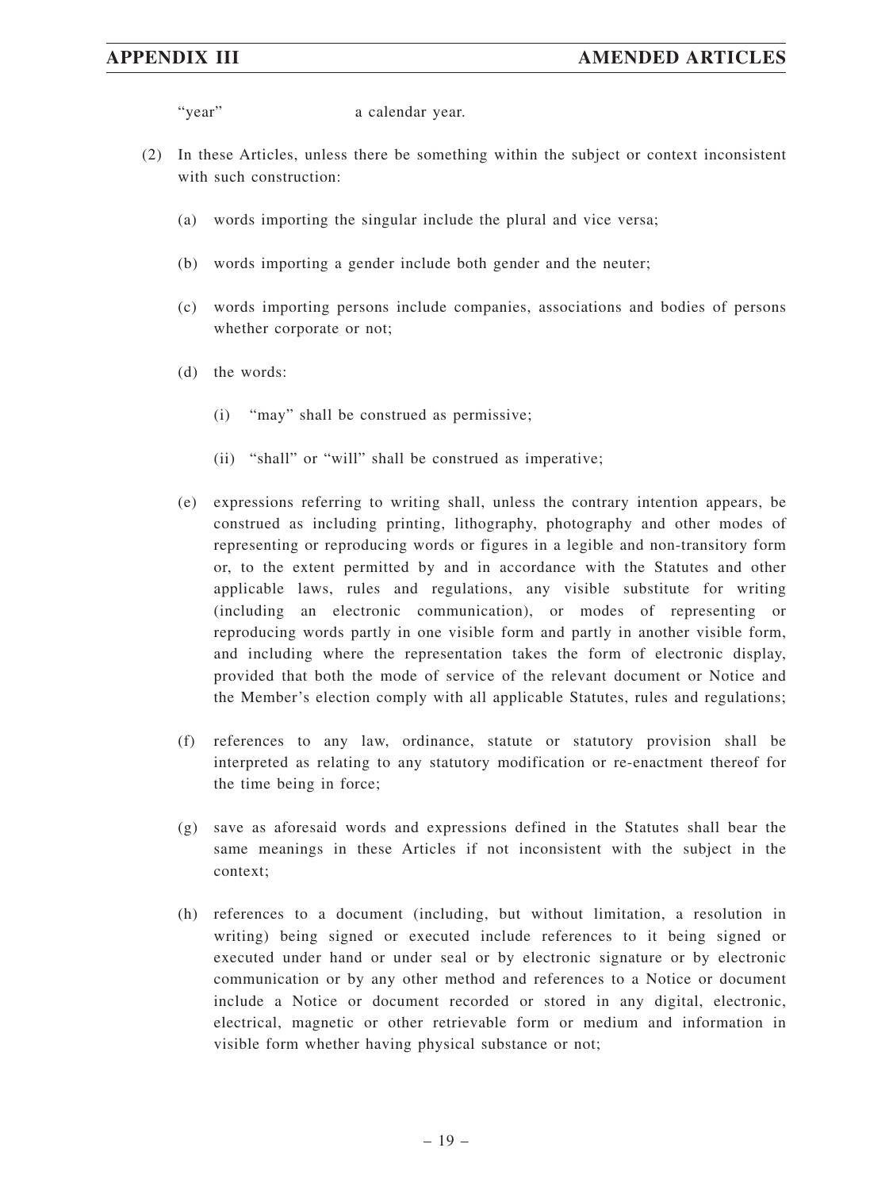"year" a calendar year.

(2) In these Articles, unless there be something within the subject or context inconsistent with such construction:

(a) words importing the singular include the plural and vice versa;

(b) words importing a gender include both gender and the neuter;

(c) words importing persons include companies, associations and bodies of persons whether corporate or not;

(d) the words:

(i) "may" shall be construed as permissive;

(ii) "shall" or "will" shall be construed as imperative;

(e) expressions referring to writing shall, unless the contrary intention appears, be construed as including printing, lithography, photography and other modes of representing or reproducing words or figures in a legible and non-transitory form or, to the extent permitted by and in accordance with the Statutes and other applicable laws, rules and regulations, any visible substitute for writing (including an electronic communication), or modes of representing or reproducing words partly in one visible form and partly in another visible form, and including where the representation takes the form of electronic display, provided that both the mode of service of the relevant document or Notice and the Member's election comply with all applicable Statutes, rules and regulations;

(f) references to any law, ordinance, statute or statutory provision shall be interpreted as relating to any statutory modification or re-enactment thereof for the time being in force;

(g) save as aforesaid words and expressions defined in the Statutes shall bear the same meanings in these Articles if not inconsistent with the subject in the context;

(h) references to a document (including, but without limitation, a resolution in writing) being signed or executed include references to it being signed or executed under hand or under seal or by electronic signature or by electronic communication or by any other method and references to a Notice or document include a Notice or document recorded or stored in any digital, electronic, electrical, magnetic or other retrievable form or medium and information in visible form whether having physical substance or not;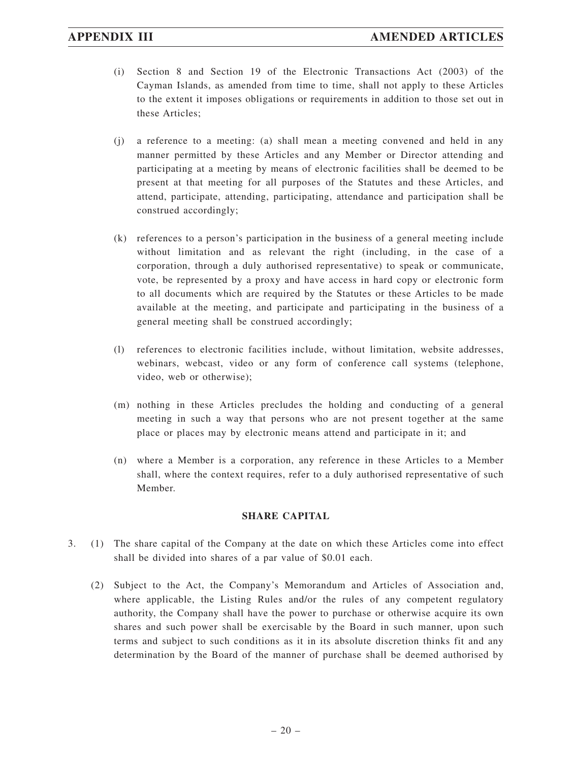(i) Section 8 and Section 19 of the Electronic Transactions Act (2003) of the Cayman Islands, as amended from time to time, shall not apply to these Articles to the extent it imposes obligations or requirements in addition to those set out in these Articles;

(j) a reference to a meeting: (a) shall mean a meeting convened and held in any manner permitted by these Articles and any Member or Director attending and participating at a meeting by means of electronic facilities shall be deemed to be present at that meeting for all purposes of the Statutes and these Articles, and attend, participate, attending, participating, attendance and participation shall be construed accordingly;

(k) references to a person's participation in the business of a general meeting include without limitation and as relevant the right (including, in the case of a corporation, through a duly authorised representative) to speak or communicate, vote, be represented by a proxy and have access in hard copy or electronic form to all documents which are required by the Statutes or these Articles to be made available at the meeting, and participate and participating in the business of a general meeting shall be construed accordingly;

(l) references to electronic facilities include, without limitation, website addresses, webinars, webcast, video or any form of conference call systems (telephone, video, web or otherwise);

(m) nothing in these Articles precludes the holding and conducting of a general meeting in such a way that persons who are not present together at the same place or places may by electronic means attend and participate in it; and

(n) where a Member is a corporation, any reference in these Articles to a Member shall, where the context requires, refer to a duly authorised representative of such Member.

## SHARE CAPITAL

3. (1) The share capital of the Company at the date on which these Articles come into effect shall be divided into shares of a par value of $0.01 each.

(2) Subject to the Act, the Company's Memorandum and Articles of Association and, where applicable, the Listing Rules and/or the rules of any competent regulatory authority, the Company shall have the power to purchase or otherwise acquire its own shares and such power shall be exercisable by the Board in such manner, upon such terms and subject to such conditions as it in its absolute discretion thinks fit and any determination by the Board of the manner of purchase shall be deemed authorised by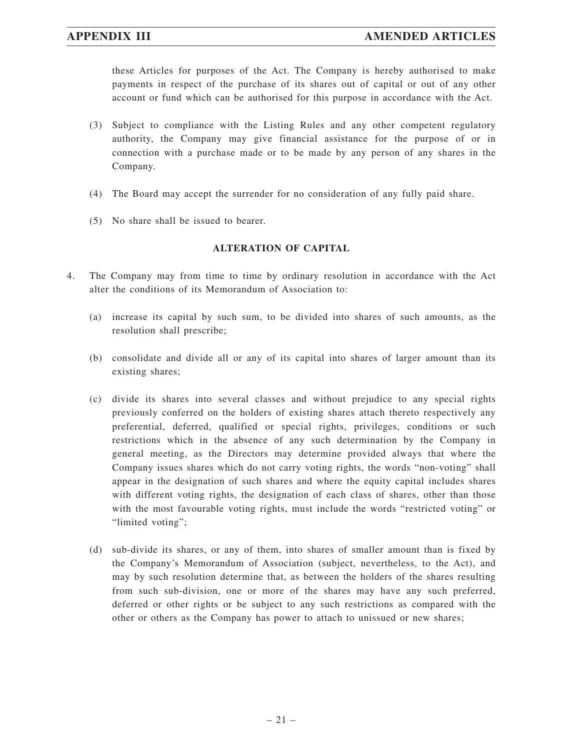these Articles for purposes of the Act. The Company is hereby authorised to make payments in respect of the purchase of its shares out of capital or out of any other account or fund which can be authorised for this purpose in accordance with the Act.

(3) Subject to compliance with the Listing Rules and any other competent regulatory authority, the Company may give financial assistance for the purpose of or in connection with a purchase made or to be made by any person of any shares in the Company.

(4) The Board may accept the surrender for no consideration of any fully paid share.

(5) No share shall be issued to bearer.

**ALTERATION OF CAPITAL**

4. The Company may from time to time by ordinary resolution in accordance with the Act alter the conditions of its Memorandum of Association to:

   (a) increase its capital by such sum, to be divided into shares of such amounts, as the resolution shall prescribe;

   (b) consolidate and divide all or any of its capital into shares of larger amount than its existing shares;

   (c) divide its shares into several classes and without prejudice to any special rights previously conferred on the holders of existing shares attach thereto respectively any preferential, deferred, qualified or special rights, privileges, conditions or such restrictions which in the absence of any such determination by the Company in general meeting, as the Directors may determine provided always that where the Company issues shares which do not carry voting rights, the words "non-voting" shall appear in the designation of such shares and where the equity capital includes shares with different voting rights, the designation of each class of shares, other than those with the most favourable voting rights, must include the words "restricted voting" or "limited voting";

   (d) sub-divide its shares, or any of them, into shares of smaller amount than is fixed by the Company's Memorandum of Association (subject, nevertheless, to the Act), and may by such resolution determine that, as between the holders of the shares resulting from such sub-division, one or more of the shares may have any such preferred, deferred or other rights or be subject to any such restrictions as compared with the other or others as the Company has power to attach to unissued or new shares;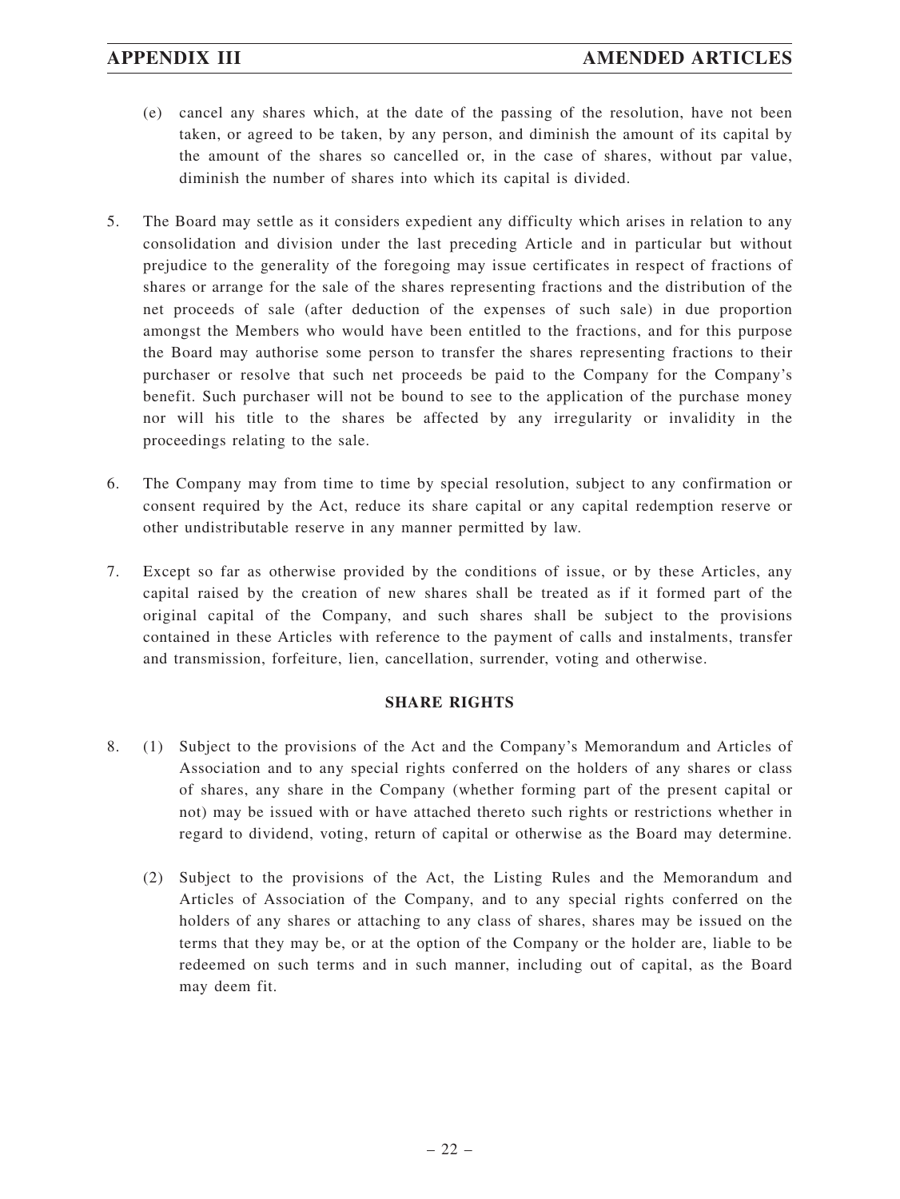(e) cancel any shares which, at the date of the passing of the resolution, have not been taken, or agreed to be taken, by any person, and diminish the amount of its capital by the amount of the shares so cancelled or, in the case of shares, without par value, diminish the number of shares into which its capital is divided.

5. The Board may settle as it considers expedient any difficulty which arises in relation to any consolidation and division under the last preceding Article and in particular but without prejudice to the generality of the foregoing may issue certificates in respect of fractions of shares or arrange for the sale of the shares representing fractions and the distribution of the net proceeds of sale (after deduction of the expenses of such sale) in due proportion amongst the Members who would have been entitled to the fractions, and for this purpose the Board may authorise some person to transfer the shares representing fractions to their purchaser or resolve that such net proceeds be paid to the Company for the Company's benefit. Such purchaser will not be bound to see to the application of the purchase money nor will his title to the shares be affected by any irregularity or invalidity in the proceedings relating to the sale.

6. The Company may from time to time by special resolution, subject to any confirmation or consent required by the Act, reduce its share capital or any capital redemption reserve or other undistributable reserve in any manner permitted by law.

7. Except so far as otherwise provided by the conditions of issue, or by these Articles, any capital raised by the creation of new shares shall be treated as if it formed part of the original capital of the Company, and such shares shall be subject to the provisions contained in these Articles with reference to the payment of calls and instalments, transfer and transmission, forfeiture, lien, cancellation, surrender, voting and otherwise.

## SHARE RIGHTS

8. (1) Subject to the provisions of the Act and the Company's Memorandum and Articles of Association and to any special rights conferred on the holders of any shares or class of shares, any share in the Company (whether forming part of the present capital or not) may be issued with or have attached thereto such rights or restrictions whether in regard to dividend, voting, return of capital or otherwise as the Board may determine.

   (2) Subject to the provisions of the Act, the Listing Rules and the Memorandum and Articles of Association of the Company, and to any special rights conferred on the holders of any shares or attaching to any class of shares, shares may be issued on the terms that they may be, or at the option of the Company or the holder are, liable to be redeemed on such terms and in such manner, including out of capital, as the Board may deem fit.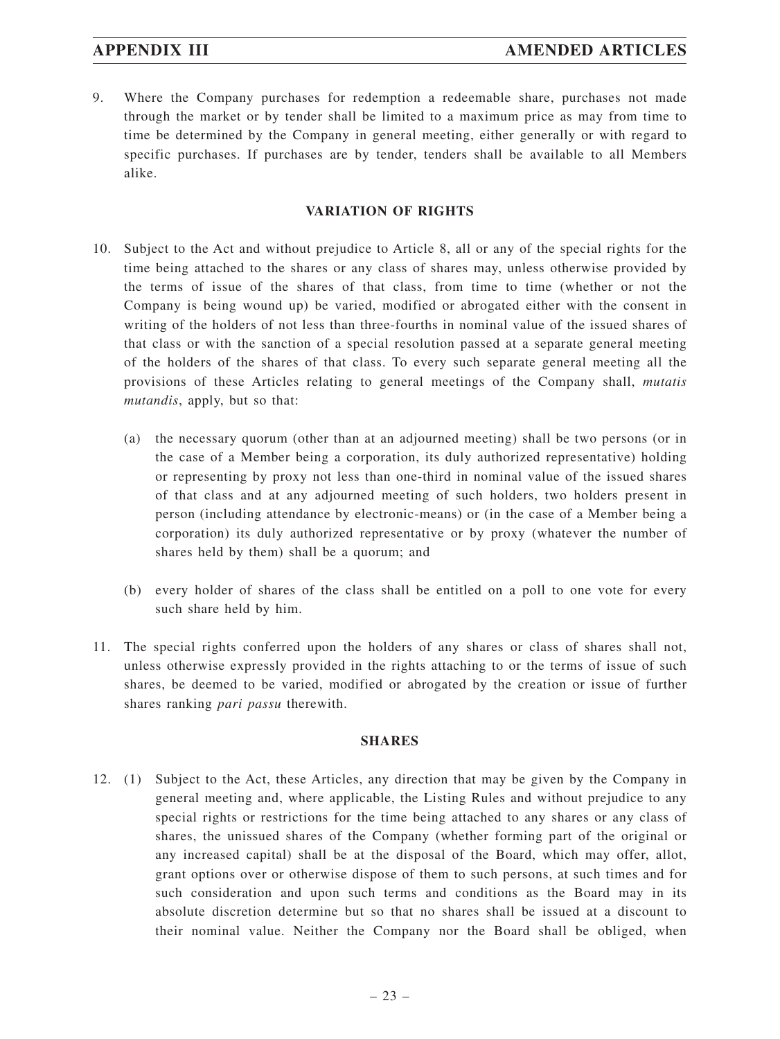9. Where the Company purchases for redemption a redeemable share, purchases not made through the market or by tender shall be limited to a maximum price as may from time to time be determined by the Company in general meeting, either generally or with regard to specific purchases. If purchases are by tender, tenders shall be available to all Members alike.

**VARIATION OF RIGHTS**

10. Subject to the Act and without prejudice to Article 8, all or any of the special rights for the time being attached to the shares or any class of shares may, unless otherwise provided by the terms of issue of the shares of that class, from time to time (whether or not the Company is being wound up) be varied, modified or abrogated either with the consent in writing of the holders of not less than three-fourths in nominal value of the issued shares of that class or with the sanction of a special resolution passed at a separate general meeting of the holders of the shares of that class. To every such separate general meeting all the provisions of these Articles relating to general meetings of the Company shall, *mutatis mutandis*, apply, but so that:

    (a) the necessary quorum (other than at an adjourned meeting) shall be two persons (or in the case of a Member being a corporation, its duly authorized representative) holding or representing by proxy not less than one-third in nominal value of the issued shares of that class and at any adjourned meeting of such holders, two holders present in person (including attendance by electronic-means) or (in the case of a Member being a corporation) its duly authorized representative or by proxy (whatever the number of shares held by them) shall be a quorum; and

    (b) every holder of shares of the class shall be entitled on a poll to one vote for every such share held by him.

11. The special rights conferred upon the holders of any shares or class of shares shall not, unless otherwise expressly provided in the rights attaching to or the terms of issue of such shares, be deemed to be varied, modified or abrogated by the creation or issue of further shares ranking *pari passu* therewith.

**SHARES**

12. (1) Subject to the Act, these Articles, any direction that may be given by the Company in general meeting and, where applicable, the Listing Rules and without prejudice to any special rights or restrictions for the time being attached to any shares or any class of shares, the unissued shares of the Company (whether forming part of the original or any increased capital) shall be at the disposal of the Board, which may offer, allot, grant options over or otherwise dispose of them to such persons, at such times and for such consideration and upon such terms and conditions as the Board may in its absolute discretion determine but so that no shares shall be issued at a discount to their nominal value. Neither the Company nor the Board shall be obliged, when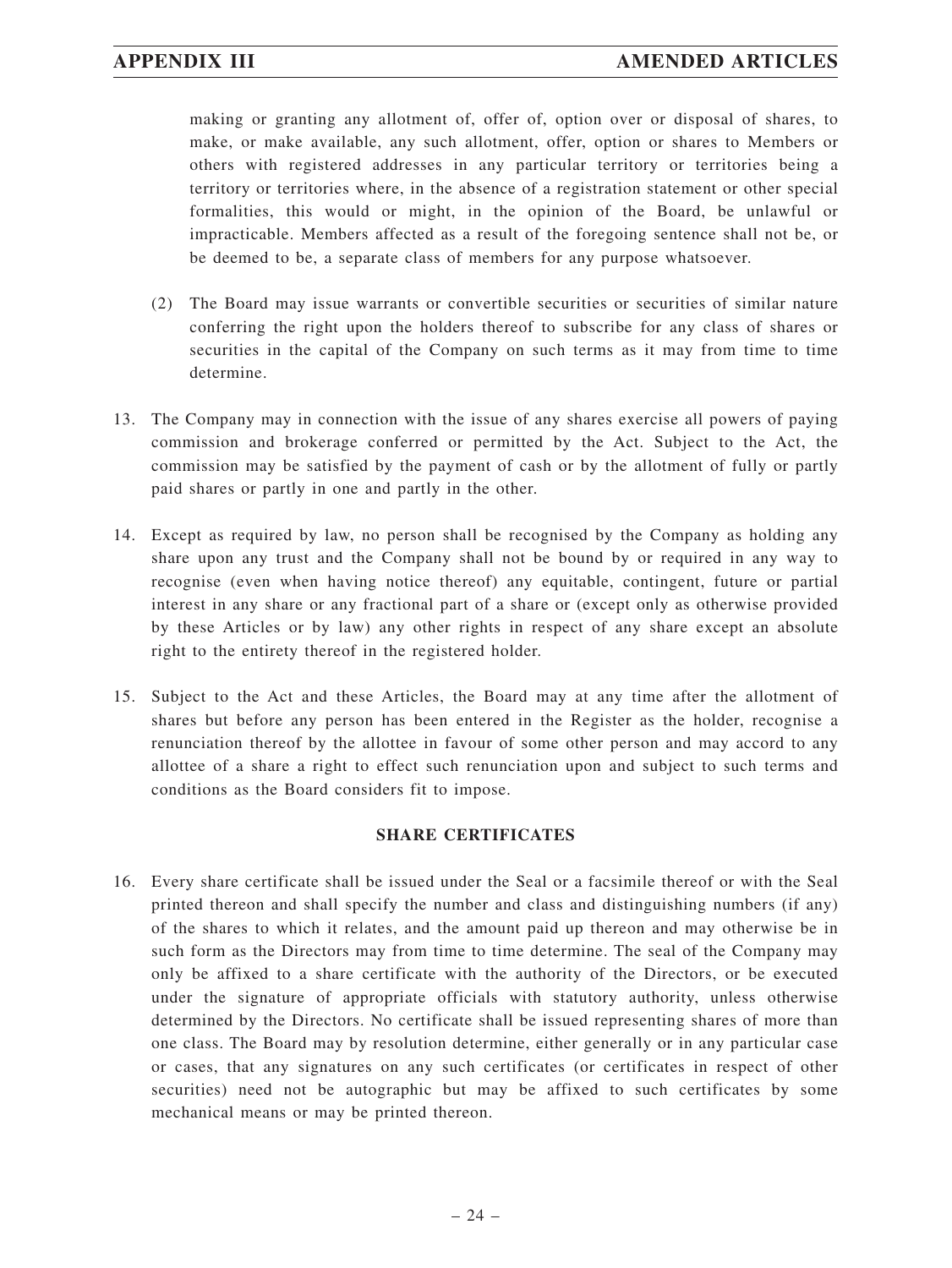making or granting any allotment of, offer of, option over or disposal of shares, to make, or make available, any such allotment, offer, option or shares to Members or others with registered addresses in any particular territory or territories being a territory or territories where, in the absence of a registration statement or other special formalities, this would or might, in the opinion of the Board, be unlawful or impracticable. Members affected as a result of the foregoing sentence shall not be, or be deemed to be, a separate class of members for any purpose whatsoever.

(2) The Board may issue warrants or convertible securities or securities of similar nature conferring the right upon the holders thereof to subscribe for any class of shares or securities in the capital of the Company on such terms as it may from time to time determine.

13. The Company may in connection with the issue of any shares exercise all powers of paying commission and brokerage conferred or permitted by the Act. Subject to the Act, the commission may be satisfied by the payment of cash or by the allotment of fully or partly paid shares or partly in one and partly in the other.

14. Except as required by law, no person shall be recognised by the Company as holding any share upon any trust and the Company shall not be bound by or required in any way to recognise (even when having notice thereof) any equitable, contingent, future or partial interest in any share or any fractional part of a share or (except only as otherwise provided by these Articles or by law) any other rights in respect of any share except an absolute right to the entirety thereof in the registered holder.

15. Subject to the Act and these Articles, the Board may at any time after the allotment of shares but before any person has been entered in the Register as the holder, recognise a renunciation thereof by the allottee in favour of some other person and may accord to any allottee of a share a right to effect such renunciation upon and subject to such terms and conditions as the Board considers fit to impose.

### SHARE CERTIFICATES

16. Every share certificate shall be issued under the Seal or a facsimile thereof or with the Seal printed thereon and shall specify the number and class and distinguishing numbers (if any) of the shares to which it relates, and the amount paid up thereon and may otherwise be in such form as the Directors may from time to time determine. The seal of the Company may only be affixed to a share certificate with the authority of the Directors, or be executed under the signature of appropriate officials with statutory authority, unless otherwise determined by the Directors. No certificate shall be issued representing shares of more than one class. The Board may by resolution determine, either generally or in any particular case or cases, that any signatures on any such certificates (or certificates in respect of other securities) need not be autographic but may be affixed to such certificates by some mechanical means or may be printed thereon.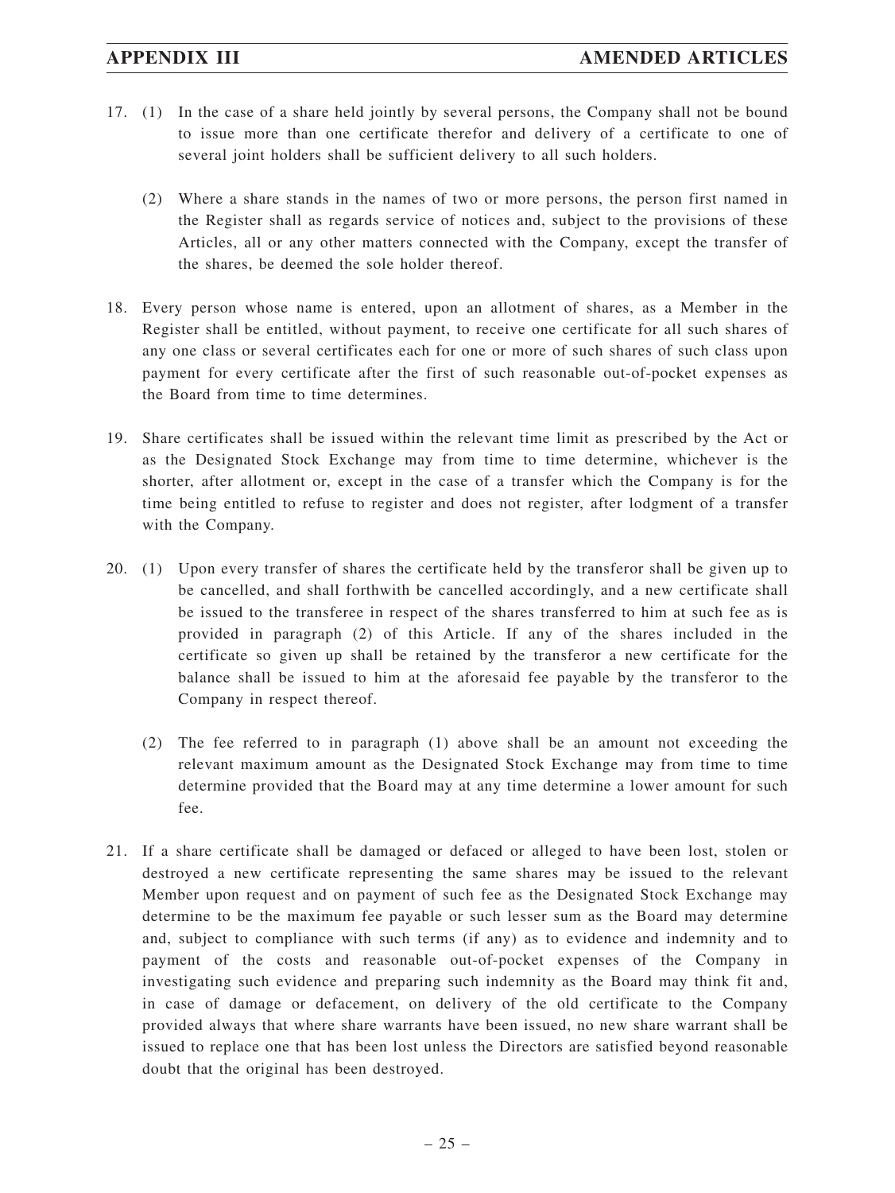17. (1) In the case of a share held jointly by several persons, the Company shall not be bound to issue more than one certificate therefor and delivery of a certificate to one of several joint holders shall be sufficient delivery to all such holders.

    (2) Where a share stands in the names of two or more persons, the person first named in the Register shall as regards service of notices and, subject to the provisions of these Articles, all or any other matters connected with the Company, except the transfer of the shares, be deemed the sole holder thereof.

18. Every person whose name is entered, upon an allotment of shares, as a Member in the Register shall be entitled, without payment, to receive one certificate for all such shares of any one class or several certificates each for one or more of such shares of such class upon payment for every certificate after the first of such reasonable out-of-pocket expenses as the Board from time to time determines.

19. Share certificates shall be issued within the relevant time limit as prescribed by the Act or as the Designated Stock Exchange may from time to time determine, whichever is the shorter, after allotment or, except in the case of a transfer which the Company is for the time being entitled to refuse to register and does not register, after lodgment of a transfer with the Company.

20. (1) Upon every transfer of shares the certificate held by the transferor shall be given up to be cancelled, and shall forthwith be cancelled accordingly, and a new certificate shall be issued to the transferee in respect of the shares transferred to him at such fee as is provided in paragraph (2) of this Article. If any of the shares included in the certificate so given up shall be retained by the transferor a new certificate for the balance shall be issued to him at the aforesaid fee payable by the transferor to the Company in respect thereof.

    (2) The fee referred to in paragraph (1) above shall be an amount not exceeding the relevant maximum amount as the Designated Stock Exchange may from time to time determine provided that the Board may at any time determine a lower amount for such fee.

21. If a share certificate shall be damaged or defaced or alleged to have been lost, stolen or destroyed a new certificate representing the same shares may be issued to the relevant Member upon request and on payment of such fee as the Designated Stock Exchange may determine to be the maximum fee payable or such lesser sum as the Board may determine and, subject to compliance with such terms (if any) as to evidence and indemnity and to payment of the costs and reasonable out-of-pocket expenses of the Company in investigating such evidence and preparing such indemnity as the Board may think fit and, in case of damage or defacement, on delivery of the old certificate to the Company provided always that where share warrants have been issued, no new share warrant shall be issued to replace one that has been lost unless the Directors are satisfied beyond reasonable doubt that the original has been destroyed.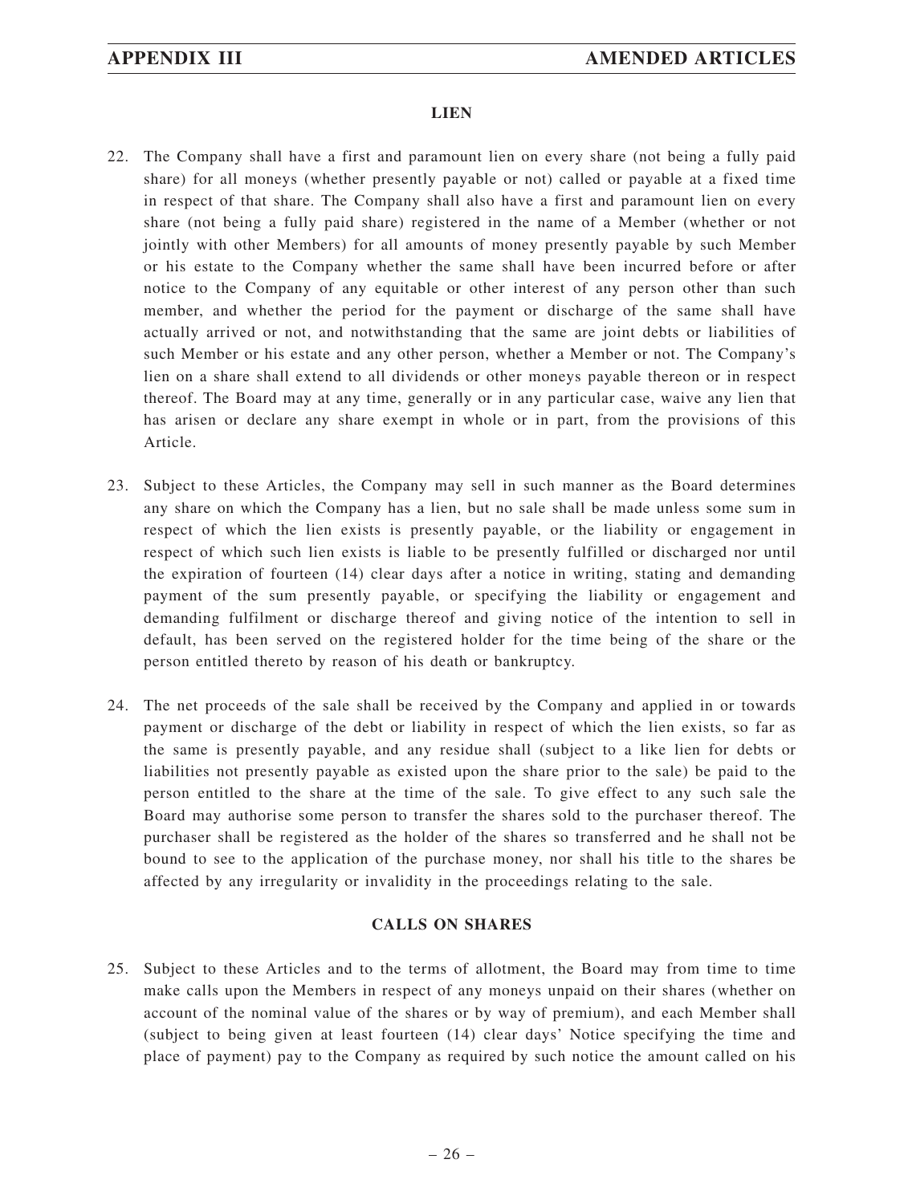## LIEN

22. The Company shall have a first and paramount lien on every share (not being a fully paid share) for all moneys (whether presently payable or not) called or payable at a fixed time in respect of that share. The Company shall also have a first and paramount lien on every share (not being a fully paid share) registered in the name of a Member (whether or not jointly with other Members) for all amounts of money presently payable by such Member or his estate to the Company whether the same shall have been incurred before or after notice to the Company of any equitable or other interest of any person other than such member, and whether the period for the payment or discharge of the same shall have actually arrived or not, and notwithstanding that the same are joint debts or liabilities of such Member or his estate and any other person, whether a Member or not. The Company's lien on a share shall extend to all dividends or other moneys payable thereon or in respect thereof. The Board may at any time, generally or in any particular case, waive any lien that has arisen or declare any share exempt in whole or in part, from the provisions of this Article.

23. Subject to these Articles, the Company may sell in such manner as the Board determines any share on which the Company has a lien, but no sale shall be made unless some sum in respect of which the lien exists is presently payable, or the liability or engagement in respect of which such lien exists is liable to be presently fulfilled or discharged nor until the expiration of fourteen (14) clear days after a notice in writing, stating and demanding payment of the sum presently payable, or specifying the liability or engagement and demanding fulfilment or discharge thereof and giving notice of the intention to sell in default, has been served on the registered holder for the time being of the share or the person entitled thereto by reason of his death or bankruptcy.

24. The net proceeds of the sale shall be received by the Company and applied in or towards payment or discharge of the debt or liability in respect of which the lien exists, so far as the same is presently payable, and any residue shall (subject to a like lien for debts or liabilities not presently payable as existed upon the share prior to the sale) be paid to the person entitled to the share at the time of the sale. To give effect to any such sale the Board may authorise some person to transfer the shares sold to the purchaser thereof. The purchaser shall be registered as the holder of the shares so transferred and he shall not be bound to see to the application of the purchase money, nor shall his title to the shares be affected by any irregularity or invalidity in the proceedings relating to the sale.

## CALLS ON SHARES

25. Subject to these Articles and to the terms of allotment, the Board may from time to time make calls upon the Members in respect of any moneys unpaid on their shares (whether on account of the nominal value of the shares or by way of premium), and each Member shall (subject to being given at least fourteen (14) clear days' Notice specifying the time and place of payment) pay to the Company as required by such notice the amount called on his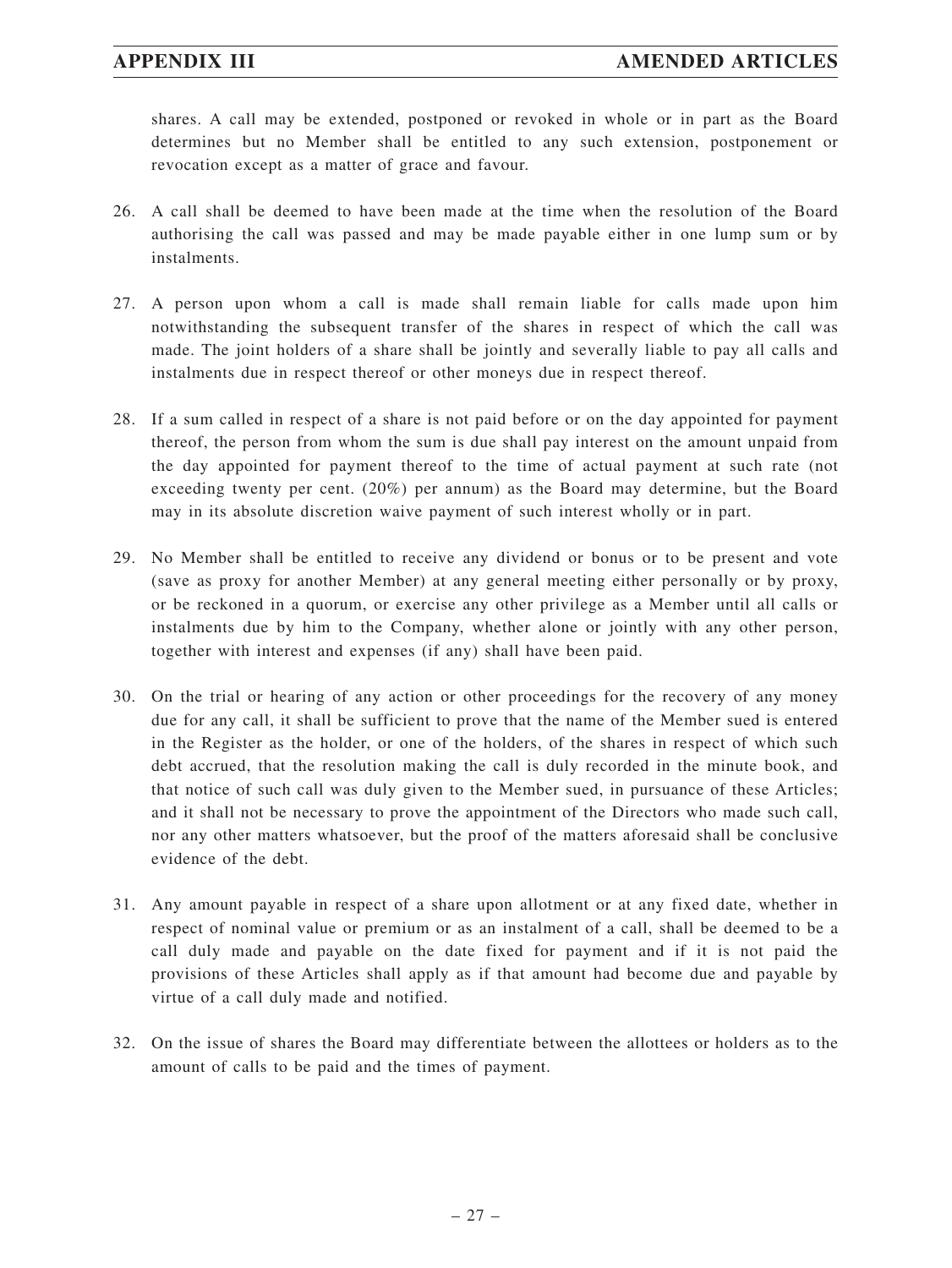shares. A call may be extended, postponed or revoked in whole or in part as the Board determines but no Member shall be entitled to any such extension, postponement or revocation except as a matter of grace and favour.

26. A call shall be deemed to have been made at the time when the resolution of the Board authorising the call was passed and may be made payable either in one lump sum or by instalments.

27. A person upon whom a call is made shall remain liable for calls made upon him notwithstanding the subsequent transfer of the shares in respect of which the call was made. The joint holders of a share shall be jointly and severally liable to pay all calls and instalments due in respect thereof or other moneys due in respect thereof.

28. If a sum called in respect of a share is not paid before or on the day appointed for payment thereof, the person from whom the sum is due shall pay interest on the amount unpaid from the day appointed for payment thereof to the time of actual payment at such rate (not exceeding twenty per cent. (20%) per annum) as the Board may determine, but the Board may in its absolute discretion waive payment of such interest wholly or in part.

29. No Member shall be entitled to receive any dividend or bonus or to be present and vote (save as proxy for another Member) at any general meeting either personally or by proxy, or be reckoned in a quorum, or exercise any other privilege as a Member until all calls or instalments due by him to the Company, whether alone or jointly with any other person, together with interest and expenses (if any) shall have been paid.

30. On the trial or hearing of any action or other proceedings for the recovery of any money due for any call, it shall be sufficient to prove that the name of the Member sued is entered in the Register as the holder, or one of the holders, of the shares in respect of which such debt accrued, that the resolution making the call is duly recorded in the minute book, and that notice of such call was duly given to the Member sued, in pursuance of these Articles; and it shall not be necessary to prove the appointment of the Directors who made such call, nor any other matters whatsoever, but the proof of the matters aforesaid shall be conclusive evidence of the debt.

31. Any amount payable in respect of a share upon allotment or at any fixed date, whether in respect of nominal value or premium or as an instalment of a call, shall be deemed to be a call duly made and payable on the date fixed for payment and if it is not paid the provisions of these Articles shall apply as if that amount had become due and payable by virtue of a call duly made and notified.

32. On the issue of shares the Board may differentiate between the allottees or holders as to the amount of calls to be paid and the times of payment.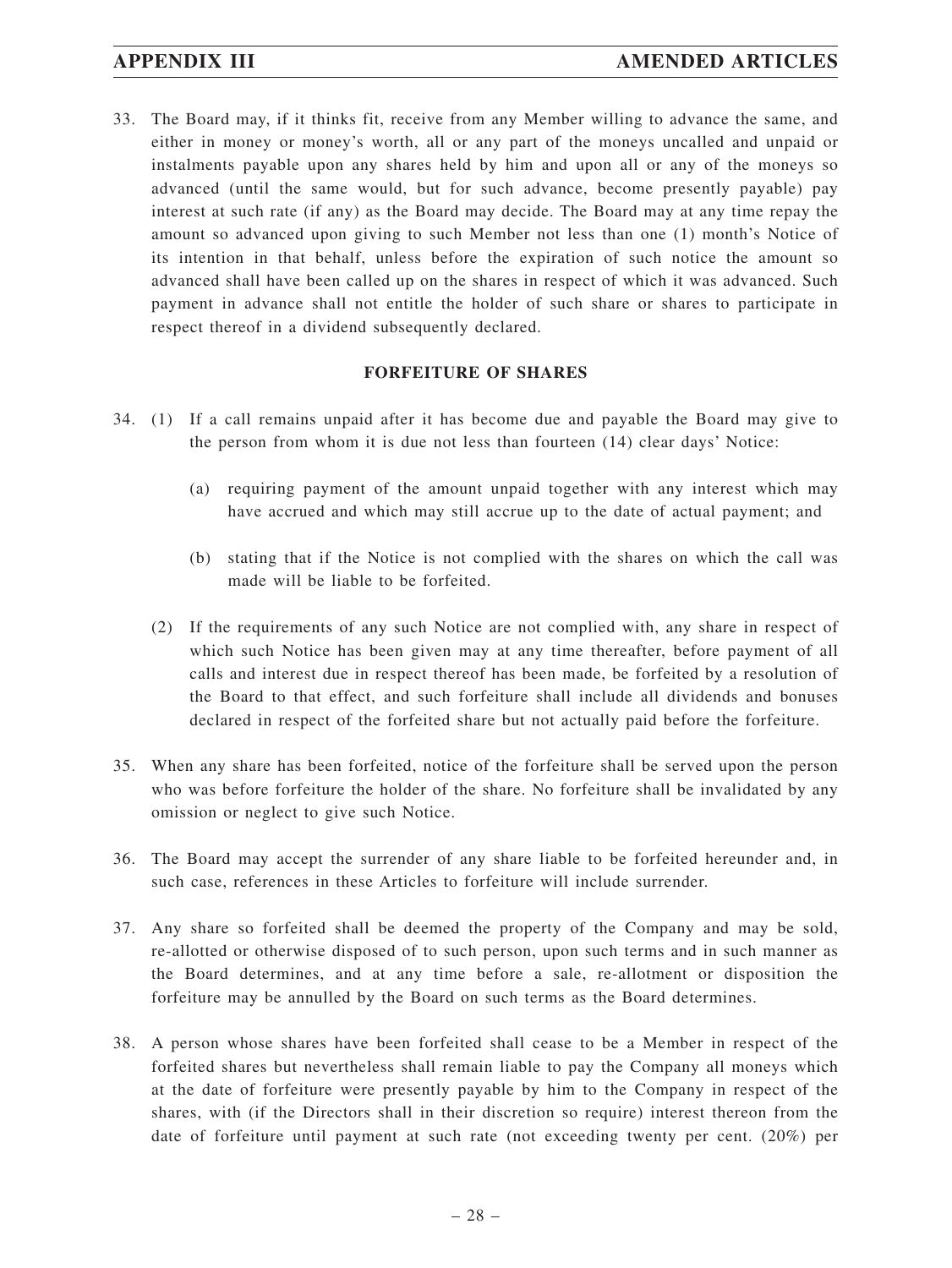33. The Board may, if it thinks fit, receive from any Member willing to advance the same, and either in money or money's worth, all or any part of the moneys uncalled and unpaid or instalments payable upon any shares held by him and upon all or any of the moneys so advanced (until the same would, but for such advance, become presently payable) pay interest at such rate (if any) as the Board may decide. The Board may at any time repay the amount so advanced upon giving to such Member not less than one (1) month's Notice of its intention in that behalf, unless before the expiration of such notice the amount so advanced shall have been called up on the shares in respect of which it was advanced. Such payment in advance shall not entitle the holder of such share or shares to participate in respect thereof in a dividend subsequently declared.

**FORFEITURE OF SHARES**

34. (1) If a call remains unpaid after it has become due and payable the Board may give to the person from whom it is due not less than fourteen (14) clear days' Notice:

    (a) requiring payment of the amount unpaid together with any interest which may have accrued and which may still accrue up to the date of actual payment; and

    (b) stating that if the Notice is not complied with the shares on which the call was made will be liable to be forfeited.

    (2) If the requirements of any such Notice are not complied with, any share in respect of which such Notice has been given may at any time thereafter, before payment of all calls and interest due in respect thereof has been made, be forfeited by a resolution of the Board to that effect, and such forfeiture shall include all dividends and bonuses declared in respect of the forfeited share but not actually paid before the forfeiture.

35. When any share has been forfeited, notice of the forfeiture shall be served upon the person who was before forfeiture the holder of the share. No forfeiture shall be invalidated by any omission or neglect to give such Notice.

36. The Board may accept the surrender of any share liable to be forfeited hereunder and, in such case, references in these Articles to forfeiture will include surrender.

37. Any share so forfeited shall be deemed the property of the Company and may be sold, re-allotted or otherwise disposed of to such person, upon such terms and in such manner as the Board determines, and at any time before a sale, re-allotment or disposition the forfeiture may be annulled by the Board on such terms as the Board determines.

38. A person whose shares have been forfeited shall cease to be a Member in respect of the forfeited shares but nevertheless shall remain liable to pay the Company all moneys which at the date of forfeiture were presently payable by him to the Company in respect of the shares, with (if the Directors shall in their discretion so require) interest thereon from the date of forfeiture until payment at such rate (not exceeding twenty per cent. (20%) per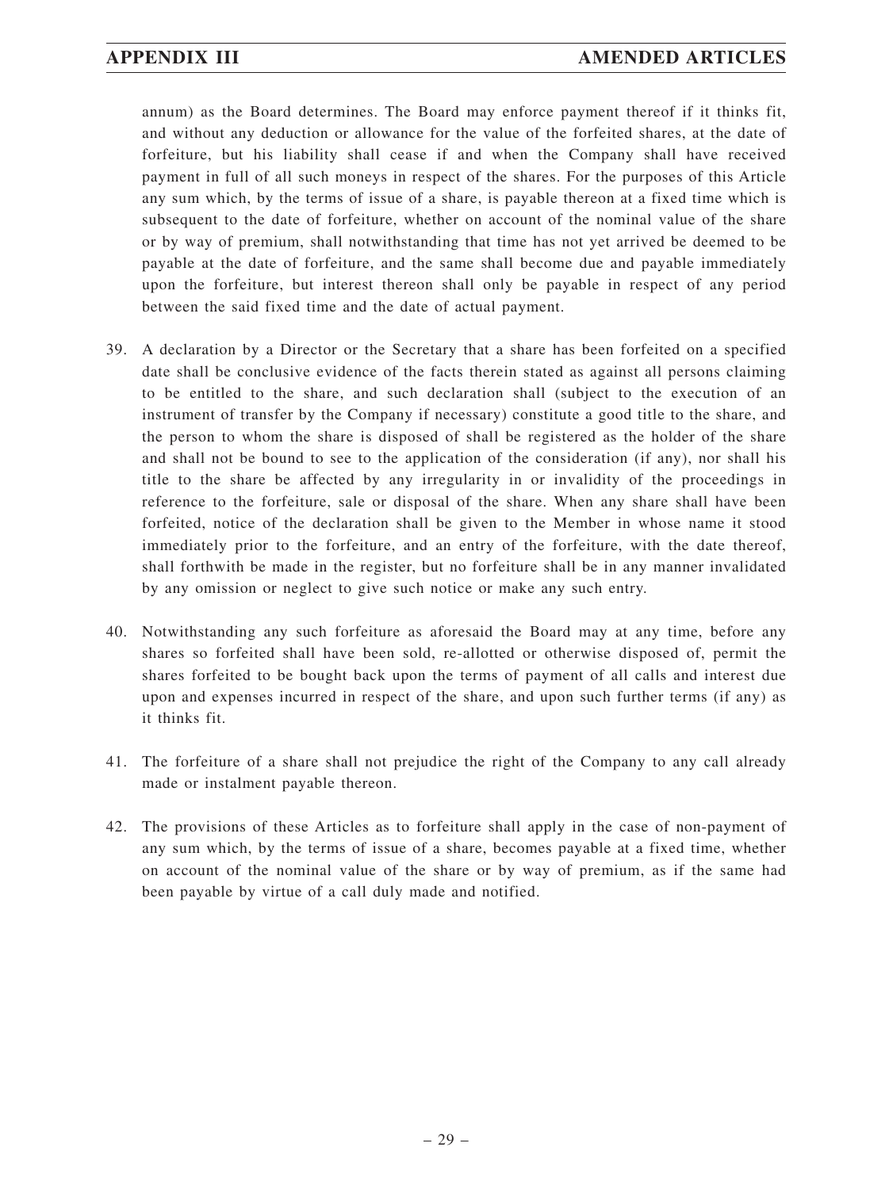annum) as the Board determines. The Board may enforce payment thereof if it thinks fit, and without any deduction or allowance for the value of the forfeited shares, at the date of forfeiture, but his liability shall cease if and when the Company shall have received payment in full of all such moneys in respect of the shares. For the purposes of this Article any sum which, by the terms of issue of a share, is payable thereon at a fixed time which is subsequent to the date of forfeiture, whether on account of the nominal value of the share or by way of premium, shall notwithstanding that time has not yet arrived be deemed to be payable at the date of forfeiture, and the same shall become due and payable immediately upon the forfeiture, but interest thereon shall only be payable in respect of any period between the said fixed time and the date of actual payment.

39. A declaration by a Director or the Secretary that a share has been forfeited on a specified date shall be conclusive evidence of the facts therein stated as against all persons claiming to be entitled to the share, and such declaration shall (subject to the execution of an instrument of transfer by the Company if necessary) constitute a good title to the share, and the person to whom the share is disposed of shall be registered as the holder of the share and shall not be bound to see to the application of the consideration (if any), nor shall his title to the share be affected by any irregularity in or invalidity of the proceedings in reference to the forfeiture, sale or disposal of the share. When any share shall have been forfeited, notice of the declaration shall be given to the Member in whose name it stood immediately prior to the forfeiture, and an entry of the forfeiture, with the date thereof, shall forthwith be made in the register, but no forfeiture shall be in any manner invalidated by any omission or neglect to give such notice or make any such entry.

40. Notwithstanding any such forfeiture as aforesaid the Board may at any time, before any shares so forfeited shall have been sold, re-allotted or otherwise disposed of, permit the shares forfeited to be bought back upon the terms of payment of all calls and interest due upon and expenses incurred in respect of the share, and upon such further terms (if any) as it thinks fit.

41. The forfeiture of a share shall not prejudice the right of the Company to any call already made or instalment payable thereon.

42. The provisions of these Articles as to forfeiture shall apply in the case of non-payment of any sum which, by the terms of issue of a share, becomes payable at a fixed time, whether on account of the nominal value of the share or by way of premium, as if the same had been payable by virtue of a call duly made and notified.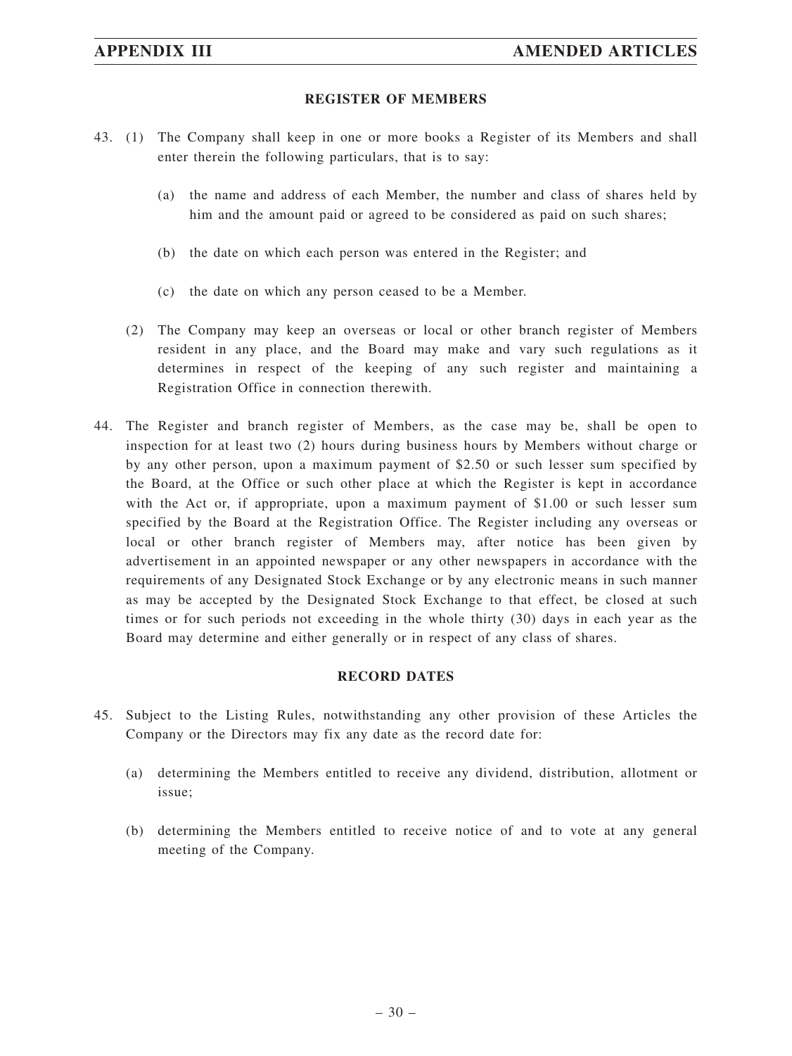## REGISTER OF MEMBERS

43. (1) The Company shall keep in one or more books a Register of its Members and shall enter therein the following particulars, that is to say:

    (a) the name and address of each Member, the number and class of shares held by him and the amount paid or agreed to be considered as paid on such shares;

    (b) the date on which each person was entered in the Register; and

    (c) the date on which any person ceased to be a Member.

    (2) The Company may keep an overseas or local or other branch register of Members resident in any place, and the Board may make and vary such regulations as it determines in respect of the keeping of any such register and maintaining a Registration Office in connection therewith.

44. The Register and branch register of Members, as the case may be, shall be open to inspection for at least two (2) hours during business hours by Members without charge or by any other person, upon a maximum payment of $2.50 or such lesser sum specified by the Board, at the Office or such other place at which the Register is kept in accordance with the Act or, if appropriate, upon a maximum payment of $1.00 or such lesser sum specified by the Board at the Registration Office. The Register including any overseas or local or other branch register of Members may, after notice has been given by advertisement in an appointed newspaper or any other newspapers in accordance with the requirements of any Designated Stock Exchange or by any electronic means in such manner as may be accepted by the Designated Stock Exchange to that effect, be closed at such times or for such periods not exceeding in the whole thirty (30) days in each year as the Board may determine and either generally or in respect of any class of shares.

## RECORD DATES

45. Subject to the Listing Rules, notwithstanding any other provision of these Articles the Company or the Directors may fix any date as the record date for:

    (a) determining the Members entitled to receive any dividend, distribution, allotment or issue;

    (b) determining the Members entitled to receive notice of and to vote at any general meeting of the Company.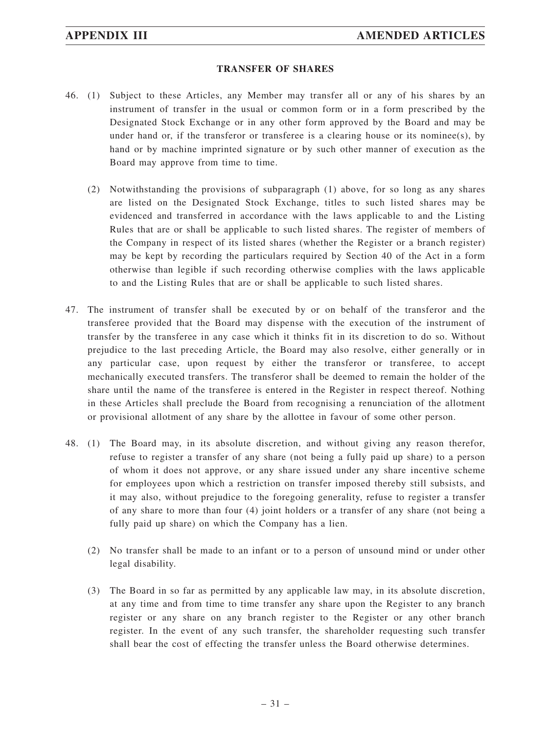## TRANSFER OF SHARES

46. (1) Subject to these Articles, any Member may transfer all or any of his shares by an instrument of transfer in the usual or common form or in a form prescribed by the Designated Stock Exchange or in any other form approved by the Board and may be under hand or, if the transferor or transferee is a clearing house or its nominee(s), by hand or by machine imprinted signature or by such other manner of execution as the Board may approve from time to time.

    (2) Notwithstanding the provisions of subparagraph (1) above, for so long as any shares are listed on the Designated Stock Exchange, titles to such listed shares may be evidenced and transferred in accordance with the laws applicable to and the Listing Rules that are or shall be applicable to such listed shares. The register of members of the Company in respect of its listed shares (whether the Register or a branch register) may be kept by recording the particulars required by Section 40 of the Act in a form otherwise than legible if such recording otherwise complies with the laws applicable to and the Listing Rules that are or shall be applicable to such listed shares.

47. The instrument of transfer shall be executed by or on behalf of the transferor and the transferee provided that the Board may dispense with the execution of the instrument of transfer by the transferee in any case which it thinks fit in its discretion to do so. Without prejudice to the last preceding Article, the Board may also resolve, either generally or in any particular case, upon request by either the transferor or transferee, to accept mechanically executed transfers. The transferor shall be deemed to remain the holder of the share until the name of the transferee is entered in the Register in respect thereof. Nothing in these Articles shall preclude the Board from recognising a renunciation of the allotment or provisional allotment of any share by the allottee in favour of some other person.

48. (1) The Board may, in its absolute discretion, and without giving any reason therefor, refuse to register a transfer of any share (not being a fully paid up share) to a person of whom it does not approve, or any share issued under any share incentive scheme for employees upon which a restriction on transfer imposed thereby still subsists, and it may also, without prejudice to the foregoing generality, refuse to register a transfer of any share to more than four (4) joint holders or a transfer of any share (not being a fully paid up share) on which the Company has a lien.

    (2) No transfer shall be made to an infant or to a person of unsound mind or under other legal disability.

    (3) The Board in so far as permitted by any applicable law may, in its absolute discretion, at any time and from time to time transfer any share upon the Register to any branch register or any share on any branch register to the Register or any other branch register. In the event of any such transfer, the shareholder requesting such transfer shall bear the cost of effecting the transfer unless the Board otherwise determines.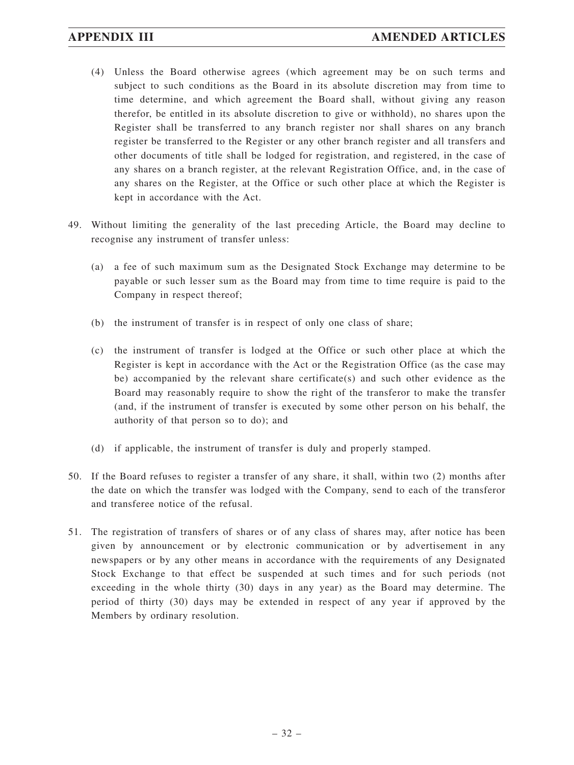(4) Unless the Board otherwise agrees (which agreement may be on such terms and subject to such conditions as the Board in its absolute discretion may from time to time determine, and which agreement the Board shall, without giving any reason therefor, be entitled in its absolute discretion to give or withhold), no shares upon the Register shall be transferred to any branch register nor shall shares on any branch register be transferred to the Register or any other branch register and all transfers and other documents of title shall be lodged for registration, and registered, in the case of any shares on a branch register, at the relevant Registration Office, and, in the case of any shares on the Register, at the Office or such other place at which the Register is kept in accordance with the Act.

49. Without limiting the generality of the last preceding Article, the Board may decline to recognise any instrument of transfer unless:

(a) a fee of such maximum sum as the Designated Stock Exchange may determine to be payable or such lesser sum as the Board may from time to time require is paid to the Company in respect thereof;

(b) the instrument of transfer is in respect of only one class of share;

(c) the instrument of transfer is lodged at the Office or such other place at which the Register is kept in accordance with the Act or the Registration Office (as the case may be) accompanied by the relevant share certificate(s) and such other evidence as the Board may reasonably require to show the right of the transferor to make the transfer (and, if the instrument of transfer is executed by some other person on his behalf, the authority of that person so to do); and

(d) if applicable, the instrument of transfer is duly and properly stamped.

50. If the Board refuses to register a transfer of any share, it shall, within two (2) months after the date on which the transfer was lodged with the Company, send to each of the transferor and transferee notice of the refusal.

51. The registration of transfers of shares or of any class of shares may, after notice has been given by announcement or by electronic communication or by advertisement in any newspapers or by any other means in accordance with the requirements of any Designated Stock Exchange to that effect be suspended at such times and for such periods (not exceeding in the whole thirty (30) days in any year) as the Board may determine. The period of thirty (30) days may be extended in respect of any year if approved by the Members by ordinary resolution.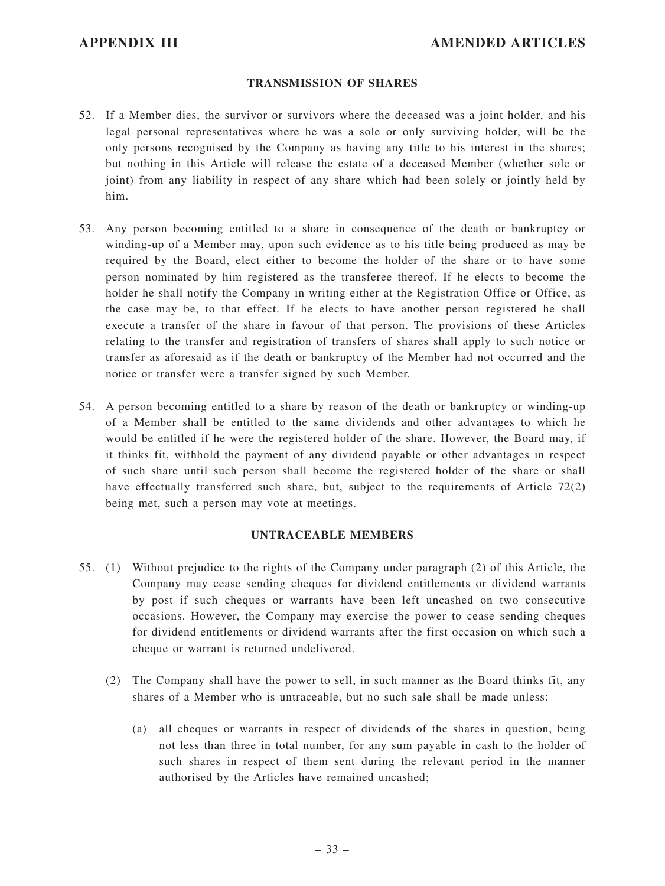### TRANSMISSION OF SHARES

52. If a Member dies, the survivor or survivors where the deceased was a joint holder, and his legal personal representatives where he was a sole or only surviving holder, will be the only persons recognised by the Company as having any title to his interest in the shares; but nothing in this Article will release the estate of a deceased Member (whether sole or joint) from any liability in respect of any share which had been solely or jointly held by him.

53. Any person becoming entitled to a share in consequence of the death or bankruptcy or winding-up of a Member may, upon such evidence as to his title being produced as may be required by the Board, elect either to become the holder of the share or to have some person nominated by him registered as the transferee thereof. If he elects to become the holder he shall notify the Company in writing either at the Registration Office or Office, as the case may be, to that effect. If he elects to have another person registered he shall execute a transfer of the share in favour of that person. The provisions of these Articles relating to the transfer and registration of transfers of shares shall apply to such notice or transfer as aforesaid as if the death or bankruptcy of the Member had not occurred and the notice or transfer were a transfer signed by such Member.

54. A person becoming entitled to a share by reason of the death or bankruptcy or winding-up of a Member shall be entitled to the same dividends and other advantages to which he would be entitled if he were the registered holder of the share. However, the Board may, if it thinks fit, withhold the payment of any dividend payable or other advantages in respect of such share until such person shall become the registered holder of the share or shall have effectually transferred such share, but, subject to the requirements of Article 72(2) being met, such a person may vote at meetings.

### UNTRACEABLE MEMBERS

55. (1) Without prejudice to the rights of the Company under paragraph (2) of this Article, the Company may cease sending cheques for dividend entitlements or dividend warrants by post if such cheques or warrants have been left uncashed on two consecutive occasions. However, the Company may exercise the power to cease sending cheques for dividend entitlements or dividend warrants after the first occasion on which such a cheque or warrant is returned undelivered.

    (2) The Company shall have the power to sell, in such manner as the Board thinks fit, any shares of a Member who is untraceable, but no such sale shall be made unless:

    (a) all cheques or warrants in respect of dividends of the shares in question, being not less than three in total number, for any sum payable in cash to the holder of such shares in respect of them sent during the relevant period in the manner authorised by the Articles have remained uncashed;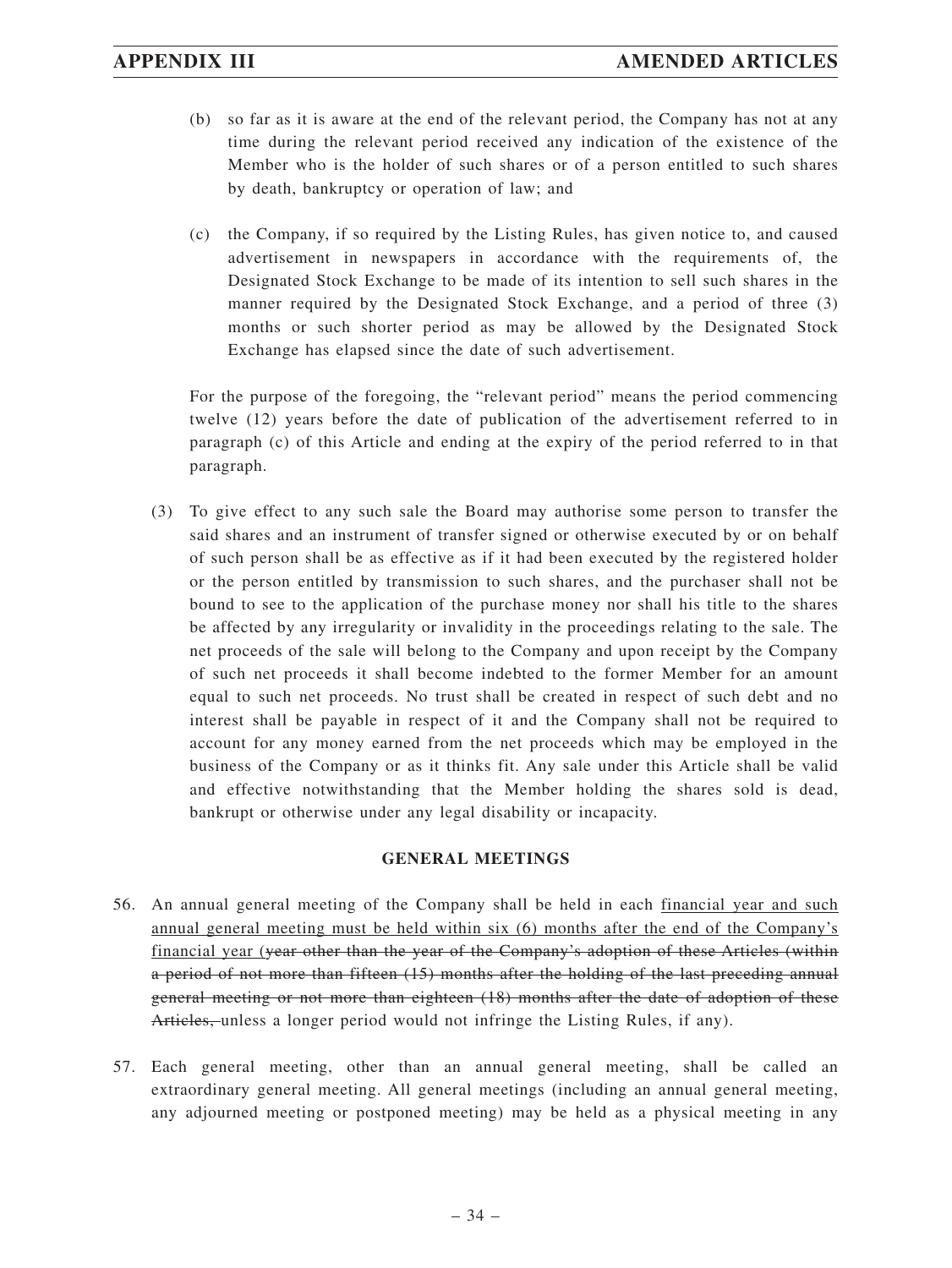(b) so far as it is aware at the end of the relevant period, the Company has not at any time during the relevant period received any indication of the existence of the Member who is the holder of such shares or of a person entitled to such shares by death, bankruptcy or operation of law; and

(c) the Company, if so required by the Listing Rules, has given notice to, and caused advertisement in newspapers in accordance with the requirements of, the Designated Stock Exchange to be made of its intention to sell such shares in the manner required by the Designated Stock Exchange, and a period of three (3) months or such shorter period as may be allowed by the Designated Stock Exchange has elapsed since the date of such advertisement.

For the purpose of the foregoing, the "relevant period" means the period commencing twelve (12) years before the date of publication of the advertisement referred to in paragraph (c) of this Article and ending at the expiry of the period referred to in that paragraph.

(3) To give effect to any such sale the Board may authorise some person to transfer the said shares and an instrument of transfer signed or otherwise executed by or on behalf of such person shall be as effective as if it had been executed by the registered holder or the person entitled by transmission to such shares, and the purchaser shall not be bound to see to the application of the purchase money nor shall his title to the shares be affected by any irregularity or invalidity in the proceedings relating to the sale. The net proceeds of the sale will belong to the Company and upon receipt by the Company of such net proceeds it shall become indebted to the former Member for an amount equal to such net proceeds. No trust shall be created in respect of such debt and no interest shall be payable in respect of it and the Company shall not be required to account for any money earned from the net proceeds which may be employed in the business of the Company or as it thinks fit. Any sale under this Article shall be valid and effective notwithstanding that the Member holding the shares sold is dead, bankrupt or otherwise under any legal disability or incapacity.

**GENERAL MEETINGS**

56. An annual general meeting of the Company shall be held in each <u>financial year and such annual general meeting must be held within six (6) months after the end of the Company's financial year</u> (~~year other than the year of the Company's adoption of these Articles (within a period of not more than fifteen (15) months after the holding of the last preceding annual general meeting or not more than eighteen (18) months after the date of adoption of these Articles,~~ unless a longer period would not infringe the Listing Rules, if any).

57. Each general meeting, other than an annual general meeting, shall be called an extraordinary general meeting. All general meetings (including an annual general meeting, any adjourned meeting or postponed meeting) may be held as a physical meeting in any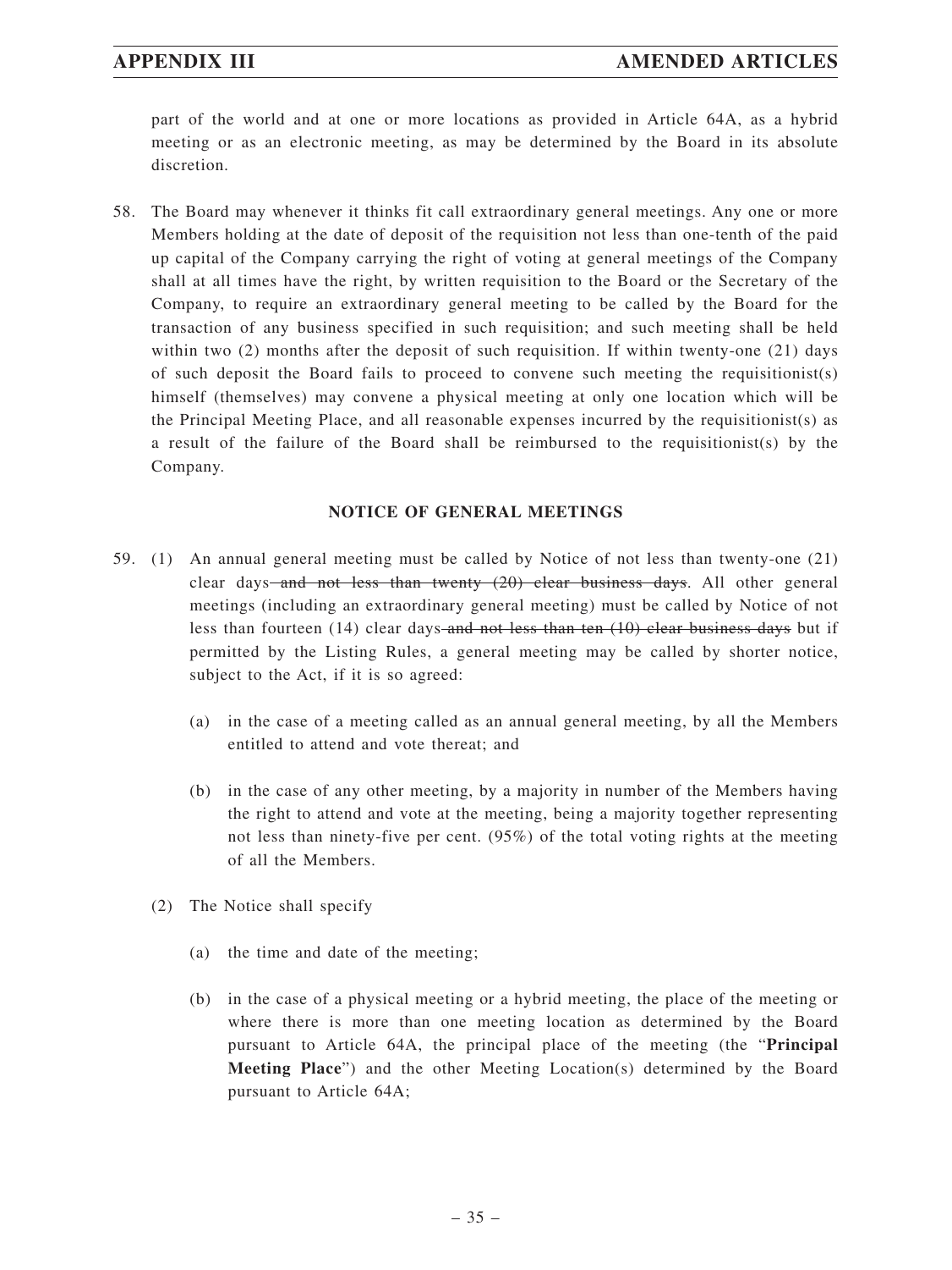part of the world and at one or more locations as provided in Article 64A, as a hybrid meeting or as an electronic meeting, as may be determined by the Board in its absolute discretion.

58. The Board may whenever it thinks fit call extraordinary general meetings. Any one or more Members holding at the date of deposit of the requisition not less than one-tenth of the paid up capital of the Company carrying the right of voting at general meetings of the Company shall at all times have the right, by written requisition to the Board or the Secretary of the Company, to require an extraordinary general meeting to be called by the Board for the transaction of any business specified in such requisition; and such meeting shall be held within two (2) months after the deposit of such requisition. If within twenty-one (21) days of such deposit the Board fails to proceed to convene such meeting the requisitionist(s) himself (themselves) may convene a physical meeting at only one location which will be the Principal Meeting Place, and all reasonable expenses incurred by the requisitionist(s) as a result of the failure of the Board shall be reimbursed to the requisitionist(s) by the Company.

## NOTICE OF GENERAL MEETINGS

59. (1) An annual general meeting must be called by Notice of not less than twenty-one (21) clear days ~~and not less than twenty (20) clear business days~~. All other general meetings (including an extraordinary general meeting) must be called by Notice of not less than fourteen (14) clear days ~~and not less than ten (10) clear business days~~ but if permitted by the Listing Rules, a general meeting may be called by shorter notice, subject to the Act, if it is so agreed:

    (a) in the case of a meeting called as an annual general meeting, by all the Members entitled to attend and vote thereat; and

    (b) in the case of any other meeting, by a majority in number of the Members having the right to attend and vote at the meeting, being a majority together representing not less than ninety-five per cent. (95%) of the total voting rights at the meeting of all the Members.

    (2) The Notice shall specify

    (a) the time and date of the meeting;

    (b) in the case of a physical meeting or a hybrid meeting, the place of the meeting or where there is more than one meeting location as determined by the Board pursuant to Article 64A, the principal place of the meeting (the "**Principal Meeting Place**") and the other Meeting Location(s) determined by the Board pursuant to Article 64A;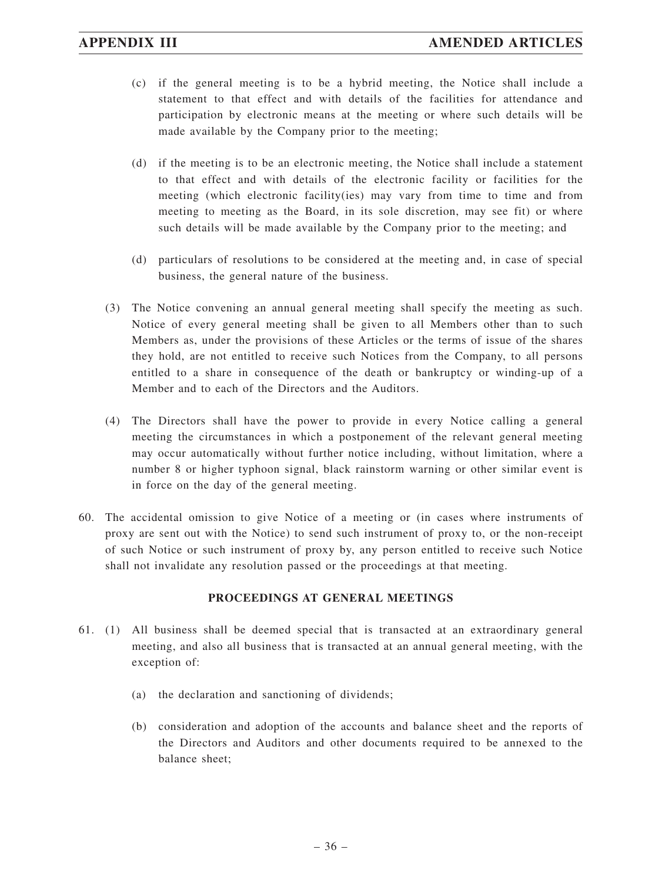(c) if the general meeting is to be a hybrid meeting, the Notice shall include a statement to that effect and with details of the facilities for attendance and participation by electronic means at the meeting or where such details will be made available by the Company prior to the meeting;

(d) if the meeting is to be an electronic meeting, the Notice shall include a statement to that effect and with details of the electronic facility or facilities for the meeting (which electronic facility(ies) may vary from time to time and from meeting to meeting as the Board, in its sole discretion, may see fit) or where such details will be made available by the Company prior to the meeting; and

(d) particulars of resolutions to be considered at the meeting and, in case of special business, the general nature of the business.

(3) The Notice convening an annual general meeting shall specify the meeting as such. Notice of every general meeting shall be given to all Members other than to such Members as, under the provisions of these Articles or the terms of issue of the shares they hold, are not entitled to receive such Notices from the Company, to all persons entitled to a share in consequence of the death or bankruptcy or winding-up of a Member and to each of the Directors and the Auditors.

(4) The Directors shall have the power to provide in every Notice calling a general meeting the circumstances in which a postponement of the relevant general meeting may occur automatically without further notice including, without limitation, where a number 8 or higher typhoon signal, black rainstorm warning or other similar event is in force on the day of the general meeting.

60. The accidental omission to give Notice of a meeting or (in cases where instruments of proxy are sent out with the Notice) to send such instrument of proxy to, or the non-receipt of such Notice or such instrument of proxy by, any person entitled to receive such Notice shall not invalidate any resolution passed or the proceedings at that meeting.

## PROCEEDINGS AT GENERAL MEETINGS

61. (1) All business shall be deemed special that is transacted at an extraordinary general meeting, and also all business that is transacted at an annual general meeting, with the exception of:

(a) the declaration and sanctioning of dividends;

(b) consideration and adoption of the accounts and balance sheet and the reports of the Directors and Auditors and other documents required to be annexed to the balance sheet;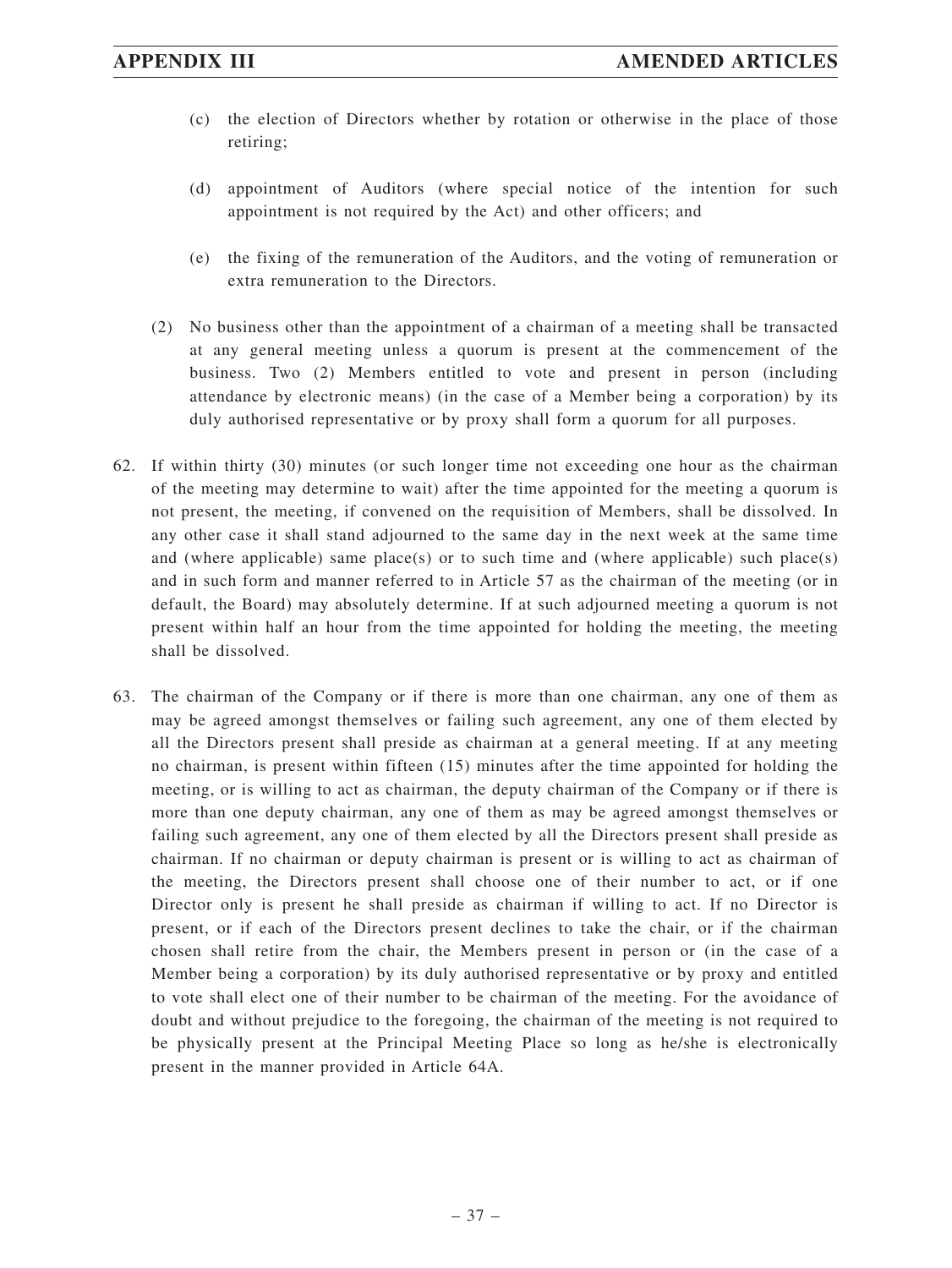(c) the election of Directors whether by rotation or otherwise in the place of those retiring;

(d) appointment of Auditors (where special notice of the intention for such appointment is not required by the Act) and other officers; and

(e) the fixing of the remuneration of the Auditors, and the voting of remuneration or extra remuneration to the Directors.

(2) No business other than the appointment of a chairman of a meeting shall be transacted at any general meeting unless a quorum is present at the commencement of the business. Two (2) Members entitled to vote and present in person (including attendance by electronic means) (in the case of a Member being a corporation) by its duly authorised representative or by proxy shall form a quorum for all purposes.

62. If within thirty (30) minutes (or such longer time not exceeding one hour as the chairman of the meeting may determine to wait) after the time appointed for the meeting a quorum is not present, the meeting, if convened on the requisition of Members, shall be dissolved. In any other case it shall stand adjourned to the same day in the next week at the same time and (where applicable) same place(s) or to such time and (where applicable) such place(s) and in such form and manner referred to in Article 57 as the chairman of the meeting (or in default, the Board) may absolutely determine. If at such adjourned meeting a quorum is not present within half an hour from the time appointed for holding the meeting, the meeting shall be dissolved.

63. The chairman of the Company or if there is more than one chairman, any one of them as may be agreed amongst themselves or failing such agreement, any one of them elected by all the Directors present shall preside as chairman at a general meeting. If at any meeting no chairman, is present within fifteen (15) minutes after the time appointed for holding the meeting, or is willing to act as chairman, the deputy chairman of the Company or if there is more than one deputy chairman, any one of them as may be agreed amongst themselves or failing such agreement, any one of them elected by all the Directors present shall preside as chairman. If no chairman or deputy chairman is present or is willing to act as chairman of the meeting, the Directors present shall choose one of their number to act, or if one Director only is present he shall preside as chairman if willing to act. If no Director is present, or if each of the Directors present declines to take the chair, or if the chairman chosen shall retire from the chair, the Members present in person or (in the case of a Member being a corporation) by its duly authorised representative or by proxy and entitled to vote shall elect one of their number to be chairman of the meeting. For the avoidance of doubt and without prejudice to the foregoing, the chairman of the meeting is not required to be physically present at the Principal Meeting Place so long as he/she is electronically present in the manner provided in Article 64A.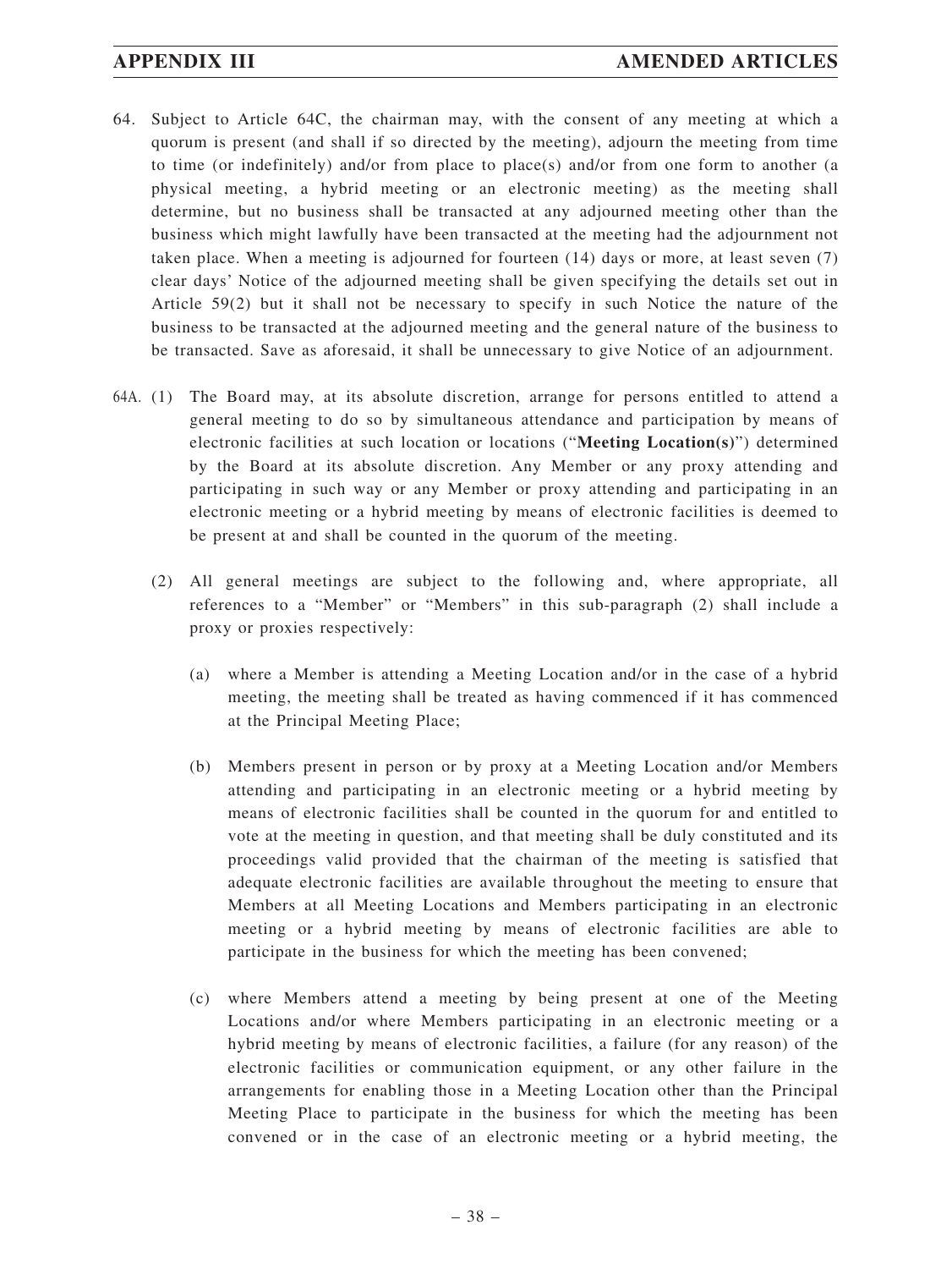64. Subject to Article 64C, the chairman may, with the consent of any meeting at which a quorum is present (and shall if so directed by the meeting), adjourn the meeting from time to time (or indefinitely) and/or from place to place(s) and/or from one form to another (a physical meeting, a hybrid meeting or an electronic meeting) as the meeting shall determine, but no business shall be transacted at any adjourned meeting other than the business which might lawfully have been transacted at the meeting had the adjournment not taken place. When a meeting is adjourned for fourteen (14) days or more, at least seven (7) clear days' Notice of the adjourned meeting shall be given specifying the details set out in Article 59(2) but it shall not be necessary to specify in such Notice the nature of the business to be transacted at the adjourned meeting and the general nature of the business to be transacted. Save as aforesaid, it shall be unnecessary to give Notice of an adjournment.

64A. (1) The Board may, at its absolute discretion, arrange for persons entitled to attend a general meeting to do so by simultaneous attendance and participation by means of electronic facilities at such location or locations ("**Meeting Location(s)**") determined by the Board at its absolute discretion. Any Member or any proxy attending and participating in such way or any Member or proxy attending and participating in an electronic meeting or a hybrid meeting by means of electronic facilities is deemed to be present at and shall be counted in the quorum of the meeting.

(2) All general meetings are subject to the following and, where appropriate, all references to a "Member" or "Members" in this sub-paragraph (2) shall include a proxy or proxies respectively:

(a) where a Member is attending a Meeting Location and/or in the case of a hybrid meeting, the meeting shall be treated as having commenced if it has commenced at the Principal Meeting Place;

(b) Members present in person or by proxy at a Meeting Location and/or Members attending and participating in an electronic meeting or a hybrid meeting by means of electronic facilities shall be counted in the quorum for and entitled to vote at the meeting in question, and that meeting shall be duly constituted and its proceedings valid provided that the chairman of the meeting is satisfied that adequate electronic facilities are available throughout the meeting to ensure that Members at all Meeting Locations and Members participating in an electronic meeting or a hybrid meeting by means of electronic facilities are able to participate in the business for which the meeting has been convened;

(c) where Members attend a meeting by being present at one of the Meeting Locations and/or where Members participating in an electronic meeting or a hybrid meeting by means of electronic facilities, a failure (for any reason) of the electronic facilities or communication equipment, or any other failure in the arrangements for enabling those in a Meeting Location other than the Principal Meeting Place to participate in the business for which the meeting has been convened or in the case of an electronic meeting or a hybrid meeting, the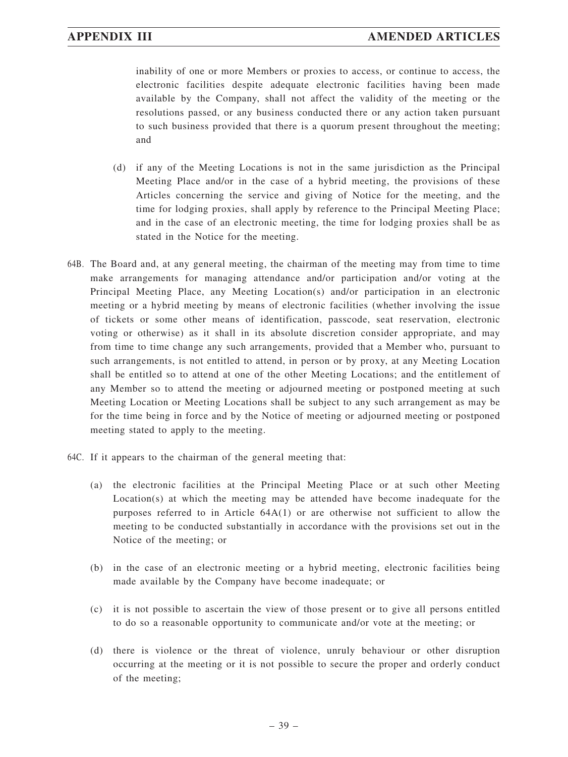inability of one or more Members or proxies to access, or continue to access, the electronic facilities despite adequate electronic facilities having been made available by the Company, shall not affect the validity of the meeting or the resolutions passed, or any business conducted there or any action taken pursuant to such business provided that there is a quorum present throughout the meeting; and

(d) if any of the Meeting Locations is not in the same jurisdiction as the Principal Meeting Place and/or in the case of a hybrid meeting, the provisions of these Articles concerning the service and giving of Notice for the meeting, and the time for lodging proxies, shall apply by reference to the Principal Meeting Place; and in the case of an electronic meeting, the time for lodging proxies shall be as stated in the Notice for the meeting.

64B. The Board and, at any general meeting, the chairman of the meeting may from time to time make arrangements for managing attendance and/or participation and/or voting at the Principal Meeting Place, any Meeting Location(s) and/or participation in an electronic meeting or a hybrid meeting by means of electronic facilities (whether involving the issue of tickets or some other means of identification, passcode, seat reservation, electronic voting or otherwise) as it shall in its absolute discretion consider appropriate, and may from time to time change any such arrangements, provided that a Member who, pursuant to such arrangements, is not entitled to attend, in person or by proxy, at any Meeting Location shall be entitled so to attend at one of the other Meeting Locations; and the entitlement of any Member so to attend the meeting or adjourned meeting or postponed meeting at such Meeting Location or Meeting Locations shall be subject to any such arrangement as may be for the time being in force and by the Notice of meeting or adjourned meeting or postponed meeting stated to apply to the meeting.

64C. If it appears to the chairman of the general meeting that:

(a) the electronic facilities at the Principal Meeting Place or at such other Meeting Location(s) at which the meeting may be attended have become inadequate for the purposes referred to in Article 64A(1) or are otherwise not sufficient to allow the meeting to be conducted substantially in accordance with the provisions set out in the Notice of the meeting; or

(b) in the case of an electronic meeting or a hybrid meeting, electronic facilities being made available by the Company have become inadequate; or

(c) it is not possible to ascertain the view of those present or to give all persons entitled to do so a reasonable opportunity to communicate and/or vote at the meeting; or

(d) there is violence or the threat of violence, unruly behaviour or other disruption occurring at the meeting or it is not possible to secure the proper and orderly conduct of the meeting;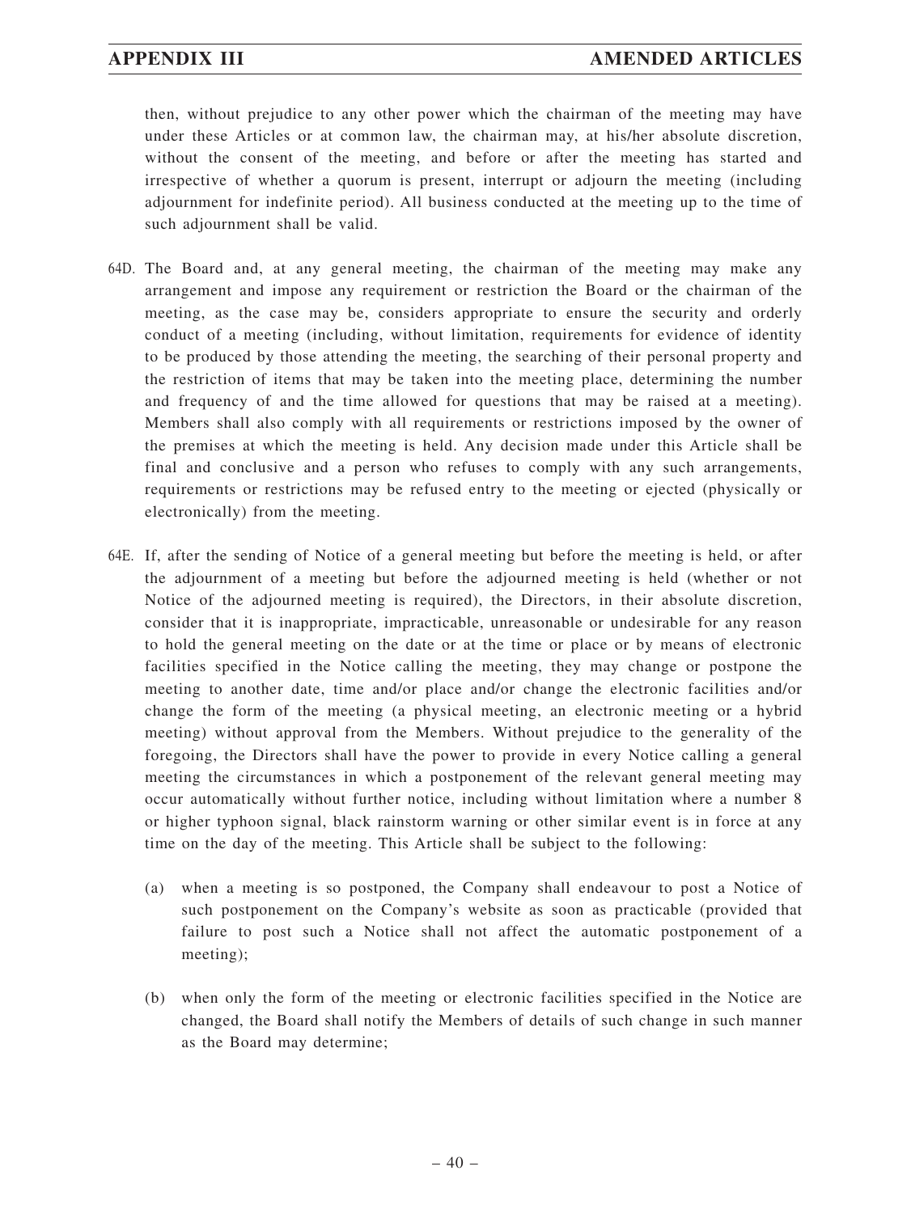then, without prejudice to any other power which the chairman of the meeting may have under these Articles or at common law, the chairman may, at his/her absolute discretion, without the consent of the meeting, and before or after the meeting has started and irrespective of whether a quorum is present, interrupt or adjourn the meeting (including adjournment for indefinite period). All business conducted at the meeting up to the time of such adjournment shall be valid.

64D. The Board and, at any general meeting, the chairman of the meeting may make any arrangement and impose any requirement or restriction the Board or the chairman of the meeting, as the case may be, considers appropriate to ensure the security and orderly conduct of a meeting (including, without limitation, requirements for evidence of identity to be produced by those attending the meeting, the searching of their personal property and the restriction of items that may be taken into the meeting place, determining the number and frequency of and the time allowed for questions that may be raised at a meeting). Members shall also comply with all requirements or restrictions imposed by the owner of the premises at which the meeting is held. Any decision made under this Article shall be final and conclusive and a person who refuses to comply with any such arrangements, requirements or restrictions may be refused entry to the meeting or ejected (physically or electronically) from the meeting.

64E. If, after the sending of Notice of a general meeting but before the meeting is held, or after the adjournment of a meeting but before the adjourned meeting is held (whether or not Notice of the adjourned meeting is required), the Directors, in their absolute discretion, consider that it is inappropriate, impracticable, unreasonable or undesirable for any reason to hold the general meeting on the date or at the time or place or by means of electronic facilities specified in the Notice calling the meeting, they may change or postpone the meeting to another date, time and/or place and/or change the electronic facilities and/or change the form of the meeting (a physical meeting, an electronic meeting or a hybrid meeting) without approval from the Members. Without prejudice to the generality of the foregoing, the Directors shall have the power to provide in every Notice calling a general meeting the circumstances in which a postponement of the relevant general meeting may occur automatically without further notice, including without limitation where a number 8 or higher typhoon signal, black rainstorm warning or other similar event is in force at any time on the day of the meeting. This Article shall be subject to the following:

(a) when a meeting is so postponed, the Company shall endeavour to post a Notice of such postponement on the Company's website as soon as practicable (provided that failure to post such a Notice shall not affect the automatic postponement of a meeting);

(b) when only the form of the meeting or electronic facilities specified in the Notice are changed, the Board shall notify the Members of details of such change in such manner as the Board may determine;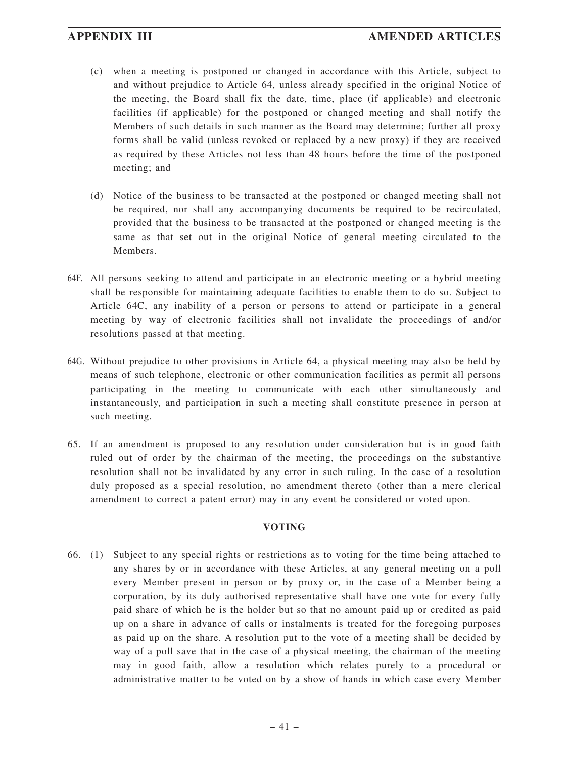(c) when a meeting is postponed or changed in accordance with this Article, subject to and without prejudice to Article 64, unless already specified in the original Notice of the meeting, the Board shall fix the date, time, place (if applicable) and electronic facilities (if applicable) for the postponed or changed meeting and shall notify the Members of such details in such manner as the Board may determine; further all proxy forms shall be valid (unless revoked or replaced by a new proxy) if they are received as required by these Articles not less than 48 hours before the time of the postponed meeting; and

(d) Notice of the business to be transacted at the postponed or changed meeting shall not be required, nor shall any accompanying documents be required to be recirculated, provided that the business to be transacted at the postponed or changed meeting is the same as that set out in the original Notice of general meeting circulated to the Members.

64F. All persons seeking to attend and participate in an electronic meeting or a hybrid meeting shall be responsible for maintaining adequate facilities to enable them to do so. Subject to Article 64C, any inability of a person or persons to attend or participate in a general meeting by way of electronic facilities shall not invalidate the proceedings of and/or resolutions passed at that meeting.

64G. Without prejudice to other provisions in Article 64, a physical meeting may also be held by means of such telephone, electronic or other communication facilities as permit all persons participating in the meeting to communicate with each other simultaneously and instantaneously, and participation in such a meeting shall constitute presence in person at such meeting.

65. If an amendment is proposed to any resolution under consideration but is in good faith ruled out of order by the chairman of the meeting, the proceedings on the substantive resolution shall not be invalidated by any error in such ruling. In the case of a resolution duly proposed as a special resolution, no amendment thereto (other than a mere clerical amendment to correct a patent error) may in any event be considered or voted upon.

**VOTING**

66. (1) Subject to any special rights or restrictions as to voting for the time being attached to any shares by or in accordance with these Articles, at any general meeting on a poll every Member present in person or by proxy or, in the case of a Member being a corporation, by its duly authorised representative shall have one vote for every fully paid share of which he is the holder but so that no amount paid up or credited as paid up on a share in advance of calls or instalments is treated for the foregoing purposes as paid up on the share. A resolution put to the vote of a meeting shall be decided by way of a poll save that in the case of a physical meeting, the chairman of the meeting may in good faith, allow a resolution which relates purely to a procedural or administrative matter to be voted on by a show of hands in which case every Member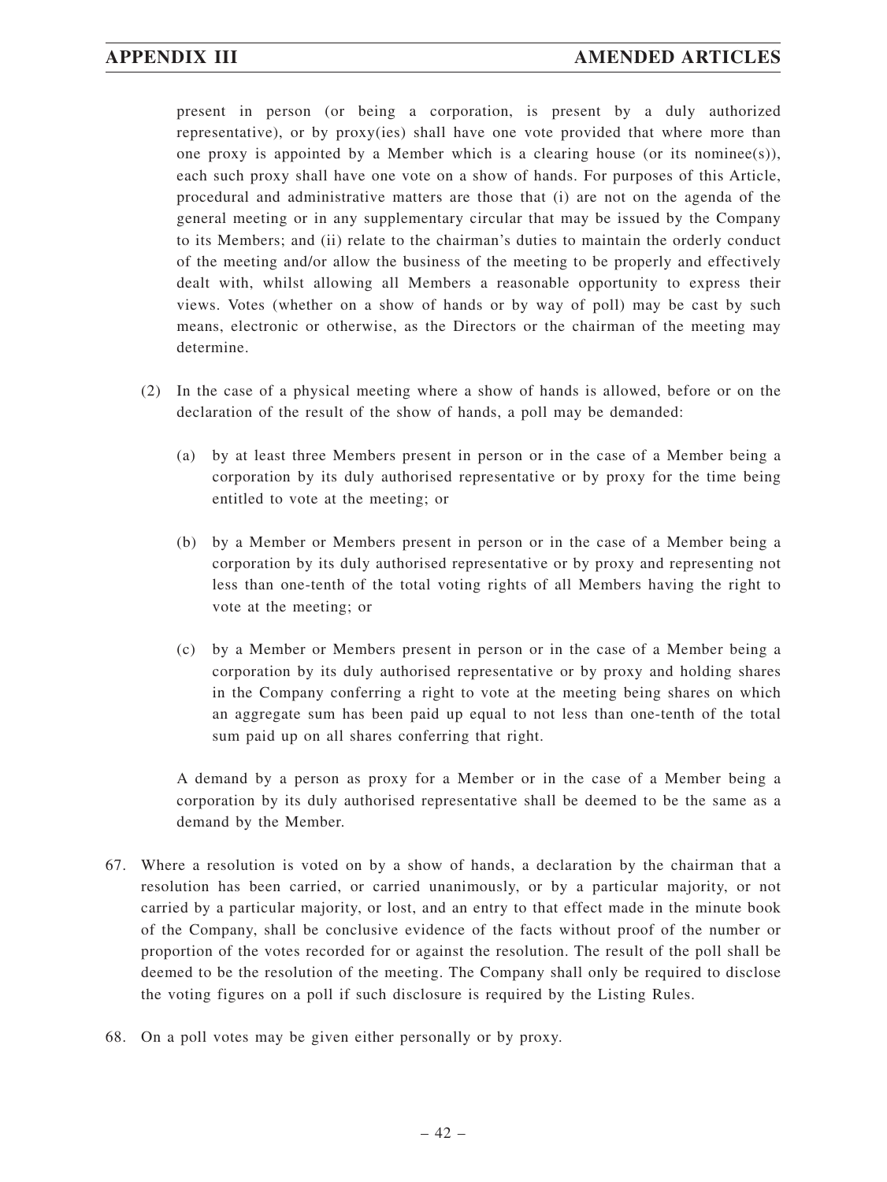present in person (or being a corporation, is present by a duly authorized representative), or by proxy(ies) shall have one vote provided that where more than one proxy is appointed by a Member which is a clearing house (or its nominee(s)), each such proxy shall have one vote on a show of hands. For purposes of this Article, procedural and administrative matters are those that (i) are not on the agenda of the general meeting or in any supplementary circular that may be issued by the Company to its Members; and (ii) relate to the chairman's duties to maintain the orderly conduct of the meeting and/or allow the business of the meeting to be properly and effectively dealt with, whilst allowing all Members a reasonable opportunity to express their views. Votes (whether on a show of hands or by way of poll) may be cast by such means, electronic or otherwise, as the Directors or the chairman of the meeting may determine.

(2) In the case of a physical meeting where a show of hands is allowed, before or on the declaration of the result of the show of hands, a poll may be demanded:

(a) by at least three Members present in person or in the case of a Member being a corporation by its duly authorised representative or by proxy for the time being entitled to vote at the meeting; or

(b) by a Member or Members present in person or in the case of a Member being a corporation by its duly authorised representative or by proxy and representing not less than one-tenth of the total voting rights of all Members having the right to vote at the meeting; or

(c) by a Member or Members present in person or in the case of a Member being a corporation by its duly authorised representative or by proxy and holding shares in the Company conferring a right to vote at the meeting being shares on which an aggregate sum has been paid up equal to not less than one-tenth of the total sum paid up on all shares conferring that right.

A demand by a person as proxy for a Member or in the case of a Member being a corporation by its duly authorised representative shall be deemed to be the same as a demand by the Member.

67. Where a resolution is voted on by a show of hands, a declaration by the chairman that a resolution has been carried, or carried unanimously, or by a particular majority, or not carried by a particular majority, or lost, and an entry to that effect made in the minute book of the Company, shall be conclusive evidence of the facts without proof of the number or proportion of the votes recorded for or against the resolution. The result of the poll shall be deemed to be the resolution of the meeting. The Company shall only be required to disclose the voting figures on a poll if such disclosure is required by the Listing Rules.

68. On a poll votes may be given either personally or by proxy.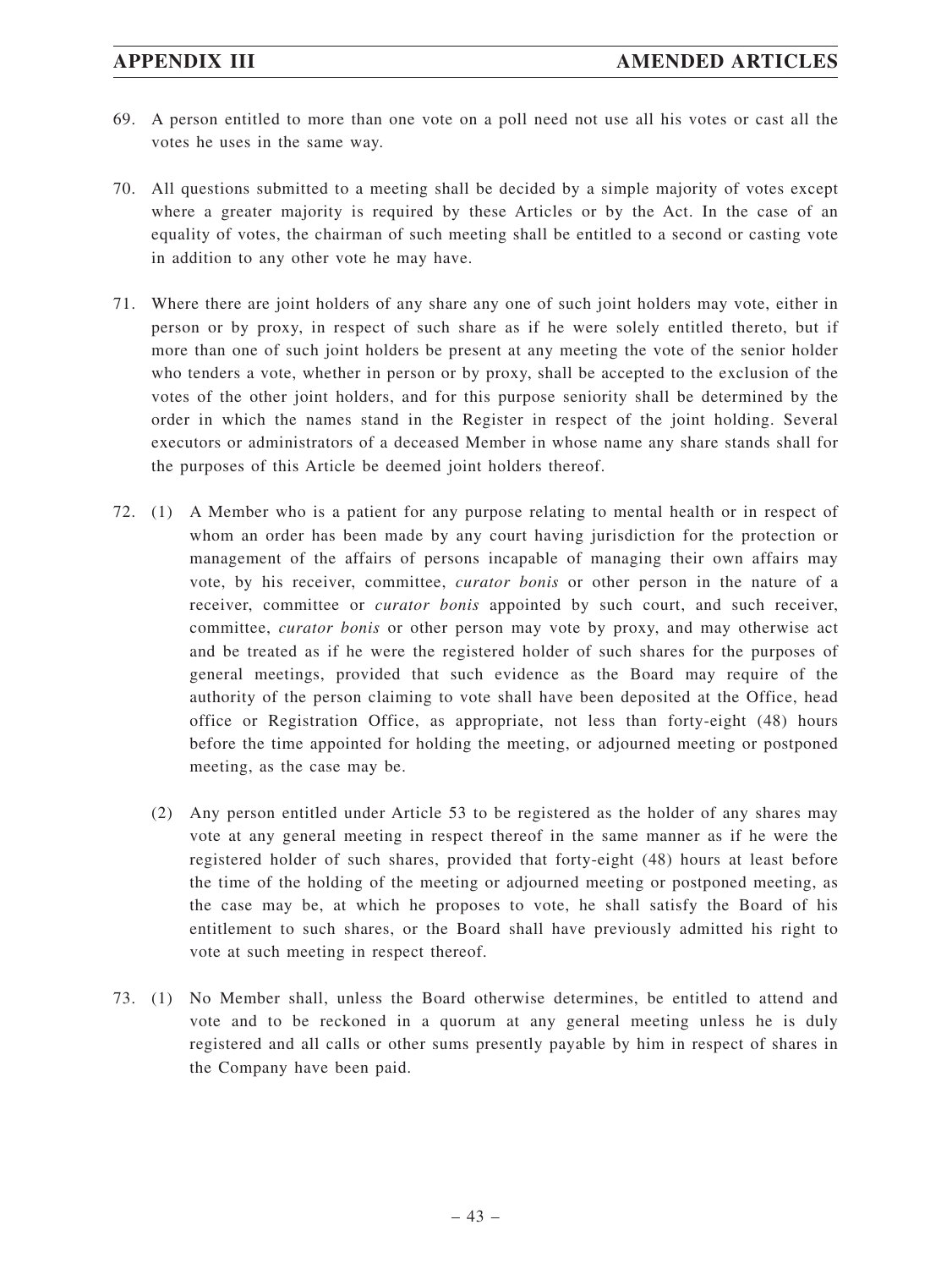69. A person entitled to more than one vote on a poll need not use all his votes or cast all the votes he uses in the same way.

70. All questions submitted to a meeting shall be decided by a simple majority of votes except where a greater majority is required by these Articles or by the Act. In the case of an equality of votes, the chairman of such meeting shall be entitled to a second or casting vote in addition to any other vote he may have.

71. Where there are joint holders of any share any one of such joint holders may vote, either in person or by proxy, in respect of such share as if he were solely entitled thereto, but if more than one of such joint holders be present at any meeting the vote of the senior holder who tenders a vote, whether in person or by proxy, shall be accepted to the exclusion of the votes of the other joint holders, and for this purpose seniority shall be determined by the order in which the names stand in the Register in respect of the joint holding. Several executors or administrators of a deceased Member in whose name any share stands shall for the purposes of this Article be deemed joint holders thereof.

72. (1) A Member who is a patient for any purpose relating to mental health or in respect of whom an order has been made by any court having jurisdiction for the protection or management of the affairs of persons incapable of managing their own affairs may vote, by his receiver, committee, *curator bonis* or other person in the nature of a receiver, committee or *curator bonis* appointed by such court, and such receiver, committee, *curator bonis* or other person may vote by proxy, and may otherwise act and be treated as if he were the registered holder of such shares for the purposes of general meetings, provided that such evidence as the Board may require of the authority of the person claiming to vote shall have been deposited at the Office, head office or Registration Office, as appropriate, not less than forty-eight (48) hours before the time appointed for holding the meeting, or adjourned meeting or postponed meeting, as the case may be.

    (2) Any person entitled under Article 53 to be registered as the holder of any shares may vote at any general meeting in respect thereof in the same manner as if he were the registered holder of such shares, provided that forty-eight (48) hours at least before the time of the holding of the meeting or adjourned meeting or postponed meeting, as the case may be, at which he proposes to vote, he shall satisfy the Board of his entitlement to such shares, or the Board shall have previously admitted his right to vote at such meeting in respect thereof.

73. (1) No Member shall, unless the Board otherwise determines, be entitled to attend and vote and to be reckoned in a quorum at any general meeting unless he is duly registered and all calls or other sums presently payable by him in respect of shares in the Company have been paid.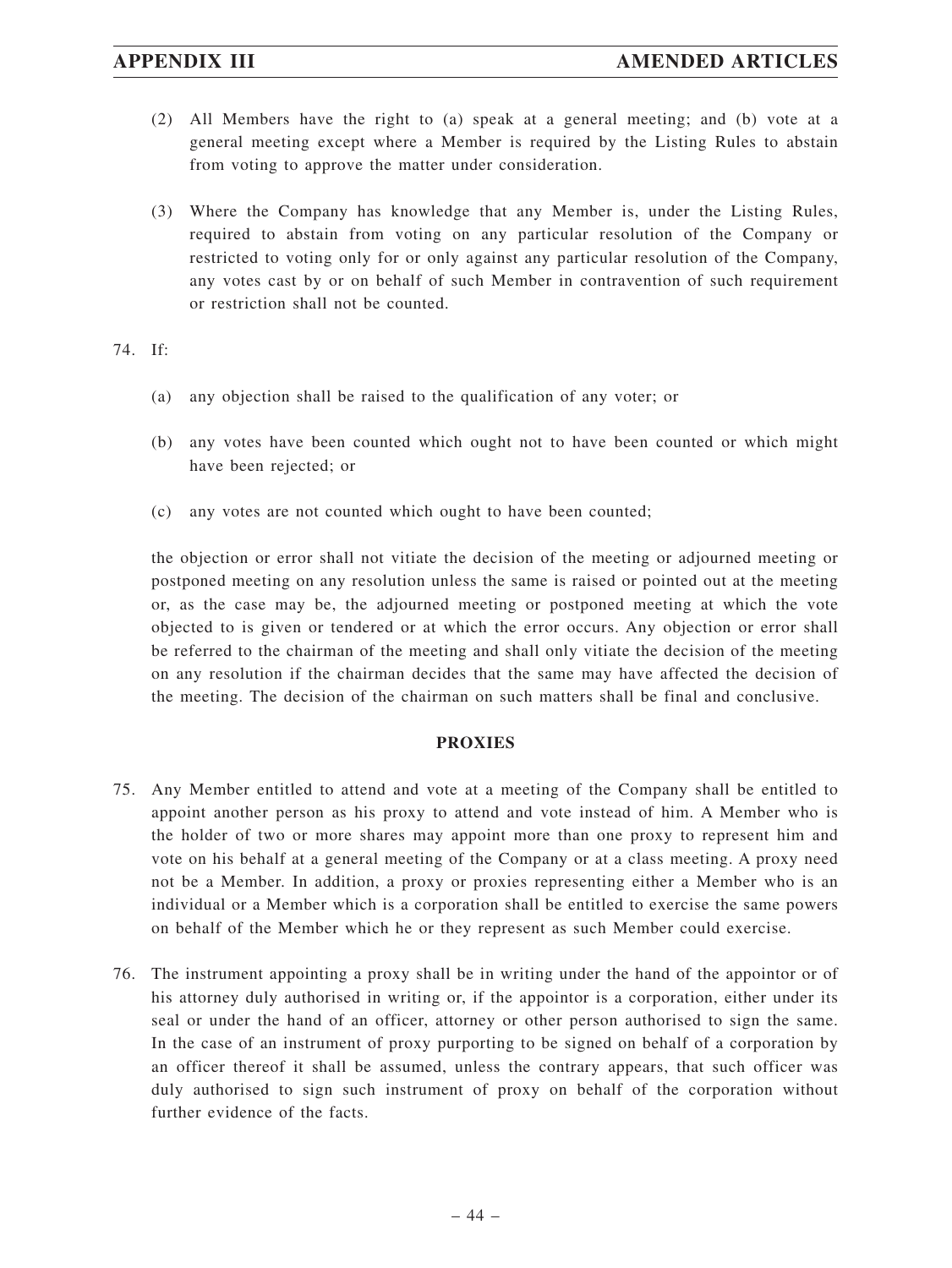(2) All Members have the right to (a) speak at a general meeting; and (b) vote at a general meeting except where a Member is required by the Listing Rules to abstain from voting to approve the matter under consideration.

(3) Where the Company has knowledge that any Member is, under the Listing Rules, required to abstain from voting on any particular resolution of the Company or restricted to voting only for or only against any particular resolution of the Company, any votes cast by or on behalf of such Member in contravention of such requirement or restriction shall not be counted.

74. If:

(a) any objection shall be raised to the qualification of any voter; or

(b) any votes have been counted which ought not to have been counted or which might have been rejected; or

(c) any votes are not counted which ought to have been counted;

the objection or error shall not vitiate the decision of the meeting or adjourned meeting or postponed meeting on any resolution unless the same is raised or pointed out at the meeting or, as the case may be, the adjourned meeting or postponed meeting at which the vote objected to is given or tendered or at which the error occurs. Any objection or error shall be referred to the chairman of the meeting and shall only vitiate the decision of the meeting on any resolution if the chairman decides that the same may have affected the decision of the meeting. The decision of the chairman on such matters shall be final and conclusive.

**PROXIES**

75. Any Member entitled to attend and vote at a meeting of the Company shall be entitled to appoint another person as his proxy to attend and vote instead of him. A Member who is the holder of two or more shares may appoint more than one proxy to represent him and vote on his behalf at a general meeting of the Company or at a class meeting. A proxy need not be a Member. In addition, a proxy or proxies representing either a Member who is an individual or a Member which is a corporation shall be entitled to exercise the same powers on behalf of the Member which he or they represent as such Member could exercise.

76. The instrument appointing a proxy shall be in writing under the hand of the appointor or of his attorney duly authorised in writing or, if the appointor is a corporation, either under its seal or under the hand of an officer, attorney or other person authorised to sign the same. In the case of an instrument of proxy purporting to be signed on behalf of a corporation by an officer thereof it shall be assumed, unless the contrary appears, that such officer was duly authorised to sign such instrument of proxy on behalf of the corporation without further evidence of the facts.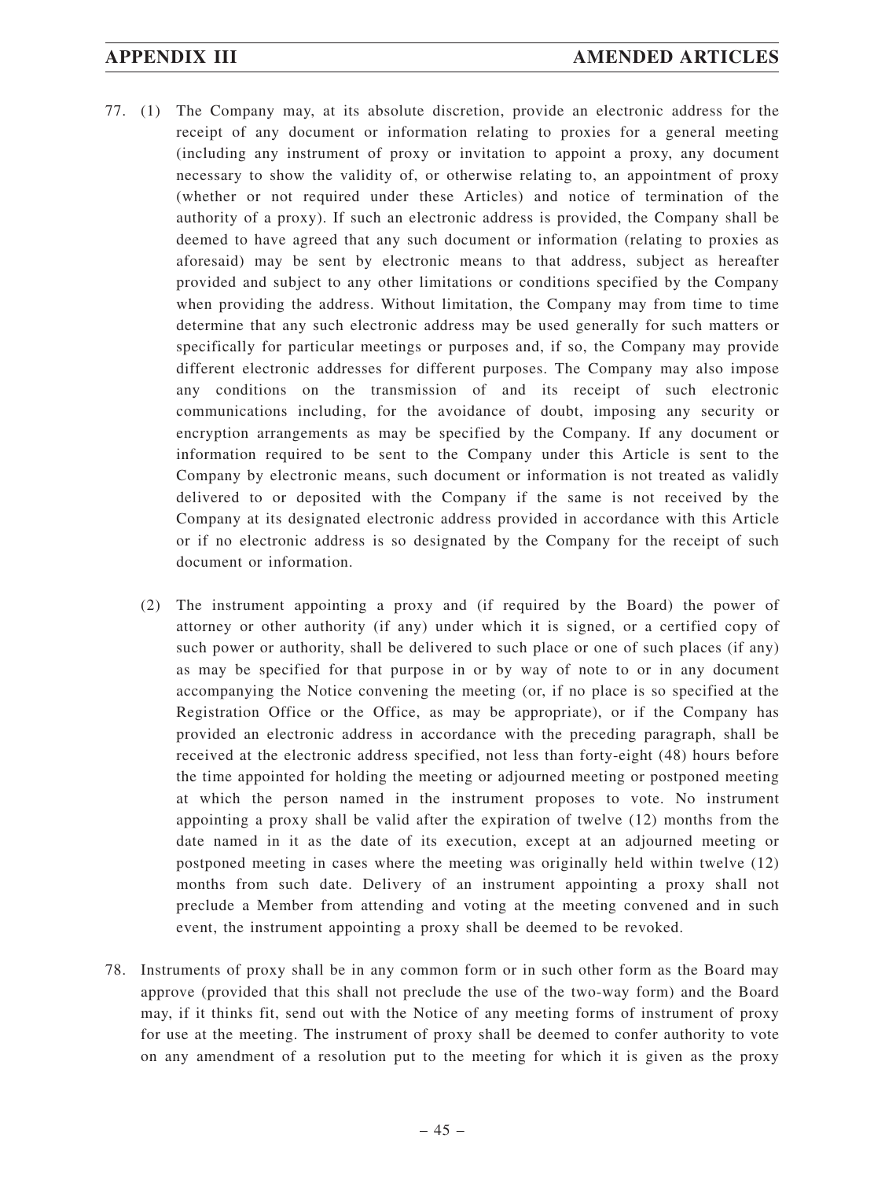77. (1) The Company may, at its absolute discretion, provide an electronic address for the receipt of any document or information relating to proxies for a general meeting (including any instrument of proxy or invitation to appoint a proxy, any document necessary to show the validity of, or otherwise relating to, an appointment of proxy (whether or not required under these Articles) and notice of termination of the authority of a proxy). If such an electronic address is provided, the Company shall be deemed to have agreed that any such document or information (relating to proxies as aforesaid) may be sent by electronic means to that address, subject as hereafter provided and subject to any other limitations or conditions specified by the Company when providing the address. Without limitation, the Company may from time to time determine that any such electronic address may be used generally for such matters or specifically for particular meetings or purposes and, if so, the Company may provide different electronic addresses for different purposes. The Company may also impose any conditions on the transmission of and its receipt of such electronic communications including, for the avoidance of doubt, imposing any security or encryption arrangements as may be specified by the Company. If any document or information required to be sent to the Company under this Article is sent to the Company by electronic means, such document or information is not treated as validly delivered to or deposited with the Company if the same is not received by the Company at its designated electronic address provided in accordance with this Article or if no electronic address is so designated by the Company for the receipt of such document or information.

    (2) The instrument appointing a proxy and (if required by the Board) the power of attorney or other authority (if any) under which it is signed, or a certified copy of such power or authority, shall be delivered to such place or one of such places (if any) as may be specified for that purpose in or by way of note to or in any document accompanying the Notice convening the meeting (or, if no place is so specified at the Registration Office or the Office, as may be appropriate), or if the Company has provided an electronic address in accordance with the preceding paragraph, shall be received at the electronic address specified, not less than forty-eight (48) hours before the time appointed for holding the meeting or adjourned meeting or postponed meeting at which the person named in the instrument proposes to vote. No instrument appointing a proxy shall be valid after the expiration of twelve (12) months from the date named in it as the date of its execution, except at an adjourned meeting or postponed meeting in cases where the meeting was originally held within twelve (12) months from such date. Delivery of an instrument appointing a proxy shall not preclude a Member from attending and voting at the meeting convened and in such event, the instrument appointing a proxy shall be deemed to be revoked.

78. Instruments of proxy shall be in any common form or in such other form as the Board may approve (provided that this shall not preclude the use of the two-way form) and the Board may, if it thinks fit, send out with the Notice of any meeting forms of instrument of proxy for use at the meeting. The instrument of proxy shall be deemed to confer authority to vote on any amendment of a resolution put to the meeting for which it is given as the proxy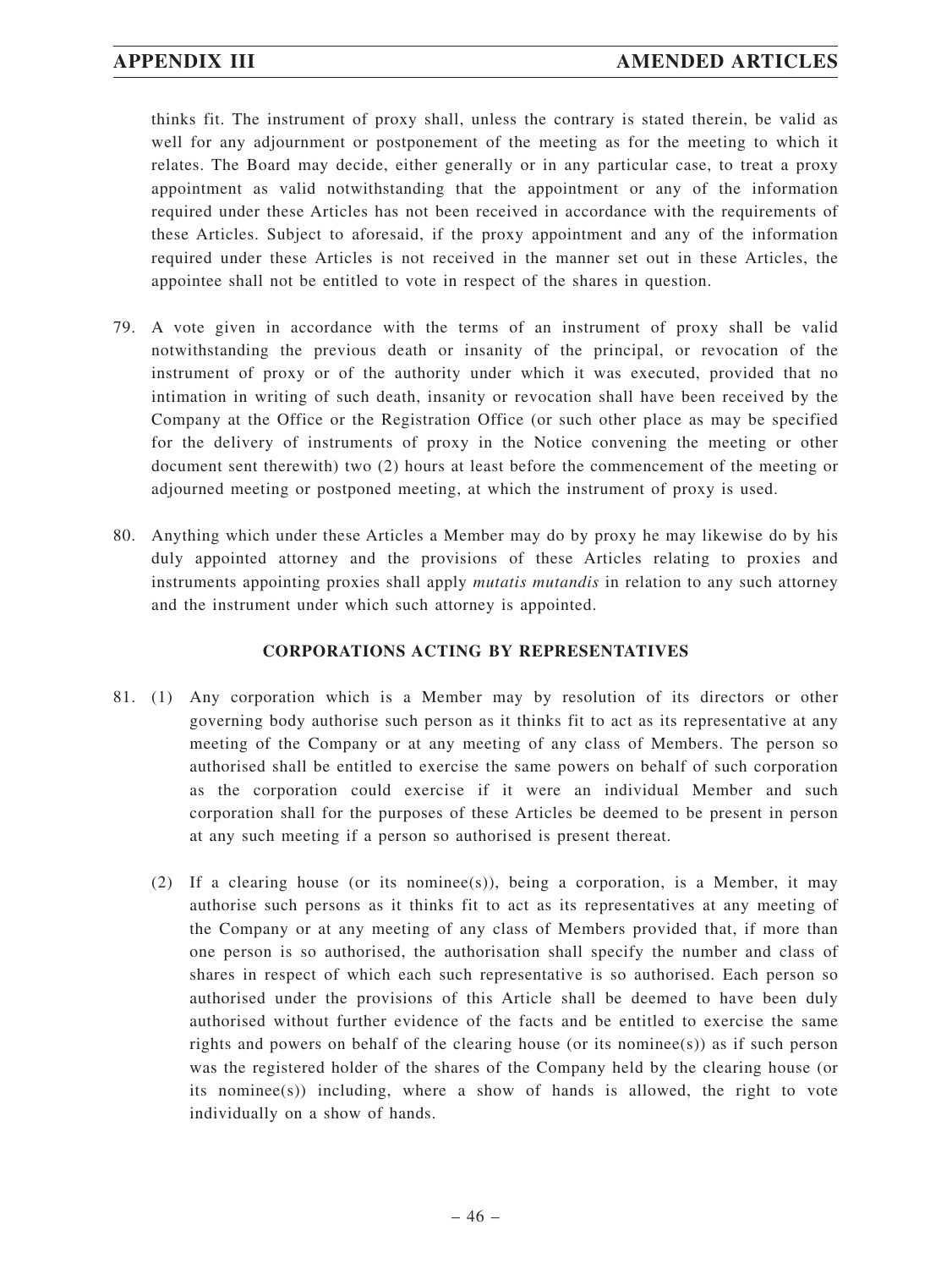thinks fit. The instrument of proxy shall, unless the contrary is stated therein, be valid as well for any adjournment or postponement of the meeting as for the meeting to which it relates. The Board may decide, either generally or in any particular case, to treat a proxy appointment as valid notwithstanding that the appointment or any of the information required under these Articles has not been received in accordance with the requirements of these Articles. Subject to aforesaid, if the proxy appointment and any of the information required under these Articles is not received in the manner set out in these Articles, the appointee shall not be entitled to vote in respect of the shares in question.

79. A vote given in accordance with the terms of an instrument of proxy shall be valid notwithstanding the previous death or insanity of the principal, or revocation of the instrument of proxy or of the authority under which it was executed, provided that no intimation in writing of such death, insanity or revocation shall have been received by the Company at the Office or the Registration Office (or such other place as may be specified for the delivery of instruments of proxy in the Notice convening the meeting or other document sent therewith) two (2) hours at least before the commencement of the meeting or adjourned meeting or postponed meeting, at which the instrument of proxy is used.

80. Anything which under these Articles a Member may do by proxy he may likewise do by his duly appointed attorney and the provisions of these Articles relating to proxies and instruments appointing proxies shall apply *mutatis mutandis* in relation to any such attorney and the instrument under which such attorney is appointed.

## CORPORATIONS ACTING BY REPRESENTATIVES

81. (1) Any corporation which is a Member may by resolution of its directors or other governing body authorise such person as it thinks fit to act as its representative at any meeting of the Company or at any meeting of any class of Members. The person so authorised shall be entitled to exercise the same powers on behalf of such corporation as the corporation could exercise if it were an individual Member and such corporation shall for the purposes of these Articles be deemed to be present in person at any such meeting if a person so authorised is present thereat.

    (2) If a clearing house (or its nominee(s)), being a corporation, is a Member, it may authorise such persons as it thinks fit to act as its representatives at any meeting of the Company or at any meeting of any class of Members provided that, if more than one person is so authorised, the authorisation shall specify the number and class of shares in respect of which each such representative is so authorised. Each person so authorised under the provisions of this Article shall be deemed to have been duly authorised without further evidence of the facts and be entitled to exercise the same rights and powers on behalf of the clearing house (or its nominee(s)) as if such person was the registered holder of the shares of the Company held by the clearing house (or its nominee(s)) including, where a show of hands is allowed, the right to vote individually on a show of hands.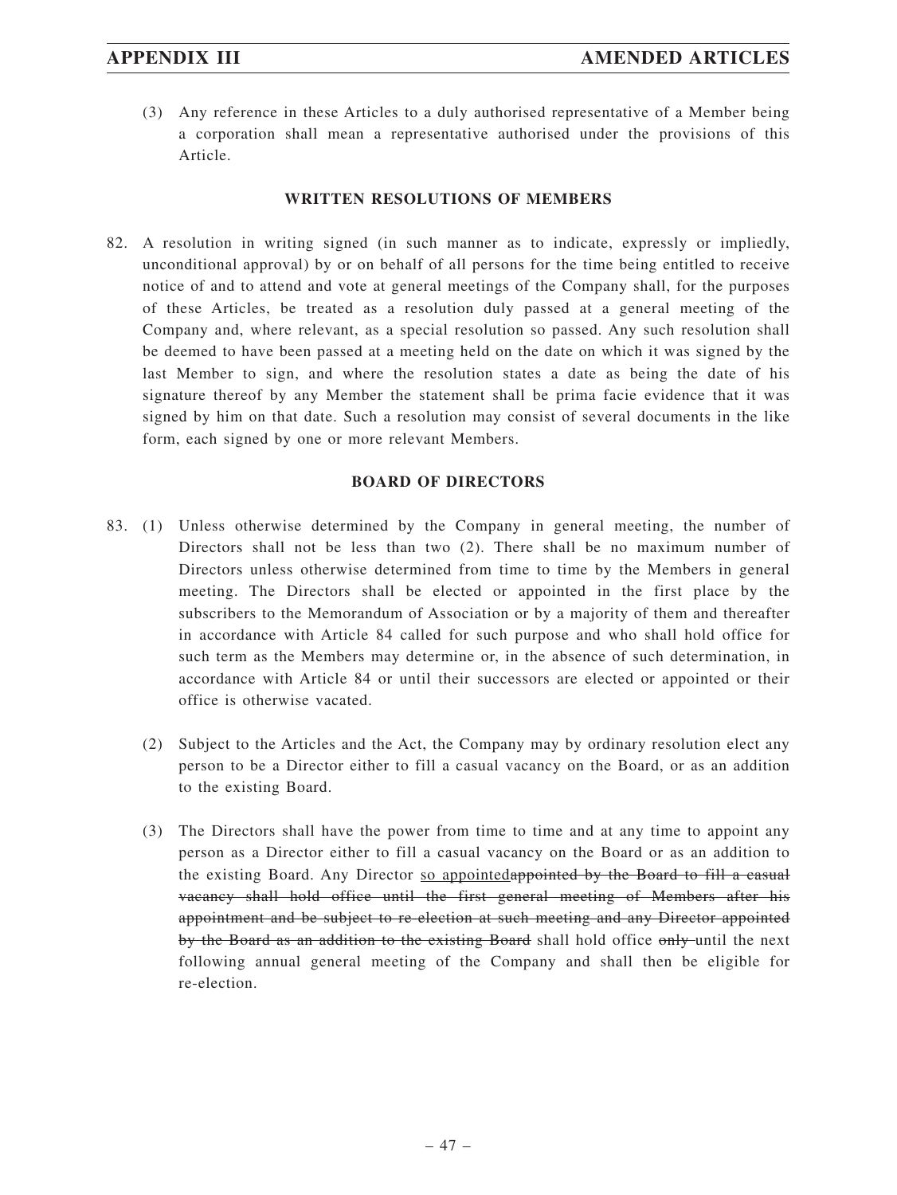(3) Any reference in these Articles to a duly authorised representative of a Member being a corporation shall mean a representative authorised under the provisions of this Article.

## WRITTEN RESOLUTIONS OF MEMBERS

82. A resolution in writing signed (in such manner as to indicate, expressly or impliedly, unconditional approval) by or on behalf of all persons for the time being entitled to receive notice of and to attend and vote at general meetings of the Company shall, for the purposes of these Articles, be treated as a resolution duly passed at a general meeting of the Company and, where relevant, as a special resolution so passed. Any such resolution shall be deemed to have been passed at a meeting held on the date on which it was signed by the last Member to sign, and where the resolution states a date as being the date of his signature thereof by any Member the statement shall be prima facie evidence that it was signed by him on that date. Such a resolution may consist of several documents in the like form, each signed by one or more relevant Members.

## BOARD OF DIRECTORS

83. (1) Unless otherwise determined by the Company in general meeting, the number of Directors shall not be less than two (2). There shall be no maximum number of Directors unless otherwise determined from time to time by the Members in general meeting. The Directors shall be elected or appointed in the first place by the subscribers to the Memorandum of Association or by a majority of them and thereafter in accordance with Article 84 called for such purpose and who shall hold office for such term as the Members may determine or, in the absence of such determination, in accordance with Article 84 or until their successors are elected or appointed or their office is otherwise vacated.

(2) Subject to the Articles and the Act, the Company may by ordinary resolution elect any person to be a Director either to fill a casual vacancy on the Board, or as an addition to the existing Board.

(3) The Directors shall have the power from time to time and at any time to appoint any person as a Director either to fill a casual vacancy on the Board or as an addition to the existing Board. Any Director <u>so appointed</u>~~appointed by the Board to fill a casual vacancy shall hold office until the first general meeting of Members after his appointment and be subject to re-election at such meeting and any Director appointed by the Board as an addition to the existing Board~~ shall hold office ~~only~~ until the next following annual general meeting of the Company and shall then be eligible for re-election.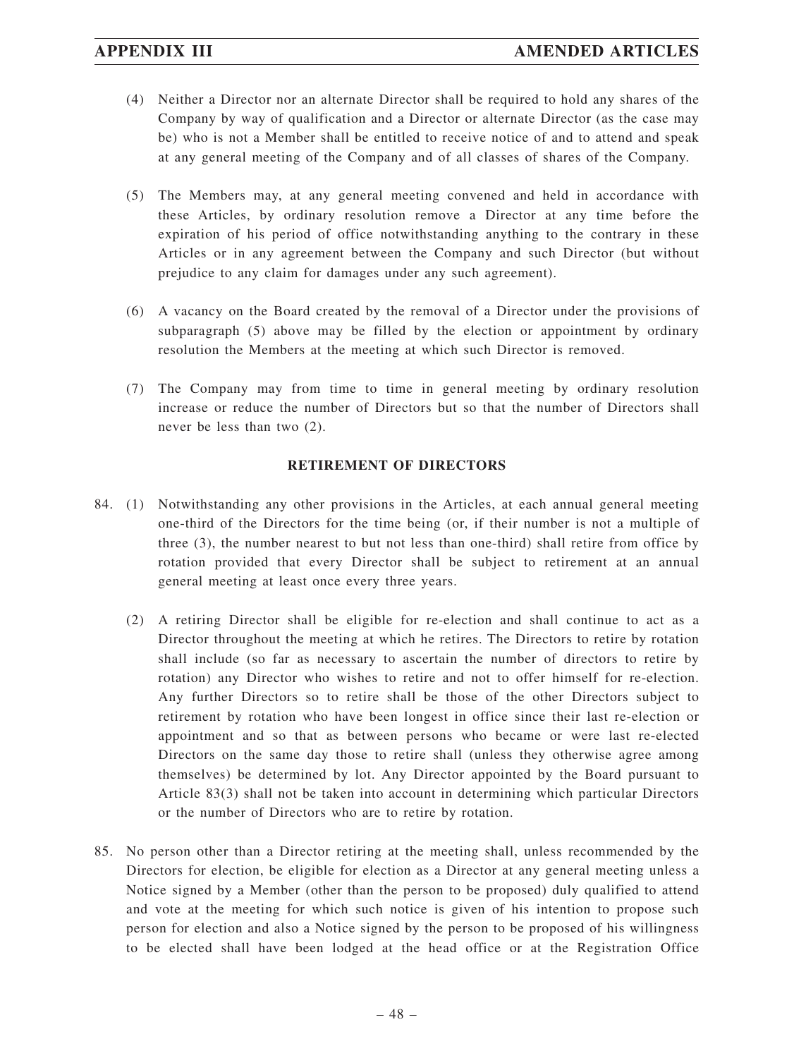(4) Neither a Director nor an alternate Director shall be required to hold any shares of the Company by way of qualification and a Director or alternate Director (as the case may be) who is not a Member shall be entitled to receive notice of and to attend and speak at any general meeting of the Company and of all classes of shares of the Company.

(5) The Members may, at any general meeting convened and held in accordance with these Articles, by ordinary resolution remove a Director at any time before the expiration of his period of office notwithstanding anything to the contrary in these Articles or in any agreement between the Company and such Director (but without prejudice to any claim for damages under any such agreement).

(6) A vacancy on the Board created by the removal of a Director under the provisions of subparagraph (5) above may be filled by the election or appointment by ordinary resolution the Members at the meeting at which such Director is removed.

(7) The Company may from time to time in general meeting by ordinary resolution increase or reduce the number of Directors but so that the number of Directors shall never be less than two (2).

## RETIREMENT OF DIRECTORS

84. (1) Notwithstanding any other provisions in the Articles, at each annual general meeting one-third of the Directors for the time being (or, if their number is not a multiple of three (3), the number nearest to but not less than one-third) shall retire from office by rotation provided that every Director shall be subject to retirement at an annual general meeting at least once every three years.

(2) A retiring Director shall be eligible for re-election and shall continue to act as a Director throughout the meeting at which he retires. The Directors to retire by rotation shall include (so far as necessary to ascertain the number of directors to retire by rotation) any Director who wishes to retire and not to offer himself for re-election. Any further Directors so to retire shall be those of the other Directors subject to retirement by rotation who have been longest in office since their last re-election or appointment and so that as between persons who became or were last re-elected Directors on the same day those to retire shall (unless they otherwise agree among themselves) be determined by lot. Any Director appointed by the Board pursuant to Article 83(3) shall not be taken into account in determining which particular Directors or the number of Directors who are to retire by rotation.

85. No person other than a Director retiring at the meeting shall, unless recommended by the Directors for election, be eligible for election as a Director at any general meeting unless a Notice signed by a Member (other than the person to be proposed) duly qualified to attend and vote at the meeting for which such notice is given of his intention to propose such person for election and also a Notice signed by the person to be proposed of his willingness to be elected shall have been lodged at the head office or at the Registration Office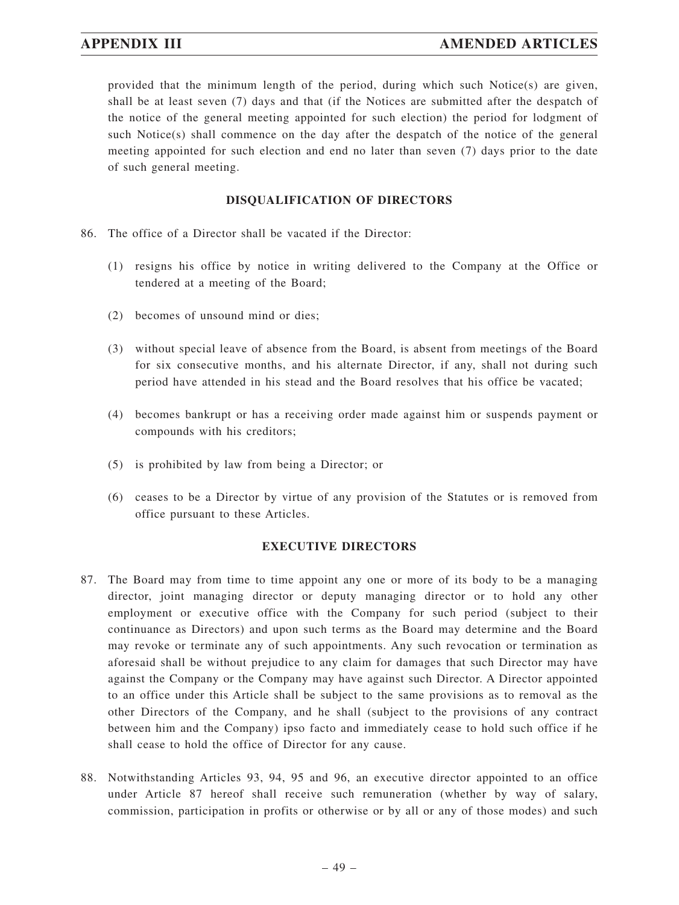provided that the minimum length of the period, during which such Notice(s) are given, shall be at least seven (7) days and that (if the Notices are submitted after the despatch of the notice of the general meeting appointed for such election) the period for lodgment of such Notice(s) shall commence on the day after the despatch of the notice of the general meeting appointed for such election and end no later than seven (7) days prior to the date of such general meeting.

**DISQUALIFICATION OF DIRECTORS**

86. The office of a Director shall be vacated if the Director:

   (1) resigns his office by notice in writing delivered to the Company at the Office or tendered at a meeting of the Board;

   (2) becomes of unsound mind or dies;

   (3) without special leave of absence from the Board, is absent from meetings of the Board for six consecutive months, and his alternate Director, if any, shall not during such period have attended in his stead and the Board resolves that his office be vacated;

   (4) becomes bankrupt or has a receiving order made against him or suspends payment or compounds with his creditors;

   (5) is prohibited by law from being a Director; or

   (6) ceases to be a Director by virtue of any provision of the Statutes or is removed from office pursuant to these Articles.

**EXECUTIVE DIRECTORS**

87. The Board may from time to time appoint any one or more of its body to be a managing director, joint managing director or deputy managing director or to hold any other employment or executive office with the Company for such period (subject to their continuance as Directors) and upon such terms as the Board may determine and the Board may revoke or terminate any of such appointments. Any such revocation or termination as aforesaid shall be without prejudice to any claim for damages that such Director may have against the Company or the Company may have against such Director. A Director appointed to an office under this Article shall be subject to the same provisions as to removal as the other Directors of the Company, and he shall (subject to the provisions of any contract between him and the Company) ipso facto and immediately cease to hold such office if he shall cease to hold the office of Director for any cause.

88. Notwithstanding Articles 93, 94, 95 and 96, an executive director appointed to an office under Article 87 hereof shall receive such remuneration (whether by way of salary, commission, participation in profits or otherwise or by all or any of those modes) and such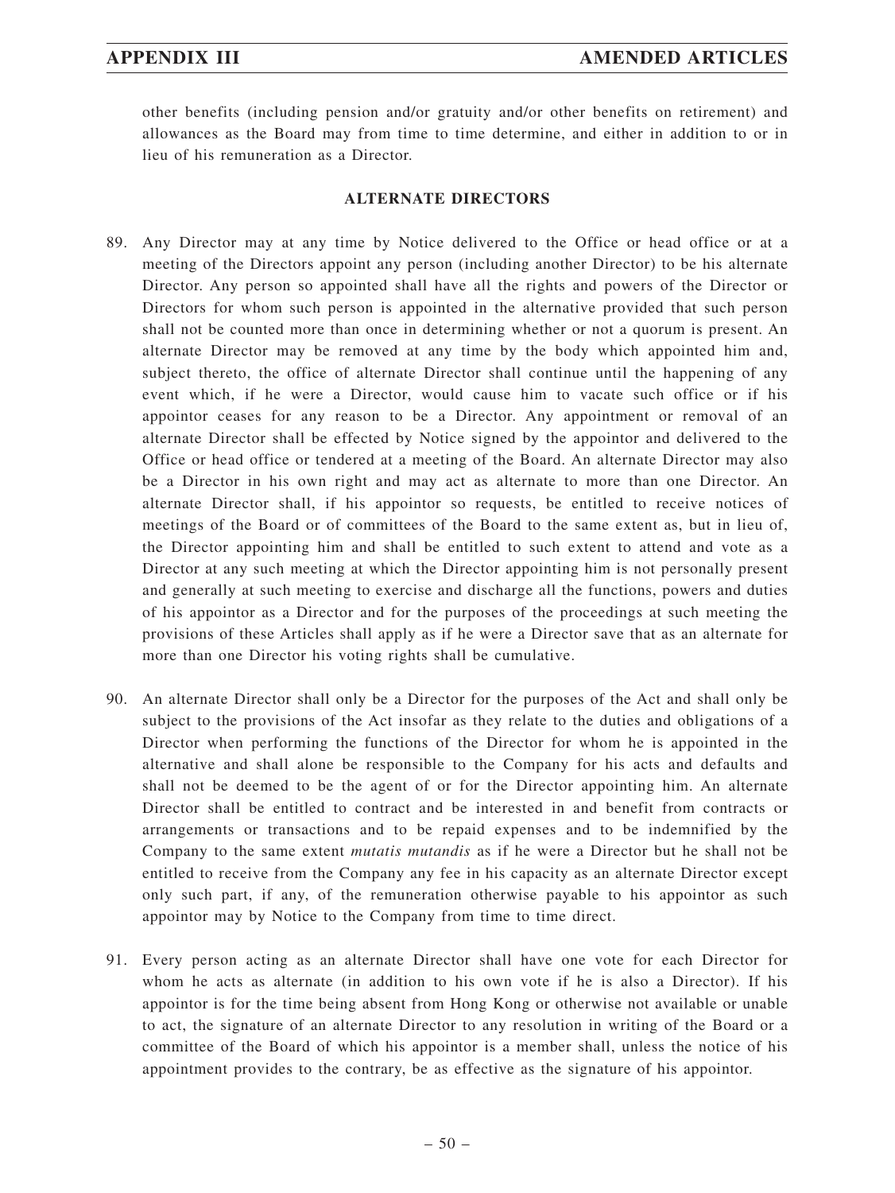other benefits (including pension and/or gratuity and/or other benefits on retirement) and allowances as the Board may from time to time determine, and either in addition to or in lieu of his remuneration as a Director.

**ALTERNATE DIRECTORS**

89. Any Director may at any time by Notice delivered to the Office or head office or at a meeting of the Directors appoint any person (including another Director) to be his alternate Director. Any person so appointed shall have all the rights and powers of the Director or Directors for whom such person is appointed in the alternative provided that such person shall not be counted more than once in determining whether or not a quorum is present. An alternate Director may be removed at any time by the body which appointed him and, subject thereto, the office of alternate Director shall continue until the happening of any event which, if he were a Director, would cause him to vacate such office or if his appointor ceases for any reason to be a Director. Any appointment or removal of an alternate Director shall be effected by Notice signed by the appointor and delivered to the Office or head office or tendered at a meeting of the Board. An alternate Director may also be a Director in his own right and may act as alternate to more than one Director. An alternate Director shall, if his appointor so requests, be entitled to receive notices of meetings of the Board or of committees of the Board to the same extent as, but in lieu of, the Director appointing him and shall be entitled to such extent to attend and vote as a Director at any such meeting at which the Director appointing him is not personally present and generally at such meeting to exercise and discharge all the functions, powers and duties of his appointor as a Director and for the purposes of the proceedings at such meeting the provisions of these Articles shall apply as if he were a Director save that as an alternate for more than one Director his voting rights shall be cumulative.

90. An alternate Director shall only be a Director for the purposes of the Act and shall only be subject to the provisions of the Act insofar as they relate to the duties and obligations of a Director when performing the functions of the Director for whom he is appointed in the alternative and shall alone be responsible to the Company for his acts and defaults and shall not be deemed to be the agent of or for the Director appointing him. An alternate Director shall be entitled to contract and be interested in and benefit from contracts or arrangements or transactions and to be repaid expenses and to be indemnified by the Company to the same extent *mutatis mutandis* as if he were a Director but he shall not be entitled to receive from the Company any fee in his capacity as an alternate Director except only such part, if any, of the remuneration otherwise payable to his appointor as such appointor may by Notice to the Company from time to time direct.

91. Every person acting as an alternate Director shall have one vote for each Director for whom he acts as alternate (in addition to his own vote if he is also a Director). If his appointor is for the time being absent from Hong Kong or otherwise not available or unable to act, the signature of an alternate Director to any resolution in writing of the Board or a committee of the Board of which his appointor is a member shall, unless the notice of his appointment provides to the contrary, be as effective as the signature of his appointor.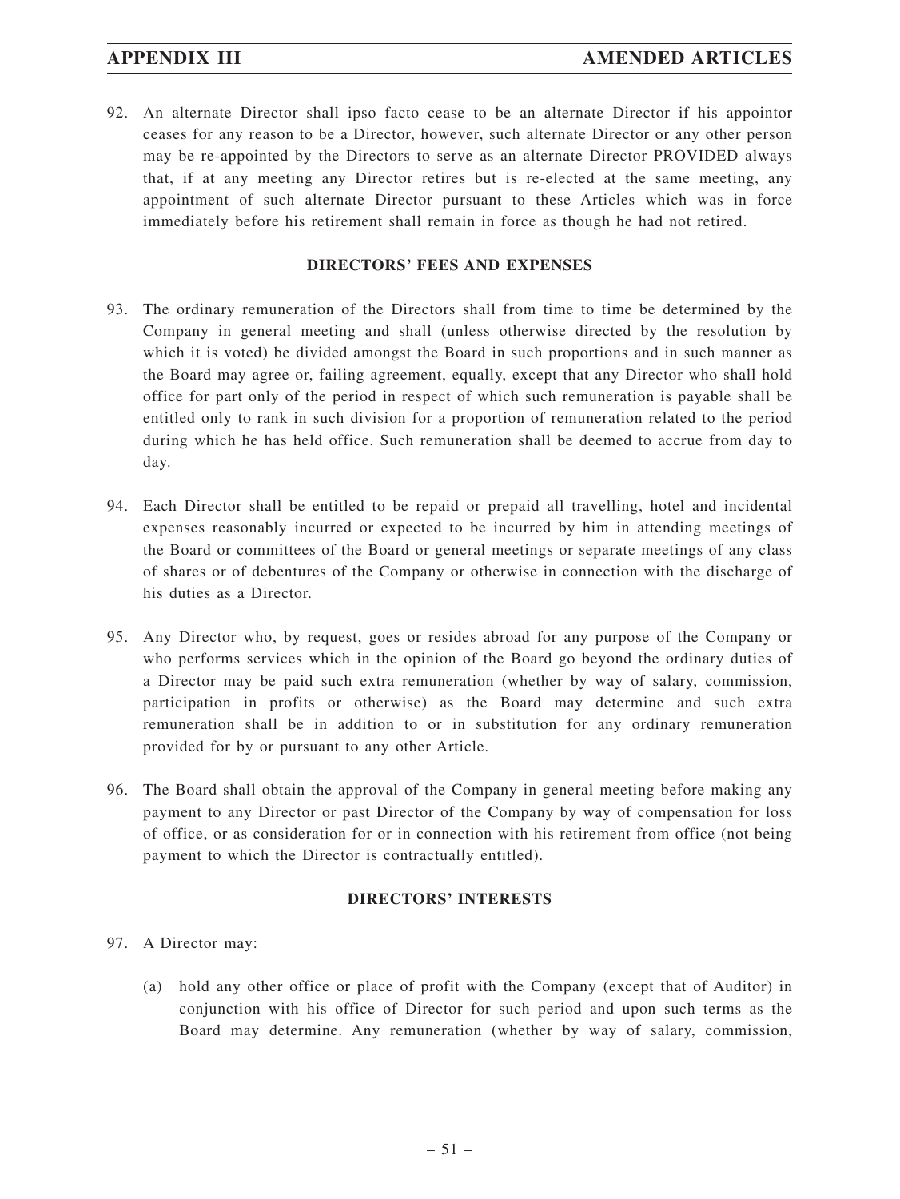92. An alternate Director shall ipso facto cease to be an alternate Director if his appointor ceases for any reason to be a Director, however, such alternate Director or any other person may be re-appointed by the Directors to serve as an alternate Director PROVIDED always that, if at any meeting any Director retires but is re-elected at the same meeting, any appointment of such alternate Director pursuant to these Articles which was in force immediately before his retirement shall remain in force as though he had not retired.

## DIRECTORS' FEES AND EXPENSES

93. The ordinary remuneration of the Directors shall from time to time be determined by the Company in general meeting and shall (unless otherwise directed by the resolution by which it is voted) be divided amongst the Board in such proportions and in such manner as the Board may agree or, failing agreement, equally, except that any Director who shall hold office for part only of the period in respect of which such remuneration is payable shall be entitled only to rank in such division for a proportion of remuneration related to the period during which he has held office. Such remuneration shall be deemed to accrue from day to day.

94. Each Director shall be entitled to be repaid or prepaid all travelling, hotel and incidental expenses reasonably incurred or expected to be incurred by him in attending meetings of the Board or committees of the Board or general meetings or separate meetings of any class of shares or of debentures of the Company or otherwise in connection with the discharge of his duties as a Director.

95. Any Director who, by request, goes or resides abroad for any purpose of the Company or who performs services which in the opinion of the Board go beyond the ordinary duties of a Director may be paid such extra remuneration (whether by way of salary, commission, participation in profits or otherwise) as the Board may determine and such extra remuneration shall be in addition to or in substitution for any ordinary remuneration provided for by or pursuant to any other Article.

96. The Board shall obtain the approval of the Company in general meeting before making any payment to any Director or past Director of the Company by way of compensation for loss of office, or as consideration for or in connection with his retirement from office (not being payment to which the Director is contractually entitled).

## DIRECTORS' INTERESTS

97. A Director may:

    (a) hold any other office or place of profit with the Company (except that of Auditor) in conjunction with his office of Director for such period and upon such terms as the Board may determine. Any remuneration (whether by way of salary, commission,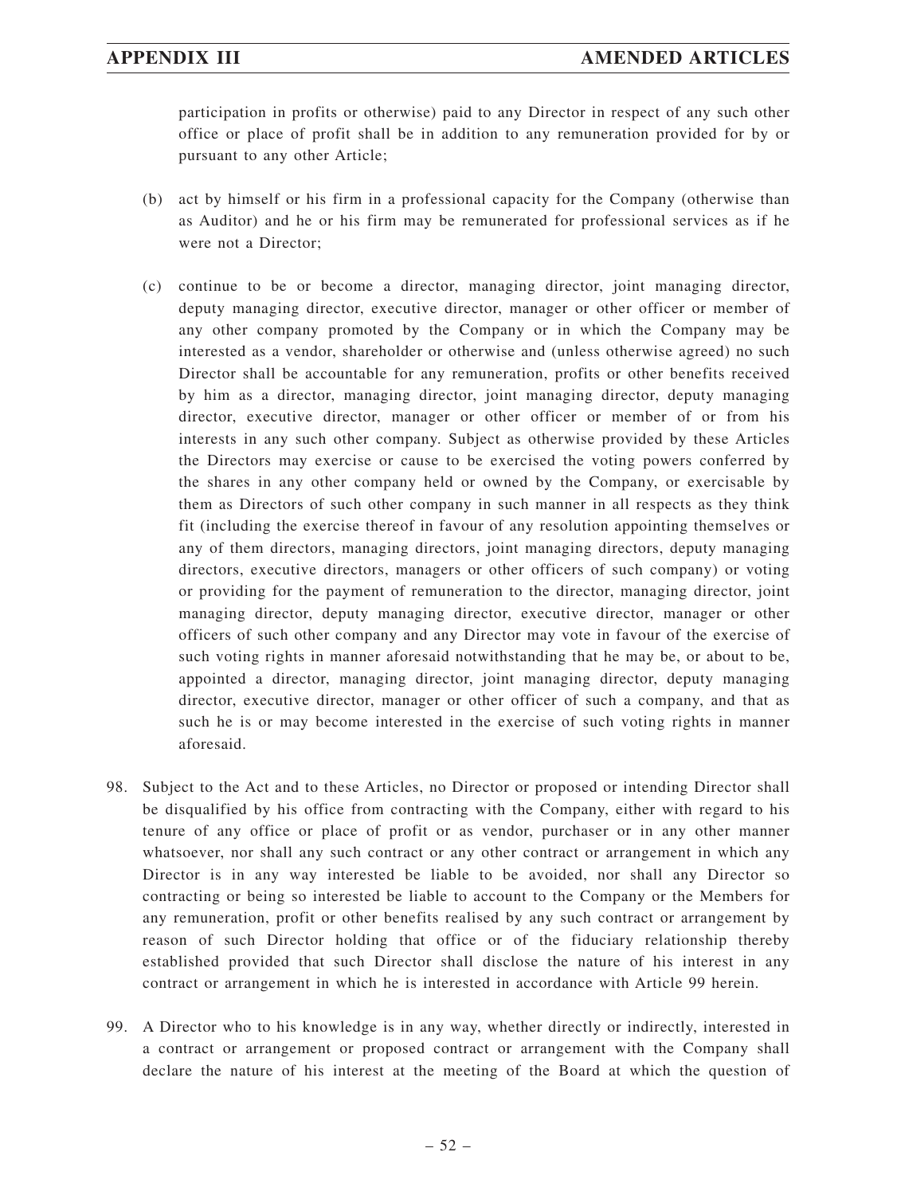participation in profits or otherwise) paid to any Director in respect of any such other office or place of profit shall be in addition to any remuneration provided for by or pursuant to any other Article;

(b) act by himself or his firm in a professional capacity for the Company (otherwise than as Auditor) and he or his firm may be remunerated for professional services as if he were not a Director;

(c) continue to be or become a director, managing director, joint managing director, deputy managing director, executive director, manager or other officer or member of any other company promoted by the Company or in which the Company may be interested as a vendor, shareholder or otherwise and (unless otherwise agreed) no such Director shall be accountable for any remuneration, profits or other benefits received by him as a director, managing director, joint managing director, deputy managing director, executive director, manager or other officer or member of or from his interests in any such other company. Subject as otherwise provided by these Articles the Directors may exercise or cause to be exercised the voting powers conferred by the shares in any other company held or owned by the Company, or exercisable by them as Directors of such other company in such manner in all respects as they think fit (including the exercise thereof in favour of any resolution appointing themselves or any of them directors, managing directors, joint managing directors, deputy managing directors, executive directors, managers or other officers of such company) or voting or providing for the payment of remuneration to the director, managing director, joint managing director, deputy managing director, executive director, manager or other officers of such other company and any Director may vote in favour of the exercise of such voting rights in manner aforesaid notwithstanding that he may be, or about to be, appointed a director, managing director, joint managing director, deputy managing director, executive director, manager or other officer of such a company, and that as such he is or may become interested in the exercise of such voting rights in manner aforesaid.

98. Subject to the Act and to these Articles, no Director or proposed or intending Director shall be disqualified by his office from contracting with the Company, either with regard to his tenure of any office or place of profit or as vendor, purchaser or in any other manner whatsoever, nor shall any such contract or any other contract or arrangement in which any Director is in any way interested be liable to be avoided, nor shall any Director so contracting or being so interested be liable to account to the Company or the Members for any remuneration, profit or other benefits realised by any such contract or arrangement by reason of such Director holding that office or of the fiduciary relationship thereby established provided that such Director shall disclose the nature of his interest in any contract or arrangement in which he is interested in accordance with Article 99 herein.

99. A Director who to his knowledge is in any way, whether directly or indirectly, interested in a contract or arrangement or proposed contract or arrangement with the Company shall declare the nature of his interest at the meeting of the Board at which the question of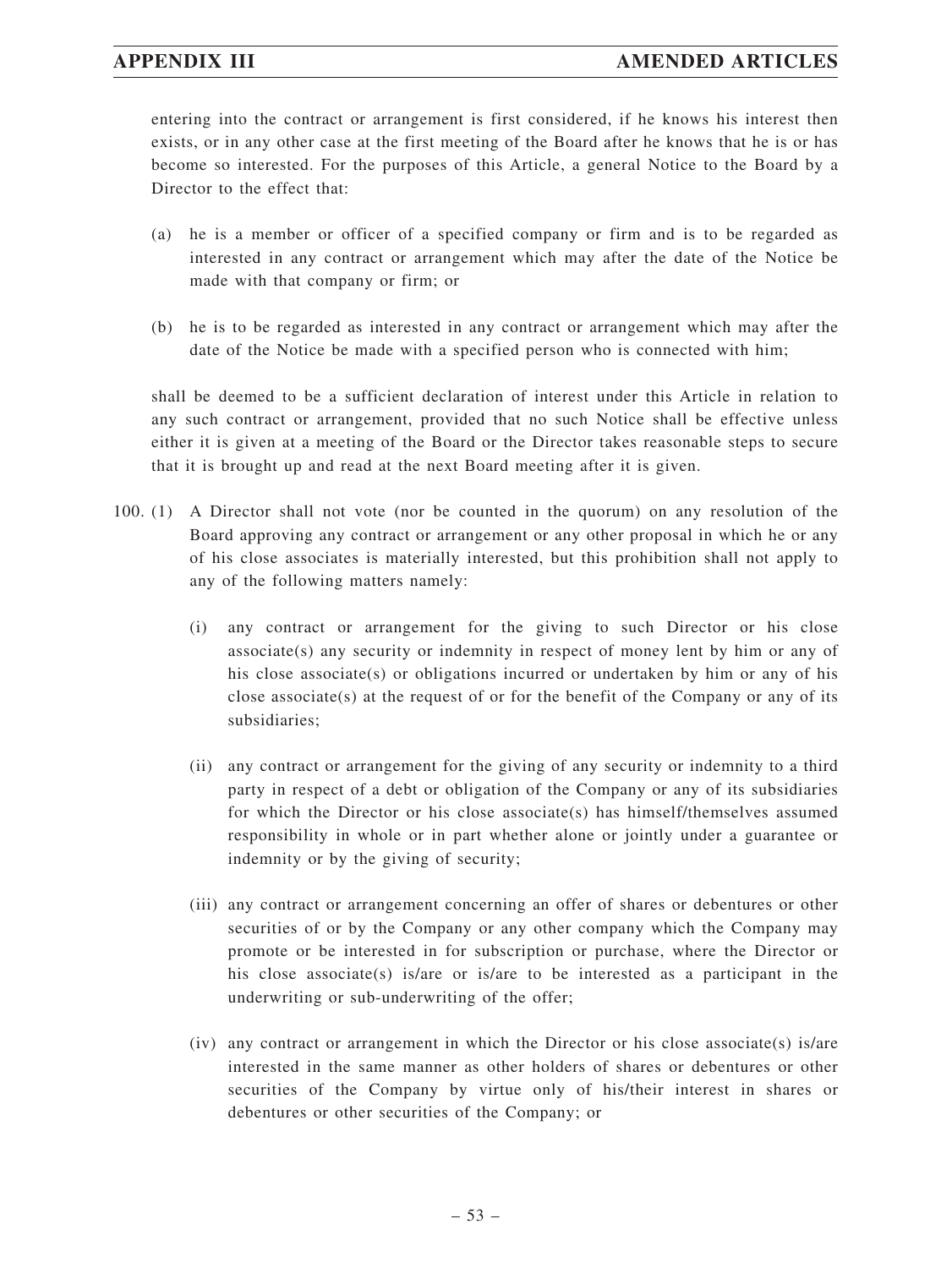entering into the contract or arrangement is first considered, if he knows his interest then exists, or in any other case at the first meeting of the Board after he knows that he is or has become so interested. For the purposes of this Article, a general Notice to the Board by a Director to the effect that:

(a) he is a member or officer of a specified company or firm and is to be regarded as interested in any contract or arrangement which may after the date of the Notice be made with that company or firm; or

(b) he is to be regarded as interested in any contract or arrangement which may after the date of the Notice be made with a specified person who is connected with him;

shall be deemed to be a sufficient declaration of interest under this Article in relation to any such contract or arrangement, provided that no such Notice shall be effective unless either it is given at a meeting of the Board or the Director takes reasonable steps to secure that it is brought up and read at the next Board meeting after it is given.

100. (1) A Director shall not vote (nor be counted in the quorum) on any resolution of the Board approving any contract or arrangement or any other proposal in which he or any of his close associates is materially interested, but this prohibition shall not apply to any of the following matters namely:

(i) any contract or arrangement for the giving to such Director or his close associate(s) any security or indemnity in respect of money lent by him or any of his close associate(s) or obligations incurred or undertaken by him or any of his close associate(s) at the request of or for the benefit of the Company or any of its subsidiaries;

(ii) any contract or arrangement for the giving of any security or indemnity to a third party in respect of a debt or obligation of the Company or any of its subsidiaries for which the Director or his close associate(s) has himself/themselves assumed responsibility in whole or in part whether alone or jointly under a guarantee or indemnity or by the giving of security;

(iii) any contract or arrangement concerning an offer of shares or debentures or other securities of or by the Company or any other company which the Company may promote or be interested in for subscription or purchase, where the Director or his close associate(s) is/are or is/are to be interested as a participant in the underwriting or sub-underwriting of the offer;

(iv) any contract or arrangement in which the Director or his close associate(s) is/are interested in the same manner as other holders of shares or debentures or other securities of the Company by virtue only of his/their interest in shares or debentures or other securities of the Company; or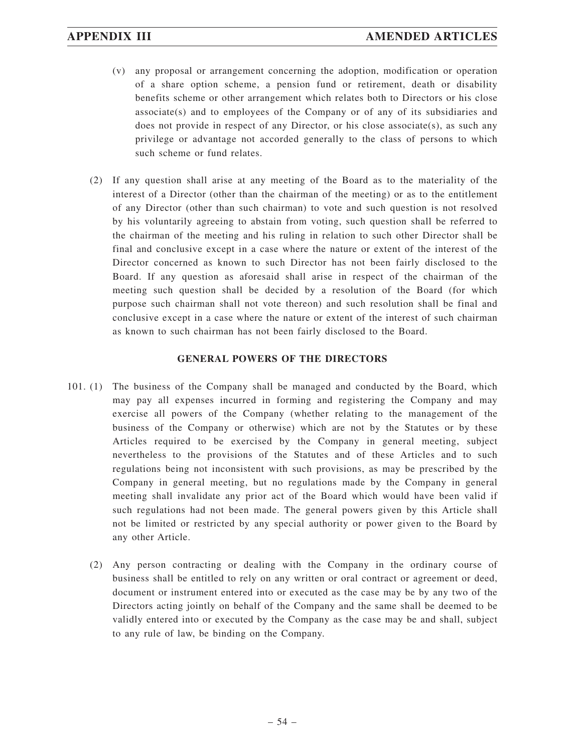(v) any proposal or arrangement concerning the adoption, modification or operation of a share option scheme, a pension fund or retirement, death or disability benefits scheme or other arrangement which relates both to Directors or his close associate(s) and to employees of the Company or of any of its subsidiaries and does not provide in respect of any Director, or his close associate(s), as such any privilege or advantage not accorded generally to the class of persons to which such scheme or fund relates.

(2) If any question shall arise at any meeting of the Board as to the materiality of the interest of a Director (other than the chairman of the meeting) or as to the entitlement of any Director (other than such chairman) to vote and such question is not resolved by his voluntarily agreeing to abstain from voting, such question shall be referred to the chairman of the meeting and his ruling in relation to such other Director shall be final and conclusive except in a case where the nature or extent of the interest of the Director concerned as known to such Director has not been fairly disclosed to the Board. If any question as aforesaid shall arise in respect of the chairman of the meeting such question shall be decided by a resolution of the Board (for which purpose such chairman shall not vote thereon) and such resolution shall be final and conclusive except in a case where the nature or extent of the interest of such chairman as known to such chairman has not been fairly disclosed to the Board.

**GENERAL POWERS OF THE DIRECTORS**

101. (1) The business of the Company shall be managed and conducted by the Board, which may pay all expenses incurred in forming and registering the Company and may exercise all powers of the Company (whether relating to the management of the business of the Company or otherwise) which are not by the Statutes or by these Articles required to be exercised by the Company in general meeting, subject nevertheless to the provisions of the Statutes and of these Articles and to such regulations being not inconsistent with such provisions, as may be prescribed by the Company in general meeting, but no regulations made by the Company in general meeting shall invalidate any prior act of the Board which would have been valid if such regulations had not been made. The general powers given by this Article shall not be limited or restricted by any special authority or power given to the Board by any other Article.

(2) Any person contracting or dealing with the Company in the ordinary course of business shall be entitled to rely on any written or oral contract or agreement or deed, document or instrument entered into or executed as the case may be by any two of the Directors acting jointly on behalf of the Company and the same shall be deemed to be validly entered into or executed by the Company as the case may be and shall, subject to any rule of law, be binding on the Company.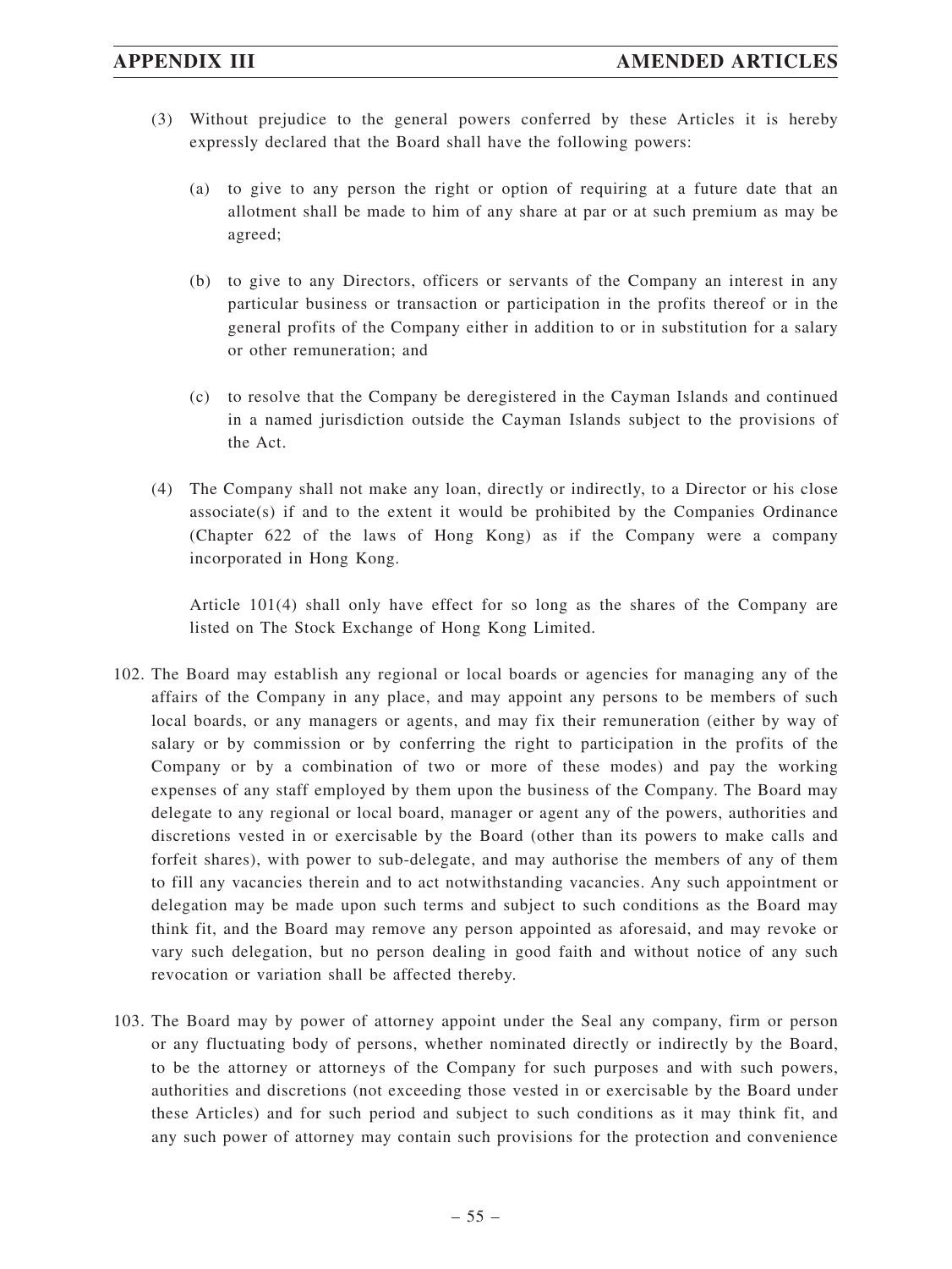(3) Without prejudice to the general powers conferred by these Articles it is hereby expressly declared that the Board shall have the following powers:

   (a) to give to any person the right or option of requiring at a future date that an allotment shall be made to him of any share at par or at such premium as may be agreed;

   (b) to give to any Directors, officers or servants of the Company an interest in any particular business or transaction or participation in the profits thereof or in the general profits of the Company either in addition to or in substitution for a salary or other remuneration; and

   (c) to resolve that the Company be deregistered in the Cayman Islands and continued in a named jurisdiction outside the Cayman Islands subject to the provisions of the Act.

(4) The Company shall not make any loan, directly or indirectly, to a Director or his close associate(s) if and to the extent it would be prohibited by the Companies Ordinance (Chapter 622 of the laws of Hong Kong) as if the Company were a company incorporated in Hong Kong.

Article 101(4) shall only have effect for so long as the shares of the Company are listed on The Stock Exchange of Hong Kong Limited.

102. The Board may establish any regional or local boards or agencies for managing any of the affairs of the Company in any place, and may appoint any persons to be members of such local boards, or any managers or agents, and may fix their remuneration (either by way of salary or by commission or by conferring the right to participation in the profits of the Company or by a combination of two or more of these modes) and pay the working expenses of any staff employed by them upon the business of the Company. The Board may delegate to any regional or local board, manager or agent any of the powers, authorities and discretions vested in or exercisable by the Board (other than its powers to make calls and forfeit shares), with power to sub-delegate, and may authorise the members of any of them to fill any vacancies therein and to act notwithstanding vacancies. Any such appointment or delegation may be made upon such terms and subject to such conditions as the Board may think fit, and the Board may remove any person appointed as aforesaid, and may revoke or vary such delegation, but no person dealing in good faith and without notice of any such revocation or variation shall be affected thereby.

103. The Board may by power of attorney appoint under the Seal any company, firm or person or any fluctuating body of persons, whether nominated directly or indirectly by the Board, to be the attorney or attorneys of the Company for such purposes and with such powers, authorities and discretions (not exceeding those vested in or exercisable by the Board under these Articles) and for such period and subject to such conditions as it may think fit, and any such power of attorney may contain such provisions for the protection and convenience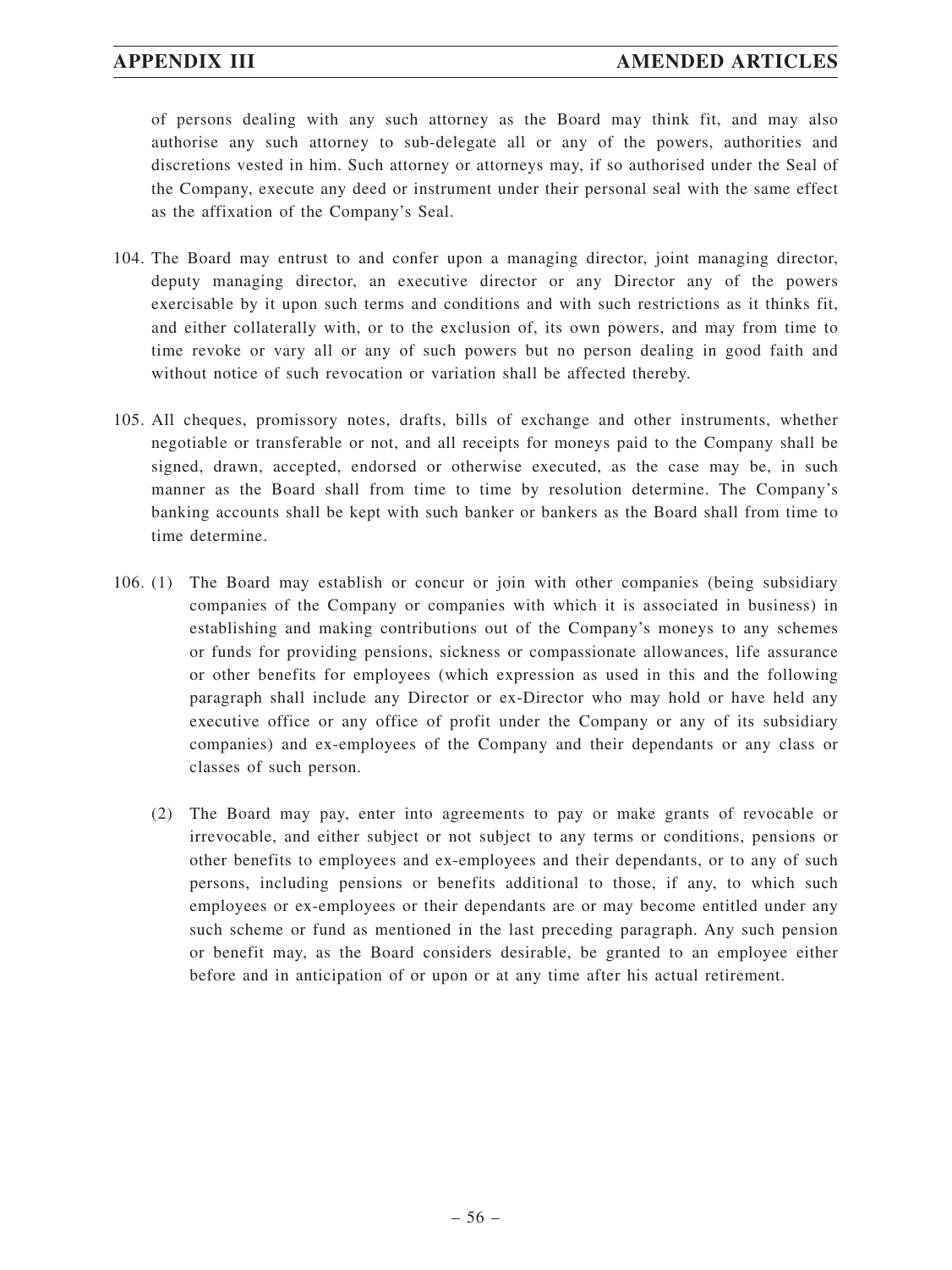of persons dealing with any such attorney as the Board may think fit, and may also authorise any such attorney to sub-delegate all or any of the powers, authorities and discretions vested in him. Such attorney or attorneys may, if so authorised under the Seal of the Company, execute any deed or instrument under their personal seal with the same effect as the affixation of the Company's Seal.

104. The Board may entrust to and confer upon a managing director, joint managing director, deputy managing director, an executive director or any Director any of the powers exercisable by it upon such terms and conditions and with such restrictions as it thinks fit, and either collaterally with, or to the exclusion of, its own powers, and may from time to time revoke or vary all or any of such powers but no person dealing in good faith and without notice of such revocation or variation shall be affected thereby.

105. All cheques, promissory notes, drafts, bills of exchange and other instruments, whether negotiable or transferable or not, and all receipts for moneys paid to the Company shall be signed, drawn, accepted, endorsed or otherwise executed, as the case may be, in such manner as the Board shall from time to time by resolution determine. The Company's banking accounts shall be kept with such banker or bankers as the Board shall from time to time determine.

106. (1) The Board may establish or concur or join with other companies (being subsidiary companies of the Company or companies with which it is associated in business) in establishing and making contributions out of the Company's moneys to any schemes or funds for providing pensions, sickness or compassionate allowances, life assurance or other benefits for employees (which expression as used in this and the following paragraph shall include any Director or ex-Director who may hold or have held any executive office or any office of profit under the Company or any of its subsidiary companies) and ex-employees of the Company and their dependants or any class or classes of such person.

(2) The Board may pay, enter into agreements to pay or make grants of revocable or irrevocable, and either subject or not subject to any terms or conditions, pensions or other benefits to employees and ex-employees and their dependants, or to any of such persons, including pensions or benefits additional to those, if any, to which such employees or ex-employees or their dependants are or may become entitled under any such scheme or fund as mentioned in the last preceding paragraph. Any such pension or benefit may, as the Board considers desirable, be granted to an employee either before and in anticipation of or upon or at any time after his actual retirement.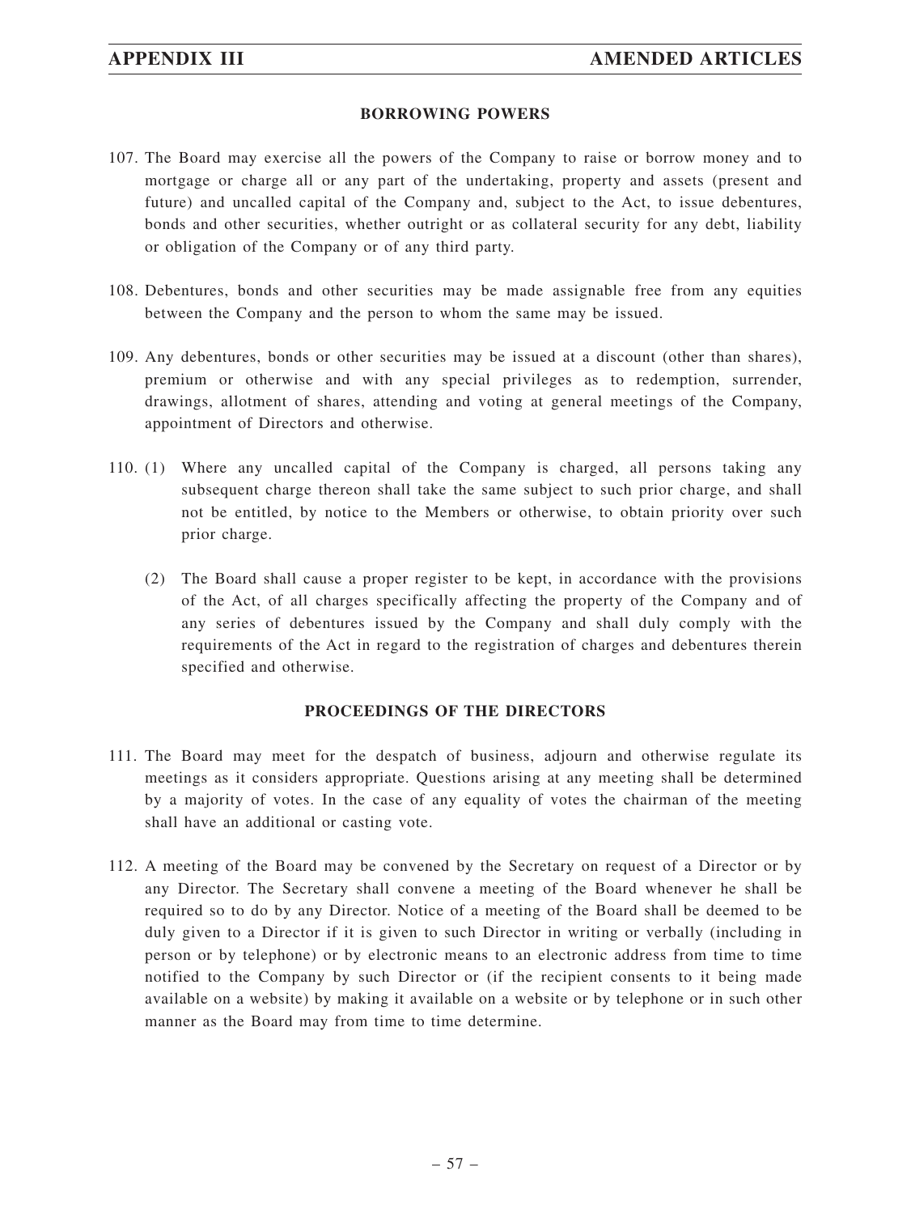## BORROWING POWERS

107. The Board may exercise all the powers of the Company to raise or borrow money and to mortgage or charge all or any part of the undertaking, property and assets (present and future) and uncalled capital of the Company and, subject to the Act, to issue debentures, bonds and other securities, whether outright or as collateral security for any debt, liability or obligation of the Company or of any third party.

108. Debentures, bonds and other securities may be made assignable free from any equities between the Company and the person to whom the same may be issued.

109. Any debentures, bonds or other securities may be issued at a discount (other than shares), premium or otherwise and with any special privileges as to redemption, surrender, drawings, allotment of shares, attending and voting at general meetings of the Company, appointment of Directors and otherwise.

110. (1) Where any uncalled capital of the Company is charged, all persons taking any subsequent charge thereon shall take the same subject to such prior charge, and shall not be entitled, by notice to the Members or otherwise, to obtain priority over such prior charge.

(2) The Board shall cause a proper register to be kept, in accordance with the provisions of the Act, of all charges specifically affecting the property of the Company and of any series of debentures issued by the Company and shall duly comply with the requirements of the Act in regard to the registration of charges and debentures therein specified and otherwise.

## PROCEEDINGS OF THE DIRECTORS

111. The Board may meet for the despatch of business, adjourn and otherwise regulate its meetings as it considers appropriate. Questions arising at any meeting shall be determined by a majority of votes. In the case of any equality of votes the chairman of the meeting shall have an additional or casting vote.

112. A meeting of the Board may be convened by the Secretary on request of a Director or by any Director. The Secretary shall convene a meeting of the Board whenever he shall be required so to do by any Director. Notice of a meeting of the Board shall be deemed to be duly given to a Director if it is given to such Director in writing or verbally (including in person or by telephone) or by electronic means to an electronic address from time to time notified to the Company by such Director or (if the recipient consents to it being made available on a website) by making it available on a website or by telephone or in such other manner as the Board may from time to time determine.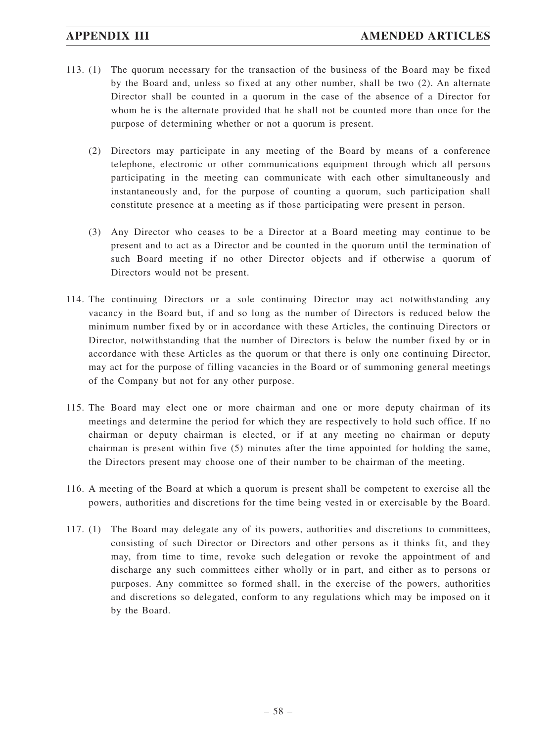113. (1) The quorum necessary for the transaction of the business of the Board may be fixed by the Board and, unless so fixed at any other number, shall be two (2). An alternate Director shall be counted in a quorum in the case of the absence of a Director for whom he is the alternate provided that he shall not be counted more than once for the purpose of determining whether or not a quorum is present.

(2) Directors may participate in any meeting of the Board by means of a conference telephone, electronic or other communications equipment through which all persons participating in the meeting can communicate with each other simultaneously and instantaneously and, for the purpose of counting a quorum, such participation shall constitute presence at a meeting as if those participating were present in person.

(3) Any Director who ceases to be a Director at a Board meeting may continue to be present and to act as a Director and be counted in the quorum until the termination of such Board meeting if no other Director objects and if otherwise a quorum of Directors would not be present.

114. The continuing Directors or a sole continuing Director may act notwithstanding any vacancy in the Board but, if and so long as the number of Directors is reduced below the minimum number fixed by or in accordance with these Articles, the continuing Directors or Director, notwithstanding that the number of Directors is below the number fixed by or in accordance with these Articles as the quorum or that there is only one continuing Director, may act for the purpose of filling vacancies in the Board or of summoning general meetings of the Company but not for any other purpose.

115. The Board may elect one or more chairman and one or more deputy chairman of its meetings and determine the period for which they are respectively to hold such office. If no chairman or deputy chairman is elected, or if at any meeting no chairman or deputy chairman is present within five (5) minutes after the time appointed for holding the same, the Directors present may choose one of their number to be chairman of the meeting.

116. A meeting of the Board at which a quorum is present shall be competent to exercise all the powers, authorities and discretions for the time being vested in or exercisable by the Board.

117. (1) The Board may delegate any of its powers, authorities and discretions to committees, consisting of such Director or Directors and other persons as it thinks fit, and they may, from time to time, revoke such delegation or revoke the appointment of and discharge any such committees either wholly or in part, and either as to persons or purposes. Any committee so formed shall, in the exercise of the powers, authorities and discretions so delegated, conform to any regulations which may be imposed on it by the Board.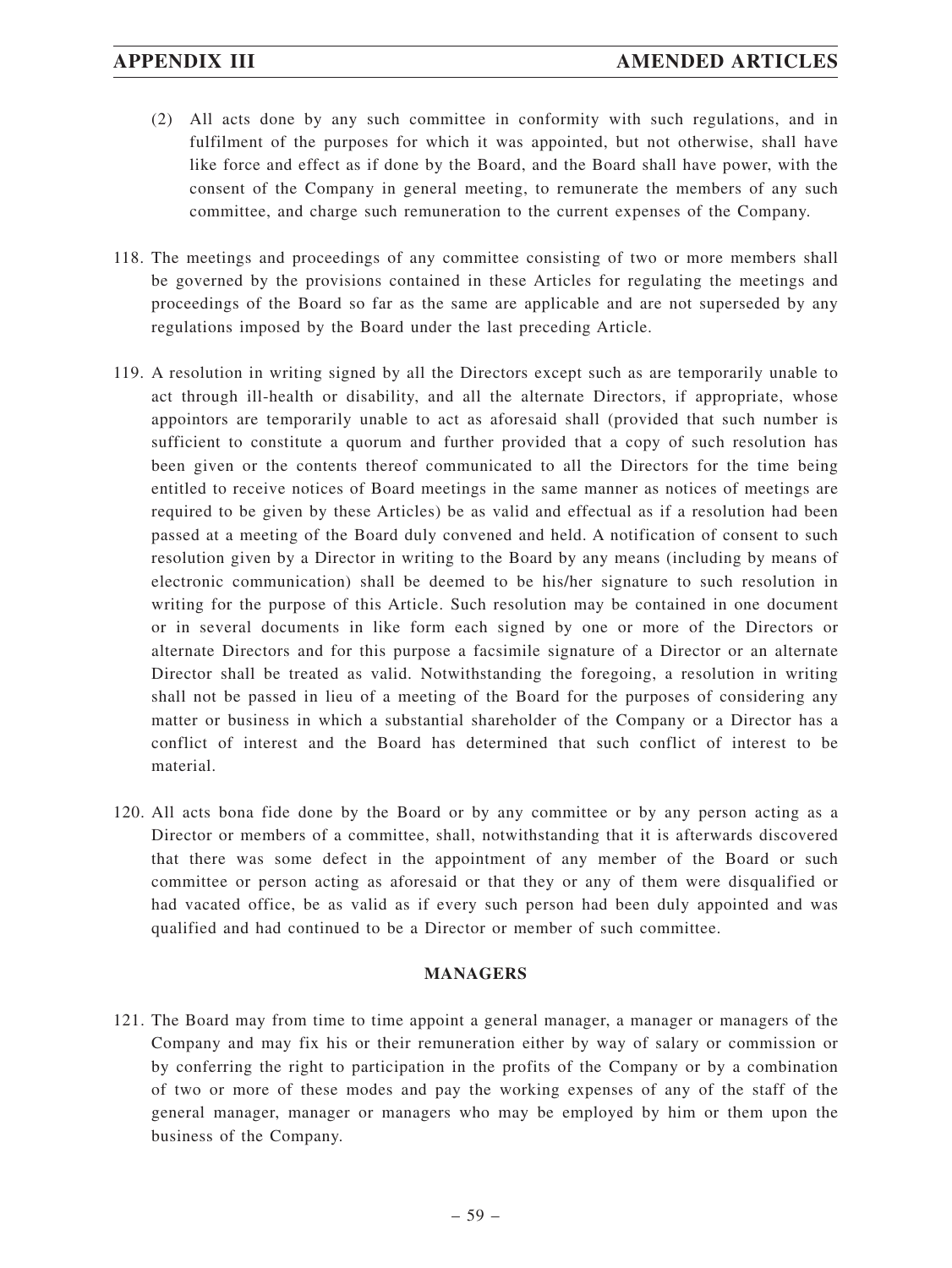(2) All acts done by any such committee in conformity with such regulations, and in fulfilment of the purposes for which it was appointed, but not otherwise, shall have like force and effect as if done by the Board, and the Board shall have power, with the consent of the Company in general meeting, to remunerate the members of any such committee, and charge such remuneration to the current expenses of the Company.

118. The meetings and proceedings of any committee consisting of two or more members shall be governed by the provisions contained in these Articles for regulating the meetings and proceedings of the Board so far as the same are applicable and are not superseded by any regulations imposed by the Board under the last preceding Article.

119. A resolution in writing signed by all the Directors except such as are temporarily unable to act through ill-health or disability, and all the alternate Directors, if appropriate, whose appointors are temporarily unable to act as aforesaid shall (provided that such number is sufficient to constitute a quorum and further provided that a copy of such resolution has been given or the contents thereof communicated to all the Directors for the time being entitled to receive notices of Board meetings in the same manner as notices of meetings are required to be given by these Articles) be as valid and effectual as if a resolution had been passed at a meeting of the Board duly convened and held. A notification of consent to such resolution given by a Director in writing to the Board by any means (including by means of electronic communication) shall be deemed to be his/her signature to such resolution in writing for the purpose of this Article. Such resolution may be contained in one document or in several documents in like form each signed by one or more of the Directors or alternate Directors and for this purpose a facsimile signature of a Director or an alternate Director shall be treated as valid. Notwithstanding the foregoing, a resolution in writing shall not be passed in lieu of a meeting of the Board for the purposes of considering any matter or business in which a substantial shareholder of the Company or a Director has a conflict of interest and the Board has determined that such conflict of interest to be material.

120. All acts bona fide done by the Board or by any committee or by any person acting as a Director or members of a committee, shall, notwithstanding that it is afterwards discovered that there was some defect in the appointment of any member of the Board or such committee or person acting as aforesaid or that they or any of them were disqualified or had vacated office, be as valid as if every such person had been duly appointed and was qualified and had continued to be a Director or member of such committee.

## MANAGERS

121. The Board may from time to time appoint a general manager, a manager or managers of the Company and may fix his or their remuneration either by way of salary or commission or by conferring the right to participation in the profits of the Company or by a combination of two or more of these modes and pay the working expenses of any of the staff of the general manager, manager or managers who may be employed by him or them upon the business of the Company.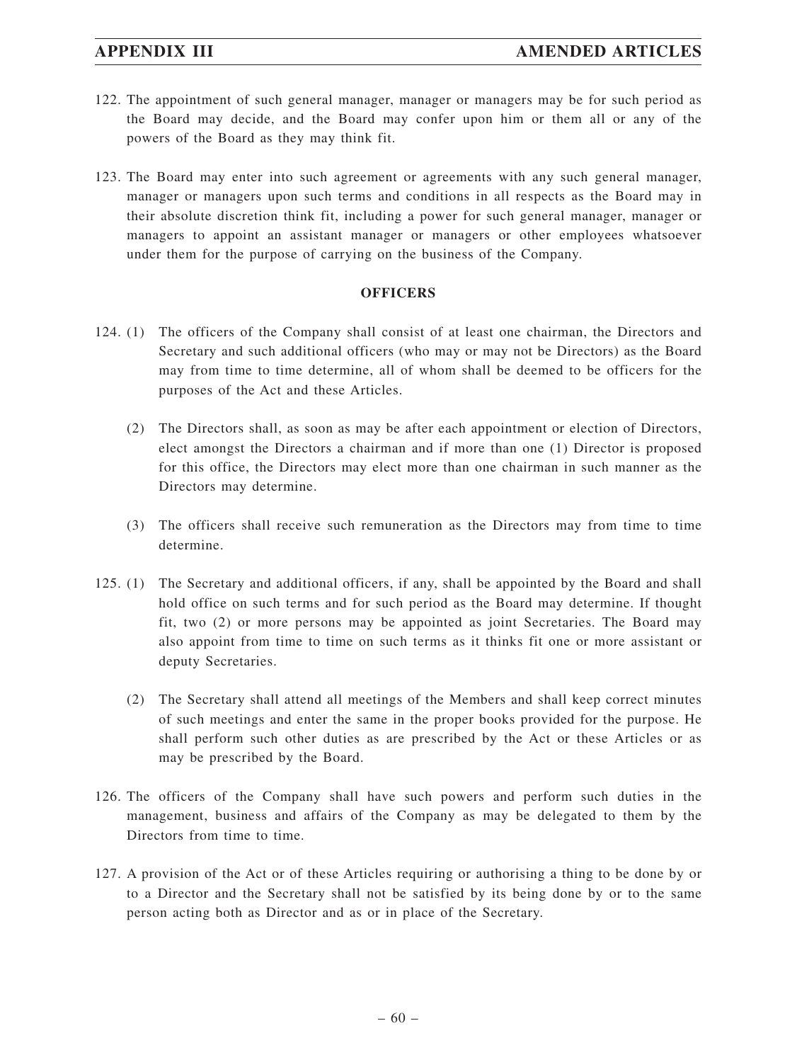122. The appointment of such general manager, manager or managers may be for such period as the Board may decide, and the Board may confer upon him or them all or any of the powers of the Board as they may think fit.

123. The Board may enter into such agreement or agreements with any such general manager, manager or managers upon such terms and conditions in all respects as the Board may in their absolute discretion think fit, including a power for such general manager, manager or managers to appoint an assistant manager or managers or other employees whatsoever under them for the purpose of carrying on the business of the Company.

## OFFICERS

124. (1) The officers of the Company shall consist of at least one chairman, the Directors and Secretary and such additional officers (who may or may not be Directors) as the Board may from time to time determine, all of whom shall be deemed to be officers for the purposes of the Act and these Articles.

(2) The Directors shall, as soon as may be after each appointment or election of Directors, elect amongst the Directors a chairman and if more than one (1) Director is proposed for this office, the Directors may elect more than one chairman in such manner as the Directors may determine.

(3) The officers shall receive such remuneration as the Directors may from time to time determine.

125. (1) The Secretary and additional officers, if any, shall be appointed by the Board and shall hold office on such terms and for such period as the Board may determine. If thought fit, two (2) or more persons may be appointed as joint Secretaries. The Board may also appoint from time to time on such terms as it thinks fit one or more assistant or deputy Secretaries.

(2) The Secretary shall attend all meetings of the Members and shall keep correct minutes of such meetings and enter the same in the proper books provided for the purpose. He shall perform such other duties as are prescribed by the Act or these Articles or as may be prescribed by the Board.

126. The officers of the Company shall have such powers and perform such duties in the management, business and affairs of the Company as may be delegated to them by the Directors from time to time.

127. A provision of the Act or of these Articles requiring or authorising a thing to be done by or to a Director and the Secretary shall not be satisfied by its being done by or to the same person acting both as Director and as or in place of the Secretary.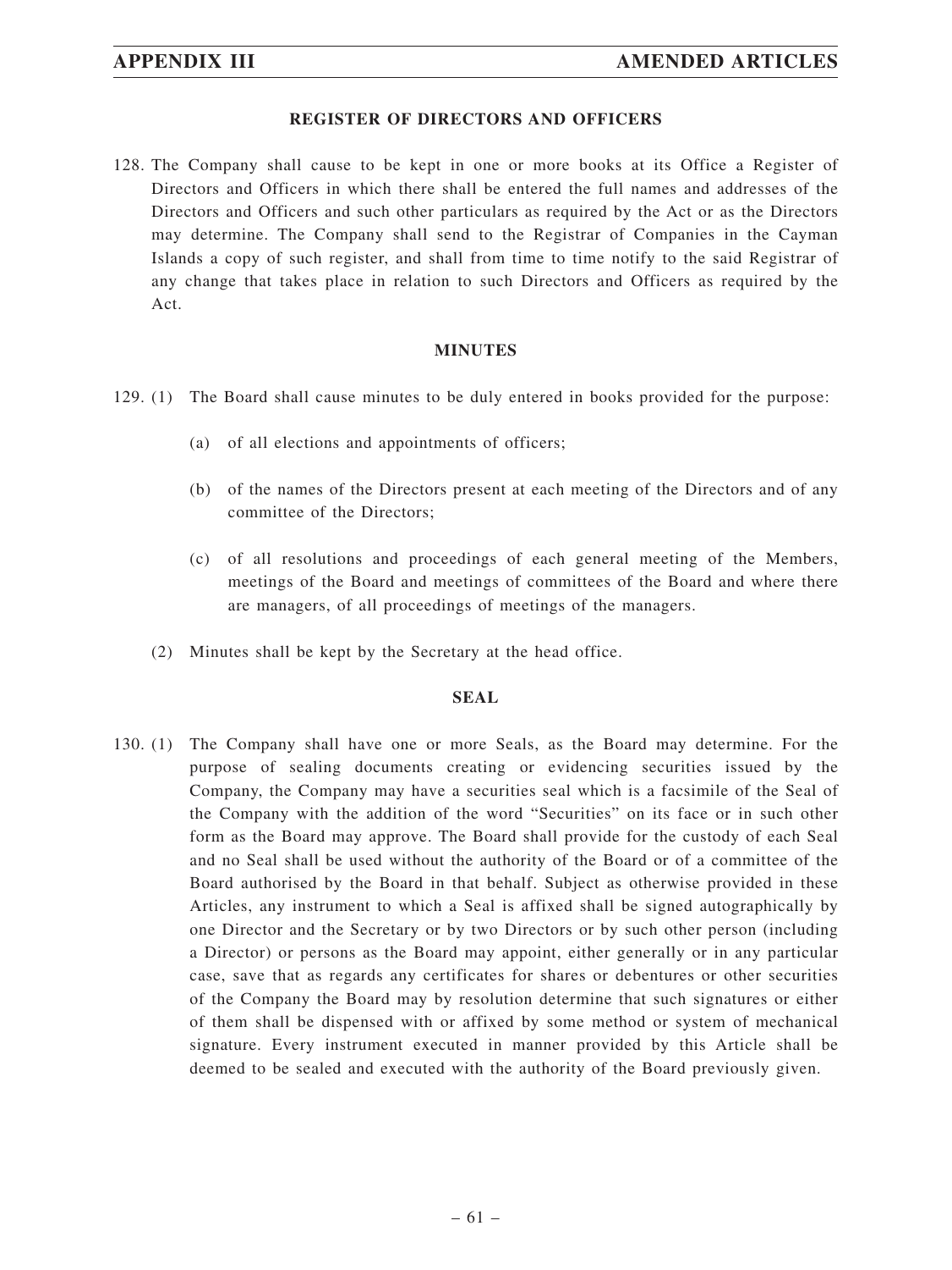## REGISTER OF DIRECTORS AND OFFICERS

128. The Company shall cause to be kept in one or more books at its Office a Register of Directors and Officers in which there shall be entered the full names and addresses of the Directors and Officers and such other particulars as required by the Act or as the Directors may determine. The Company shall send to the Registrar of Companies in the Cayman Islands a copy of such register, and shall from time to time notify to the said Registrar of any change that takes place in relation to such Directors and Officers as required by the Act.

## MINUTES

129. (1) The Board shall cause minutes to be duly entered in books provided for the purpose:

   (a) of all elections and appointments of officers;

   (b) of the names of the Directors present at each meeting of the Directors and of any committee of the Directors;

   (c) of all resolutions and proceedings of each general meeting of the Members, meetings of the Board and meetings of committees of the Board and where there are managers, of all proceedings of meetings of the managers.

   (2) Minutes shall be kept by the Secretary at the head office.

## SEAL

130. (1) The Company shall have one or more Seals, as the Board may determine. For the purpose of sealing documents creating or evidencing securities issued by the Company, the Company may have a securities seal which is a facsimile of the Seal of the Company with the addition of the word "Securities" on its face or in such other form as the Board may approve. The Board shall provide for the custody of each Seal and no Seal shall be used without the authority of the Board or of a committee of the Board authorised by the Board in that behalf. Subject as otherwise provided in these Articles, any instrument to which a Seal is affixed shall be signed autographically by one Director and the Secretary or by two Directors or by such other person (including a Director) or persons as the Board may appoint, either generally or in any particular case, save that as regards any certificates for shares or debentures or other securities of the Company the Board may by resolution determine that such signatures or either of them shall be dispensed with or affixed by some method or system of mechanical signature. Every instrument executed in manner provided by this Article shall be deemed to be sealed and executed with the authority of the Board previously given.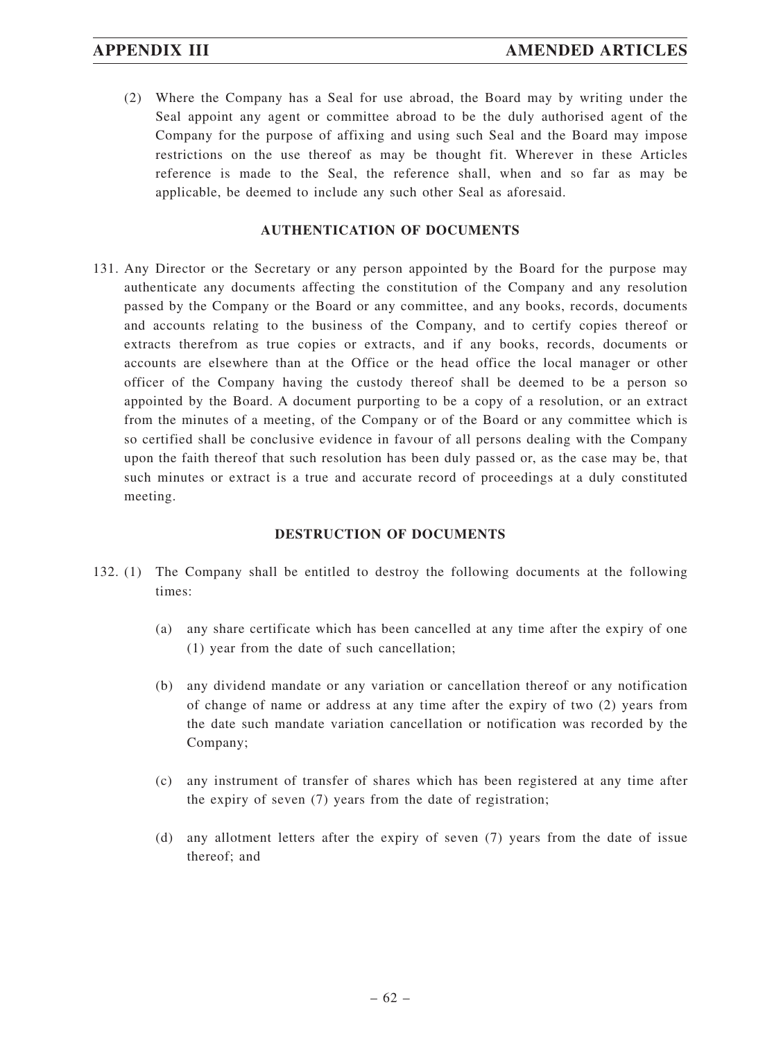(2) Where the Company has a Seal for use abroad, the Board may by writing under the Seal appoint any agent or committee abroad to be the duly authorised agent of the Company for the purpose of affixing and using such Seal and the Board may impose restrictions on the use thereof as may be thought fit. Wherever in these Articles reference is made to the Seal, the reference shall, when and so far as may be applicable, be deemed to include any such other Seal as aforesaid.

## AUTHENTICATION OF DOCUMENTS

131. Any Director or the Secretary or any person appointed by the Board for the purpose may authenticate any documents affecting the constitution of the Company and any resolution passed by the Company or the Board or any committee, and any books, records, documents and accounts relating to the business of the Company, and to certify copies thereof or extracts therefrom as true copies or extracts, and if any books, records, documents or accounts are elsewhere than at the Office or the head office the local manager or other officer of the Company having the custody thereof shall be deemed to be a person so appointed by the Board. A document purporting to be a copy of a resolution, or an extract from the minutes of a meeting, of the Company or of the Board or any committee which is so certified shall be conclusive evidence in favour of all persons dealing with the Company upon the faith thereof that such resolution has been duly passed or, as the case may be, that such minutes or extract is a true and accurate record of proceedings at a duly constituted meeting.

## DESTRUCTION OF DOCUMENTS

132. (1) The Company shall be entitled to destroy the following documents at the following times:

(a) any share certificate which has been cancelled at any time after the expiry of one (1) year from the date of such cancellation;

(b) any dividend mandate or any variation or cancellation thereof or any notification of change of name or address at any time after the expiry of two (2) years from the date such mandate variation cancellation or notification was recorded by the Company;

(c) any instrument of transfer of shares which has been registered at any time after the expiry of seven (7) years from the date of registration;

(d) any allotment letters after the expiry of seven (7) years from the date of issue thereof; and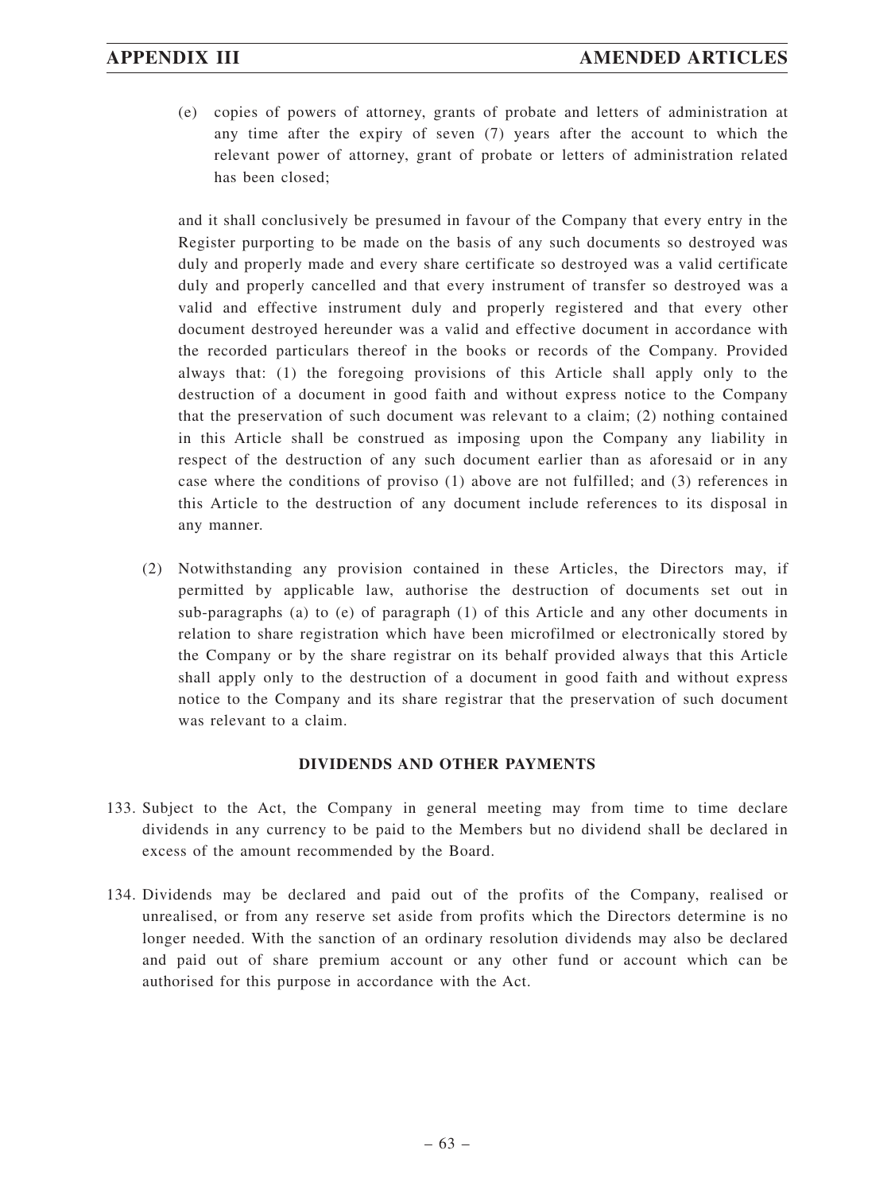(e) copies of powers of attorney, grants of probate and letters of administration at any time after the expiry of seven (7) years after the account to which the relevant power of attorney, grant of probate or letters of administration related has been closed;

and it shall conclusively be presumed in favour of the Company that every entry in the Register purporting to be made on the basis of any such documents so destroyed was duly and properly made and every share certificate so destroyed was a valid certificate duly and properly cancelled and that every instrument of transfer so destroyed was a valid and effective instrument duly and properly registered and that every other document destroyed hereunder was a valid and effective document in accordance with the recorded particulars thereof in the books or records of the Company. Provided always that: (1) the foregoing provisions of this Article shall apply only to the destruction of a document in good faith and without express notice to the Company that the preservation of such document was relevant to a claim; (2) nothing contained in this Article shall be construed as imposing upon the Company any liability in respect of the destruction of any such document earlier than as aforesaid or in any case where the conditions of proviso (1) above are not fulfilled; and (3) references in this Article to the destruction of any document include references to its disposal in any manner.

(2) Notwithstanding any provision contained in these Articles, the Directors may, if permitted by applicable law, authorise the destruction of documents set out in sub-paragraphs (a) to (e) of paragraph (1) of this Article and any other documents in relation to share registration which have been microfilmed or electronically stored by the Company or by the share registrar on its behalf provided always that this Article shall apply only to the destruction of a document in good faith and without express notice to the Company and its share registrar that the preservation of such document was relevant to a claim.

## DIVIDENDS AND OTHER PAYMENTS

133. Subject to the Act, the Company in general meeting may from time to time declare dividends in any currency to be paid to the Members but no dividend shall be declared in excess of the amount recommended by the Board.

134. Dividends may be declared and paid out of the profits of the Company, realised or unrealised, or from any reserve set aside from profits which the Directors determine is no longer needed. With the sanction of an ordinary resolution dividends may also be declared and paid out of share premium account or any other fund or account which can be authorised for this purpose in accordance with the Act.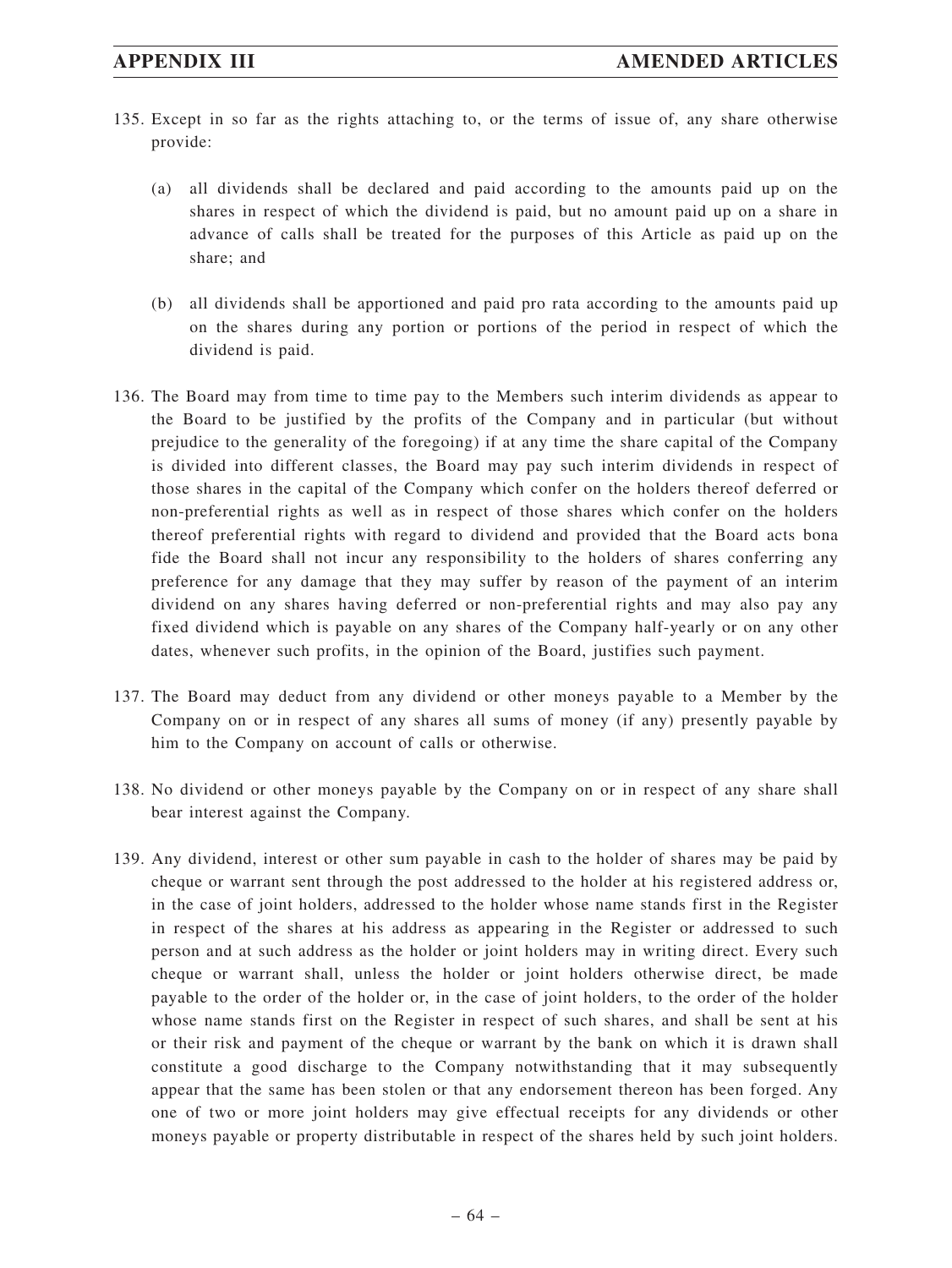135. Except in so far as the rights attaching to, or the terms of issue of, any share otherwise provide:

    (a) all dividends shall be declared and paid according to the amounts paid up on the shares in respect of which the dividend is paid, but no amount paid up on a share in advance of calls shall be treated for the purposes of this Article as paid up on the share; and

    (b) all dividends shall be apportioned and paid pro rata according to the amounts paid up on the shares during any portion or portions of the period in respect of which the dividend is paid.

136. The Board may from time to time pay to the Members such interim dividends as appear to the Board to be justified by the profits of the Company and in particular (but without prejudice to the generality of the foregoing) if at any time the share capital of the Company is divided into different classes, the Board may pay such interim dividends in respect of those shares in the capital of the Company which confer on the holders thereof deferred or non-preferential rights as well as in respect of those shares which confer on the holders thereof preferential rights with regard to dividend and provided that the Board acts bona fide the Board shall not incur any responsibility to the holders of shares conferring any preference for any damage that they may suffer by reason of the payment of an interim dividend on any shares having deferred or non-preferential rights and may also pay any fixed dividend which is payable on any shares of the Company half-yearly or on any other dates, whenever such profits, in the opinion of the Board, justifies such payment.

137. The Board may deduct from any dividend or other moneys payable to a Member by the Company on or in respect of any shares all sums of money (if any) presently payable by him to the Company on account of calls or otherwise.

138. No dividend or other moneys payable by the Company on or in respect of any share shall bear interest against the Company.

139. Any dividend, interest or other sum payable in cash to the holder of shares may be paid by cheque or warrant sent through the post addressed to the holder at his registered address or, in the case of joint holders, addressed to the holder whose name stands first in the Register in respect of the shares at his address as appearing in the Register or addressed to such person and at such address as the holder or joint holders may in writing direct. Every such cheque or warrant shall, unless the holder or joint holders otherwise direct, be made payable to the order of the holder or, in the case of joint holders, to the order of the holder whose name stands first on the Register in respect of such shares, and shall be sent at his or their risk and payment of the cheque or warrant by the bank on which it is drawn shall constitute a good discharge to the Company notwithstanding that it may subsequently appear that the same has been stolen or that any endorsement thereon has been forged. Any one of two or more joint holders may give effectual receipts for any dividends or other moneys payable or property distributable in respect of the shares held by such joint holders.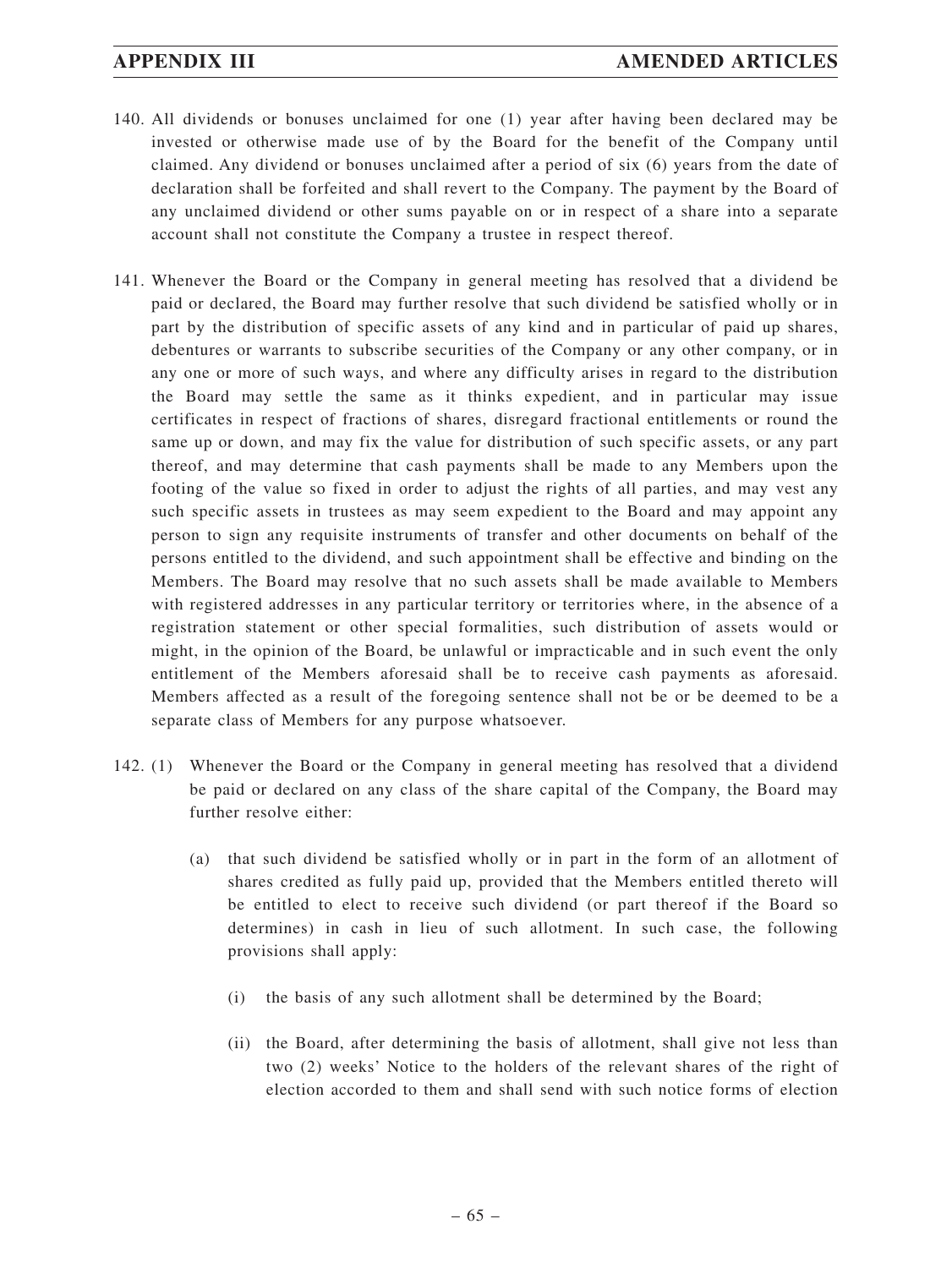140. All dividends or bonuses unclaimed for one (1) year after having been declared may be invested or otherwise made use of by the Board for the benefit of the Company until claimed. Any dividend or bonuses unclaimed after a period of six (6) years from the date of declaration shall be forfeited and shall revert to the Company. The payment by the Board of any unclaimed dividend or other sums payable on or in respect of a share into a separate account shall not constitute the Company a trustee in respect thereof.

141. Whenever the Board or the Company in general meeting has resolved that a dividend be paid or declared, the Board may further resolve that such dividend be satisfied wholly or in part by the distribution of specific assets of any kind and in particular of paid up shares, debentures or warrants to subscribe securities of the Company or any other company, or in any one or more of such ways, and where any difficulty arises in regard to the distribution the Board may settle the same as it thinks expedient, and in particular may issue certificates in respect of fractions of shares, disregard fractional entitlements or round the same up or down, and may fix the value for distribution of such specific assets, or any part thereof, and may determine that cash payments shall be made to any Members upon the footing of the value so fixed in order to adjust the rights of all parties, and may vest any such specific assets in trustees as may seem expedient to the Board and may appoint any person to sign any requisite instruments of transfer and other documents on behalf of the persons entitled to the dividend, and such appointment shall be effective and binding on the Members. The Board may resolve that no such assets shall be made available to Members with registered addresses in any particular territory or territories where, in the absence of a registration statement or other special formalities, such distribution of assets would or might, in the opinion of the Board, be unlawful or impracticable and in such event the only entitlement of the Members aforesaid shall be to receive cash payments as aforesaid. Members affected as a result of the foregoing sentence shall not be or be deemed to be a separate class of Members for any purpose whatsoever.

142. (1) Whenever the Board or the Company in general meeting has resolved that a dividend be paid or declared on any class of the share capital of the Company, the Board may further resolve either:

   (a) that such dividend be satisfied wholly or in part in the form of an allotment of shares credited as fully paid up, provided that the Members entitled thereto will be entitled to elect to receive such dividend (or part thereof if the Board so determines) in cash in lieu of such allotment. In such case, the following provisions shall apply:

      (i) the basis of any such allotment shall be determined by the Board;

      (ii) the Board, after determining the basis of allotment, shall give not less than two (2) weeks' Notice to the holders of the relevant shares of the right of election accorded to them and shall send with such notice forms of election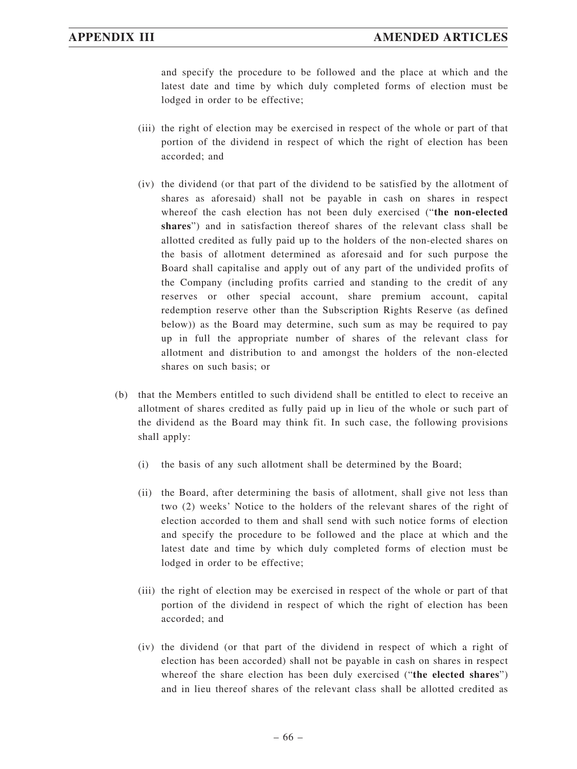and specify the procedure to be followed and the place at which and the latest date and time by which duly completed forms of election must be lodged in order to be effective;

(iii) the right of election may be exercised in respect of the whole or part of that portion of the dividend in respect of which the right of election has been accorded; and

(iv) the dividend (or that part of the dividend to be satisfied by the allotment of shares as aforesaid) shall not be payable in cash on shares in respect whereof the cash election has not been duly exercised ("**the non-elected shares**") and in satisfaction thereof shares of the relevant class shall be allotted credited as fully paid up to the holders of the non-elected shares on the basis of allotment determined as aforesaid and for such purpose the Board shall capitalise and apply out of any part of the undivided profits of the Company (including profits carried and standing to the credit of any reserves or other special account, share premium account, capital redemption reserve other than the Subscription Rights Reserve (as defined below)) as the Board may determine, such sum as may be required to pay up in full the appropriate number of shares of the relevant class for allotment and distribution to and amongst the holders of the non-elected shares on such basis; or

(b) that the Members entitled to such dividend shall be entitled to elect to receive an allotment of shares credited as fully paid up in lieu of the whole or such part of the dividend as the Board may think fit. In such case, the following provisions shall apply:

(i) the basis of any such allotment shall be determined by the Board;

(ii) the Board, after determining the basis of allotment, shall give not less than two (2) weeks' Notice to the holders of the relevant shares of the right of election accorded to them and shall send with such notice forms of election and specify the procedure to be followed and the place at which and the latest date and time by which duly completed forms of election must be lodged in order to be effective;

(iii) the right of election may be exercised in respect of the whole or part of that portion of the dividend in respect of which the right of election has been accorded; and

(iv) the dividend (or that part of the dividend in respect of which a right of election has been accorded) shall not be payable in cash on shares in respect whereof the share election has been duly exercised ("**the elected shares**") and in lieu thereof shares of the relevant class shall be allotted credited as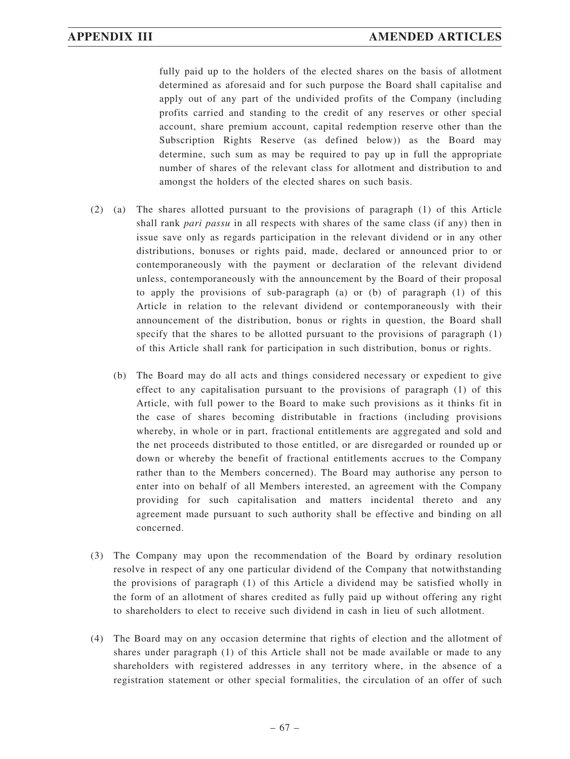fully paid up to the holders of the elected shares on the basis of allotment determined as aforesaid and for such purpose the Board shall capitalise and apply out of any part of the undivided profits of the Company (including profits carried and standing to the credit of any reserves or other special account, share premium account, capital redemption reserve other than the Subscription Rights Reserve (as defined below)) as the Board may determine, such sum as may be required to pay up in full the appropriate number of shares of the relevant class for allotment and distribution to and amongst the holders of the elected shares on such basis.

(2) (a) The shares allotted pursuant to the provisions of paragraph (1) of this Article shall rank *pari passu* in all respects with shares of the same class (if any) then in issue save only as regards participation in the relevant dividend or in any other distributions, bonuses or rights paid, made, declared or announced prior to or contemporaneously with the payment or declaration of the relevant dividend unless, contemporaneously with the announcement by the Board of their proposal to apply the provisions of sub-paragraph (a) or (b) of paragraph (1) of this Article in relation to the relevant dividend or contemporaneously with their announcement of the distribution, bonus or rights in question, the Board shall specify that the shares to be allotted pursuant to the provisions of paragraph (1) of this Article shall rank for participation in such distribution, bonus or rights.

(b) The Board may do all acts and things considered necessary or expedient to give effect to any capitalisation pursuant to the provisions of paragraph (1) of this Article, with full power to the Board to make such provisions as it thinks fit in the case of shares becoming distributable in fractions (including provisions whereby, in whole or in part, fractional entitlements are aggregated and sold and the net proceeds distributed to those entitled, or are disregarded or rounded up or down or whereby the benefit of fractional entitlements accrues to the Company rather than to the Members concerned). The Board may authorise any person to enter into on behalf of all Members interested, an agreement with the Company providing for such capitalisation and matters incidental thereto and any agreement made pursuant to such authority shall be effective and binding on all concerned.

(3) The Company may upon the recommendation of the Board by ordinary resolution resolve in respect of any one particular dividend of the Company that notwithstanding the provisions of paragraph (1) of this Article a dividend may be satisfied wholly in the form of an allotment of shares credited as fully paid up without offering any right to shareholders to elect to receive such dividend in cash in lieu of such allotment.

(4) The Board may on any occasion determine that rights of election and the allotment of shares under paragraph (1) of this Article shall not be made available or made to any shareholders with registered addresses in any territory where, in the absence of a registration statement or other special formalities, the circulation of an offer of such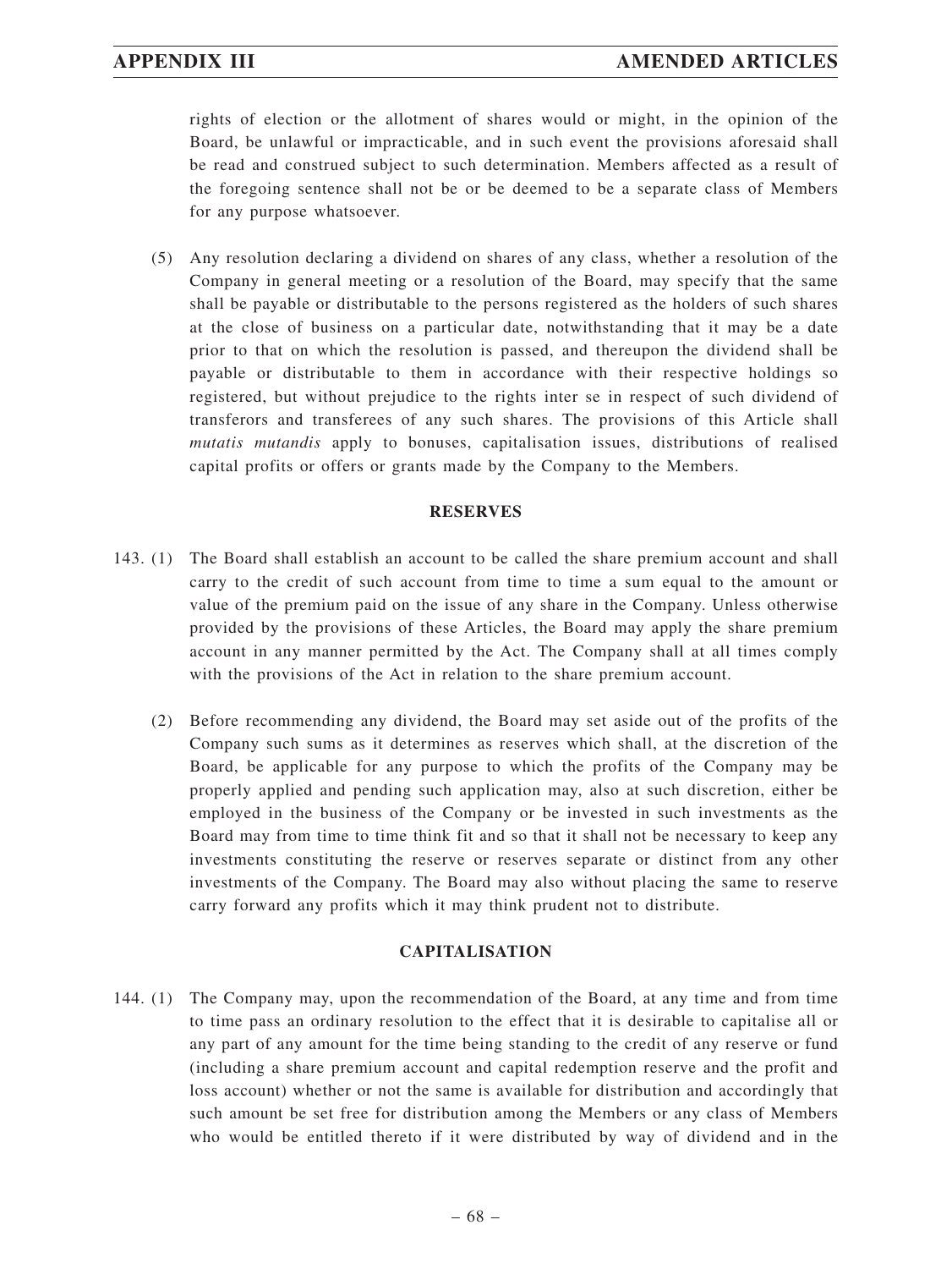rights of election or the allotment of shares would or might, in the opinion of the Board, be unlawful or impracticable, and in such event the provisions aforesaid shall be read and construed subject to such determination. Members affected as a result of the foregoing sentence shall not be or be deemed to be a separate class of Members for any purpose whatsoever.

(5) Any resolution declaring a dividend on shares of any class, whether a resolution of the Company in general meeting or a resolution of the Board, may specify that the same shall be payable or distributable to the persons registered as the holders of such shares at the close of business on a particular date, notwithstanding that it may be a date prior to that on which the resolution is passed, and thereupon the dividend shall be payable or distributable to them in accordance with their respective holdings so registered, but without prejudice to the rights inter se in respect of such dividend of transferors and transferees of any such shares. The provisions of this Article shall *mutatis mutandis* apply to bonuses, capitalisation issues, distributions of realised capital profits or offers or grants made by the Company to the Members.

**RESERVES**

143. (1) The Board shall establish an account to be called the share premium account and shall carry to the credit of such account from time to time a sum equal to the amount or value of the premium paid on the issue of any share in the Company. Unless otherwise provided by the provisions of these Articles, the Board may apply the share premium account in any manner permitted by the Act. The Company shall at all times comply with the provisions of the Act in relation to the share premium account.

(2) Before recommending any dividend, the Board may set aside out of the profits of the Company such sums as it determines as reserves which shall, at the discretion of the Board, be applicable for any purpose to which the profits of the Company may be properly applied and pending such application may, also at such discretion, either be employed in the business of the Company or be invested in such investments as the Board may from time to time think fit and so that it shall not be necessary to keep any investments constituting the reserve or reserves separate or distinct from any other investments of the Company. The Board may also without placing the same to reserve carry forward any profits which it may think prudent not to distribute.

**CAPITALISATION**

144. (1) The Company may, upon the recommendation of the Board, at any time and from time to time pass an ordinary resolution to the effect that it is desirable to capitalise all or any part of any amount for the time being standing to the credit of any reserve or fund (including a share premium account and capital redemption reserve and the profit and loss account) whether or not the same is available for distribution and accordingly that such amount be set free for distribution among the Members or any class of Members who would be entitled thereto if it were distributed by way of dividend and in the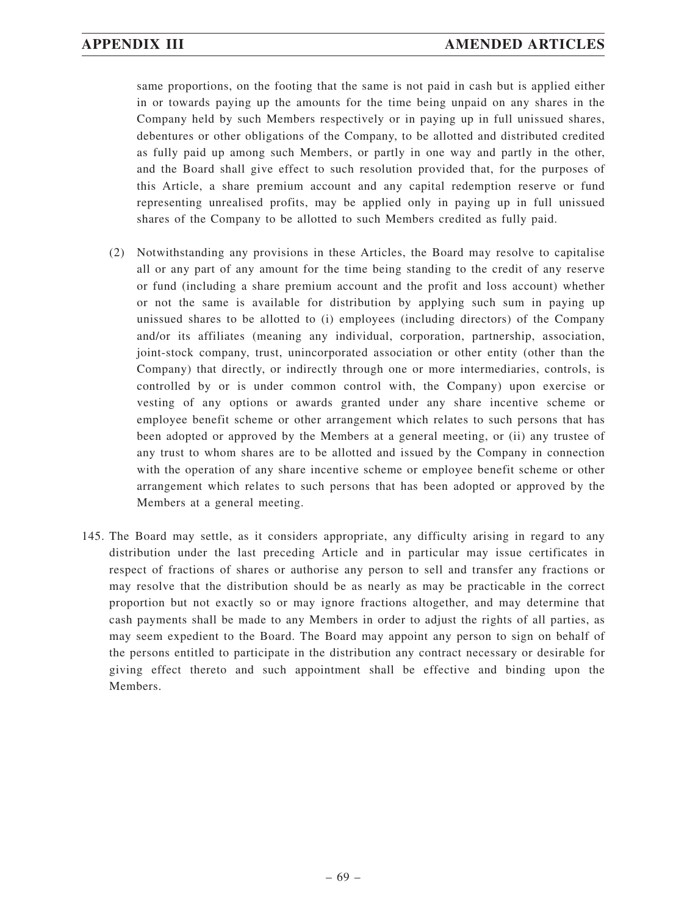same proportions, on the footing that the same is not paid in cash but is applied either in or towards paying up the amounts for the time being unpaid on any shares in the Company held by such Members respectively or in paying up in full unissued shares, debentures or other obligations of the Company, to be allotted and distributed credited as fully paid up among such Members, or partly in one way and partly in the other, and the Board shall give effect to such resolution provided that, for the purposes of this Article, a share premium account and any capital redemption reserve or fund representing unrealised profits, may be applied only in paying up in full unissued shares of the Company to be allotted to such Members credited as fully paid.

(2) Notwithstanding any provisions in these Articles, the Board may resolve to capitalise all or any part of any amount for the time being standing to the credit of any reserve or fund (including a share premium account and the profit and loss account) whether or not the same is available for distribution by applying such sum in paying up unissued shares to be allotted to (i) employees (including directors) of the Company and/or its affiliates (meaning any individual, corporation, partnership, association, joint-stock company, trust, unincorporated association or other entity (other than the Company) that directly, or indirectly through one or more intermediaries, controls, is controlled by or is under common control with, the Company) upon exercise or vesting of any options or awards granted under any share incentive scheme or employee benefit scheme or other arrangement which relates to such persons that has been adopted or approved by the Members at a general meeting, or (ii) any trustee of any trust to whom shares are to be allotted and issued by the Company in connection with the operation of any share incentive scheme or employee benefit scheme or other arrangement which relates to such persons that has been adopted or approved by the Members at a general meeting.

145. The Board may settle, as it considers appropriate, any difficulty arising in regard to any distribution under the last preceding Article and in particular may issue certificates in respect of fractions of shares or authorise any person to sell and transfer any fractions or may resolve that the distribution should be as nearly as may be practicable in the correct proportion but not exactly so or may ignore fractions altogether, and may determine that cash payments shall be made to any Members in order to adjust the rights of all parties, as may seem expedient to the Board. The Board may appoint any person to sign on behalf of the persons entitled to participate in the distribution any contract necessary or desirable for giving effect thereto and such appointment shall be effective and binding upon the Members.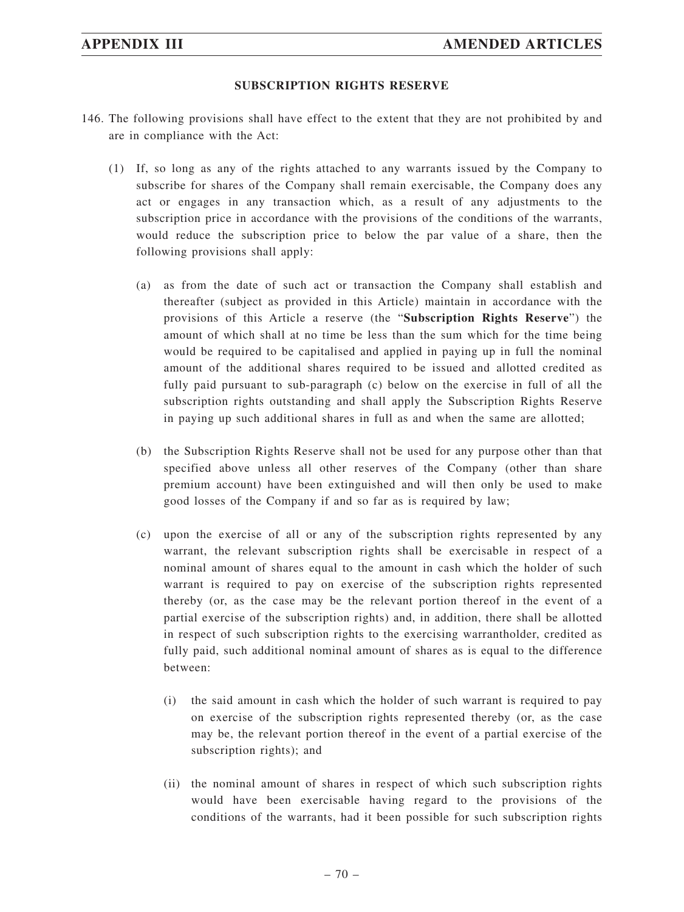## SUBSCRIPTION RIGHTS RESERVE

146. The following provisions shall have effect to the extent that they are not prohibited by and are in compliance with the Act:

   (1) If, so long as any of the rights attached to any warrants issued by the Company to subscribe for shares of the Company shall remain exercisable, the Company does any act or engages in any transaction which, as a result of any adjustments to the subscription price in accordance with the provisions of the conditions of the warrants, would reduce the subscription price to below the par value of a share, then the following provisions shall apply:

      (a) as from the date of such act or transaction the Company shall establish and thereafter (subject as provided in this Article) maintain in accordance with the provisions of this Article a reserve (the "**Subscription Rights Reserve**") the amount of which shall at no time be less than the sum which for the time being would be required to be capitalised and applied in paying up in full the nominal amount of the additional shares required to be issued and allotted credited as fully paid pursuant to sub-paragraph (c) below on the exercise in full of all the subscription rights outstanding and shall apply the Subscription Rights Reserve in paying up such additional shares in full as and when the same are allotted;

      (b) the Subscription Rights Reserve shall not be used for any purpose other than that specified above unless all other reserves of the Company (other than share premium account) have been extinguished and will then only be used to make good losses of the Company if and so far as is required by law;

      (c) upon the exercise of all or any of the subscription rights represented by any warrant, the relevant subscription rights shall be exercisable in respect of a nominal amount of shares equal to the amount in cash which the holder of such warrant is required to pay on exercise of the subscription rights represented thereby (or, as the case may be the relevant portion thereof in the event of a partial exercise of the subscription rights) and, in addition, there shall be allotted in respect of such subscription rights to the exercising warrantholder, credited as fully paid, such additional nominal amount of shares as is equal to the difference between:

         (i) the said amount in cash which the holder of such warrant is required to pay on exercise of the subscription rights represented thereby (or, as the case may be, the relevant portion thereof in the event of a partial exercise of the subscription rights); and

         (ii) the nominal amount of shares in respect of which such subscription rights would have been exercisable having regard to the provisions of the conditions of the warrants, had it been possible for such subscription rights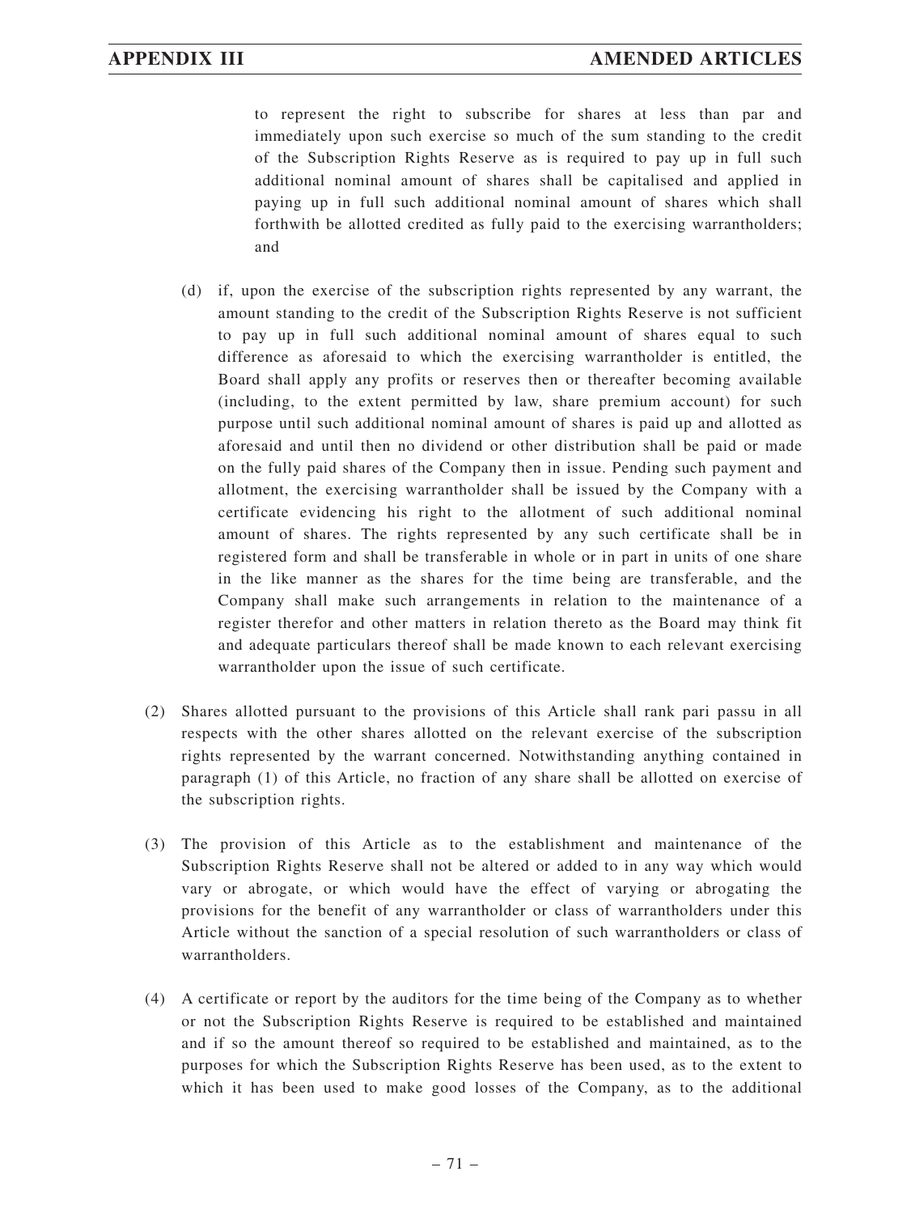to represent the right to subscribe for shares at less than par and immediately upon such exercise so much of the sum standing to the credit of the Subscription Rights Reserve as is required to pay up in full such additional nominal amount of shares shall be capitalised and applied in paying up in full such additional nominal amount of shares which shall forthwith be allotted credited as fully paid to the exercising warrantholders; and

(d) if, upon the exercise of the subscription rights represented by any warrant, the amount standing to the credit of the Subscription Rights Reserve is not sufficient to pay up in full such additional nominal amount of shares equal to such difference as aforesaid to which the exercising warrantholder is entitled, the Board shall apply any profits or reserves then or thereafter becoming available (including, to the extent permitted by law, share premium account) for such purpose until such additional nominal amount of shares is paid up and allotted as aforesaid and until then no dividend or other distribution shall be paid or made on the fully paid shares of the Company then in issue. Pending such payment and allotment, the exercising warrantholder shall be issued by the Company with a certificate evidencing his right to the allotment of such additional nominal amount of shares. The rights represented by any such certificate shall be in registered form and shall be transferable in whole or in part in units of one share in the like manner as the shares for the time being are transferable, and the Company shall make such arrangements in relation to the maintenance of a register therefor and other matters in relation thereto as the Board may think fit and adequate particulars thereof shall be made known to each relevant exercising warrantholder upon the issue of such certificate.

(2) Shares allotted pursuant to the provisions of this Article shall rank pari passu in all respects with the other shares allotted on the relevant exercise of the subscription rights represented by the warrant concerned. Notwithstanding anything contained in paragraph (1) of this Article, no fraction of any share shall be allotted on exercise of the subscription rights.

(3) The provision of this Article as to the establishment and maintenance of the Subscription Rights Reserve shall not be altered or added to in any way which would vary or abrogate, or which would have the effect of varying or abrogating the provisions for the benefit of any warrantholder or class of warrantholders under this Article without the sanction of a special resolution of such warrantholders or class of warrantholders.

(4) A certificate or report by the auditors for the time being of the Company as to whether or not the Subscription Rights Reserve is required to be established and maintained and if so the amount thereof so required to be established and maintained, as to the purposes for which the Subscription Rights Reserve has been used, as to the extent to which it has been used to make good losses of the Company, as to the additional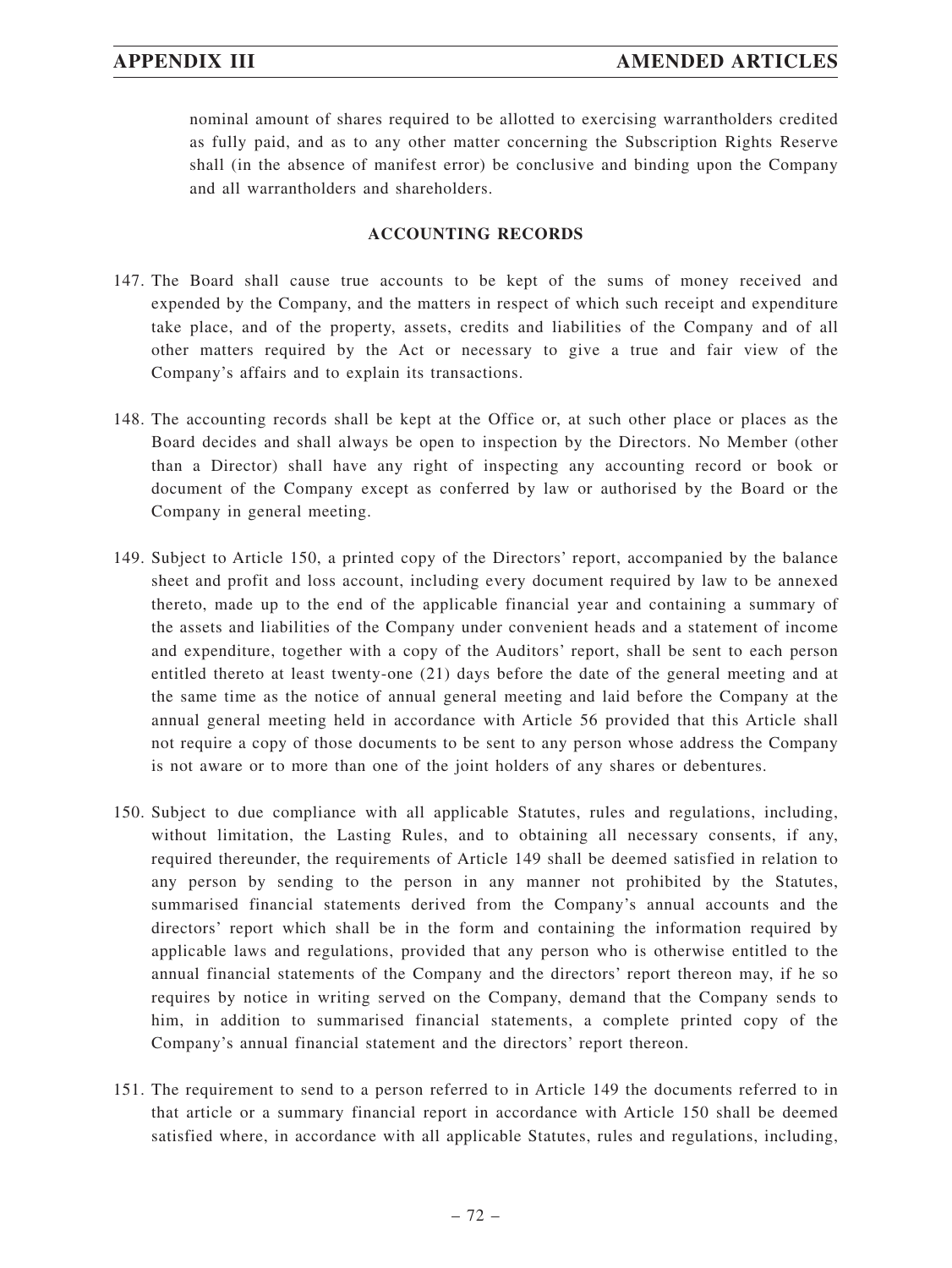nominal amount of shares required to be allotted to exercising warrantholders credited as fully paid, and as to any other matter concerning the Subscription Rights Reserve shall (in the absence of manifest error) be conclusive and binding upon the Company and all warrantholders and shareholders.

## ACCOUNTING RECORDS

147. The Board shall cause true accounts to be kept of the sums of money received and expended by the Company, and the matters in respect of which such receipt and expenditure take place, and of the property, assets, credits and liabilities of the Company and of all other matters required by the Act or necessary to give a true and fair view of the Company's affairs and to explain its transactions.

148. The accounting records shall be kept at the Office or, at such other place or places as the Board decides and shall always be open to inspection by the Directors. No Member (other than a Director) shall have any right of inspecting any accounting record or book or document of the Company except as conferred by law or authorised by the Board or the Company in general meeting.

149. Subject to Article 150, a printed copy of the Directors' report, accompanied by the balance sheet and profit and loss account, including every document required by law to be annexed thereto, made up to the end of the applicable financial year and containing a summary of the assets and liabilities of the Company under convenient heads and a statement of income and expenditure, together with a copy of the Auditors' report, shall be sent to each person entitled thereto at least twenty-one (21) days before the date of the general meeting and at the same time as the notice of annual general meeting and laid before the Company at the annual general meeting held in accordance with Article 56 provided that this Article shall not require a copy of those documents to be sent to any person whose address the Company is not aware or to more than one of the joint holders of any shares or debentures.

150. Subject to due compliance with all applicable Statutes, rules and regulations, including, without limitation, the Lasting Rules, and to obtaining all necessary consents, if any, required thereunder, the requirements of Article 149 shall be deemed satisfied in relation to any person by sending to the person in any manner not prohibited by the Statutes, summarised financial statements derived from the Company's annual accounts and the directors' report which shall be in the form and containing the information required by applicable laws and regulations, provided that any person who is otherwise entitled to the annual financial statements of the Company and the directors' report thereon may, if he so requires by notice in writing served on the Company, demand that the Company sends to him, in addition to summarised financial statements, a complete printed copy of the Company's annual financial statement and the directors' report thereon.

151. The requirement to send to a person referred to in Article 149 the documents referred to in that article or a summary financial report in accordance with Article 150 shall be deemed satisfied where, in accordance with all applicable Statutes, rules and regulations, including,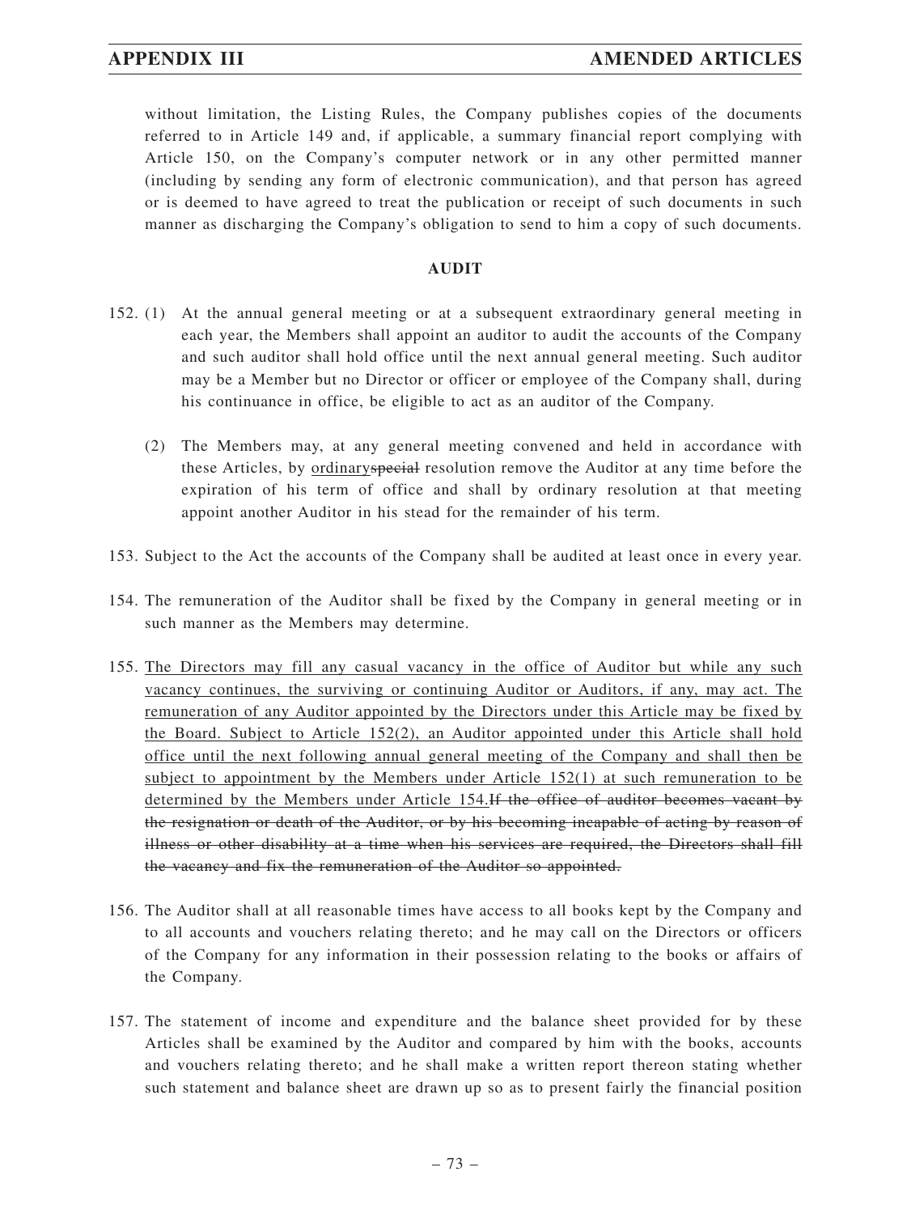without limitation, the Listing Rules, the Company publishes copies of the documents referred to in Article 149 and, if applicable, a summary financial report complying with Article 150, on the Company's computer network or in any other permitted manner (including by sending any form of electronic communication), and that person has agreed or is deemed to have agreed to treat the publication or receipt of such documents in such manner as discharging the Company's obligation to send to him a copy of such documents.

**AUDIT**

152. (1) At the annual general meeting or at a subsequent extraordinary general meeting in each year, the Members shall appoint an auditor to audit the accounts of the Company and such auditor shall hold office until the next annual general meeting. Such auditor may be a Member but no Director or officer or employee of the Company shall, during his continuance in office, be eligible to act as an auditor of the Company.

(2) The Members may, at any general meeting convened and held in accordance with these Articles, by <u>ordinary</u>~~special~~ resolution remove the Auditor at any time before the expiration of his term of office and shall by ordinary resolution at that meeting appoint another Auditor in his stead for the remainder of his term.

153. Subject to the Act the accounts of the Company shall be audited at least once in every year.

154. The remuneration of the Auditor shall be fixed by the Company in general meeting or in such manner as the Members may determine.

155. <u>The Directors may fill any casual vacancy in the office of Auditor but while any such vacancy continues, the surviving or continuing Auditor or Auditors, if any, may act. The remuneration of any Auditor appointed by the Directors under this Article may be fixed by the Board. Subject to Article 152(2), an Auditor appointed under this Article shall hold office until the next following annual general meeting of the Company and shall then be subject to appointment by the Members under Article 152(1) at such remuneration to be determined by the Members under Article 154.</u>~~If the office of auditor becomes vacant by the resignation or death of the Auditor, or by his becoming incapable of acting by reason of illness or other disability at a time when his services are required, the Directors shall fill the vacancy and fix the remuneration of the Auditor so appointed.~~

156. The Auditor shall at all reasonable times have access to all books kept by the Company and to all accounts and vouchers relating thereto; and he may call on the Directors or officers of the Company for any information in their possession relating to the books or affairs of the Company.

157. The statement of income and expenditure and the balance sheet provided for by these Articles shall be examined by the Auditor and compared by him with the books, accounts and vouchers relating thereto; and he shall make a written report thereon stating whether such statement and balance sheet are drawn up so as to present fairly the financial position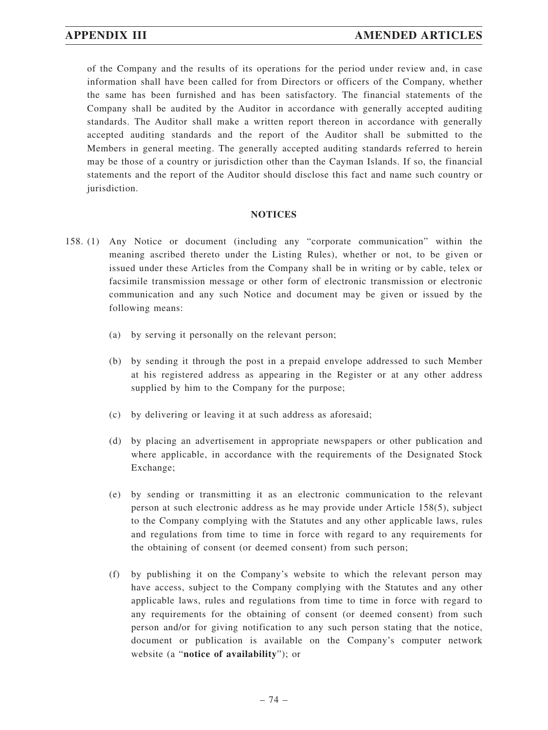of the Company and the results of its operations for the period under review and, in case information shall have been called for from Directors or officers of the Company, whether the same has been furnished and has been satisfactory. The financial statements of the Company shall be audited by the Auditor in accordance with generally accepted auditing standards. The Auditor shall make a written report thereon in accordance with generally accepted auditing standards and the report of the Auditor shall be submitted to the Members in general meeting. The generally accepted auditing standards referred to herein may be those of a country or jurisdiction other than the Cayman Islands. If so, the financial statements and the report of the Auditor should disclose this fact and name such country or jurisdiction.

## NOTICES

158. (1) Any Notice or document (including any "corporate communication" within the meaning ascribed thereto under the Listing Rules), whether or not, to be given or issued under these Articles from the Company shall be in writing or by cable, telex or facsimile transmission message or other form of electronic transmission or electronic communication and any such Notice and document may be given or issued by the following means:

   (a) by serving it personally on the relevant person;

   (b) by sending it through the post in a prepaid envelope addressed to such Member at his registered address as appearing in the Register or at any other address supplied by him to the Company for the purpose;

   (c) by delivering or leaving it at such address as aforesaid;

   (d) by placing an advertisement in appropriate newspapers or other publication and where applicable, in accordance with the requirements of the Designated Stock Exchange;

   (e) by sending or transmitting it as an electronic communication to the relevant person at such electronic address as he may provide under Article 158(5), subject to the Company complying with the Statutes and any other applicable laws, rules and regulations from time to time in force with regard to any requirements for the obtaining of consent (or deemed consent) from such person;

   (f) by publishing it on the Company's website to which the relevant person may have access, subject to the Company complying with the Statutes and any other applicable laws, rules and regulations from time to time in force with regard to any requirements for the obtaining of consent (or deemed consent) from such person and/or for giving notification to any such person stating that the notice, document or publication is available on the Company's computer network website (a "**notice of availability**"); or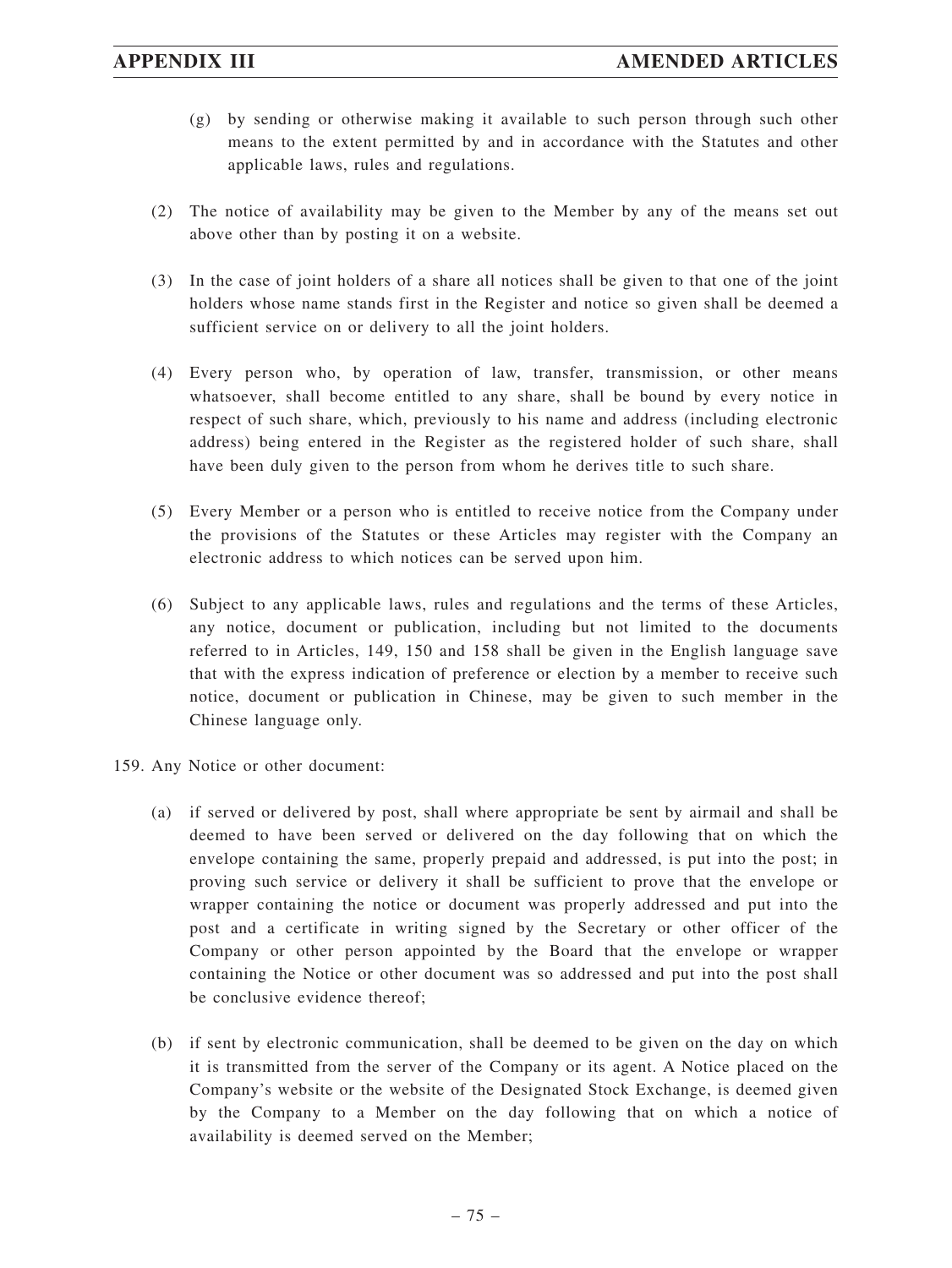(g) by sending or otherwise making it available to such person through such other means to the extent permitted by and in accordance with the Statutes and other applicable laws, rules and regulations.

(2) The notice of availability may be given to the Member by any of the means set out above other than by posting it on a website.

(3) In the case of joint holders of a share all notices shall be given to that one of the joint holders whose name stands first in the Register and notice so given shall be deemed a sufficient service on or delivery to all the joint holders.

(4) Every person who, by operation of law, transfer, transmission, or other means whatsoever, shall become entitled to any share, shall be bound by every notice in respect of such share, which, previously to his name and address (including electronic address) being entered in the Register as the registered holder of such share, shall have been duly given to the person from whom he derives title to such share.

(5) Every Member or a person who is entitled to receive notice from the Company under the provisions of the Statutes or these Articles may register with the Company an electronic address to which notices can be served upon him.

(6) Subject to any applicable laws, rules and regulations and the terms of these Articles, any notice, document or publication, including but not limited to the documents referred to in Articles, 149, 150 and 158 shall be given in the English language save that with the express indication of preference or election by a member to receive such notice, document or publication in Chinese, may be given to such member in the Chinese language only.

159. Any Notice or other document:

(a) if served or delivered by post, shall where appropriate be sent by airmail and shall be deemed to have been served or delivered on the day following that on which the envelope containing the same, properly prepaid and addressed, is put into the post; in proving such service or delivery it shall be sufficient to prove that the envelope or wrapper containing the notice or document was properly addressed and put into the post and a certificate in writing signed by the Secretary or other officer of the Company or other person appointed by the Board that the envelope or wrapper containing the Notice or other document was so addressed and put into the post shall be conclusive evidence thereof;

(b) if sent by electronic communication, shall be deemed to be given on the day on which it is transmitted from the server of the Company or its agent. A Notice placed on the Company's website or the website of the Designated Stock Exchange, is deemed given by the Company to a Member on the day following that on which a notice of availability is deemed served on the Member;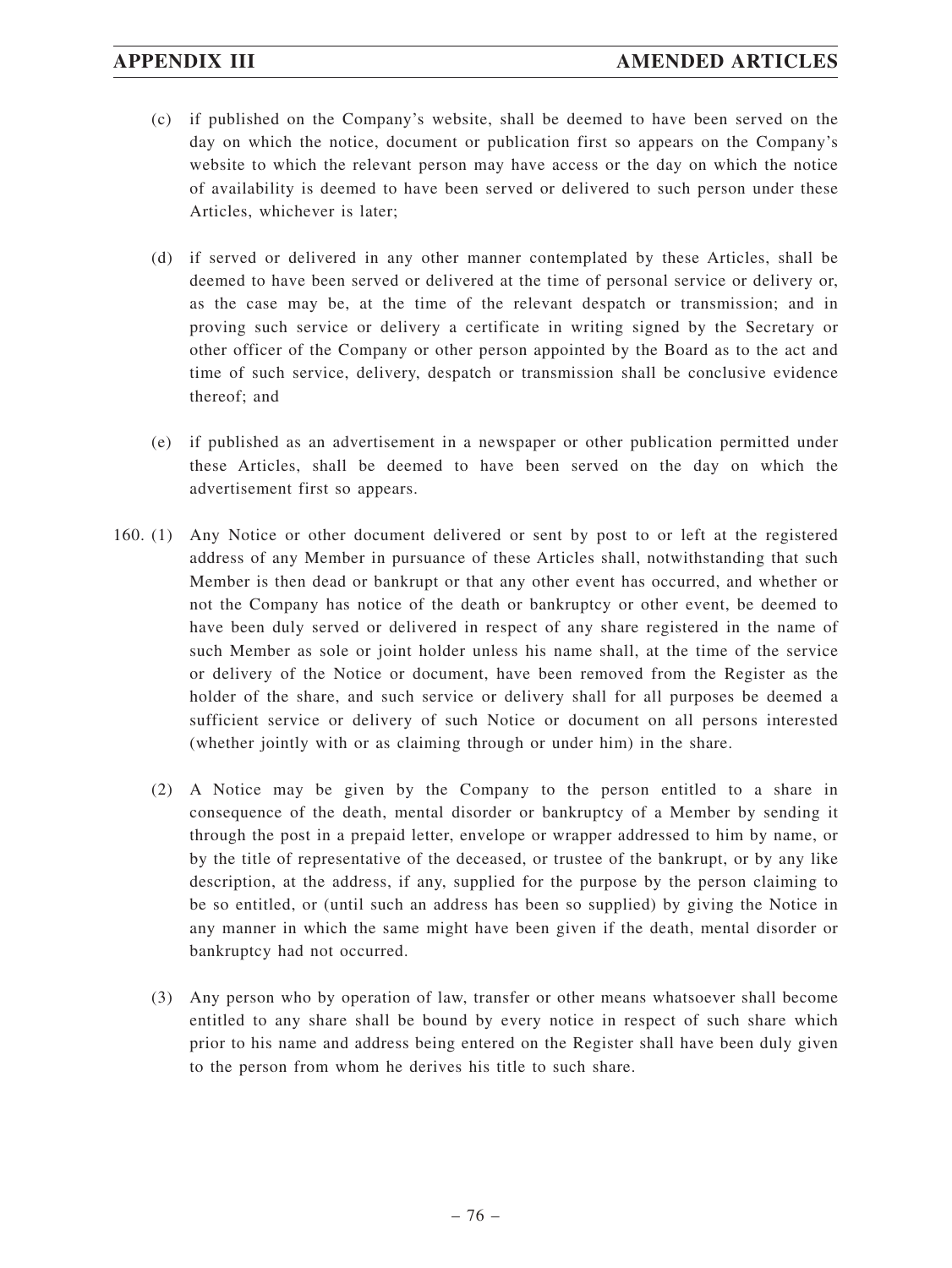(c) if published on the Company's website, shall be deemed to have been served on the day on which the notice, document or publication first so appears on the Company's website to which the relevant person may have access or the day on which the notice of availability is deemed to have been served or delivered to such person under these Articles, whichever is later;

(d) if served or delivered in any other manner contemplated by these Articles, shall be deemed to have been served or delivered at the time of personal service or delivery or, as the case may be, at the time of the relevant despatch or transmission; and in proving such service or delivery a certificate in writing signed by the Secretary or other officer of the Company or other person appointed by the Board as to the act and time of such service, delivery, despatch or transmission shall be conclusive evidence thereof; and

(e) if published as an advertisement in a newspaper or other publication permitted under these Articles, shall be deemed to have been served on the day on which the advertisement first so appears.

160. (1) Any Notice or other document delivered or sent by post to or left at the registered address of any Member in pursuance of these Articles shall, notwithstanding that such Member is then dead or bankrupt or that any other event has occurred, and whether or not the Company has notice of the death or bankruptcy or other event, be deemed to have been duly served or delivered in respect of any share registered in the name of such Member as sole or joint holder unless his name shall, at the time of the service or delivery of the Notice or document, have been removed from the Register as the holder of the share, and such service or delivery shall for all purposes be deemed a sufficient service or delivery of such Notice or document on all persons interested (whether jointly with or as claiming through or under him) in the share.

(2) A Notice may be given by the Company to the person entitled to a share in consequence of the death, mental disorder or bankruptcy of a Member by sending it through the post in a prepaid letter, envelope or wrapper addressed to him by name, or by the title of representative of the deceased, or trustee of the bankrupt, or by any like description, at the address, if any, supplied for the purpose by the person claiming to be so entitled, or (until such an address has been so supplied) by giving the Notice in any manner in which the same might have been given if the death, mental disorder or bankruptcy had not occurred.

(3) Any person who by operation of law, transfer or other means whatsoever shall become entitled to any share shall be bound by every notice in respect of such share which prior to his name and address being entered on the Register shall have been duly given to the person from whom he derives his title to such share.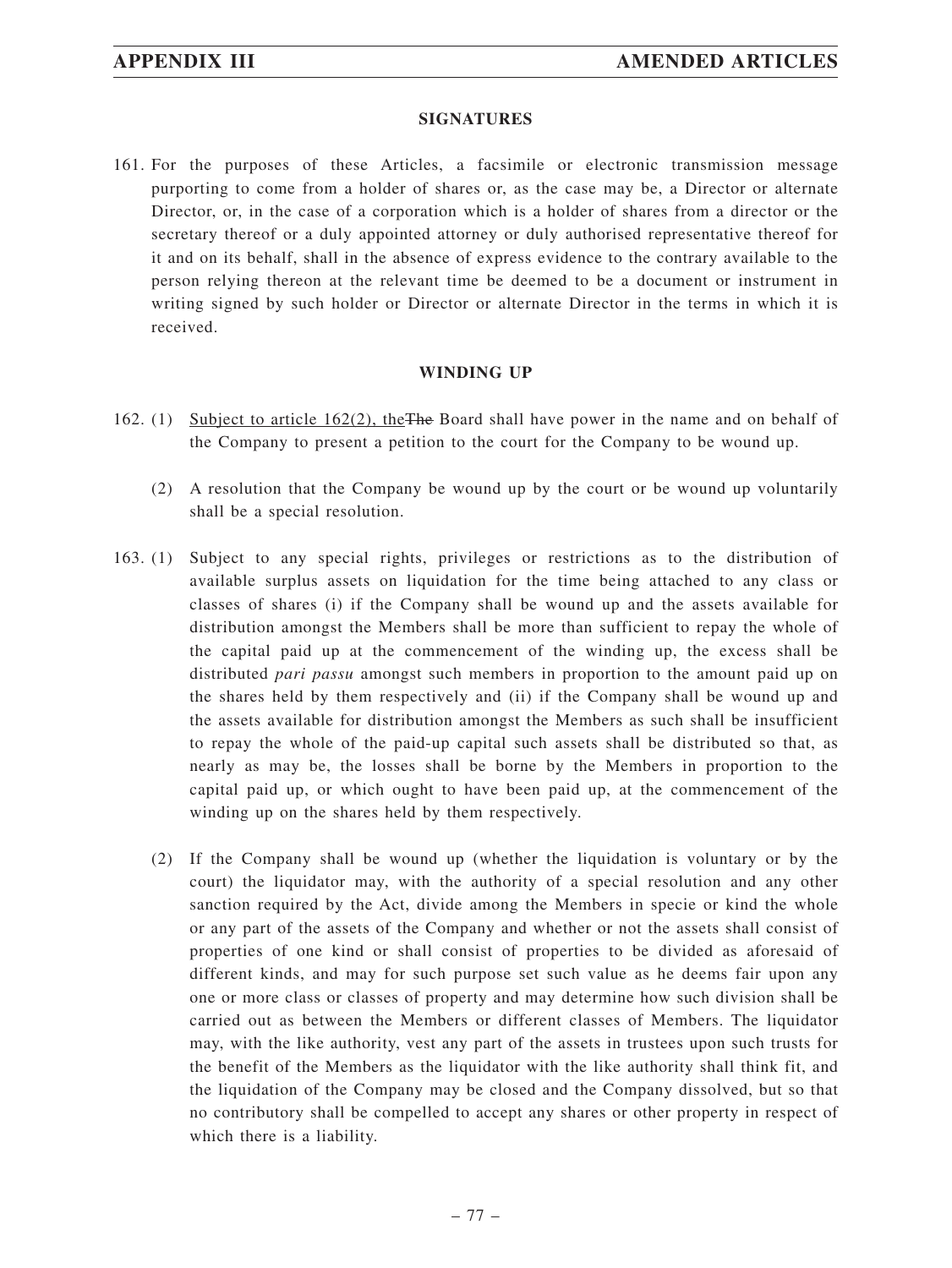#### SIGNATURES

161. For the purposes of these Articles, a facsimile or electronic transmission message purporting to come from a holder of shares or, as the case may be, a Director or alternate Director, or, in the case of a corporation which is a holder of shares from a director or the secretary thereof or a duly appointed attorney or duly authorised representative thereof for it and on its behalf, shall in the absence of express evidence to the contrary available to the person relying thereon at the relevant time be deemed to be a document or instrument in writing signed by such holder or Director or alternate Director in the terms in which it is received.

#### WINDING UP

162. (1) Subject to article 162(2), the ~~The~~ Board shall have power in the name and on behalf of the Company to present a petition to the court for the Company to be wound up.

(2) A resolution that the Company be wound up by the court or be wound up voluntarily shall be a special resolution.

163. (1) Subject to any special rights, privileges or restrictions as to the distribution of available surplus assets on liquidation for the time being attached to any class or classes of shares (i) if the Company shall be wound up and the assets available for distribution amongst the Members shall be more than sufficient to repay the whole of the capital paid up at the commencement of the winding up, the excess shall be distributed *pari passu* amongst such members in proportion to the amount paid up on the shares held by them respectively and (ii) if the Company shall be wound up and the assets available for distribution amongst the Members as such shall be insufficient to repay the whole of the paid-up capital such assets shall be distributed so that, as nearly as may be, the losses shall be borne by the Members in proportion to the capital paid up, or which ought to have been paid up, at the commencement of the winding up on the shares held by them respectively.

(2) If the Company shall be wound up (whether the liquidation is voluntary or by the court) the liquidator may, with the authority of a special resolution and any other sanction required by the Act, divide among the Members in specie or kind the whole or any part of the assets of the Company and whether or not the assets shall consist of properties of one kind or shall consist of properties to be divided as aforesaid of different kinds, and may for such purpose set such value as he deems fair upon any one or more class or classes of property and may determine how such division shall be carried out as between the Members or different classes of Members. The liquidator may, with the like authority, vest any part of the assets in trustees upon such trusts for the benefit of the Members as the liquidator with the like authority shall think fit, and the liquidation of the Company may be closed and the Company dissolved, but so that no contributory shall be compelled to accept any shares or other property in respect of which there is a liability.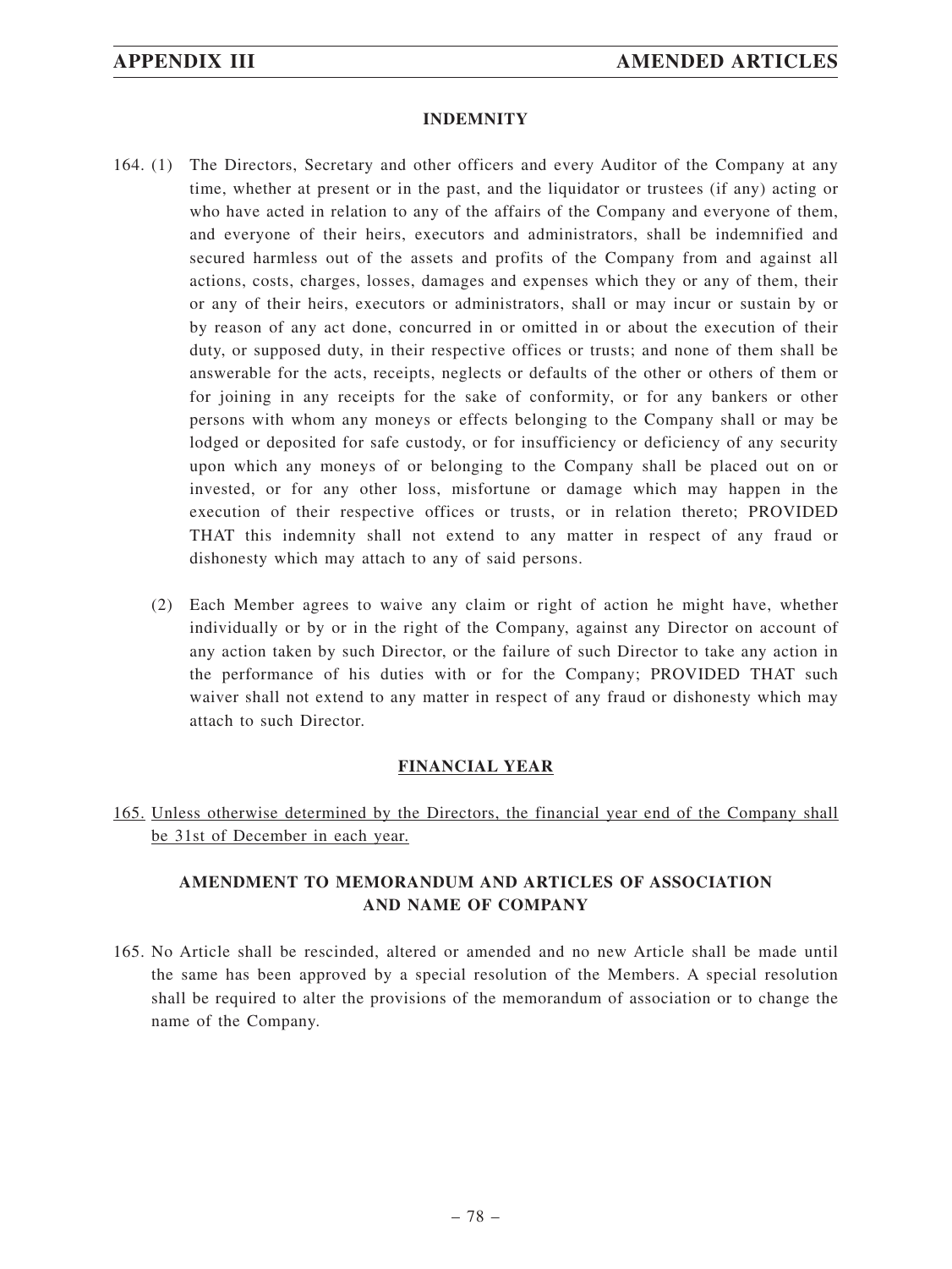## INDEMNITY

164. (1) The Directors, Secretary and other officers and every Auditor of the Company at any time, whether at present or in the past, and the liquidator or trustees (if any) acting or who have acted in relation to any of the affairs of the Company and everyone of them, and everyone of their heirs, executors and administrators, shall be indemnified and secured harmless out of the assets and profits of the Company from and against all actions, costs, charges, losses, damages and expenses which they or any of them, their or any of their heirs, executors or administrators, shall or may incur or sustain by or by reason of any act done, concurred in or omitted in or about the execution of their duty, or supposed duty, in their respective offices or trusts; and none of them shall be answerable for the acts, receipts, neglects or defaults of the other or others of them or for joining in any receipts for the sake of conformity, or for any bankers or other persons with whom any moneys or effects belonging to the Company shall or may be lodged or deposited for safe custody, or for insufficiency or deficiency of any security upon which any moneys of or belonging to the Company shall be placed out on or invested, or for any other loss, misfortune or damage which may happen in the execution of their respective offices or trusts, or in relation thereto; PROVIDED THAT this indemnity shall not extend to any matter in respect of any fraud or dishonesty which may attach to any of said persons.

(2) Each Member agrees to waive any claim or right of action he might have, whether individually or by or in the right of the Company, against any Director on account of any action taken by such Director, or the failure of such Director to take any action in the performance of his duties with or for the Company; PROVIDED THAT such waiver shall not extend to any matter in respect of any fraud or dishonesty which may attach to such Director.

## FINANCIAL YEAR

165. Unless otherwise determined by the Directors, the financial year end of the Company shall be 31st of December in each year.

## AMENDMENT TO MEMORANDUM AND ARTICLES OF ASSOCIATION AND NAME OF COMPANY

165. No Article shall be rescinded, altered or amended and no new Article shall be made until the same has been approved by a special resolution of the Members. A special resolution shall be required to alter the provisions of the memorandum of association or to change the name of the Company.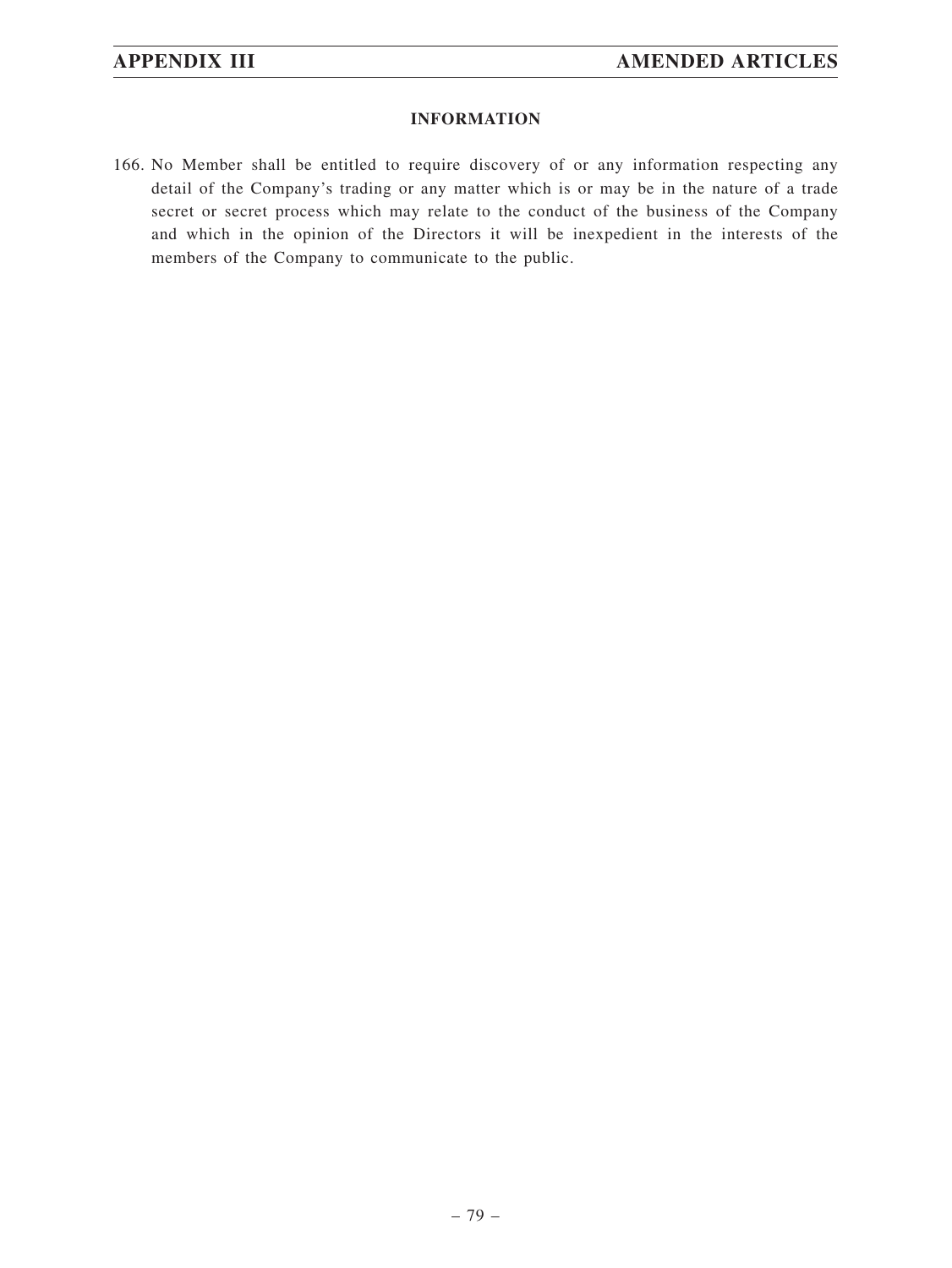## INFORMATION

166. No Member shall be entitled to require discovery of or any information respecting any detail of the Company's trading or any matter which is or may be in the nature of a trade secret or secret process which may relate to the conduct of the business of the Company and which in the opinion of the Directors it will be inexpedient in the interests of the members of the Company to communicate to the public.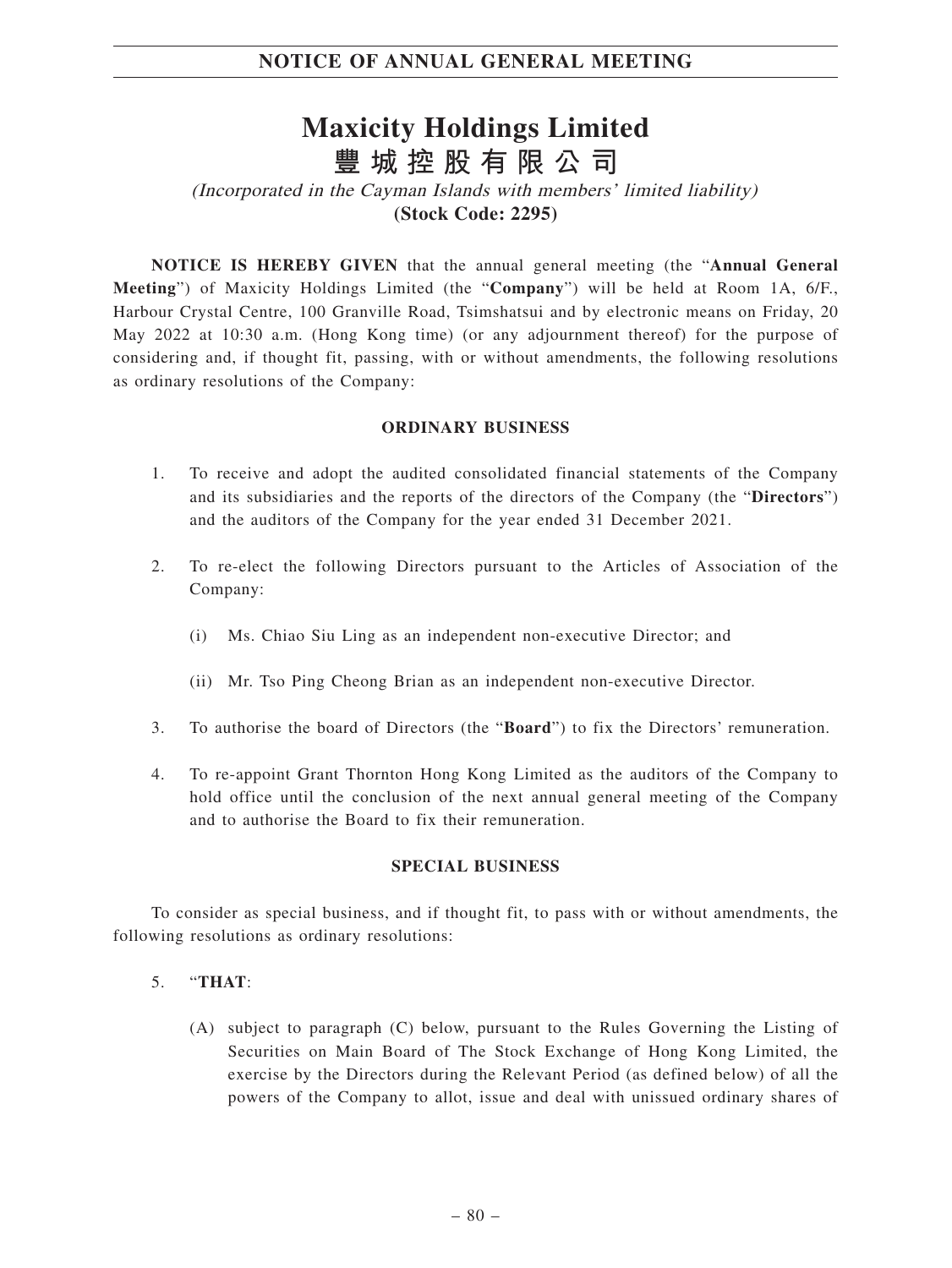# NOTICE OF ANNUAL GENERAL MEETING

# Maxicity Holdings Limited
# 豐城控股有限公司

*(Incorporated in the Cayman Islands with members' limited liability)*

**(Stock Code: 2295)**

**NOTICE IS HEREBY GIVEN** that the annual general meeting (the "**Annual General Meeting**") of Maxicity Holdings Limited (the "**Company**") will be held at Room 1A, 6/F., Harbour Crystal Centre, 100 Granville Road, Tsimshatsui and by electronic means on Friday, 20 May 2022 at 10:30 a.m. (Hong Kong time) (or any adjournment thereof) for the purpose of considering and, if thought fit, passing, with or without amendments, the following resolutions as ordinary resolutions of the Company:

**ORDINARY BUSINESS**

1. To receive and adopt the audited consolidated financial statements of the Company and its subsidiaries and the reports of the directors of the Company (the "**Directors**") and the auditors of the Company for the year ended 31 December 2021.

2. To re-elect the following Directors pursuant to the Articles of Association of the Company:

   (i) Ms. Chiao Siu Ling as an independent non-executive Director; and

   (ii) Mr. Tso Ping Cheong Brian as an independent non-executive Director.

3. To authorise the board of Directors (the "**Board**") to fix the Directors' remuneration.

4. To re-appoint Grant Thornton Hong Kong Limited as the auditors of the Company to hold office until the conclusion of the next annual general meeting of the Company and to authorise the Board to fix their remuneration.

**SPECIAL BUSINESS**

To consider as special business, and if thought fit, to pass with or without amendments, the following resolutions as ordinary resolutions:

5. "**THAT**:

   (A) subject to paragraph (C) below, pursuant to the Rules Governing the Listing of Securities on Main Board of The Stock Exchange of Hong Kong Limited, the exercise by the Directors during the Relevant Period (as defined below) of all the powers of the Company to allot, issue and deal with unissued ordinary shares of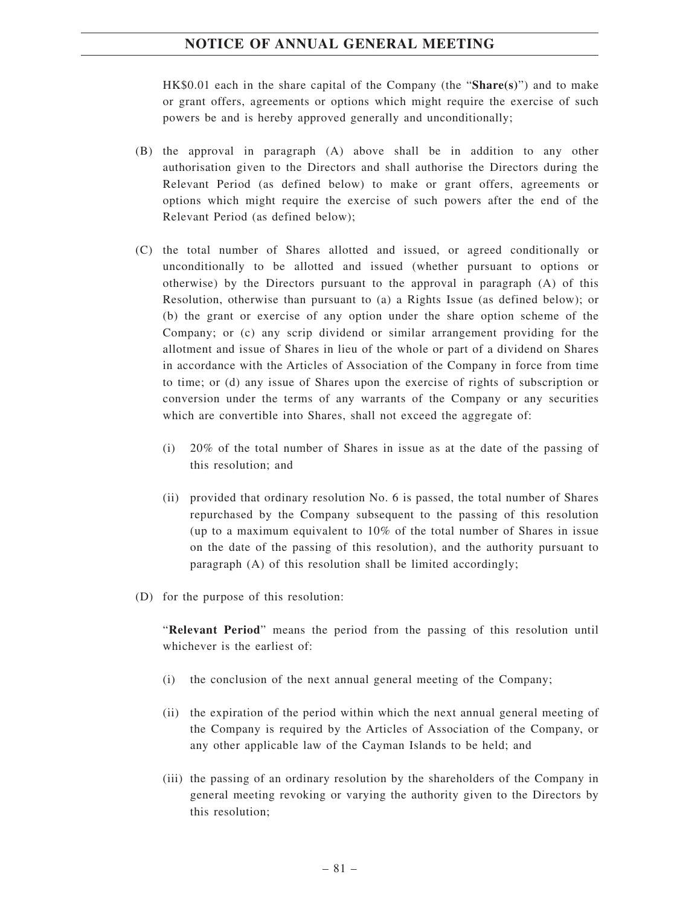HK$0.01 each in the share capital of the Company (the "**Share(s)**") and to make or grant offers, agreements or options which might require the exercise of such powers be and is hereby approved generally and unconditionally;

(B) the approval in paragraph (A) above shall be in addition to any other authorisation given to the Directors and shall authorise the Directors during the Relevant Period (as defined below) to make or grant offers, agreements or options which might require the exercise of such powers after the end of the Relevant Period (as defined below);

(C) the total number of Shares allotted and issued, or agreed conditionally or unconditionally to be allotted and issued (whether pursuant to options or otherwise) by the Directors pursuant to the approval in paragraph (A) of this Resolution, otherwise than pursuant to (a) a Rights Issue (as defined below); or (b) the grant or exercise of any option under the share option scheme of the Company; or (c) any scrip dividend or similar arrangement providing for the allotment and issue of Shares in lieu of the whole or part of a dividend on Shares in accordance with the Articles of Association of the Company in force from time to time; or (d) any issue of Shares upon the exercise of rights of subscription or conversion under the terms of any warrants of the Company or any securities which are convertible into Shares, shall not exceed the aggregate of:

   (i) 20% of the total number of Shares in issue as at the date of the passing of this resolution; and

   (ii) provided that ordinary resolution No. 6 is passed, the total number of Shares repurchased by the Company subsequent to the passing of this resolution (up to a maximum equivalent to 10% of the total number of Shares in issue on the date of the passing of this resolution), and the authority pursuant to paragraph (A) of this resolution shall be limited accordingly;

(D) for the purpose of this resolution:

   "**Relevant Period**" means the period from the passing of this resolution until whichever is the earliest of:

   (i) the conclusion of the next annual general meeting of the Company;

   (ii) the expiration of the period within which the next annual general meeting of the Company is required by the Articles of Association of the Company, or any other applicable law of the Cayman Islands to be held; and

   (iii) the passing of an ordinary resolution by the shareholders of the Company in general meeting revoking or varying the authority given to the Directors by this resolution;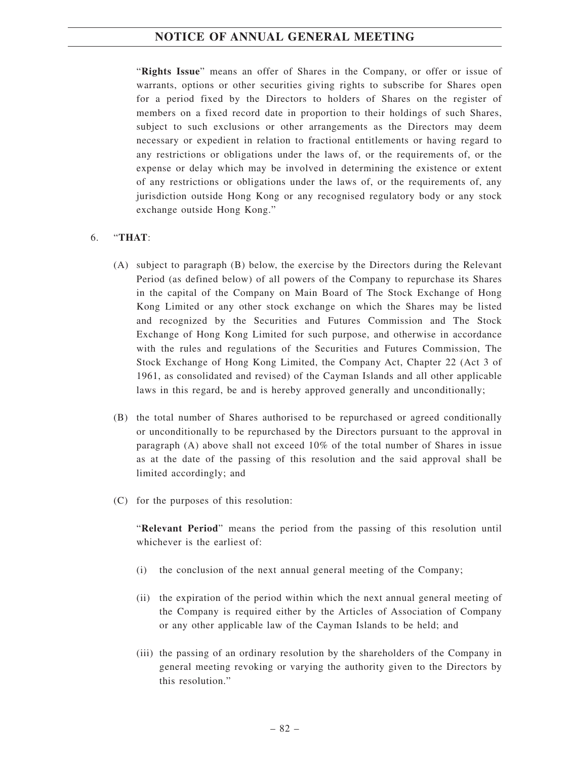"**Rights Issue**" means an offer of Shares in the Company, or offer or issue of warrants, options or other securities giving rights to subscribe for Shares open for a period fixed by the Directors to holders of Shares on the register of members on a fixed record date in proportion to their holdings of such Shares, subject to such exclusions or other arrangements as the Directors may deem necessary or expedient in relation to fractional entitlements or having regard to any restrictions or obligations under the laws of, or the requirements of, or the expense or delay which may be involved in determining the existence or extent of any restrictions or obligations under the laws of, or the requirements of, any jurisdiction outside Hong Kong or any recognised regulatory body or any stock exchange outside Hong Kong."

6. "**THAT**:

   (A) subject to paragraph (B) below, the exercise by the Directors during the Relevant Period (as defined below) of all powers of the Company to repurchase its Shares in the capital of the Company on Main Board of The Stock Exchange of Hong Kong Limited or any other stock exchange on which the Shares may be listed and recognized by the Securities and Futures Commission and The Stock Exchange of Hong Kong Limited for such purpose, and otherwise in accordance with the rules and regulations of the Securities and Futures Commission, The Stock Exchange of Hong Kong Limited, the Company Act, Chapter 22 (Act 3 of 1961, as consolidated and revised) of the Cayman Islands and all other applicable laws in this regard, be and is hereby approved generally and unconditionally;

   (B) the total number of Shares authorised to be repurchased or agreed conditionally or unconditionally to be repurchased by the Directors pursuant to the approval in paragraph (A) above shall not exceed 10% of the total number of Shares in issue as at the date of the passing of this resolution and the said approval shall be limited accordingly; and

   (C) for the purposes of this resolution:

   "**Relevant Period**" means the period from the passing of this resolution until whichever is the earliest of:

   (i) the conclusion of the next annual general meeting of the Company;

   (ii) the expiration of the period within which the next annual general meeting of the Company is required either by the Articles of Association of Company or any other applicable law of the Cayman Islands to be held; and

   (iii) the passing of an ordinary resolution by the shareholders of the Company in general meeting revoking or varying the authority given to the Directors by this resolution."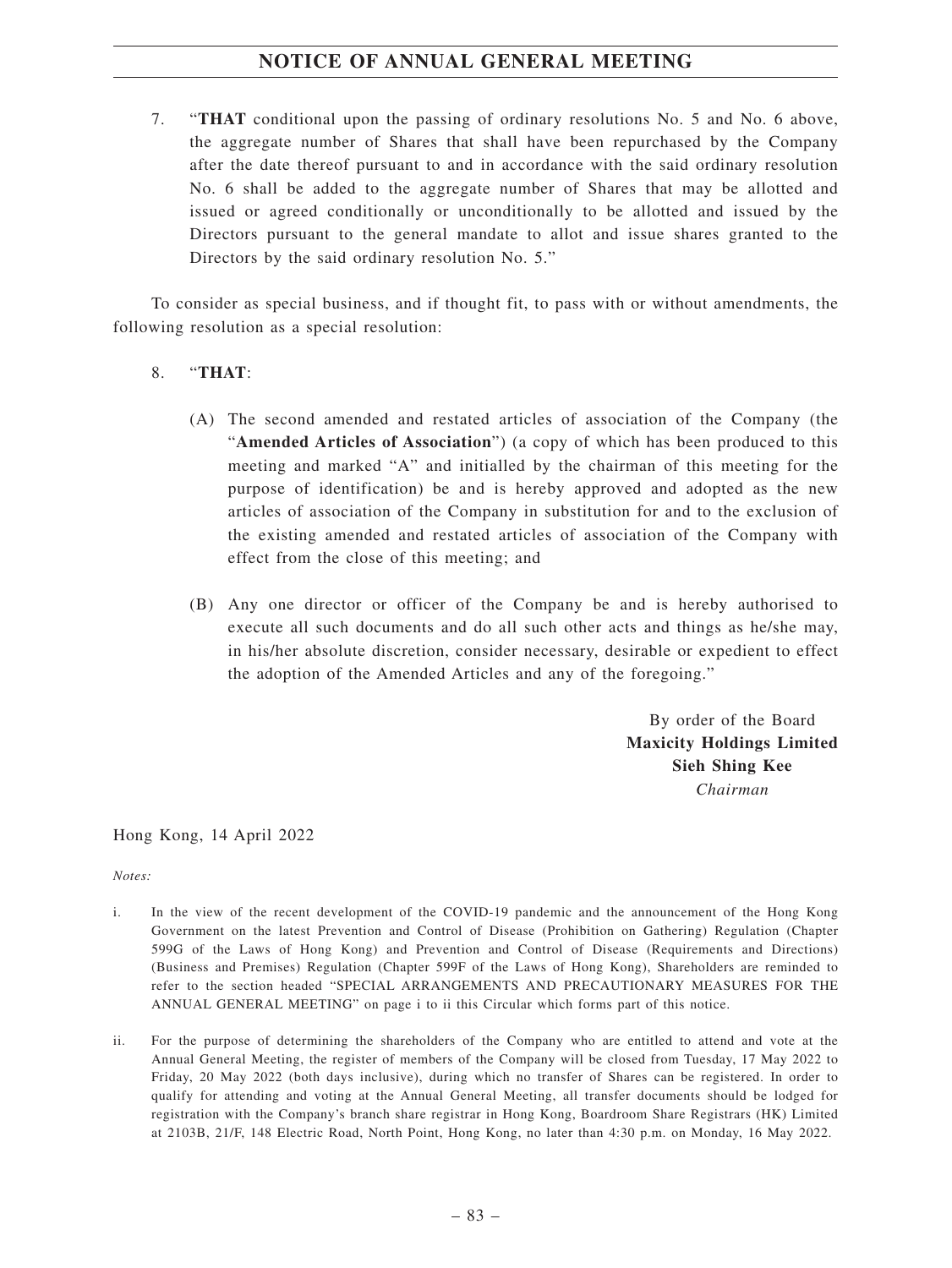7. "**THAT** conditional upon the passing of ordinary resolutions No. 5 and No. 6 above, the aggregate number of Shares that shall have been repurchased by the Company after the date thereof pursuant to and in accordance with the said ordinary resolution No. 6 shall be added to the aggregate number of Shares that may be allotted and issued or agreed conditionally or unconditionally to be allotted and issued by the Directors pursuant to the general mandate to allot and issue shares granted to the Directors by the said ordinary resolution No. 5."

To consider as special business, and if thought fit, to pass with or without amendments, the following resolution as a special resolution:

8. "**THAT**:

   (A) The second amended and restated articles of association of the Company (the "**Amended Articles of Association**") (a copy of which has been produced to this meeting and marked "A" and initialled by the chairman of this meeting for the purpose of identification) be and is hereby approved and adopted as the new articles of association of the Company in substitution for and to the exclusion of the existing amended and restated articles of association of the Company with effect from the close of this meeting; and

   (B) Any one director or officer of the Company be and is hereby authorised to execute all such documents and do all such other acts and things as he/she may, in his/her absolute discretion, consider necessary, desirable or expedient to effect the adoption of the Amended Articles and any of the foregoing."

By order of the Board
**Maxicity Holdings Limited**
**Sieh Shing Kee**
*Chairman*

Hong Kong, 14 April 2022

*Notes:*

i. In the view of the recent development of the COVID-19 pandemic and the announcement of the Hong Kong Government on the latest Prevention and Control of Disease (Prohibition on Gathering) Regulation (Chapter 599G of the Laws of Hong Kong) and Prevention and Control of Disease (Requirements and Directions) (Business and Premises) Regulation (Chapter 599F of the Laws of Hong Kong), Shareholders are reminded to refer to the section headed "SPECIAL ARRANGEMENTS AND PRECAUTIONARY MEASURES FOR THE ANNUAL GENERAL MEETING" on page i to ii this Circular which forms part of this notice.

ii. For the purpose of determining the shareholders of the Company who are entitled to attend and vote at the Annual General Meeting, the register of members of the Company will be closed from Tuesday, 17 May 2022 to Friday, 20 May 2022 (both days inclusive), during which no transfer of Shares can be registered. In order to qualify for attending and voting at the Annual General Meeting, all transfer documents should be lodged for registration with the Company's branch share registrar in Hong Kong, Boardroom Share Registrars (HK) Limited at 2103B, 21/F, 148 Electric Road, North Point, Hong Kong, no later than 4:30 p.m. on Monday, 16 May 2022.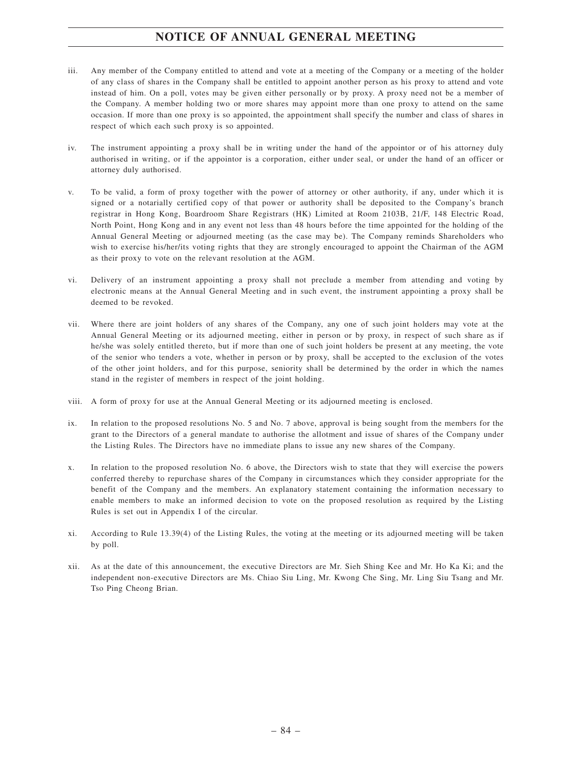# NOTICE OF ANNUAL GENERAL MEETING

iii. Any member of the Company entitled to attend and vote at a meeting of the Company or a meeting of the holder of any class of shares in the Company shall be entitled to appoint another person as his proxy to attend and vote instead of him. On a poll, votes may be given either personally or by proxy. A proxy need not be a member of the Company. A member holding two or more shares may appoint more than one proxy to attend on the same occasion. If more than one proxy is so appointed, the appointment shall specify the number and class of shares in respect of which each such proxy is so appointed.

iv. The instrument appointing a proxy shall be in writing under the hand of the appointor or of his attorney duly authorised in writing, or if the appointor is a corporation, either under seal, or under the hand of an officer or attorney duly authorised.

v. To be valid, a form of proxy together with the power of attorney or other authority, if any, under which it is signed or a notarially certified copy of that power or authority shall be deposited to the Company's branch registrar in Hong Kong, Boardroom Share Registrars (HK) Limited at Room 2103B, 21/F, 148 Electric Road, North Point, Hong Kong and in any event not less than 48 hours before the time appointed for the holding of the Annual General Meeting or adjourned meeting (as the case may be). The Company reminds Shareholders who wish to exercise his/her/its voting rights that they are strongly encouraged to appoint the Chairman of the AGM as their proxy to vote on the relevant resolution at the AGM.

vi. Delivery of an instrument appointing a proxy shall not preclude a member from attending and voting by electronic means at the Annual General Meeting and in such event, the instrument appointing a proxy shall be deemed to be revoked.

vii. Where there are joint holders of any shares of the Company, any one of such joint holders may vote at the Annual General Meeting or its adjourned meeting, either in person or by proxy, in respect of such share as if he/she was solely entitled thereto, but if more than one of such joint holders be present at any meeting, the vote of the senior who tenders a vote, whether in person or by proxy, shall be accepted to the exclusion of the votes of the other joint holders, and for this purpose, seniority shall be determined by the order in which the names stand in the register of members in respect of the joint holding.

viii. A form of proxy for use at the Annual General Meeting or its adjourned meeting is enclosed.

ix. In relation to the proposed resolutions No. 5 and No. 7 above, approval is being sought from the members for the grant to the Directors of a general mandate to authorise the allotment and issue of shares of the Company under the Listing Rules. The Directors have no immediate plans to issue any new shares of the Company.

x. In relation to the proposed resolution No. 6 above, the Directors wish to state that they will exercise the powers conferred thereby to repurchase shares of the Company in circumstances which they consider appropriate for the benefit of the Company and the members. An explanatory statement containing the information necessary to enable members to make an informed decision to vote on the proposed resolution as required by the Listing Rules is set out in Appendix I of the circular.

xi. According to Rule 13.39(4) of the Listing Rules, the voting at the meeting or its adjourned meeting will be taken by poll.

xii. As at the date of this announcement, the executive Directors are Mr. Sieh Shing Kee and Mr. Ho Ka Ki; and the independent non-executive Directors are Ms. Chiao Siu Ling, Mr. Kwong Che Sing, Mr. Ling Siu Tsang and Mr. Tso Ping Cheong Brian.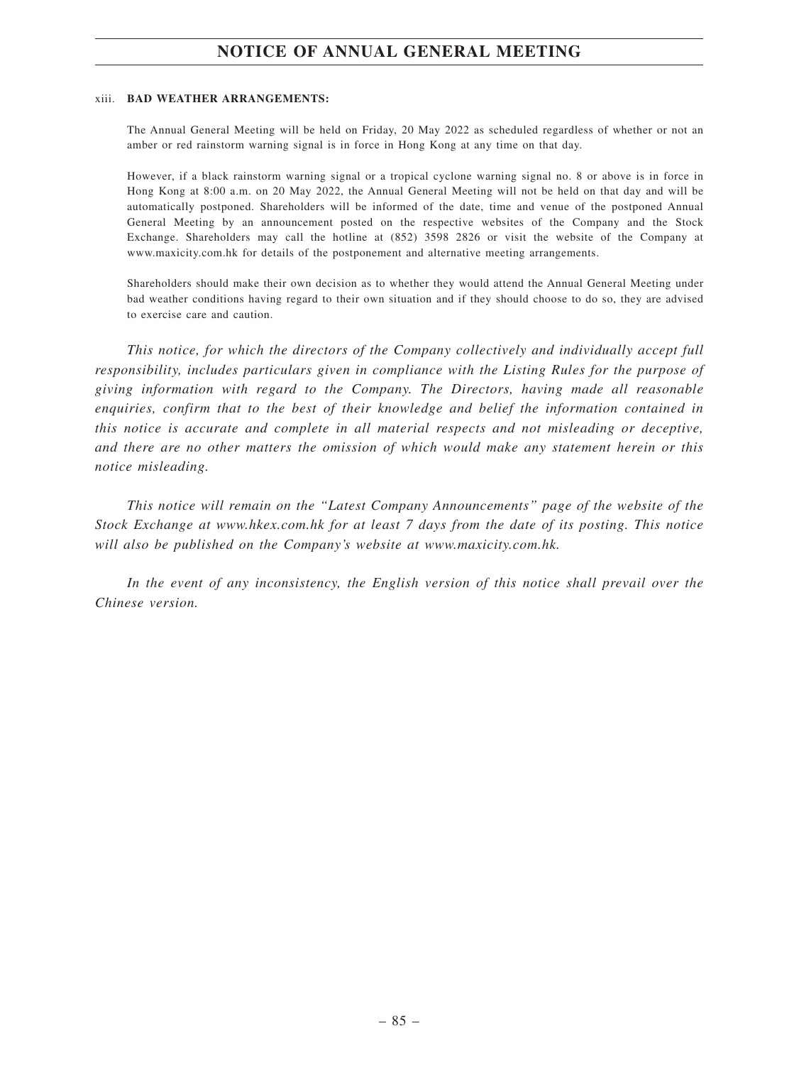xiii. **BAD WEATHER ARRANGEMENTS:**

The Annual General Meeting will be held on Friday, 20 May 2022 as scheduled regardless of whether or not an amber or red rainstorm warning signal is in force in Hong Kong at any time on that day.

However, if a black rainstorm warning signal or a tropical cyclone warning signal no. 8 or above is in force in Hong Kong at 8:00 a.m. on 20 May 2022, the Annual General Meeting will not be held on that day and will be automatically postponed. Shareholders will be informed of the date, time and venue of the postponed Annual General Meeting by an announcement posted on the respective websites of the Company and the Stock Exchange. Shareholders may call the hotline at (852) 3598 2826 or visit the website of the Company at www.maxicity.com.hk for details of the postponement and alternative meeting arrangements.

Shareholders should make their own decision as to whether they would attend the Annual General Meeting under bad weather conditions having regard to their own situation and if they should choose to do so, they are advised to exercise care and caution.

*This notice, for which the directors of the Company collectively and individually accept full responsibility, includes particulars given in compliance with the Listing Rules for the purpose of giving information with regard to the Company. The Directors, having made all reasonable enquiries, confirm that to the best of their knowledge and belief the information contained in this notice is accurate and complete in all material respects and not misleading or deceptive, and there are no other matters the omission of which would make any statement herein or this notice misleading.*

*This notice will remain on the "Latest Company Announcements" page of the website of the Stock Exchange at www.hkex.com.hk for at least 7 days from the date of its posting. This notice will also be published on the Company's website at www.maxicity.com.hk.*

*In the event of any inconsistency, the English version of this notice shall prevail over the Chinese version.*